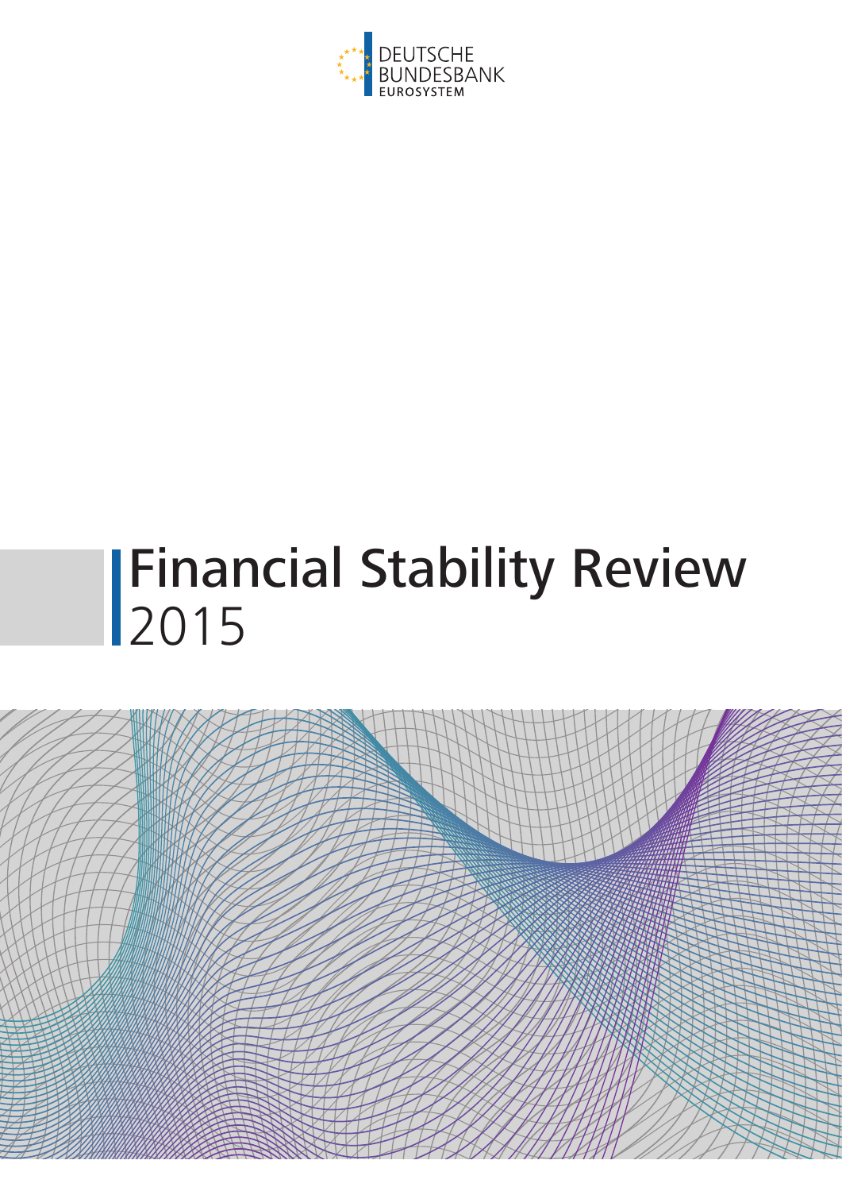DEUTSCHE
BUNDESBANK
EUROSYSTEM

# Financial Stability Review 2015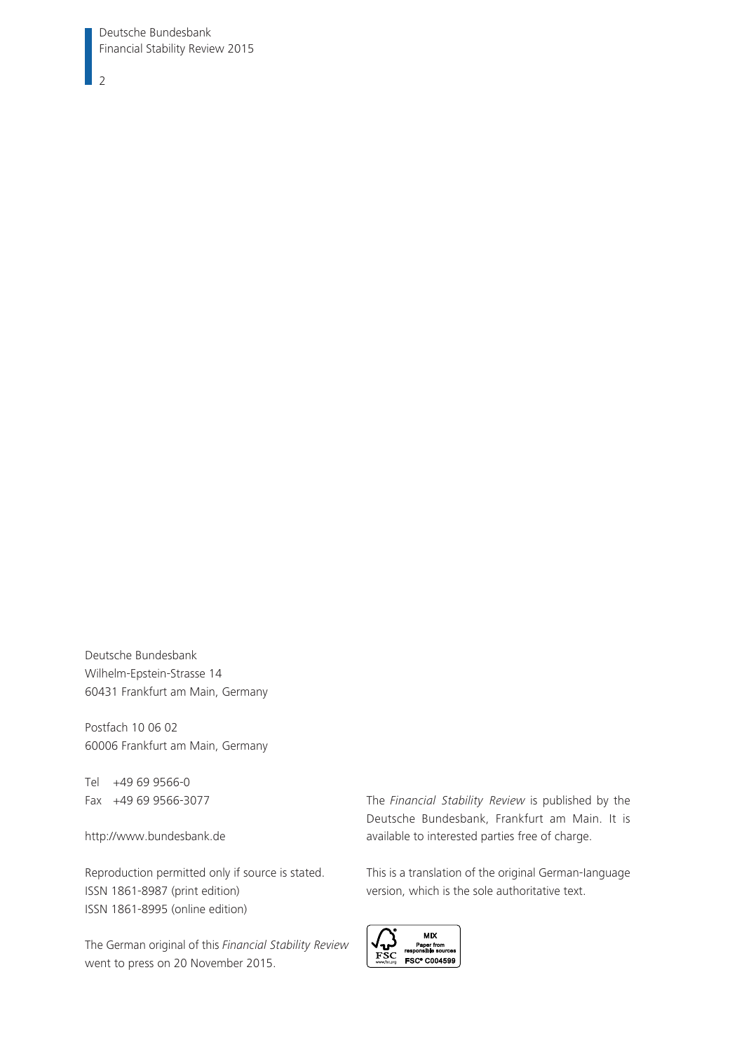Deutsche Bundesbank
Wilhelm-Epstein-Strasse 14
60431 Frankfurt am Main, Germany

Postfach 10 06 02
60006 Frankfurt am Main, Germany

Tel +49 69 9566-0
Fax +49 69 9566-3077

http://www.bundesbank.de

Reproduction permitted only if source is stated.
ISSN 1861-8987 (print edition)
ISSN 1861-8995 (online edition)

The German original of this *Financial Stability Review* went to press on 20 November 2015.

The *Financial Stability Review* is published by the Deutsche Bundesbank, Frankfurt am Main. It is available to interested parties free of charge.

This is a translation of the original German-language version, which is the sole authoritative text.

MIX
Paper from responsible sources
FSC® C004599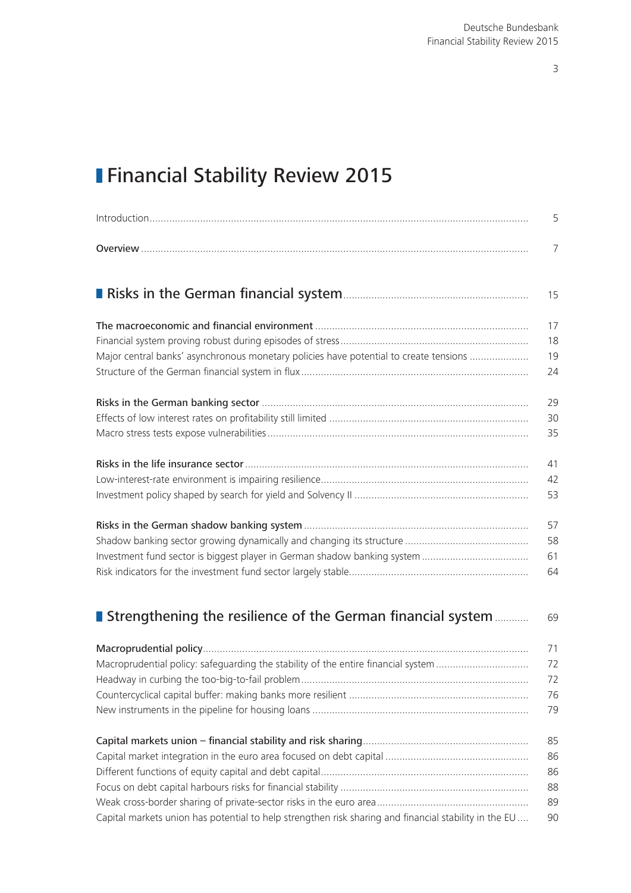# Financial Stability Review 2015

| | |
|---|---|
| Introduction | 5 |
| **Overview** | 7 |
| | |
| **Risks in the German financial system** | 15 |
| | |
| **The macroeconomic and financial environment** | 17 |
| Financial system proving robust during episodes of stress | 18 |
| Major central banks' asynchronous monetary policies have potential to create tensions | 19 |
| Structure of the German financial system in flux | 24 |
| | |
| **Risks in the German banking sector** | 29 |
| Effects of low interest rates on profitability still limited | 30 |
| Macro stress tests expose vulnerabilities | 35 |
| | |
| **Risks in the life insurance sector** | 41 |
| Low-interest-rate environment is impairing resilience | 42 |
| Investment policy shaped by search for yield and Solvency II | 53 |
| | |
| **Risks in the German shadow banking system** | 57 |
| Shadow banking sector growing dynamically and changing its structure | 58 |
| Investment fund sector is biggest player in German shadow banking system | 61 |
| Risk indicators for the investment fund sector largely stable | 64 |
| | |
| **Strengthening the resilience of the German financial system** | 69 |
| | |
| **Macroprudential policy** | 71 |
| Macroprudential policy: safeguarding the stability of the entire financial system | 72 |
| Headway in curbing the too-big-to-fail problem | 72 |
| Countercyclical capital buffer: making banks more resilient | 76 |
| New instruments in the pipeline for housing loans | 79 |
| | |
| **Capital markets union – financial stability and risk sharing** | 85 |
| Capital market integration in the euro area focused on debt capital | 86 |
| Different functions of equity capital and debt capital | 86 |
| Focus on debt capital harbours risks for financial stability | 88 |
| Weak cross-border sharing of private-sector risks in the euro area | 89 |
| Capital markets union has potential to help strengthen risk sharing and financial stability in the EU | 90 |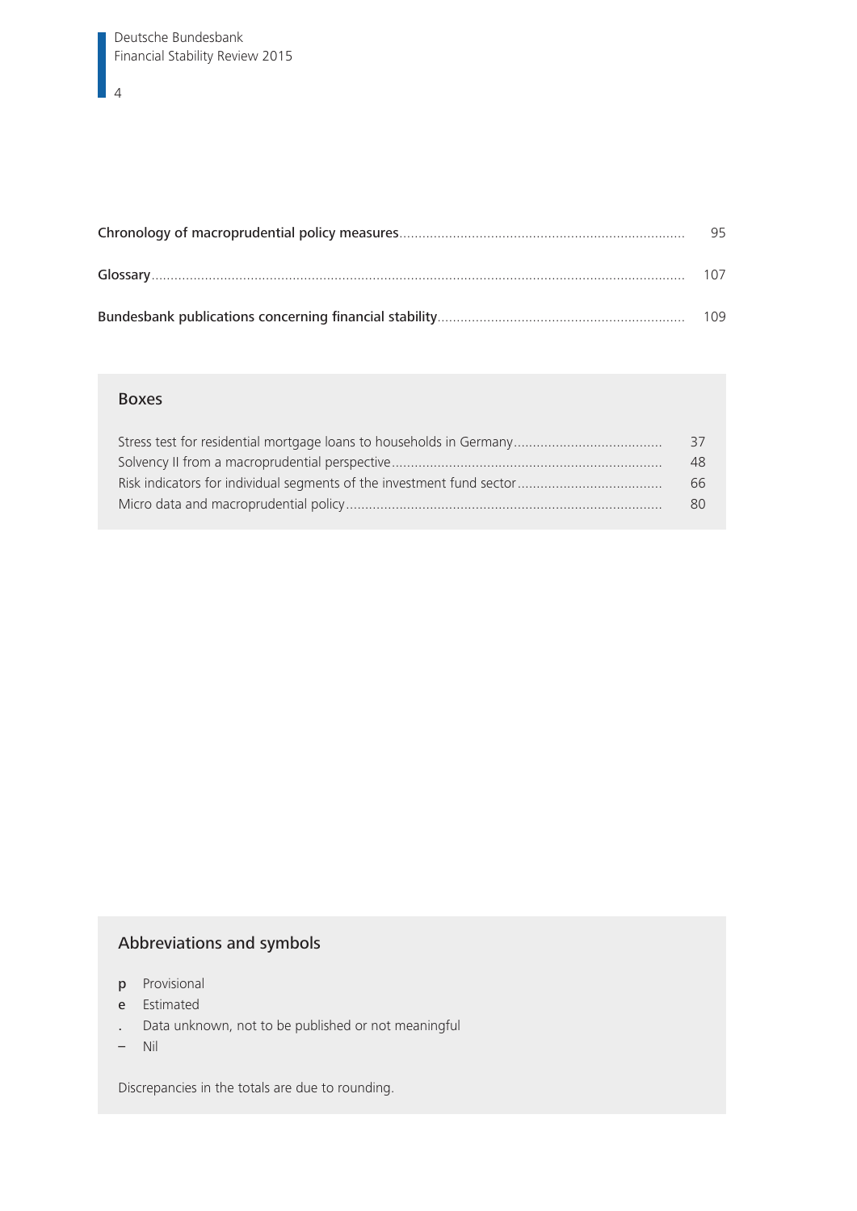**Chronology of macroprudential policy measures** ........ 95

**Glossary** ........ 107

**Bundesbank publications concerning financial stability** ........ 109

## Boxes

Stress test for residential mortgage loans to households in Germany ........ 37
Solvency II from a macroprudential perspective ........ 48
Risk indicators for individual segments of the investment fund sector ........ 66
Micro data and macroprudential policy ........ 80

## Abbreviations and symbols

- **p** Provisional
- **e** Estimated
- **.** Data unknown, not to be published or not meaningful
- **–** Nil

Discrepancies in the totals are due to rounding.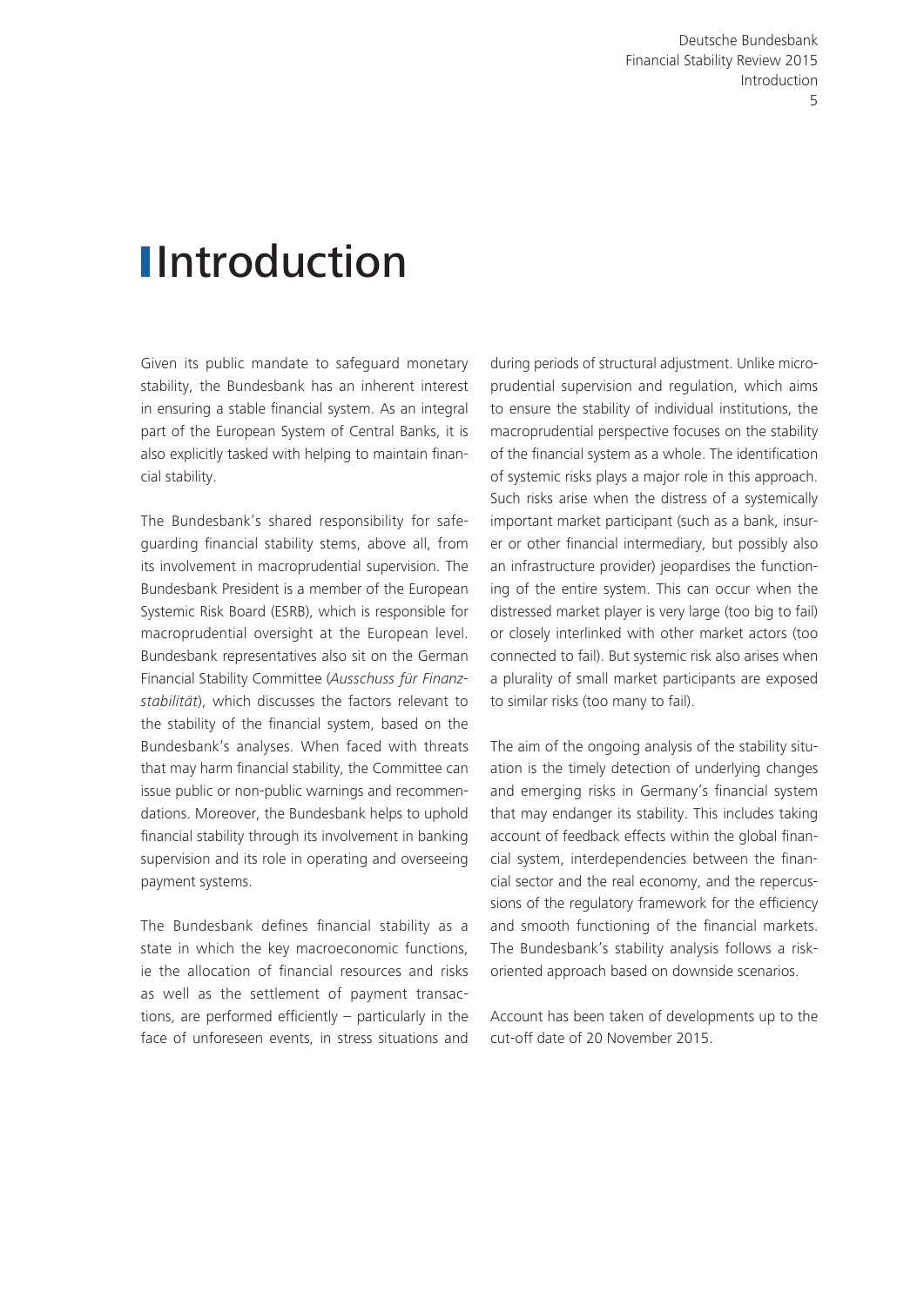# Introduction

Given its public mandate to safeguard monetary stability, the Bundesbank has an inherent interest in ensuring a stable financial system. As an integral part of the European System of Central Banks, it is also explicitly tasked with helping to maintain financial stability.

The Bundesbank's shared responsibility for safeguarding financial stability stems, above all, from its involvement in macroprudential supervision. The Bundesbank President is a member of the European Systemic Risk Board (ESRB), which is responsible for macroprudential oversight at the European level. Bundesbank representatives also sit on the German Financial Stability Committee (*Ausschuss für Finanzstabilität*), which discusses the factors relevant to the stability of the financial system, based on the Bundesbank's analyses. When faced with threats that may harm financial stability, the Committee can issue public or non-public warnings and recommendations. Moreover, the Bundesbank helps to uphold financial stability through its involvement in banking supervision and its role in operating and overseeing payment systems.

The Bundesbank defines financial stability as a state in which the key macroeconomic functions, ie the allocation of financial resources and risks as well as the settlement of payment transactions, are performed efficiently – particularly in the face of unforeseen events, in stress situations and during periods of structural adjustment. Unlike microprudential supervision and regulation, which aims to ensure the stability of individual institutions, the macroprudential perspective focuses on the stability of the financial system as a whole. The identification of systemic risks plays a major role in this approach. Such risks arise when the distress of a systemically important market participant (such as a bank, insurer or other financial intermediary, but possibly also an infrastructure provider) jeopardises the functioning of the entire system. This can occur when the distressed market player is very large (too big to fail) or closely interlinked with other market actors (too connected to fail). But systemic risk also arises when a plurality of small market participants are exposed to similar risks (too many to fail).

The aim of the ongoing analysis of the stability situation is the timely detection of underlying changes and emerging risks in Germany's financial system that may endanger its stability. This includes taking account of feedback effects within the global financial system, interdependencies between the financial sector and the real economy, and the repercussions of the regulatory framework for the efficiency and smooth functioning of the financial markets. The Bundesbank's stability analysis follows a risk-oriented approach based on downside scenarios.

Account has been taken of developments up to the cut-off date of 20 November 2015.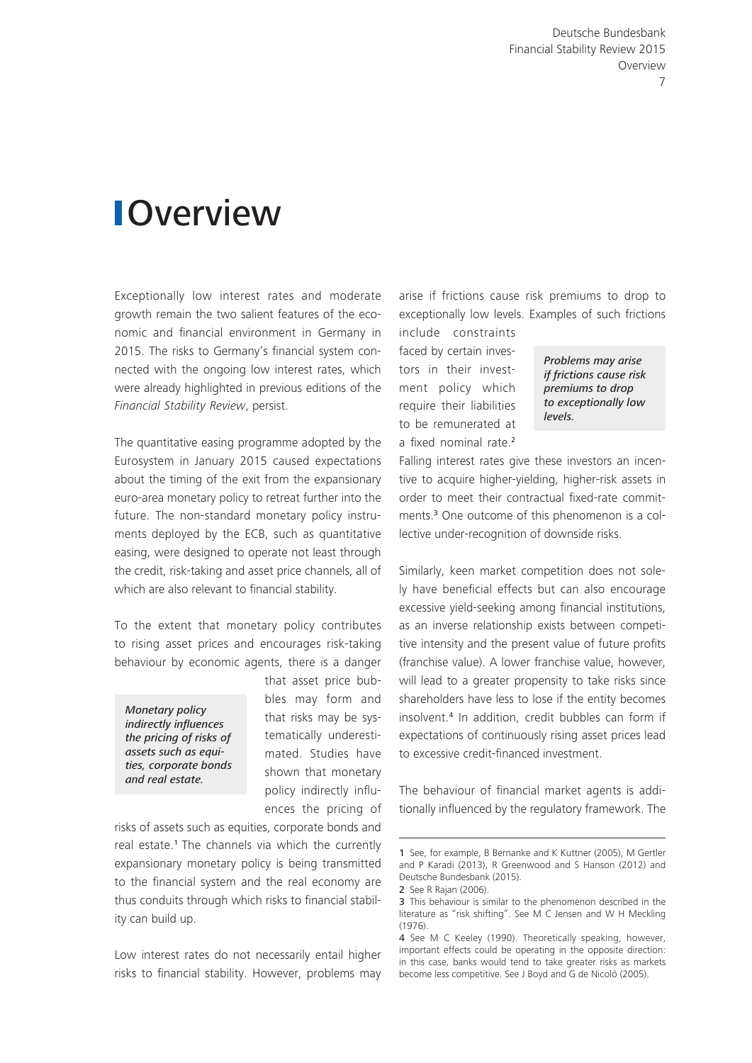# Overview

Exceptionally low interest rates and moderate growth remain the two salient features of the economic and financial environment in Germany in 2015. The risks to Germany's financial system connected with the ongoing low interest rates, which were already highlighted in previous editions of the *Financial Stability Review*, persist.

The quantitative easing programme adopted by the Eurosystem in January 2015 caused expectations about the timing of the exit from the expansionary euro-area monetary policy to retreat further into the future. The non-standard monetary policy instruments deployed by the ECB, such as quantitative easing, were designed to operate not least through the credit, risk-taking and asset price channels, all of which are also relevant to financial stability.

To the extent that monetary policy contributes to rising asset prices and encourages risk-taking behaviour by economic agents, there is a danger that asset price bubbles may form and that risks may be systematically underestimated. Studies have shown that monetary policy indirectly influences the pricing of risks of assets such as equities, corporate bonds and real estate.[1] The channels via which the currently expansionary monetary policy is being transmitted to the financial system and the real economy are thus conduits through which risks to financial stability can build up.

*Monetary policy indirectly influences the pricing of risks of assets such as equities, corporate bonds and real estate.*

Low interest rates do not necessarily entail higher risks to financial stability. However, problems may arise if frictions cause risk premiums to drop to exceptionally low levels. Examples of such frictions include constraints faced by certain investors in their investment policy which require their liabilities to be remunerated at a fixed nominal rate.[2] Falling interest rates give these investors an incentive to acquire higher-yielding, higher-risk assets in order to meet their contractual fixed-rate commitments.[3] One outcome of this phenomenon is a collective under-recognition of downside risks.

*Problems may arise if frictions cause risk premiums to drop to exceptionally low levels.*

Similarly, keen market competition does not solely have beneficial effects but can also encourage excessive yield-seeking among financial institutions, as an inverse relationship exists between competitive intensity and the present value of future profits (franchise value). A lower franchise value, however, will lead to a greater propensity to take risks since shareholders have less to lose if the entity becomes insolvent.[4] In addition, credit bubbles can form if expectations of continuously rising asset prices lead to excessive credit-financed investment.

The behaviour of financial market agents is additionally influenced by the regulatory framework. The

---

1 See, for example, B Bernanke and K Kuttner (2005), M Gertler and P Karadi (2013), R Greenwood and S Hanson (2012) and Deutsche Bundesbank (2015).

2 See R Rajan (2006).

3 This behaviour is similar to the phenomenon described in the literature as "risk shifting". See M C Jensen and W H Meckling (1976).

4 See M C Keeley (1990). Theoretically speaking, however, important effects could be operating in the opposite direction: in this case, banks would tend to take greater risks as markets become less competitive. See J Boyd and G de Nicoló (2005).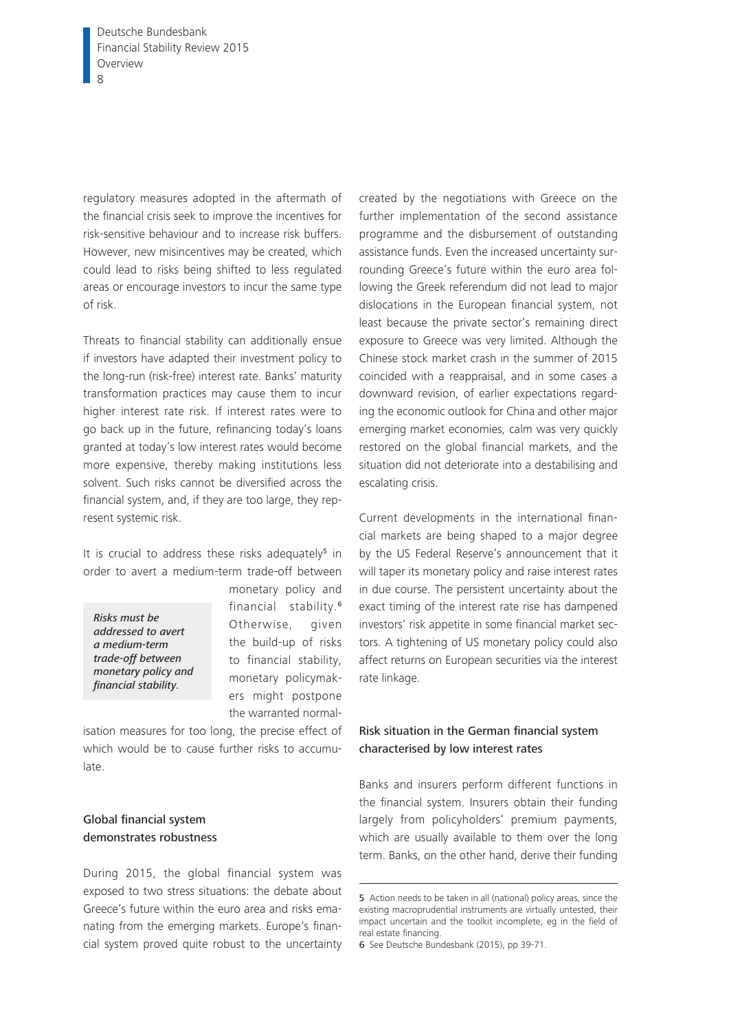regulatory measures adopted in the aftermath of the financial crisis seek to improve the incentives for risk-sensitive behaviour and to increase risk buffers. However, new misincentives may be created, which could lead to risks being shifted to less regulated areas or encourage investors to incur the same type of risk.

Threats to financial stability can additionally ensue if investors have adapted their investment policy to the long-run (risk-free) interest rate. Banks' maturity transformation practices may cause them to incur higher interest rate risk. If interest rates were to go back up in the future, refinancing today's loans granted at today's low interest rates would become more expensive, thereby making institutions less solvent. Such risks cannot be diversified across the financial system, and, if they are too large, they represent systemic risk.

It is crucial to address these risks adequately[5] in order to avert a medium-term trade-off between monetary policy and financial stability.[6] Otherwise, given the build-up of risks to financial stability, monetary policymakers might postpone the warranted normalisation measures for too long, the precise effect of which would be to cause further risks to accumulate.

*Risks must be addressed to avert a medium-term trade-off between monetary policy and financial stability.*

## Global financial system demonstrates robustness

During 2015, the global financial system was exposed to two stress situations: the debate about Greece's future within the euro area and risks emanating from the emerging markets. Europe's financial system proved quite robust to the uncertainty created by the negotiations with Greece on the further implementation of the second assistance programme and the disbursement of outstanding assistance funds. Even the increased uncertainty surrounding Greece's future within the euro area following the Greek referendum did not lead to major dislocations in the European financial system, not least because the private sector's remaining direct exposure to Greece was very limited. Although the Chinese stock market crash in the summer of 2015 coincided with a reappraisal, and in some cases a downward revision, of earlier expectations regarding the economic outlook for China and other major emerging market economies, calm was very quickly restored on the global financial markets, and the situation did not deteriorate into a destabilising and escalating crisis.

Current developments in the international financial markets are being shaped to a major degree by the US Federal Reserve's announcement that it will taper its monetary policy and raise interest rates in due course. The persistent uncertainty about the exact timing of the interest rate rise has dampened investors' risk appetite in some financial market sectors. A tightening of US monetary policy could also affect returns on European securities via the interest rate linkage.

## Risk situation in the German financial system characterised by low interest rates

Banks and insurers perform different functions in the financial system. Insurers obtain their funding largely from policyholders' premium payments, which are usually available to them over the long term. Banks, on the other hand, derive their funding

---

5 Action needs to be taken in all (national) policy areas, since the existing macroprudential instruments are virtually untested, their impact uncertain and the toolkit incomplete, eg in the field of real estate financing.

6 See Deutsche Bundesbank (2015), pp 39-71.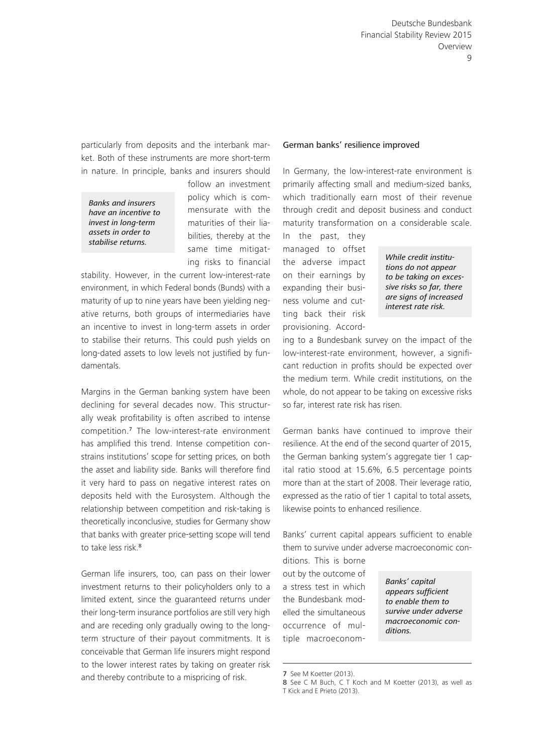particularly from deposits and the interbank market. Both of these instruments are more short-term in nature. In principle, banks and insurers should follow an investment policy which is commensurate with the maturities of their liabilities, thereby at the same time mitigating risks to financial stability. However, in the current low-interest-rate environment, in which Federal bonds (Bunds) with a maturity of up to nine years have been yielding negative returns, both groups of intermediaries have an incentive to invest in long-term assets in order to stabilise their returns. This could push yields on long-dated assets to low levels not justified by fundamentals.

*Banks and insurers have an incentive to invest in long-term assets in order to stabilise returns.*

Margins in the German banking system have been declining for several decades now. This structurally weak profitability is often ascribed to intense competition.[7] The low-interest-rate environment has amplified this trend. Intense competition constrains institutions' scope for setting prices, on both the asset and liability side. Banks will therefore find it very hard to pass on negative interest rates on deposits held with the Eurosystem. Although the relationship between competition and risk-taking is theoretically inconclusive, studies for Germany show that banks with greater price-setting scope will tend to take less risk.[8]

German life insurers, too, can pass on their lower investment returns to their policyholders only to a limited extent, since the guaranteed returns under their long-term insurance portfolios are still very high and are receding only gradually owing to the long-term structure of their payout commitments. It is conceivable that German life insurers might respond to the lower interest rates by taking on greater risk and thereby contribute to a mispricing of risk.

### German banks' resilience improved

In Germany, the low-interest-rate environment is primarily affecting small and medium-sized banks, which traditionally earn most of their revenue through credit and deposit business and conduct maturity transformation on a considerable scale. In the past, they managed to offset the adverse impact on their earnings by expanding their business volume and cutting back their risk provisioning. According to a Bundesbank survey on the impact of the low-interest-rate environment, however, a significant reduction in profits should be expected over the medium term. While credit institutions, on the whole, do not appear to be taking on excessive risks so far, interest rate risk has risen.

*While credit institutions do not appear to be taking on excessive risks so far, there are signs of increased interest rate risk.*

German banks have continued to improve their resilience. At the end of the second quarter of 2015, the German banking system's aggregate tier 1 capital ratio stood at 15.6%, 6.5 percentage points more than at the start of 2008. Their leverage ratio, expressed as the ratio of tier 1 capital to total assets, likewise points to enhanced resilience.

Banks' current capital appears sufficient to enable them to survive under adverse macroeconomic conditions. This is borne out by the outcome of a stress test in which the Bundesbank modelled the simultaneous occurrence of multiple macroeconom-

*Banks' capital appears sufficient to enable them to survive under adverse macroeconomic conditions.*

7 See M Koetter (2013).

8 See C M Buch, C T Koch and M Koetter (2013), as well as T Kick and E Prieto (2013).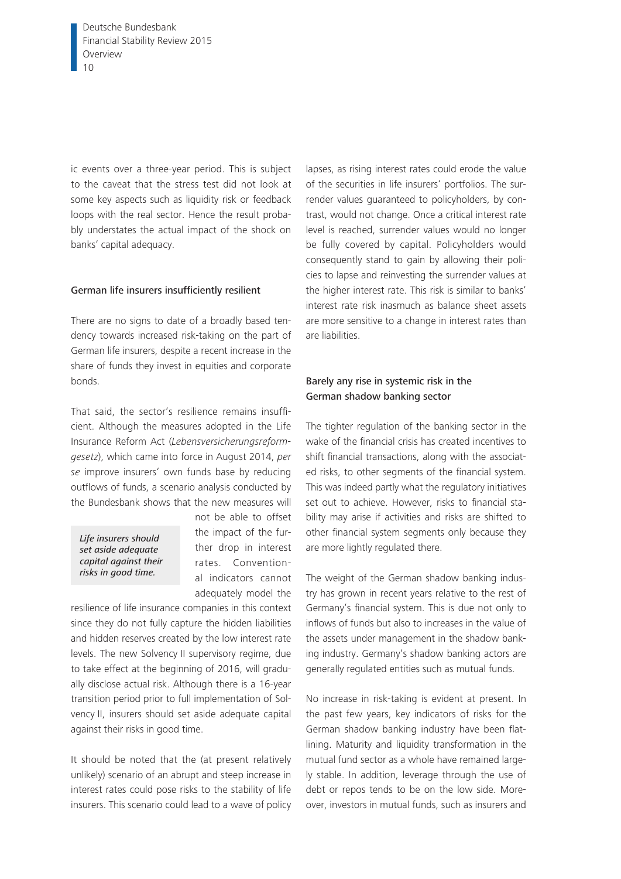ic events over a three-year period. This is subject to the caveat that the stress test did not look at some key aspects such as liquidity risk or feedback loops with the real sector. Hence the result probably understates the actual impact of the shock on banks' capital adequacy.

## German life insurers insufficiently resilient

There are no signs to date of a broadly based tendency towards increased risk-taking on the part of German life insurers, despite a recent increase in the share of funds they invest in equities and corporate bonds.

That said, the sector's resilience remains insufficient. Although the measures adopted in the Life Insurance Reform Act (*Lebensversicherungsreformgesetz*), which came into force in August 2014, *per se* improve insurers' own funds base by reducing outflows of funds, a scenario analysis conducted by the Bundesbank shows that the new measures will not be able to offset the impact of the further drop in interest rates. Conventional indicators cannot adequately model the resilience of life insurance companies in this context since they do not fully capture the hidden liabilities and hidden reserves created by the low interest rate levels. The new Solvency II supervisory regime, due to take effect at the beginning of 2016, will gradually disclose actual risk. Although there is a 16-year transition period prior to full implementation of Solvency II, insurers should set aside adequate capital against their risks in good time.

*Life insurers should set aside adequate capital against their risks in good time.*

It should be noted that the (at present relatively unlikely) scenario of an abrupt and steep increase in interest rates could pose risks to the stability of life insurers. This scenario could lead to a wave of policy lapses, as rising interest rates could erode the value of the securities in life insurers' portfolios. The surrender values guaranteed to policyholders, by contrast, would not change. Once a critical interest rate level is reached, surrender values would no longer be fully covered by capital. Policyholders would consequently stand to gain by allowing their policies to lapse and reinvesting the surrender values at the higher interest rate. This risk is similar to banks' interest rate risk inasmuch as balance sheet assets are more sensitive to a change in interest rates than are liabilities.

## Barely any rise in systemic risk in the German shadow banking sector

The tighter regulation of the banking sector in the wake of the financial crisis has created incentives to shift financial transactions, along with the associated risks, to other segments of the financial system. This was indeed partly what the regulatory initiatives set out to achieve. However, risks to financial stability may arise if activities and risks are shifted to other financial system segments only because they are more lightly regulated there.

The weight of the German shadow banking industry has grown in recent years relative to the rest of Germany's financial system. This is due not only to inflows of funds but also to increases in the value of the assets under management in the shadow banking industry. Germany's shadow banking actors are generally regulated entities such as mutual funds.

No increase in risk-taking is evident at present. In the past few years, key indicators of risks for the German shadow banking industry have been flatlining. Maturity and liquidity transformation in the mutual fund sector as a whole have remained largely stable. In addition, leverage through the use of debt or repos tends to be on the low side. Moreover, investors in mutual funds, such as insurers and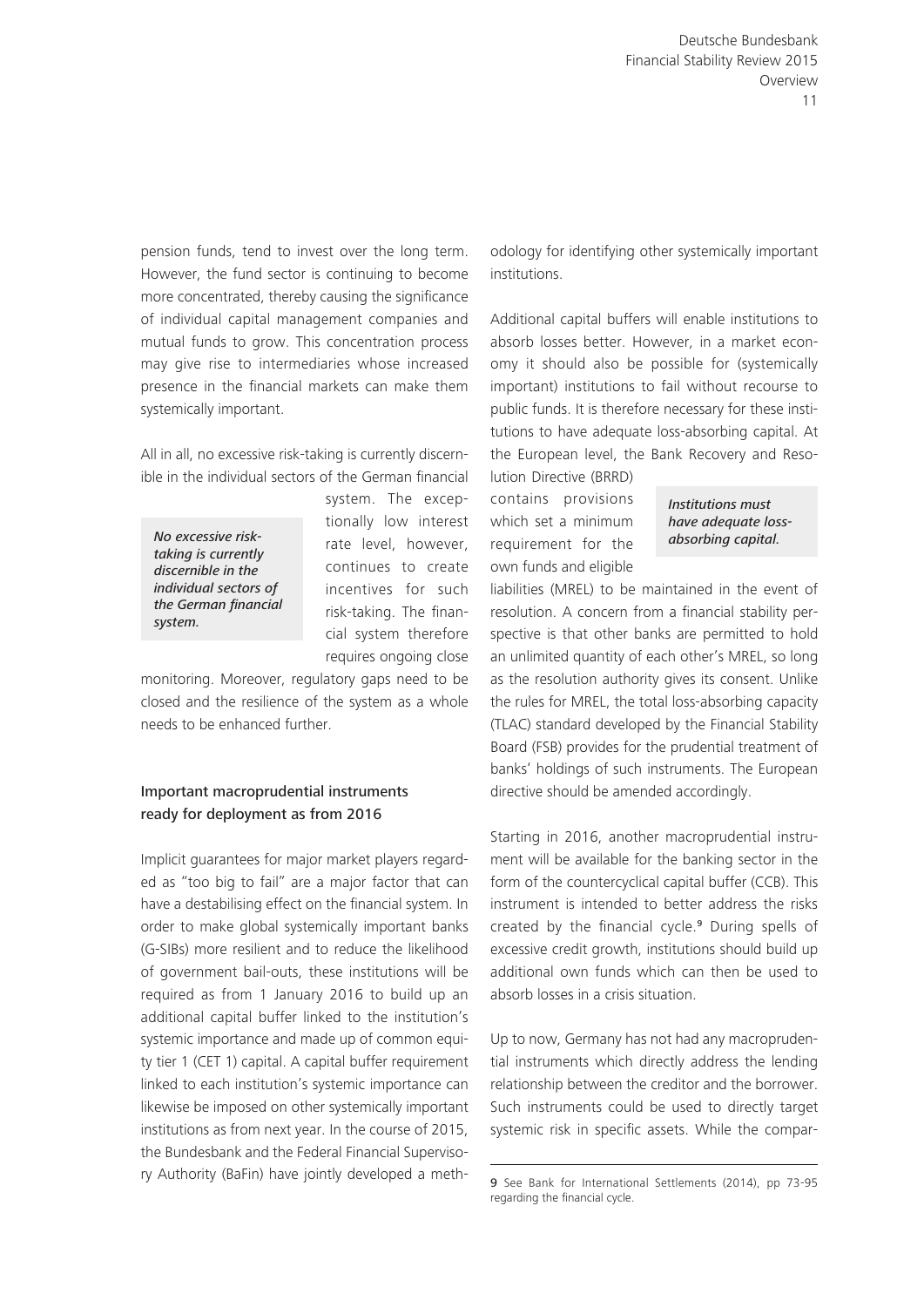pension funds, tend to invest over the long term. However, the fund sector is continuing to become more concentrated, thereby causing the significance of individual capital management companies and mutual funds to grow. This concentration process may give rise to intermediaries whose increased presence in the financial markets can make them systemically important.

All in all, no excessive risk-taking is currently discernible in the individual sectors of the German financial system. The exceptionally low interest rate level, however, continues to create incentives for such risk-taking. The financial system therefore requires ongoing close monitoring. Moreover, regulatory gaps need to be closed and the resilience of the system as a whole needs to be enhanced further.

*No excessive risk-taking is currently discernible in the individual sectors of the German financial system.*

### Important macroprudential instruments ready for deployment as from 2016

Implicit guarantees for major market players regarded as "too big to fail" are a major factor that can have a destabilising effect on the financial system. In order to make global systemically important banks (G-SIBs) more resilient and to reduce the likelihood of government bail-outs, these institutions will be required as from 1 January 2016 to build up an additional capital buffer linked to the institution's systemic importance and made up of common equity tier 1 (CET 1) capital. A capital buffer requirement linked to each institution's systemic importance can likewise be imposed on other systemically important institutions as from next year. In the course of 2015, the Bundesbank and the Federal Financial Supervisory Authority (BaFin) have jointly developed a methodology for identifying other systemically important institutions.

Additional capital buffers will enable institutions to absorb losses better. However, in a market economy it should also be possible for (systemically important) institutions to fail without recourse to public funds. It is therefore necessary for these institutions to have adequate loss-absorbing capital. At the European level, the Bank Recovery and Resolution Directive (BRRD) contains provisions which set a minimum requirement for the own funds and eligible liabilities (MREL) to be maintained in the event of resolution. A concern from a financial stability perspective is that other banks are permitted to hold an unlimited quantity of each other's MREL, so long as the resolution authority gives its consent. Unlike the rules for MREL, the total loss-absorbing capacity (TLAC) standard developed by the Financial Stability Board (FSB) provides for the prudential treatment of banks' holdings of such instruments. The European directive should be amended accordingly.

*Institutions must have adequate loss-absorbing capital.*

Starting in 2016, another macroprudential instrument will be available for the banking sector in the form of the countercyclical capital buffer (CCB). This instrument is intended to better address the risks created by the financial cycle.[9] During spells of excessive credit growth, institutions should build up additional own funds which can then be used to absorb losses in a crisis situation.

Up to now, Germany has not had any macroprudential instruments which directly address the lending relationship between the creditor and the borrower. Such instruments could be used to directly target systemic risk in specific assets. While the compar-

---

9 See Bank for International Settlements (2014), pp 73-95 regarding the financial cycle.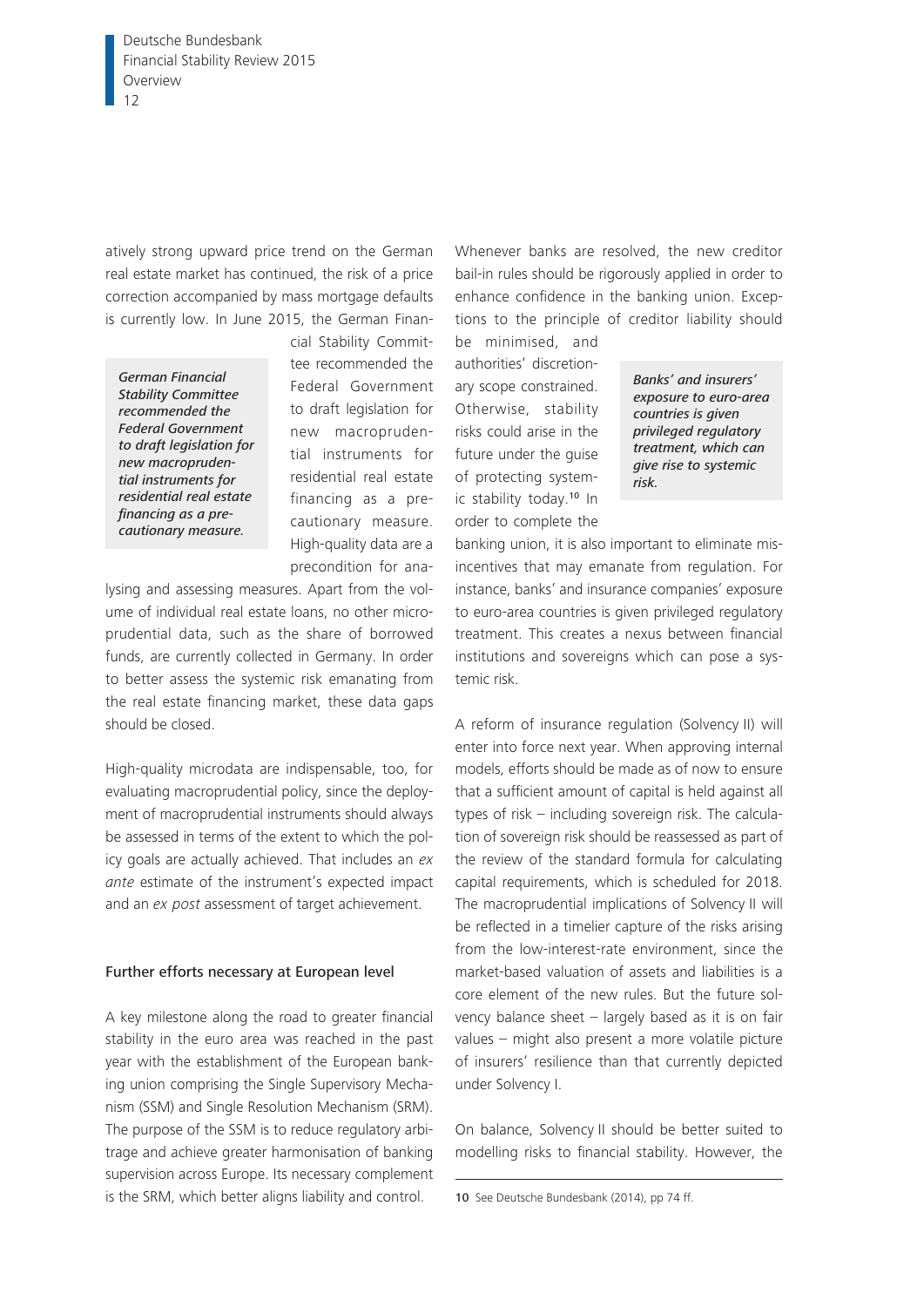atively strong upward price trend on the German real estate market has continued, the risk of a price correction accompanied by mass mortgage defaults is currently low. In June 2015, the German Financial Stability Committee recommended the Federal Government to draft legislation for new macroprudential instruments for residential real estate financing as a precautionary measure. High-quality data are a precondition for analysing and assessing measures. Apart from the volume of individual real estate loans, no other microprudential data, such as the share of borrowed funds, are currently collected in Germany. In order to better assess the systemic risk emanating from the real estate financing market, these data gaps should be closed.

*German Financial Stability Committee recommended the Federal Government to draft legislation for new macroprudential instruments for residential real estate financing as a precautionary measure.*

High-quality microdata are indispensable, too, for evaluating macroprudential policy, since the deployment of macroprudential instruments should always be assessed in terms of the extent to which the policy goals are actually achieved. That includes an *ex ante* estimate of the instrument's expected impact and an *ex post* assessment of target achievement.

### Further efforts necessary at European level

A key milestone along the road to greater financial stability in the euro area was reached in the past year with the establishment of the European banking union comprising the Single Supervisory Mechanism (SSM) and Single Resolution Mechanism (SRM). The purpose of the SSM is to reduce regulatory arbitrage and achieve greater harmonisation of banking supervision across Europe. Its necessary complement is the SRM, which better aligns liability and control.

Whenever banks are resolved, the new creditor bail-in rules should be rigorously applied in order to enhance confidence in the banking union. Exceptions to the principle of creditor liability should be minimised, and authorities' discretionary scope constrained. Otherwise, stability risks could arise in the future under the guise of protecting systemic stability today.[10] In order to complete the banking union, it is also important to eliminate misincentives that may emanate from regulation. For instance, banks' and insurance companies' exposure to euro-area countries is given privileged regulatory treatment. This creates a nexus between financial institutions and sovereigns which can pose a systemic risk.

*Banks' and insurers' exposure to euro-area countries is given privileged regulatory treatment, which can give rise to systemic risk.*

A reform of insurance regulation (Solvency II) will enter into force next year. When approving internal models, efforts should be made as of now to ensure that a sufficient amount of capital is held against all types of risk – including sovereign risk. The calculation of sovereign risk should be reassessed as part of the review of the standard formula for calculating capital requirements, which is scheduled for 2018. The macroprudential implications of Solvency II will be reflected in a timelier capture of the risks arising from the low-interest-rate environment, since the market-based valuation of assets and liabilities is a core element of the new rules. But the future solvency balance sheet – largely based as it is on fair values – might also present a more volatile picture of insurers' resilience than that currently depicted under Solvency I.

On balance, Solvency II should be better suited to modelling risks to financial stability. However, the

10 See Deutsche Bundesbank (2014), pp 74 ff.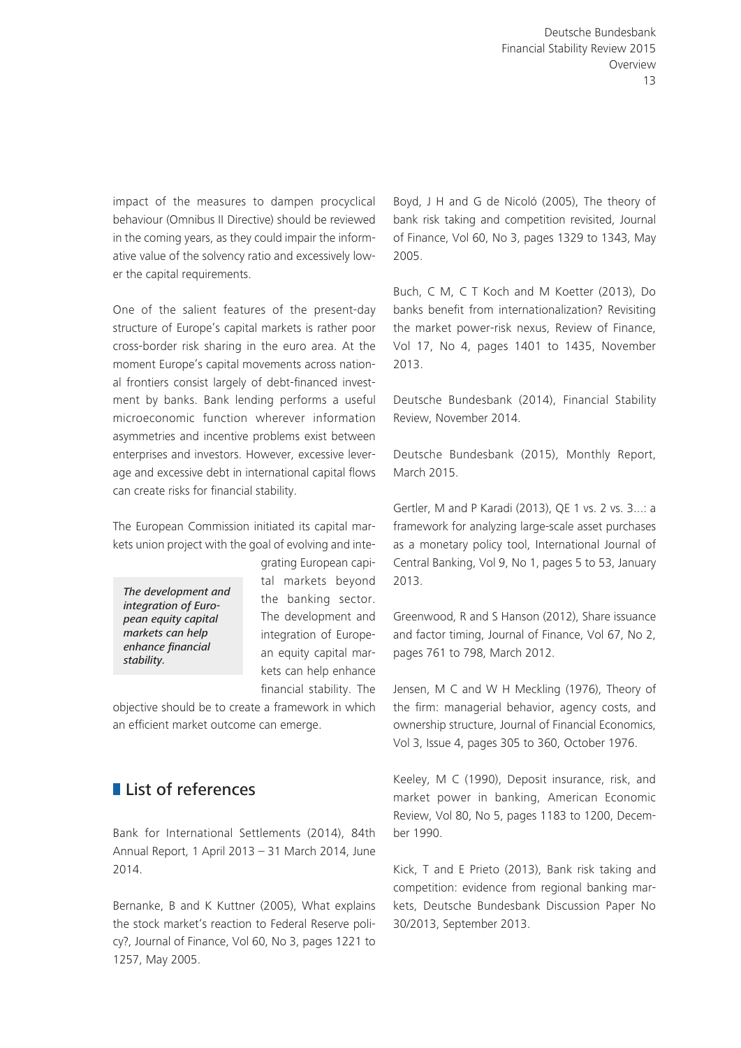impact of the measures to dampen procyclical behaviour (Omnibus II Directive) should be reviewed in the coming years, as they could impair the informative value of the solvency ratio and excessively lower the capital requirements.

One of the salient features of the present-day structure of Europe's capital markets is rather poor cross-border risk sharing in the euro area. At the moment Europe's capital movements across national frontiers consist largely of debt-financed investment by banks. Bank lending performs a useful microeconomic function wherever information asymmetries and incentive problems exist between enterprises and investors. However, excessive leverage and excessive debt in international capital flows can create risks for financial stability.

The European Commission initiated its capital markets union project with the goal of evolving and integrating European capital markets beyond the banking sector. The development and integration of European equity capital markets can help enhance financial stability. The objective should be to create a framework in which an efficient market outcome can emerge.

*The development and integration of European equity capital markets can help enhance financial stability.*

## List of references

Bank for International Settlements (2014), 84th Annual Report, 1 April 2013 – 31 March 2014, June 2014.

Bernanke, B and K Kuttner (2005), What explains the stock market's reaction to Federal Reserve policy?, Journal of Finance, Vol 60, No 3, pages 1221 to 1257, May 2005.

Boyd, J H and G de Nicoló (2005), The theory of bank risk taking and competition revisited, Journal of Finance, Vol 60, No 3, pages 1329 to 1343, May 2005.

Buch, C M, C T Koch and M Koetter (2013), Do banks benefit from internationalization? Revisiting the market power-risk nexus, Review of Finance, Vol 17, No 4, pages 1401 to 1435, November 2013.

Deutsche Bundesbank (2014), Financial Stability Review, November 2014.

Deutsche Bundesbank (2015), Monthly Report, March 2015.

Gertler, M and P Karadi (2013), QE 1 vs. 2 vs. 3...: a framework for analyzing large-scale asset purchases as a monetary policy tool, International Journal of Central Banking, Vol 9, No 1, pages 5 to 53, January 2013.

Greenwood, R and S Hanson (2012), Share issuance and factor timing, Journal of Finance, Vol 67, No 2, pages 761 to 798, March 2012.

Jensen, M C and W H Meckling (1976), Theory of the firm: managerial behavior, agency costs, and ownership structure, Journal of Financial Economics, Vol 3, Issue 4, pages 305 to 360, October 1976.

Keeley, M C (1990), Deposit insurance, risk, and market power in banking, American Economic Review, Vol 80, No 5, pages 1183 to 1200, December 1990.

Kick, T and E Prieto (2013), Bank risk taking and competition: evidence from regional banking markets, Deutsche Bundesbank Discussion Paper No 30/2013, September 2013.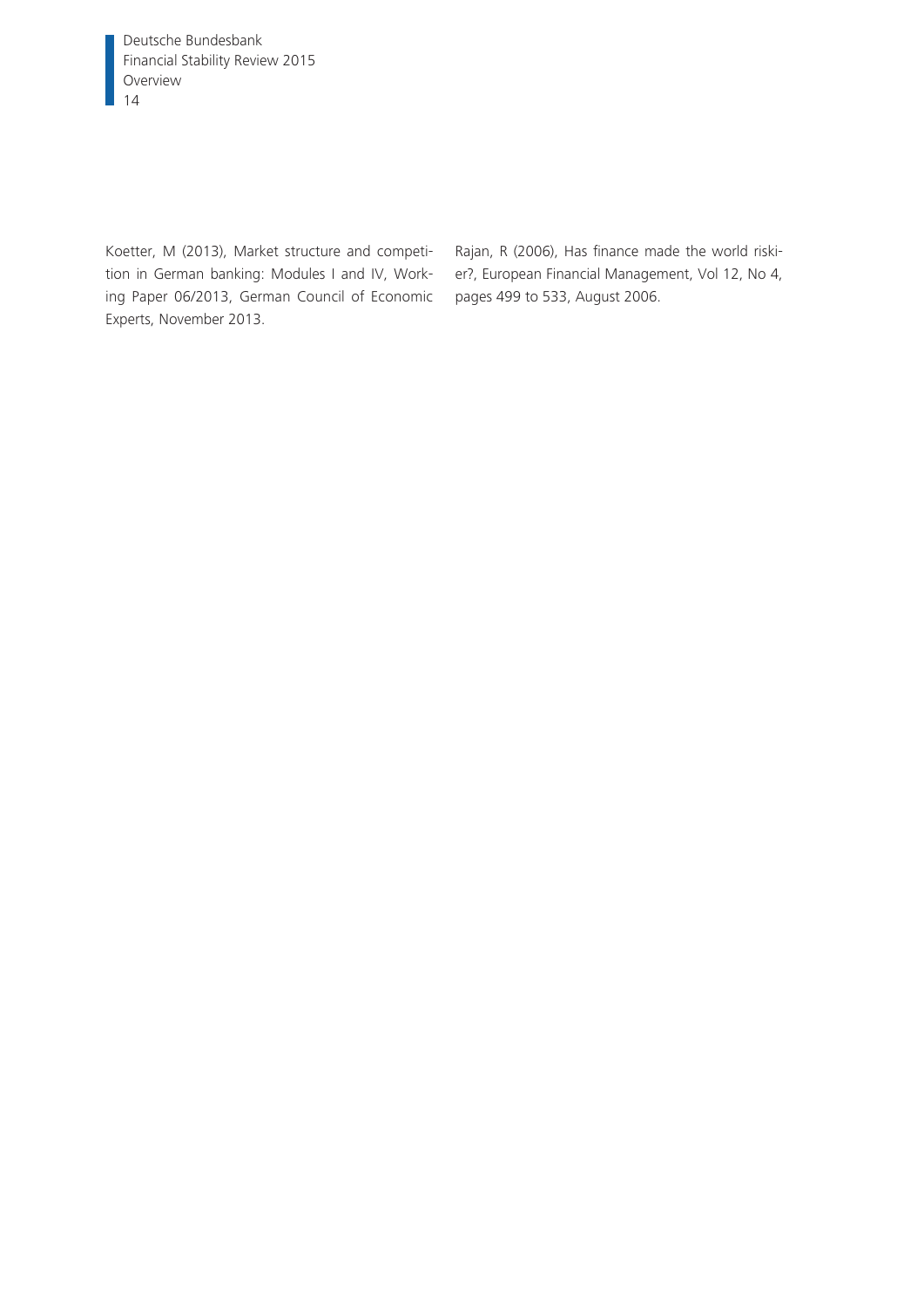Koetter, M (2013), Market structure and competition in German banking: Modules I and IV, Working Paper 06/2013, German Council of Economic Experts, November 2013.

Rajan, R (2006), Has finance made the world riskier?, European Financial Management, Vol 12, No 4, pages 499 to 533, August 2006.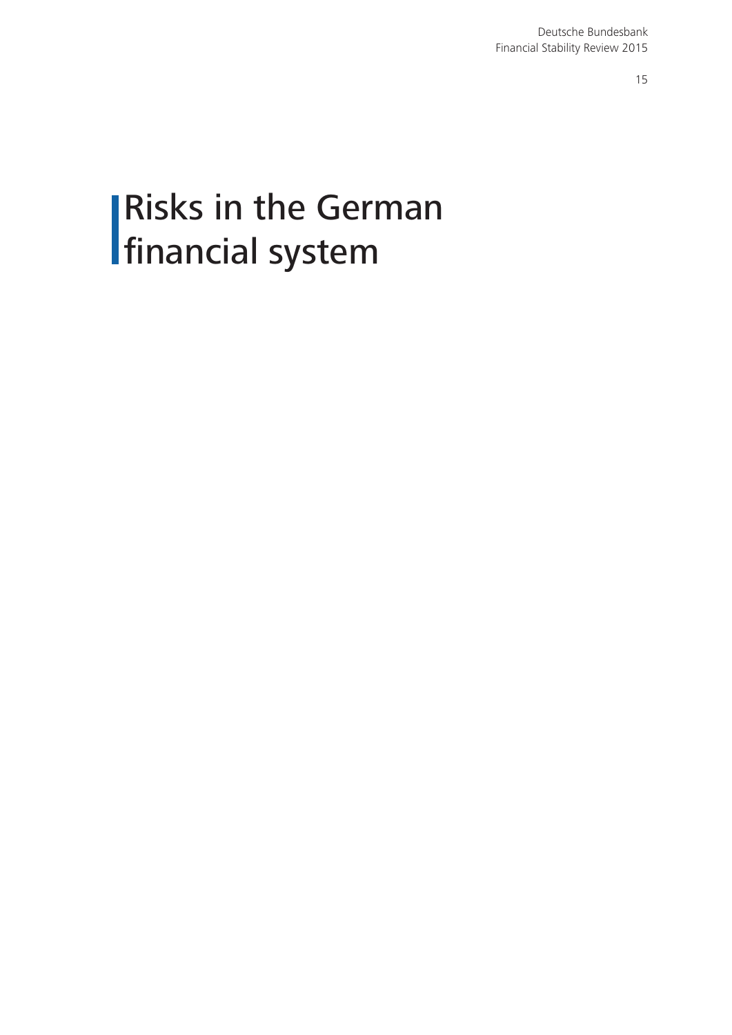# Risks in the German financial system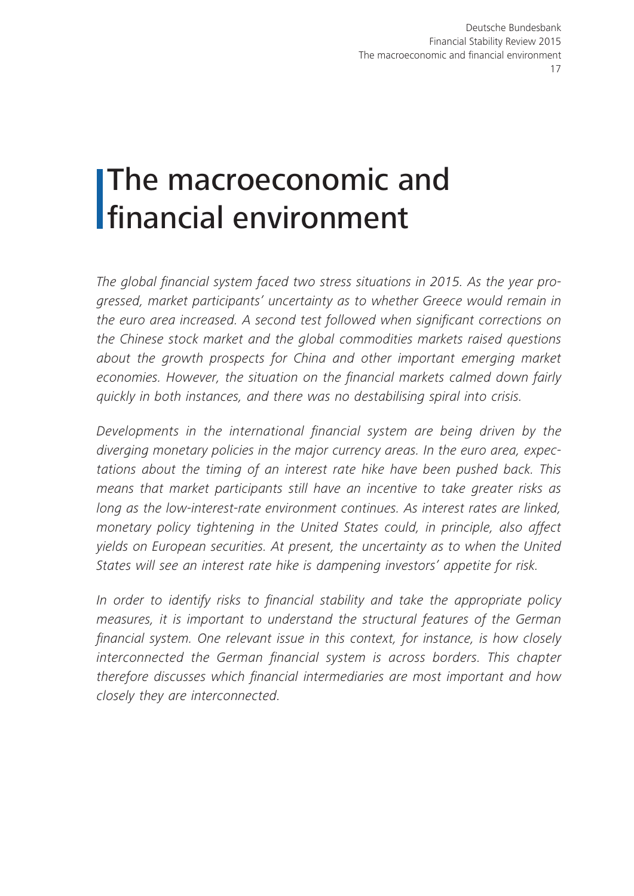# The macroeconomic and financial environment

*The global financial system faced two stress situations in 2015. As the year progressed, market participants' uncertainty as to whether Greece would remain in the euro area increased. A second test followed when significant corrections on the Chinese stock market and the global commodities markets raised questions about the growth prospects for China and other important emerging market economies. However, the situation on the financial markets calmed down fairly quickly in both instances, and there was no destabilising spiral into crisis.*

*Developments in the international financial system are being driven by the diverging monetary policies in the major currency areas. In the euro area, expectations about the timing of an interest rate hike have been pushed back. This means that market participants still have an incentive to take greater risks as long as the low-interest-rate environment continues. As interest rates are linked, monetary policy tightening in the United States could, in principle, also affect yields on European securities. At present, the uncertainty as to when the United States will see an interest rate hike is dampening investors' appetite for risk.*

*In order to identify risks to financial stability and take the appropriate policy measures, it is important to understand the structural features of the German financial system. One relevant issue in this context, for instance, is how closely interconnected the German financial system is across borders. This chapter therefore discusses which financial intermediaries are most important and how closely they are interconnected.*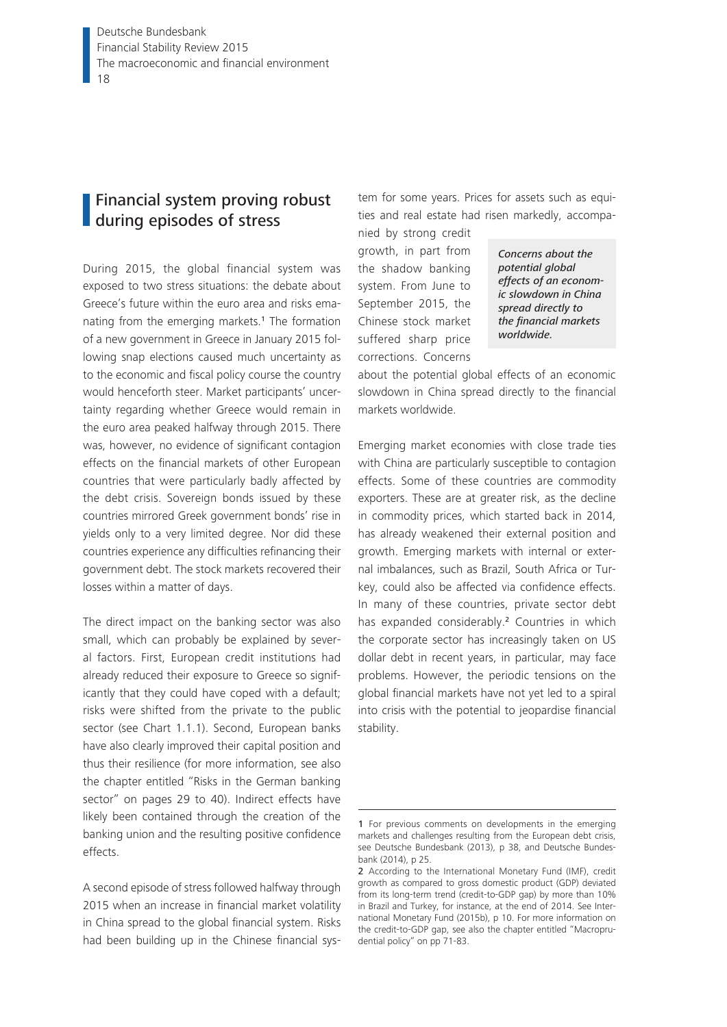## Financial system proving robust during episodes of stress

During 2015, the global financial system was exposed to two stress situations: the debate about Greece's future within the euro area and risks emanating from the emerging markets.[1] The formation of a new government in Greece in January 2015 following snap elections caused much uncertainty as to the economic and fiscal policy course the country would henceforth steer. Market participants' uncertainty regarding whether Greece would remain in the euro area peaked halfway through 2015. There was, however, no evidence of significant contagion effects on the financial markets of other European countries that were particularly badly affected by the debt crisis. Sovereign bonds issued by these countries mirrored Greek government bonds' rise in yields only to a very limited degree. Nor did these countries experience any difficulties refinancing their government debt. The stock markets recovered their losses within a matter of days.

The direct impact on the banking sector was also small, which can probably be explained by several factors. First, European credit institutions had already reduced their exposure to Greece so significantly that they could have coped with a default; risks were shifted from the private to the public sector (see Chart 1.1.1). Second, European banks have also clearly improved their capital position and thus their resilience (for more information, see also the chapter entitled "Risks in the German banking sector" on pages 29 to 40). Indirect effects have likely been contained through the creation of the banking union and the resulting positive confidence effects.

A second episode of stress followed halfway through 2015 when an increase in financial market volatility in China spread to the global financial system. Risks had been building up in the Chinese financial system for some years. Prices for assets such as equities and real estate had risen markedly, accompanied by strong credit growth, in part from the shadow banking system. From June to September 2015, the Chinese stock market suffered sharp price corrections. Concerns about the potential global effects of an economic slowdown in China spread directly to the financial markets worldwide.

*Concerns about the potential global effects of an economic slowdown in China spread directly to the financial markets worldwide.*

Emerging market economies with close trade ties with China are particularly susceptible to contagion effects. Some of these countries are commodity exporters. These are at greater risk, as the decline in commodity prices, which started back in 2014, has already weakened their external position and growth. Emerging markets with internal or external imbalances, such as Brazil, South Africa or Turkey, could also be affected via confidence effects. In many of these countries, private sector debt has expanded considerably.[2] Countries in which the corporate sector has increasingly taken on US dollar debt in recent years, in particular, may face problems. However, the periodic tensions on the global financial markets have not yet led to a spiral into crisis with the potential to jeopardise financial stability.

---

1 For previous comments on developments in the emerging markets and challenges resulting from the European debt crisis, see Deutsche Bundesbank (2013), p 38, and Deutsche Bundesbank (2014), p 25.

2 According to the International Monetary Fund (IMF), credit growth as compared to gross domestic product (GDP) deviated from its long-term trend (credit-to-GDP gap) by more than 10% in Brazil and Turkey, for instance, at the end of 2014. See International Monetary Fund (2015b), p 10. For more information on the credit-to-GDP gap, see also the chapter entitled "Macroprudential policy" on pp 71-83.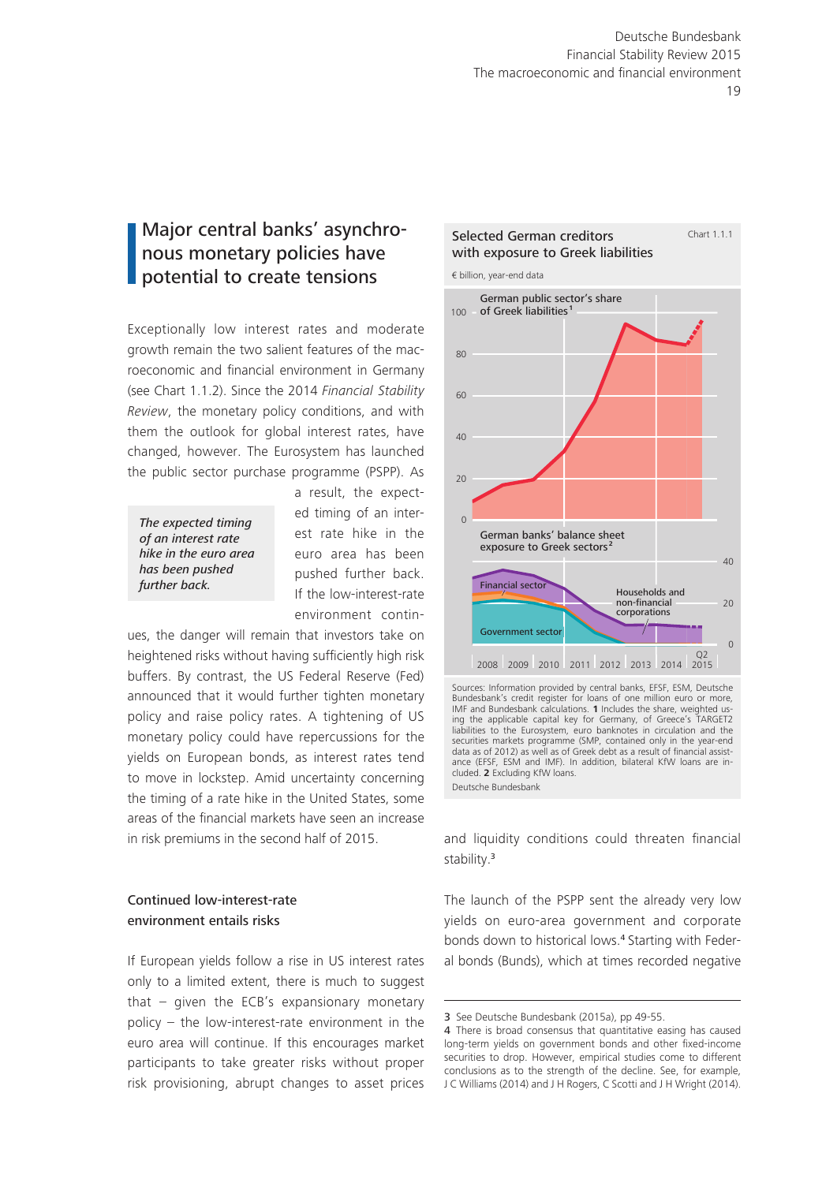## Major central banks' asynchronous monetary policies have potential to create tensions

Exceptionally low interest rates and moderate growth remain the two salient features of the macroeconomic and financial environment in Germany (see Chart 1.1.2). Since the 2014 *Financial Stability Review*, the monetary policy conditions, and with them the outlook for global interest rates, have changed, however. The Eurosystem has launched the public sector purchase programme (PSPP). As a result, the expected timing of an interest rate hike in the euro area has been pushed further back. If the low-interest-rate environment continues, the danger will remain that investors take on heightened risks without having sufficiently high risk buffers. By contrast, the US Federal Reserve (Fed) announced that it would further tighten monetary policy and raise policy rates. A tightening of US monetary policy could have repercussions for the yields on European bonds, as interest rates tend to move in lockstep. Amid uncertainty concerning the timing of a rate hike in the United States, some areas of the financial markets have seen an increase in risk premiums in the second half of 2015.

*The expected timing of an interest rate hike in the euro area has been pushed further back.*

### Continued low-interest-rate environment entails risks

If European yields follow a rise in US interest rates only to a limited extent, there is much to suggest that – given the ECB's expansionary monetary policy – the low-interest-rate environment in the euro area will continue. If this encourages market participants to take greater risks without proper risk provisioning, abrupt changes to asset prices and liquidity conditions could threaten financial stability.[3]

The launch of the PSPP sent the already very low yields on euro-area government and corporate bonds down to historical lows.[4] Starting with Federal bonds (Bunds), which at times recorded negative

**Selected German creditors with exposure to Greek liabilities** — Chart 1.1.1

€ billion, year-end data

Sources: Information provided by central banks, EFSF, ESM, Deutsche Bundesbank's credit register for loans of one million euro or more, IMF and Bundesbank calculations. **1** Includes the share, weighted using the applicable capital key for Germany, of Greece's TARGET2 liabilities to the Eurosystem, euro banknotes in circulation and the securities markets programme (SMP, contained only in the year-end data as of 2012) as well as of Greek debt as a result of financial assistance (EFSF, ESM and IMF). In addition, bilateral KfW loans are included. **2** Excluding KfW loans.

Deutsche Bundesbank

3 See Deutsche Bundesbank (2015a), pp 49-55.

4 There is broad consensus that quantitative easing has caused long-term yields on government bonds and other fixed-income securities to drop. However, empirical studies come to different conclusions as to the strength of the decline. See, for example, J C Williams (2014) and J H Rogers, C Scotti and J H Wright (2014).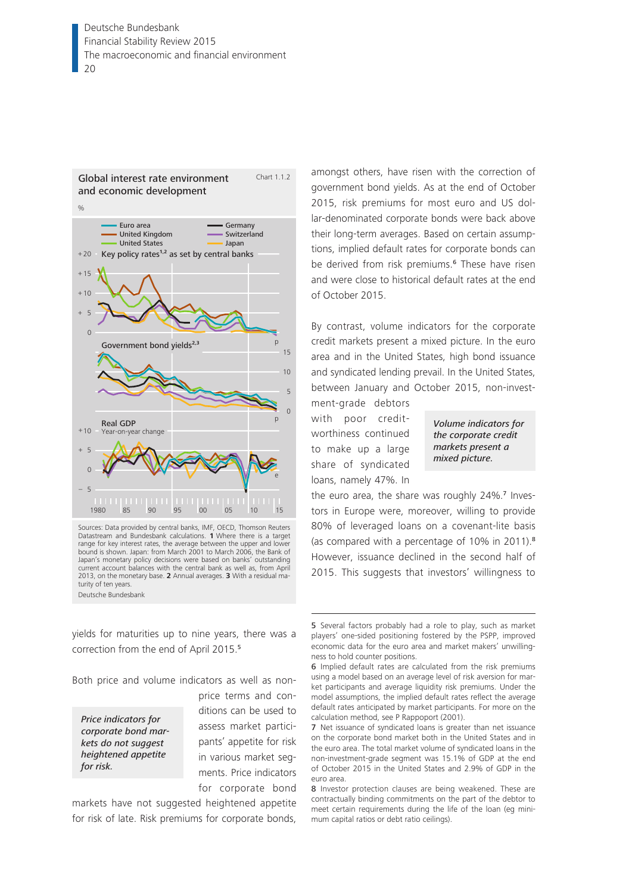**Global interest rate environment and economic development**

Chart 1.1.2

%

Sources: Data provided by central banks, IMF, OECD, Thomson Reuters Datastream and Bundesbank calculations. **1** Where there is a target range for key interest rates, the average between the upper and lower bound is shown. Japan: from March 2001 to March 2006, the Bank of Japan's monetary policy decisions were based on banks' outstanding current account balances with the central bank as well as, from April 2013, on the monetary base. **2** Annual averages. **3** With a residual maturity of ten years.

Deutsche Bundesbank

yields for maturities up to nine years, there was a correction from the end of April 2015.[5]

*Price indicators for corporate bond markets do not suggest heightened appetite for risk.*

Both price and volume indicators as well as non-price terms and conditions can be used to assess market participants' appetite for risk in various market segments. Price indicators for corporate bond markets have not suggested heightened appetite for risk of late. Risk premiums for corporate bonds, amongst others, have risen with the correction of government bond yields. As at the end of October 2015, risk premiums for most euro and US dollar-denominated corporate bonds were back above their long-term averages. Based on certain assumptions, implied default rates for corporate bonds can be derived from risk premiums.[6] These have risen and were close to historical default rates at the end of October 2015.

*Volume indicators for the corporate credit markets present a mixed picture.*

By contrast, volume indicators for the corporate credit markets present a mixed picture. In the euro area and in the United States, high bond issuance and syndicated lending prevail. In the United States, between January and October 2015, non-investment-grade debtors with poor creditworthiness continued to make up a large share of syndicated loans, namely 47%. In the euro area, the share was roughly 24%.[7] Investors in Europe were, moreover, willing to provide 80% of leveraged loans on a covenant-lite basis (as compared with a percentage of 10% in 2011).[8] However, issuance declined in the second half of 2015. This suggests that investors' willingness to

---

5 Several factors probably had a role to play, such as market players' one-sided positioning fostered by the PSPP, improved economic data for the euro area and market makers' unwillingness to hold counter positions.

6 Implied default rates are calculated from the risk premiums using a model based on an average level of risk aversion for market participants and average liquidity risk premiums. Under the model assumptions, the implied default rates reflect the average default rates anticipated by market participants. For more on the calculation method, see P Rappoport (2001).

7 Net issuance of syndicated loans is greater than net issuance on the corporate bond market both in the United States and in the euro area. The total market volume of syndicated loans in the non-investment-grade segment was 15.1% of GDP at the end of October 2015 in the United States and 2.9% of GDP in the euro area.

8 Investor protection clauses are being weakened. These are contractually binding commitments on the part of the debtor to meet certain requirements during the life of the loan (eg minimum capital ratios or debt ratio ceilings).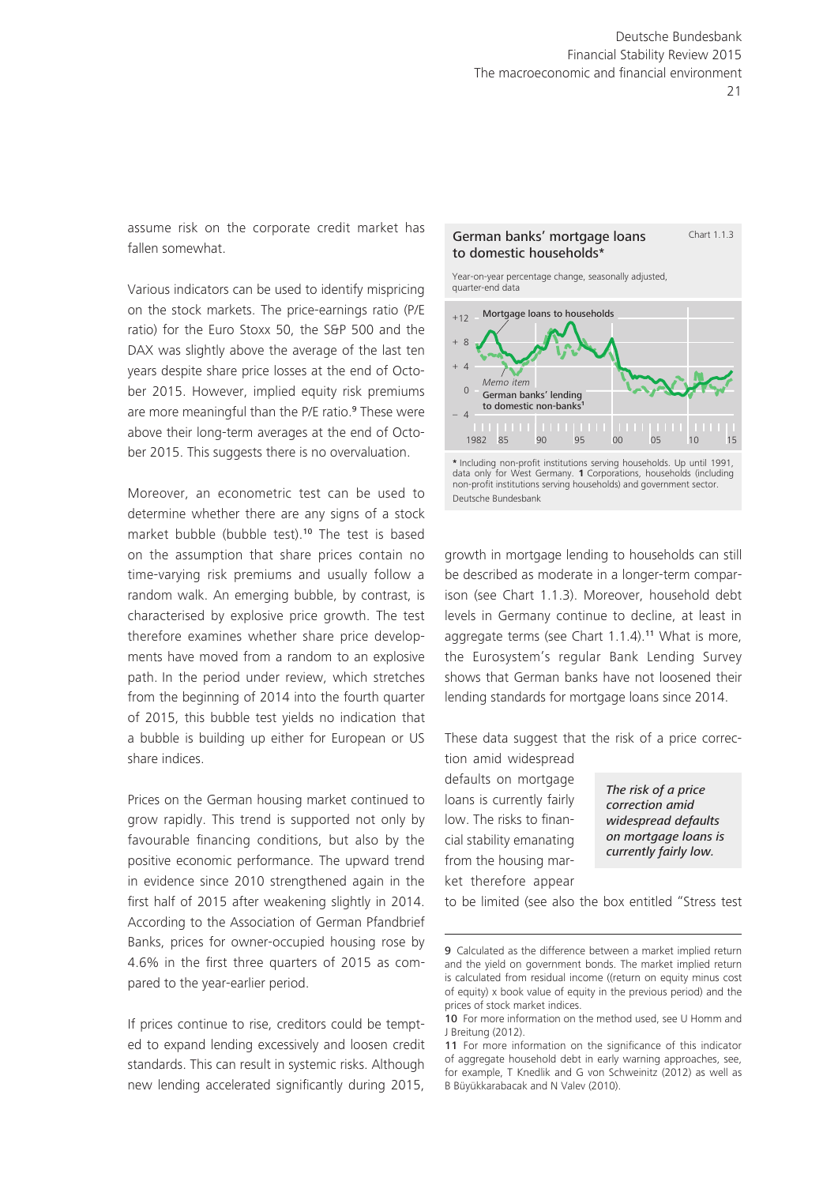assume risk on the corporate credit market has fallen somewhat.

Various indicators can be used to identify mispricing on the stock markets. The price-earnings ratio (P/E ratio) for the Euro Stoxx 50, the S&P 500 and the DAX was slightly above the average of the last ten years despite share price losses at the end of October 2015. However, implied equity risk premiums are more meaningful than the P/E ratio.[9] These were above their long-term averages at the end of October 2015. This suggests there is no overvaluation.

Moreover, an econometric test can be used to determine whether there are any signs of a stock market bubble (bubble test).[10] The test is based on the assumption that share prices contain no time-varying risk premiums and usually follow a random walk. An emerging bubble, by contrast, is characterised by explosive price growth. The test therefore examines whether share price developments have moved from a random to an explosive path. In the period under review, which stretches from the beginning of 2014 into the fourth quarter of 2015, this bubble test yields no indication that a bubble is building up either for European or US share indices.

Prices on the German housing market continued to grow rapidly. This trend is supported not only by favourable financing conditions, but also by the positive economic performance. The upward trend in evidence since 2010 strengthened again in the first half of 2015 after weakening slightly in 2014. According to the Association of German Pfandbrief Banks, prices for owner-occupied housing rose by 4.6% in the first three quarters of 2015 as compared to the year-earlier period.

If prices continue to rise, creditors could be tempted to expand lending excessively and loosen credit standards. This can result in systemic risks. Although new lending accelerated significantly during 2015, growth in mortgage lending to households can still be described as moderate in a longer-term comparison (see Chart 1.1.3). Moreover, household debt levels in Germany continue to decline, at least in aggregate terms (see Chart 1.1.4).[11] What is more, the Eurosystem's regular Bank Lending Survey shows that German banks have not loosened their lending standards for mortgage loans since 2014.

**German banks' mortgage loans to domestic households*** — Chart 1.1.3

Year-on-year percentage change, seasonally adjusted, quarter-end data

Mortgage loans to households; *Memo item* German banks' lending to domestic non-banks[1]

\* Including non-profit institutions serving households. Up until 1991, data only for West Germany. **1** Corporations, households (including non-profit institutions serving households) and government sector.
Deutsche Bundesbank

These data suggest that the risk of a price correction amid widespread defaults on mortgage loans is currently fairly low. The risks to financial stability emanating from the housing market therefore appear to be limited (see also the box entitled "Stress test

*The risk of a price correction amid widespread defaults on mortgage loans is currently fairly low.*

---

9 Calculated as the difference between a market implied return and the yield on government bonds. The market implied return is calculated from residual income ((return on equity minus cost of equity) x book value of equity in the previous period) and the prices of stock market indices.

10 For more information on the method used, see U Homm and J Breitung (2012).

11 For more information on the significance of this indicator of aggregate household debt in early warning approaches, see, for example, T Knedlik and G von Schweinitz (2012) as well as B Büyükkarabacak and N Valev (2010).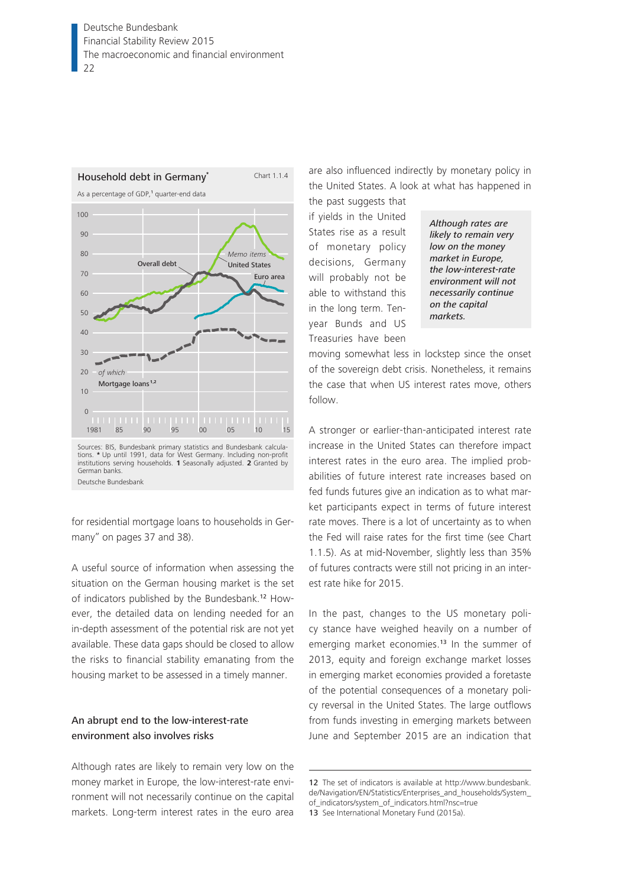**Household debt in Germany*** — Chart 1.1.4

As a percentage of GDP,[1] quarter-end data

Sources: BIS, Bundesbank primary statistics and Bundesbank calculations. * Up until 1991, data for West Germany. Including non-profit institutions serving households. 1 Seasonally adjusted. 2 Granted by German banks.

Deutsche Bundesbank

for residential mortgage loans to households in Germany" on pages 37 and 38).

A useful source of information when assessing the situation on the German housing market is the set of indicators published by the Bundesbank.[12] However, the detailed data on lending needed for an in-depth assessment of the potential risk are not yet available. These data gaps should be closed to allow the risks to financial stability emanating from the housing market to be assessed in a timely manner.

## An abrupt end to the low-interest-rate environment also involves risks

Although rates are likely to remain very low on the money market in Europe, the low-interest-rate environment will not necessarily continue on the capital markets. Long-term interest rates in the euro area are also influenced indirectly by monetary policy in the United States. A look at what has happened in the past suggests that if yields in the United States rise as a result of monetary policy decisions, Germany will probably not be able to withstand this in the long term. Ten-year Bunds and US Treasuries have been moving somewhat less in lockstep since the onset of the sovereign debt crisis. Nonetheless, it remains the case that when US interest rates move, others follow.

*Although rates are likely to remain very low on the money market in Europe, the low-interest-rate environment will not necessarily continue on the capital markets.*

A stronger or earlier-than-anticipated interest rate increase in the United States can therefore impact interest rates in the euro area. The implied probabilities of future interest rate increases based on fed funds futures give an indication as to what market participants expect in terms of future interest rate moves. There is a lot of uncertainty as to when the Fed will raise rates for the first time (see Chart 1.1.5). As at mid-November, slightly less than 35% of futures contracts were still not pricing in an interest rate hike for 2015.

In the past, changes to the US monetary policy stance have weighed heavily on a number of emerging market economies.[13] In the summer of 2013, equity and foreign exchange market losses in emerging market economies provided a foretaste of the potential consequences of a monetary policy reversal in the United States. The large outflows from funds investing in emerging markets between June and September 2015 are an indication that

12 The set of indicators is available at http://www.bundesbank.de/Navigation/EN/Statistics/Enterprises_and_households/System_of_indicators/system_of_indicators.html?nsc=true

13 See International Monetary Fund (2015a).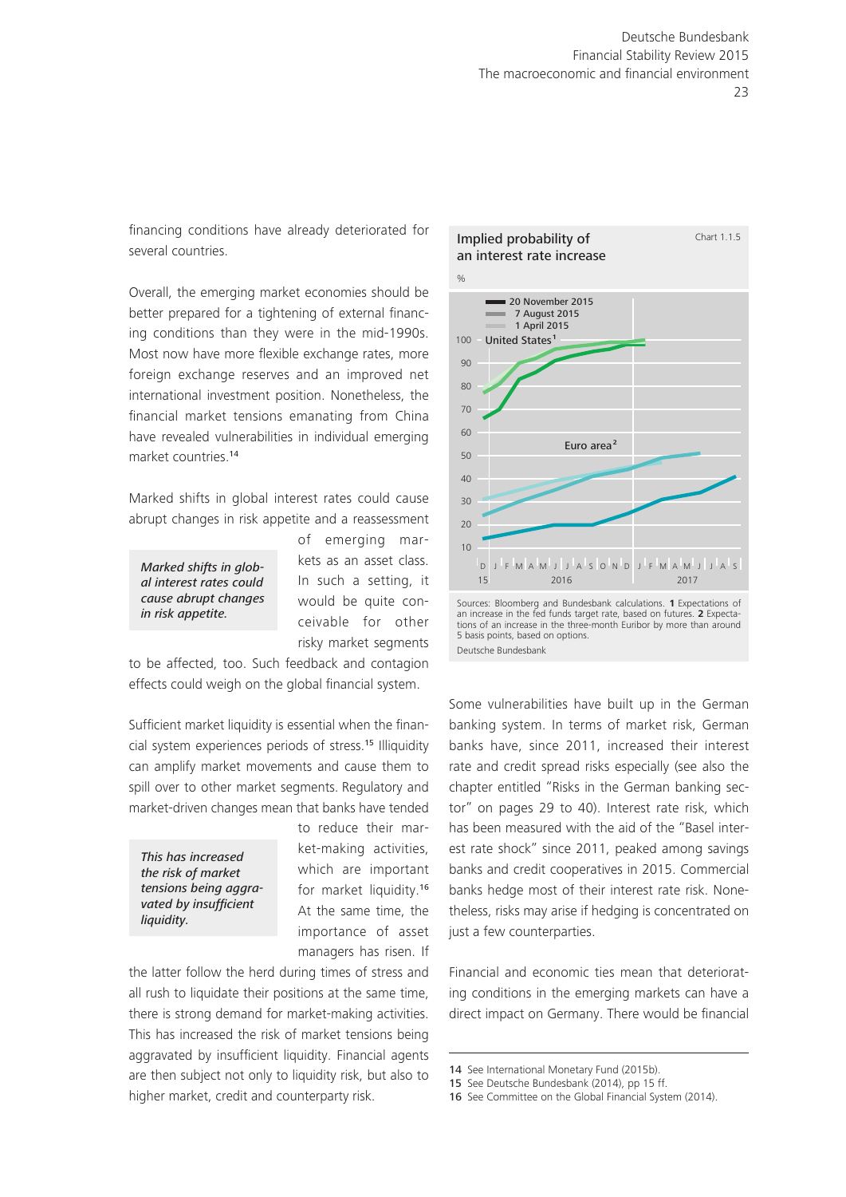financing conditions have already deteriorated for several countries.

Overall, the emerging market economies should be better prepared for a tightening of external financing conditions than they were in the mid-1990s. Most now have more flexible exchange rates, more foreign exchange reserves and an improved net international investment position. Nonetheless, the financial market tensions emanating from China have revealed vulnerabilities in individual emerging market countries.[14]

*Marked shifts in global interest rates could cause abrupt changes in risk appetite.*

Marked shifts in global interest rates could cause abrupt changes in risk appetite and a reassessment of emerging markets as an asset class. In such a setting, it would be quite conceivable for other risky market segments to be affected, too. Such feedback and contagion effects could weigh on the global financial system.

*This has increased the risk of market tensions being aggravated by insufficient liquidity.*

Sufficient market liquidity is essential when the financial system experiences periods of stress.[15] Illiquidity can amplify market movements and cause them to spill over to other market segments. Regulatory and market-driven changes mean that banks have tended to reduce their market-making activities, which are important for market liquidity.[16] At the same time, the importance of asset managers has risen. If the latter follow the herd during times of stress and all rush to liquidate their positions at the same time, there is strong demand for market-making activities. This has increased the risk of market tensions being aggravated by insufficient liquidity. Financial agents are then subject not only to liquidity risk, but also to higher market, credit and counterparty risk.

**Implied probability of an interest rate increase** — Chart 1.1.5

%

Legend: 20 November 2015; 7 August 2015; 1 April 2015. Series: United States[1]; Euro area[2]

Sources: Bloomberg and Bundesbank calculations. **1** Expectations of an increase in the fed funds target rate, based on futures. **2** Expectations of an increase in the three-month Euribor by more than around 5 basis points, based on options.

Deutsche Bundesbank

Some vulnerabilities have built up in the German banking system. In terms of market risk, German banks have, since 2011, increased their interest rate and credit spread risks especially (see also the chapter entitled "Risks in the German banking sector" on pages 29 to 40). Interest rate risk, which has been measured with the aid of the "Basel interest rate shock" since 2011, peaked among savings banks and credit cooperatives in 2015. Commercial banks hedge most of their interest rate risk. Nonetheless, risks may arise if hedging is concentrated on just a few counterparties.

Financial and economic ties mean that deteriorating conditions in the emerging markets can have a direct impact on Germany. There would be financial

---

14 See International Monetary Fund (2015b).
15 See Deutsche Bundesbank (2014), pp 15 ff.
16 See Committee on the Global Financial System (2014).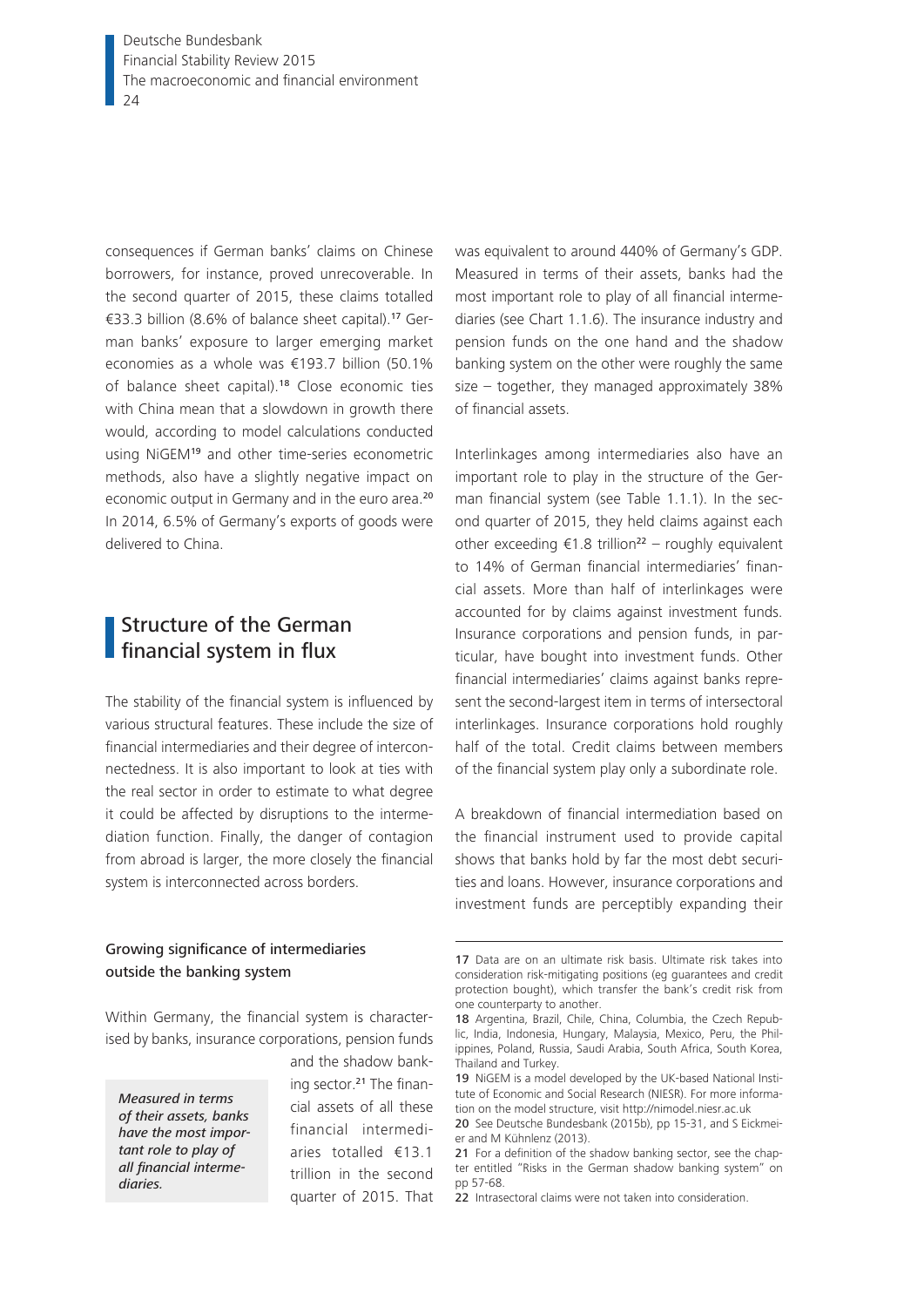consequences if German banks' claims on Chinese borrowers, for instance, proved unrecoverable. In the second quarter of 2015, these claims totalled €33.3 billion (8.6% of balance sheet capital).[17] German banks' exposure to larger emerging market economies as a whole was €193.7 billion (50.1% of balance sheet capital).[18] Close economic ties with China mean that a slowdown in growth there would, according to model calculations conducted using NiGEM[19] and other time-series econometric methods, also have a slightly negative impact on economic output in Germany and in the euro area.[20] In 2014, 6.5% of Germany's exports of goods were delivered to China.

## Structure of the German financial system in flux

The stability of the financial system is influenced by various structural features. These include the size of financial intermediaries and their degree of interconnectedness. It is also important to look at ties with the real sector in order to estimate to what degree it could be affected by disruptions to the intermediation function. Finally, the danger of contagion from abroad is larger, the more closely the financial system is interconnected across borders.

### Growing significance of intermediaries outside the banking system

Within Germany, the financial system is characterised by banks, insurance corporations, pension funds and the shadow banking sector.[21] The financial assets of all these financial intermediaries totalled €13.1 trillion in the second quarter of 2015. That was equivalent to around 440% of Germany's GDP. Measured in terms of their assets, banks had the most important role to play of all financial intermediaries (see Chart 1.1.6). The insurance industry and pension funds on the one hand and the shadow banking system on the other were roughly the same size – together, they managed approximately 38% of financial assets.

*Measured in terms of their assets, banks have the most important role to play of all financial intermediaries.*

Interlinkages among intermediaries also have an important role to play in the structure of the German financial system (see Table 1.1.1). In the second quarter of 2015, they held claims against each other exceeding €1.8 trillion[22] – roughly equivalent to 14% of German financial intermediaries' financial assets. More than half of interlinkages were accounted for by claims against investment funds. Insurance corporations and pension funds, in particular, have bought into investment funds. Other financial intermediaries' claims against banks represent the second-largest item in terms of intersectoral interlinkages. Insurance corporations hold roughly half of the total. Credit claims between members of the financial system play only a subordinate role.

A breakdown of financial intermediation based on the financial instrument used to provide capital shows that banks hold by far the most debt securities and loans. However, insurance corporations and investment funds are perceptibly expanding their

---

17 Data are on an ultimate risk basis. Ultimate risk takes into consideration risk-mitigating positions (eg guarantees and credit protection bought), which transfer the bank's credit risk from one counterparty to another.

18 Argentina, Brazil, Chile, China, Columbia, the Czech Republic, India, Indonesia, Hungary, Malaysia, Mexico, Peru, the Philippines, Poland, Russia, Saudi Arabia, South Africa, South Korea, Thailand and Turkey.

19 NiGEM is a model developed by the UK-based National Institute of Economic and Social Research (NIESR). For more information on the model structure, visit http://nimodel.niesr.ac.uk

20 See Deutsche Bundesbank (2015b), pp 15-31, and S Eickmeier and M Kühnlenz (2013).

21 For a definition of the shadow banking sector, see the chapter entitled "Risks in the German shadow banking system" on pp 57-68.

22 Intrasectoral claims were not taken into consideration.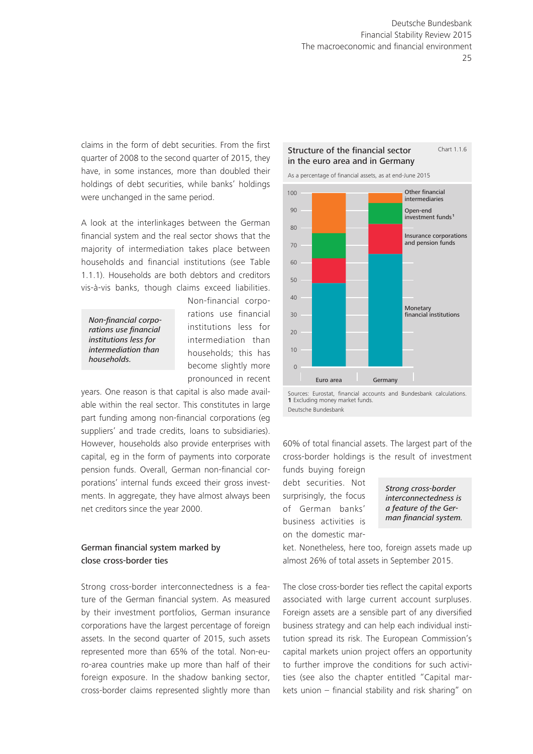claims in the form of debt securities. From the first quarter of 2008 to the second quarter of 2015, they have, in some instances, more than doubled their holdings of debt securities, while banks' holdings were unchanged in the same period.

A look at the interlinkages between the German financial system and the real sector shows that the majority of intermediation takes place between households and financial institutions (see Table 1.1.1). Households are both debtors and creditors vis-à-vis banks, though claims exceed liabilities. Non-financial corporations use financial institutions less for intermediation than households; this has become slightly more pronounced in recent years. One reason is that capital is also made available within the real sector. This constitutes in large part funding among non-financial corporations (eg suppliers' and trade credits, loans to subsidiaries). However, households also provide enterprises with capital, eg in the form of payments into corporate pension funds. Overall, German non-financial corporations' internal funds exceed their gross investments. In aggregate, they have almost always been net creditors since the year 2000.

*Non-financial corporations use financial institutions less for intermediation than households.*

### German financial system marked by close cross-border ties

Strong cross-border interconnectedness is a feature of the German financial system. As measured by their investment portfolios, German insurance corporations have the largest percentage of foreign assets. In the second quarter of 2015, such assets represented more than 65% of the total. Non-euro-area countries make up more than half of their foreign exposure. In the shadow banking sector, cross-border claims represented slightly more than 60% of total financial assets. The largest part of the cross-border holdings is the result of investment funds buying foreign debt securities. Not surprisingly, the focus of German banks' business activities is on the domestic market. Nonetheless, here too, foreign assets made up almost 26% of total assets in September 2015.

*Strong cross-border interconnectedness is a feature of the German financial system.*

The close cross-border ties reflect the capital exports associated with large current account surpluses. Foreign assets are a sensible part of any diversified business strategy and can help each individual institution spread its risk. The European Commission's capital markets union project offers an opportunity to further improve the conditions for such activities (see also the chapter entitled "Capital markets union – financial stability and risk sharing" on

**Structure of the financial sector in the euro area and in Germany** — Chart 1.1.6

As a percentage of financial assets, as at end-June 2015

Categories: Other financial intermediaries; Open-end investment funds[1]; Insurance corporations and pension funds; Monetary financial institutions. Bars: Euro area, Germany.

Sources: Eurostat, financial accounts and Bundesbank calculations. 1 Excluding money market funds.
Deutsche Bundesbank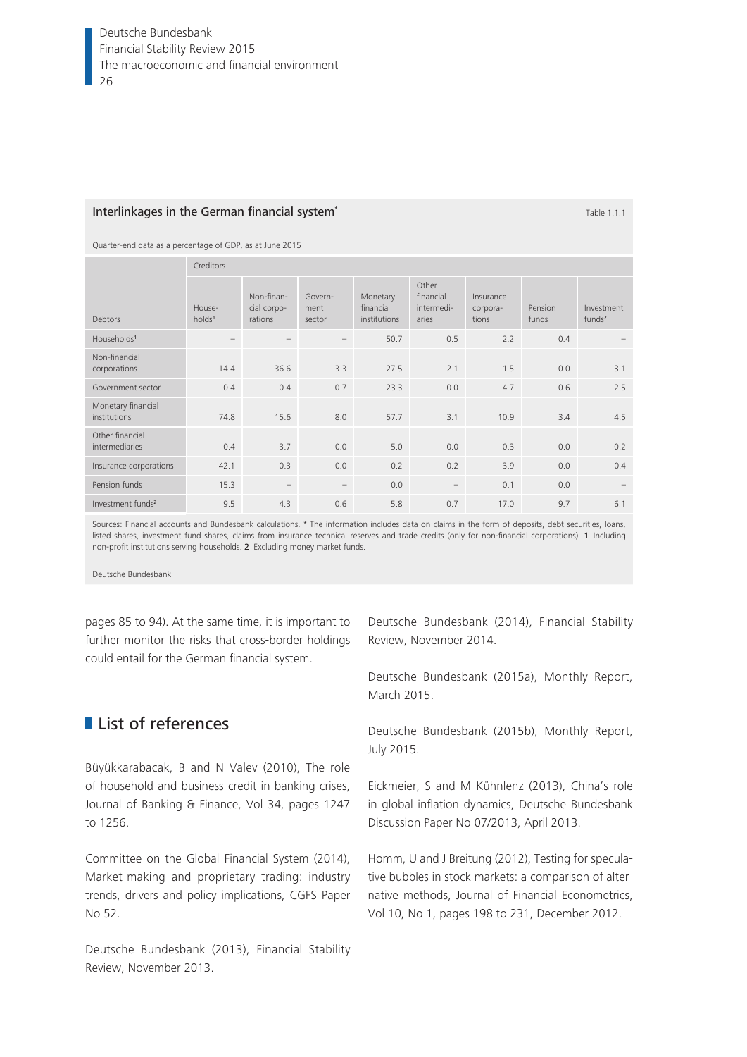**Interlinkages in the German financial system***

Table 1.1.1

Quarter-end data as a percentage of GDP, as at June 2015

| Debtors | Creditors | | | | | | | |
|---|---|---|---|---|---|---|---|---|
| | Households[1] | Non-financial corporations | Government sector | Monetary financial institutions | Other financial intermediaries | Insurance corporations | Pension funds | Investment funds[2] |
| Households[1] | – | – | – | 50.7 | 0.5 | 2.2 | 0.4 | – |
| Non-financial corporations | 14.4 | 36.6 | 3.3 | 27.5 | 2.1 | 1.5 | 0.0 | 3.1 |
| Government sector | 0.4 | 0.4 | 0.7 | 23.3 | 0.0 | 4.7 | 0.6 | 2.5 |
| Monetary financial institutions | 74.8 | 15.6 | 8.0 | 57.7 | 3.1 | 10.9 | 3.4 | 4.5 |
| Other financial intermediaries | 0.4 | 3.7 | 0.0 | 5.0 | 0.0 | 0.3 | 0.0 | 0.2 |
| Insurance corporations | 42.1 | 0.3 | 0.0 | 0.2 | 0.2 | 3.9 | 0.0 | 0.4 |
| Pension funds | 15.3 | – | – | 0.0 | – | 0.1 | 0.0 | – |
| Investment funds[2] | 9.5 | 4.3 | 0.6 | 5.8 | 0.7 | 17.0 | 9.7 | 6.1 |

Sources: Financial accounts and Bundesbank calculations. * The information includes data on claims in the form of deposits, debt securities, loans, listed shares, investment fund shares, claims from insurance technical reserves and trade credits (only for non-financial corporations). **1** Including non-profit institutions serving households. **2** Excluding money market funds.

Deutsche Bundesbank

pages 85 to 94). At the same time, it is important to further monitor the risks that cross-border holdings could entail for the German financial system.

## List of references

Büyükkarabacak, B and N Valev (2010), The role of household and business credit in banking crises, Journal of Banking & Finance, Vol 34, pages 1247 to 1256.

Committee on the Global Financial System (2014), Market-making and proprietary trading: industry trends, drivers and policy implications, CGFS Paper No 52.

Deutsche Bundesbank (2013), Financial Stability Review, November 2013.

Deutsche Bundesbank (2014), Financial Stability Review, November 2014.

Deutsche Bundesbank (2015a), Monthly Report, March 2015.

Deutsche Bundesbank (2015b), Monthly Report, July 2015.

Eickmeier, S and M Kühnlenz (2013), China's role in global inflation dynamics, Deutsche Bundesbank Discussion Paper No 07/2013, April 2013.

Homm, U and J Breitung (2012), Testing for speculative bubbles in stock markets: a comparison of alternative methods, Journal of Financial Econometrics, Vol 10, No 1, pages 198 to 231, December 2012.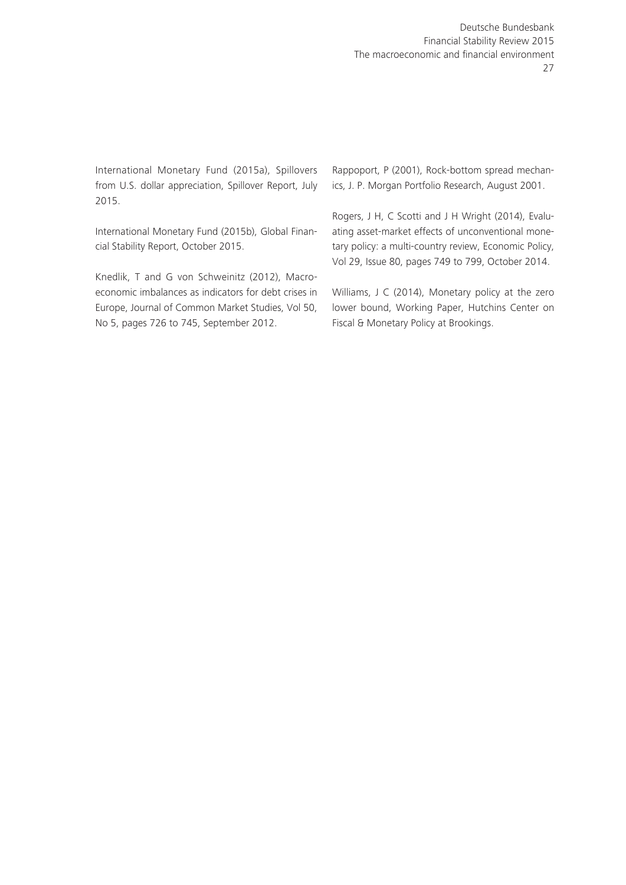International Monetary Fund (2015a), Spillovers from U.S. dollar appreciation, Spillover Report, July 2015.

International Monetary Fund (2015b), Global Financial Stability Report, October 2015.

Knedlik, T and G von Schweinitz (2012), Macroeconomic imbalances as indicators for debt crises in Europe, Journal of Common Market Studies, Vol 50, No 5, pages 726 to 745, September 2012.

Rappoport, P (2001), Rock-bottom spread mechanics, J. P. Morgan Portfolio Research, August 2001.

Rogers, J H, C Scotti and J H Wright (2014), Evaluating asset-market effects of unconventional monetary policy: a multi-country review, Economic Policy, Vol 29, Issue 80, pages 749 to 799, October 2014.

Williams, J C (2014), Monetary policy at the zero lower bound, Working Paper, Hutchins Center on Fiscal & Monetary Policy at Brookings.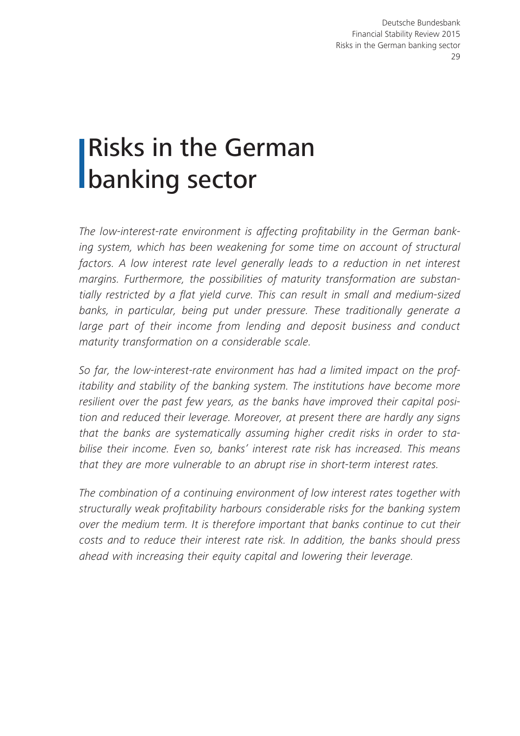# Risks in the German banking sector

*The low-interest-rate environment is affecting profitability in the German banking system, which has been weakening for some time on account of structural factors. A low interest rate level generally leads to a reduction in net interest margins. Furthermore, the possibilities of maturity transformation are substantially restricted by a flat yield curve. This can result in small and medium-sized banks, in particular, being put under pressure. These traditionally generate a large part of their income from lending and deposit business and conduct maturity transformation on a considerable scale.*

*So far, the low-interest-rate environment has had a limited impact on the profitability and stability of the banking system. The institutions have become more resilient over the past few years, as the banks have improved their capital position and reduced their leverage. Moreover, at present there are hardly any signs that the banks are systematically assuming higher credit risks in order to stabilise their income. Even so, banks' interest rate risk has increased. This means that they are more vulnerable to an abrupt rise in short-term interest rates.*

*The combination of a continuing environment of low interest rates together with structurally weak profitability harbours considerable risks for the banking system over the medium term. It is therefore important that banks continue to cut their costs and to reduce their interest rate risk. In addition, the banks should press ahead with increasing their equity capital and lowering their leverage.*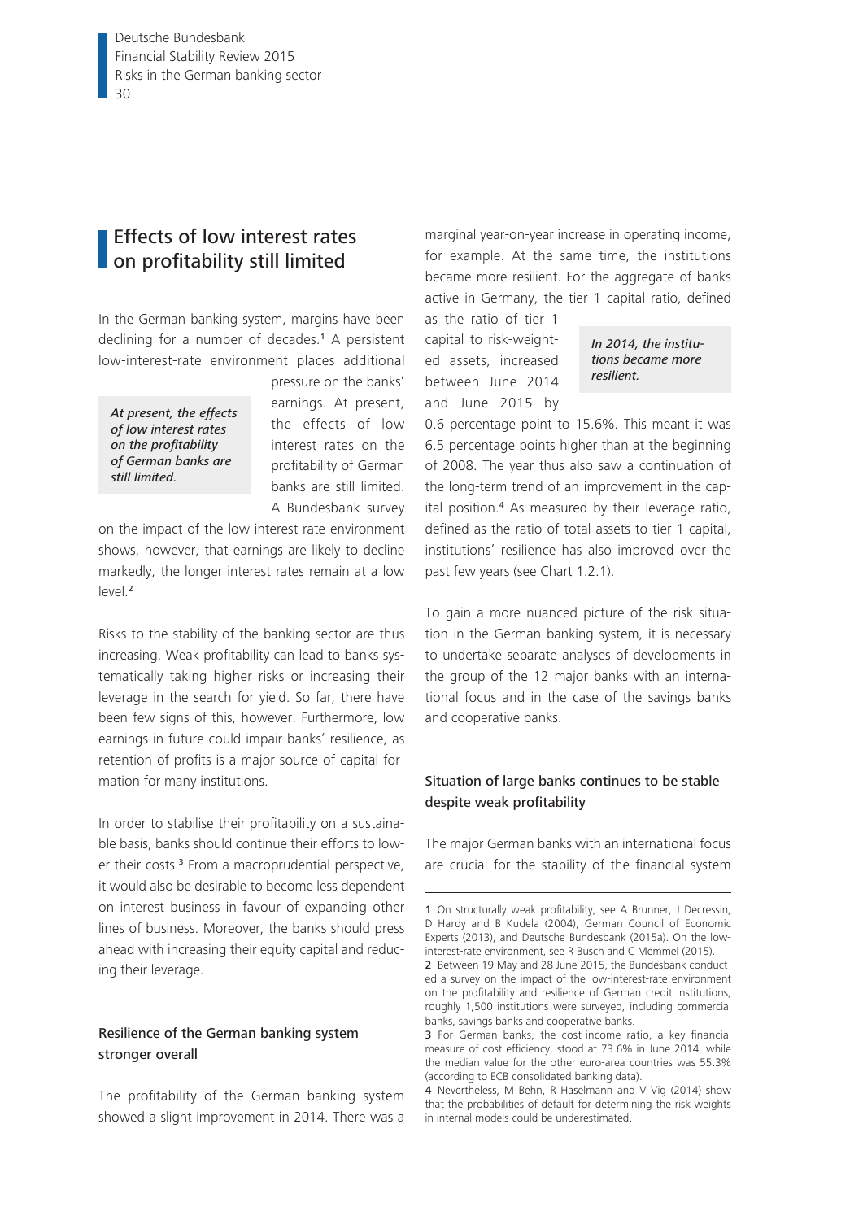## Effects of low interest rates on profitability still limited

In the German banking system, margins have been declining for a number of decades.[1] A persistent low-interest-rate environment places additional pressure on the banks' earnings. At present, the effects of low interest rates on the profitability of German banks are still limited. A Bundesbank survey on the impact of the low-interest-rate environment shows, however, that earnings are likely to decline markedly, the longer interest rates remain at a low level.[2]

*At present, the effects of low interest rates on the profitability of German banks are still limited.*

Risks to the stability of the banking sector are thus increasing. Weak profitability can lead to banks systematically taking higher risks or increasing their leverage in the search for yield. So far, there have been few signs of this, however. Furthermore, low earnings in future could impair banks' resilience, as retention of profits is a major source of capital formation for many institutions.

In order to stabilise their profitability on a sustainable basis, banks should continue their efforts to lower their costs.[3] From a macroprudential perspective, it would also be desirable to become less dependent on interest business in favour of expanding other lines of business. Moreover, the banks should press ahead with increasing their equity capital and reducing their leverage.

### Resilience of the German banking system stronger overall

The profitability of the German banking system showed a slight improvement in 2014. There was a marginal year-on-year increase in operating income, for example. At the same time, the institutions became more resilient. For the aggregate of banks active in Germany, the tier 1 capital ratio, defined as the ratio of tier 1 capital to risk-weighted assets, increased between June 2014 and June 2015 by 0.6 percentage point to 15.6%. This meant it was 6.5 percentage points higher than at the beginning of 2008. The year thus also saw a continuation of the long-term trend of an improvement in the capital position.[4] As measured by their leverage ratio, defined as the ratio of total assets to tier 1 capital, institutions' resilience has also improved over the past few years (see Chart 1.2.1).

*In 2014, the institutions became more resilient.*

To gain a more nuanced picture of the risk situation in the German banking system, it is necessary to undertake separate analyses of developments in the group of the 12 major banks with an international focus and in the case of the savings banks and cooperative banks.

### Situation of large banks continues to be stable despite weak profitability

The major German banks with an international focus are crucial for the stability of the financial system

---

1 On structurally weak profitability, see A Brunner, J Decressin, D Hardy and B Kudela (2004), German Council of Economic Experts (2013), and Deutsche Bundesbank (2015a). On the low-interest-rate environment, see R Busch and C Memmel (2015).

2 Between 19 May and 28 June 2015, the Bundesbank conducted a survey on the impact of the low-interest-rate environment on the profitability and resilience of German credit institutions; roughly 1,500 institutions were surveyed, including commercial banks, savings banks and cooperative banks.

3 For German banks, the cost-income ratio, a key financial measure of cost efficiency, stood at 73.6% in June 2014, while the median value for the other euro-area countries was 55.3% (according to ECB consolidated banking data).

4 Nevertheless, M Behn, R Haselmann and V Vig (2014) show that the probabilities of default for determining the risk weights in internal models could be underestimated.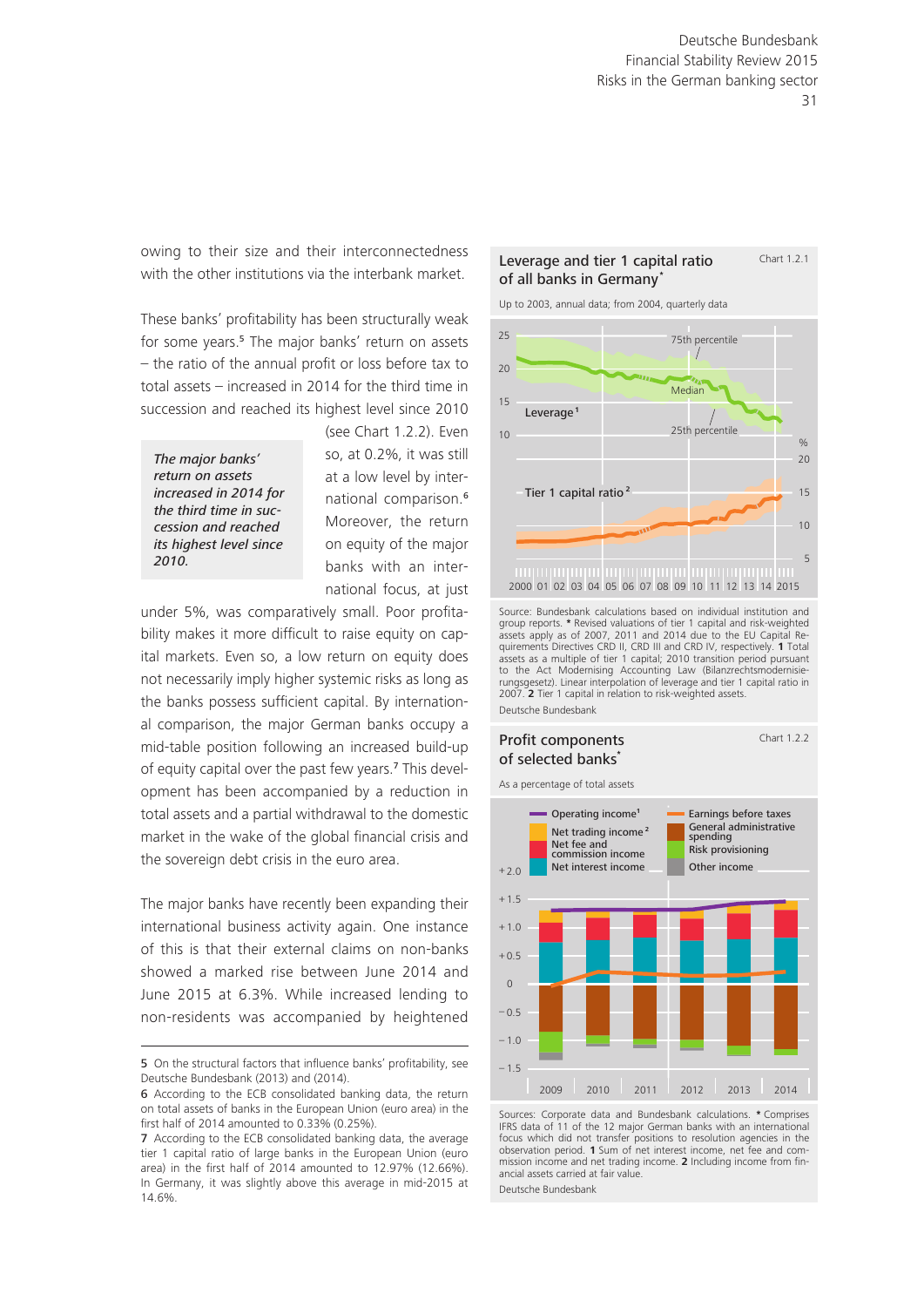owing to their size and their interconnectedness with the other institutions via the interbank market.

These banks' profitability has been structurally weak for some years.[5] The major banks' return on assets – the ratio of the annual profit or loss before tax to total assets – increased in 2014 for the third time in succession and reached its highest level since 2010 (see Chart 1.2.2). Even so, at 0.2%, it was still at a low level by international comparison.[6] Moreover, the return on equity of the major banks with an international focus, at just under 5%, was comparatively small. Poor profitability makes it more difficult to raise equity on capital markets. Even so, a low return on equity does not necessarily imply higher systemic risks as long as the banks possess sufficient capital. By international comparison, the major German banks occupy a mid-table position following an increased build-up of equity capital over the past few years.[7] This development has been accompanied by a reduction in total assets and a partial withdrawal to the domestic market in the wake of the global financial crisis and the sovereign debt crisis in the euro area.

*The major banks' return on assets increased in 2014 for the third time in succession and reached its highest level since 2010.*

The major banks have recently been expanding their international business activity again. One instance of this is that their external claims on non-banks showed a marked rise between June 2014 and June 2015 at 6.3%. While increased lending to non-residents was accompanied by heightened

**Leverage and tier 1 capital ratio of all banks in Germany*** — Chart 1.2.1

Up to 2003, annual data; from 2004, quarterly data

Source: Bundesbank calculations based on individual institution and group reports. * Revised valuations of tier 1 capital and risk-weighted assets apply as of 2007, 2011 and 2014 due to the EU Capital Requirements Directives CRD II, CRD III and CRD IV, respectively. 1 Total assets as a multiple of tier 1 capital; 2010 transition period pursuant to the Act Modernising Accounting Law (Bilanzrechtsmodernisierungsgesetz). Linear interpolation of leverage and tier 1 capital ratio in 2007. 2 Tier 1 capital in relation to risk-weighted assets.
Deutsche Bundesbank

**Profit components of selected banks*** — Chart 1.2.2

As a percentage of total assets

Sources: Corporate data and Bundesbank calculations. * Comprises IFRS data of 11 of the 12 major German banks with an international focus which did not transfer positions to resolution agencies in the observation period. 1 Sum of net interest income, net fee and commission income and net trading income. 2 Including income from financial assets carried at fair value.
Deutsche Bundesbank

---

5 On the structural factors that influence banks' profitability, see Deutsche Bundesbank (2013) and (2014).
6 According to the ECB consolidated banking data, the return on total assets of banks in the European Union (euro area) in the first half of 2014 amounted to 0.33% (0.25%).
7 According to the ECB consolidated banking data, the average tier 1 capital ratio of large banks in the European Union (euro area) in the first half of 2014 amounted to 12.97% (12.66%). In Germany, it was slightly above this average in mid-2015 at 14.6%.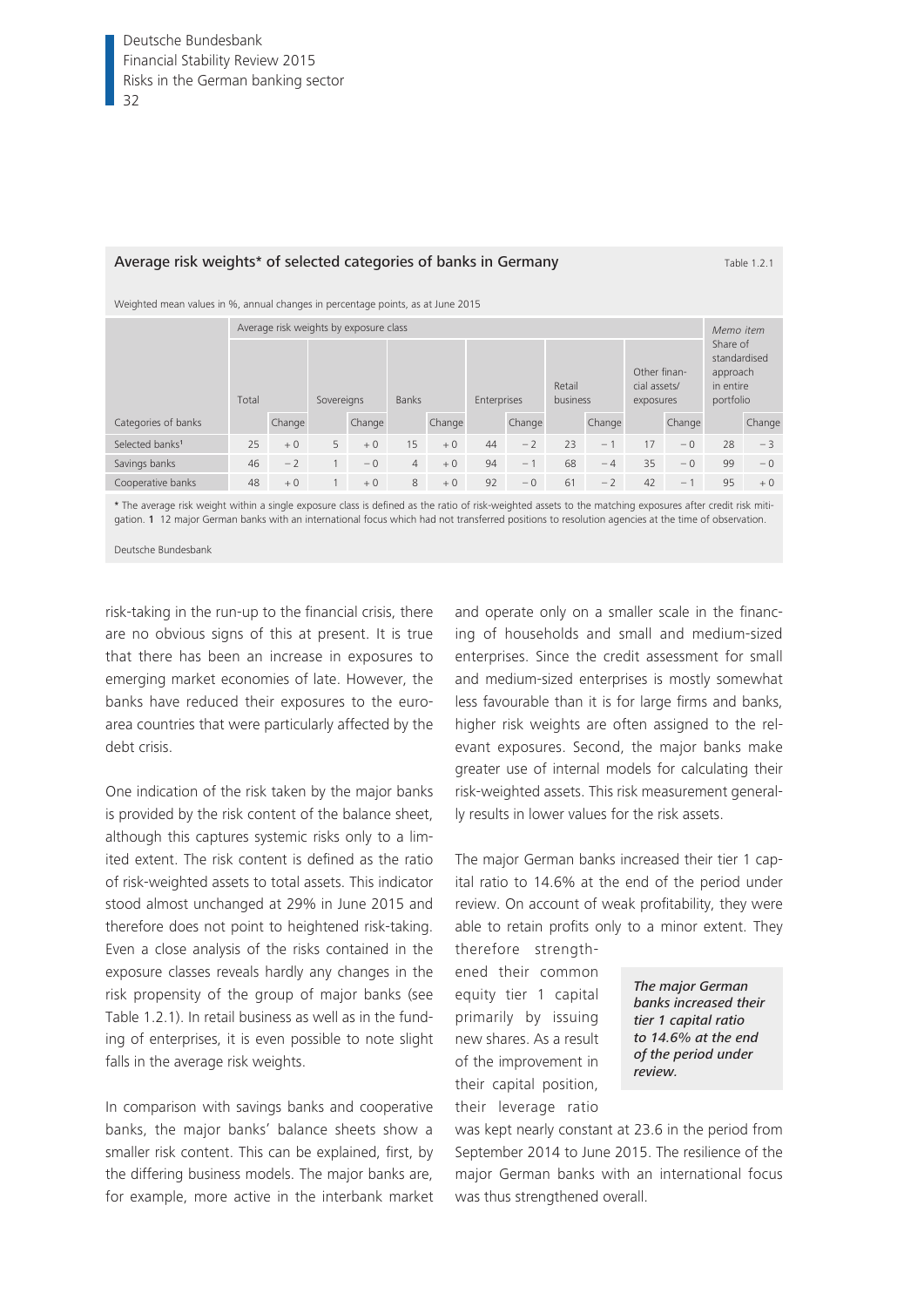**Average risk weights\* of selected categories of banks in Germany**

Table 1.2.1

Weighted mean values in %, annual changes in percentage points, as at June 2015

| Categories of banks | Average risk weights by exposure class | | | | | | | | | | | | *Memo item* Share of standardised approach in entire portfolio | |
|---|---|---|---|---|---|---|---|---|---|---|---|---|---|---|
| | Total | | Sovereigns | | Banks | | Enterprises | | Retail business | | Other financial assets/ exposures | | | |
| | | Change | | Change | | Change | | Change | | Change | | Change | | Change |
| Selected banks[1] | 25 | + 0 | 5 | + 0 | 15 | + 0 | 44 | − 2 | 23 | − 1 | 17 | − 0 | 28 | − 3 |
| Savings banks | 46 | − 2 | 1 | − 0 | 4 | + 0 | 94 | − 1 | 68 | − 4 | 35 | − 0 | 99 | − 0 |
| Cooperative banks | 48 | + 0 | 1 | + 0 | 8 | + 0 | 92 | − 0 | 61 | − 2 | 42 | − 1 | 95 | + 0 |

\* The average risk weight within a single exposure class is defined as the ratio of risk-weighted assets to the matching exposures after credit risk mitigation. **1** 12 major German banks with an international focus which had not transferred positions to resolution agencies at the time of observation.

Deutsche Bundesbank

risk-taking in the run-up to the financial crisis, there are no obvious signs of this at present. It is true that there has been an increase in exposures to emerging market economies of late. However, the banks have reduced their exposures to the euro-area countries that were particularly affected by the debt crisis.

One indication of the risk taken by the major banks is provided by the risk content of the balance sheet, although this captures systemic risks only to a limited extent. The risk content is defined as the ratio of risk-weighted assets to total assets. This indicator stood almost unchanged at 29% in June 2015 and therefore does not point to heightened risk-taking. Even a close analysis of the risks contained in the exposure classes reveals hardly any changes in the risk propensity of the group of major banks (see Table 1.2.1). In retail business as well as in the funding of enterprises, it is even possible to note slight falls in the average risk weights.

In comparison with savings banks and cooperative banks, the major banks' balance sheets show a smaller risk content. This can be explained, first, by the differing business models. The major banks are, for example, more active in the interbank market and operate only on a smaller scale in the financing of households and small and medium-sized enterprises. Since the credit assessment for small and medium-sized enterprises is mostly somewhat less favourable than it is for large firms and banks, higher risk weights are often assigned to the relevant exposures. Second, the major banks make greater use of internal models for calculating their risk-weighted assets. This risk measurement generally results in lower values for the risk assets.

The major German banks increased their tier 1 capital ratio to 14.6% at the end of the period under review. On account of weak profitability, they were able to retain profits only to a minor extent. They therefore strengthened their common equity tier 1 capital primarily by issuing new shares. As a result of the improvement in their capital position, their leverage ratio was kept nearly constant at 23.6 in the period from September 2014 to June 2015. The resilience of the major German banks with an international focus was thus strengthened overall.

*The major German banks increased their tier 1 capital ratio to 14.6% at the end of the period under review.*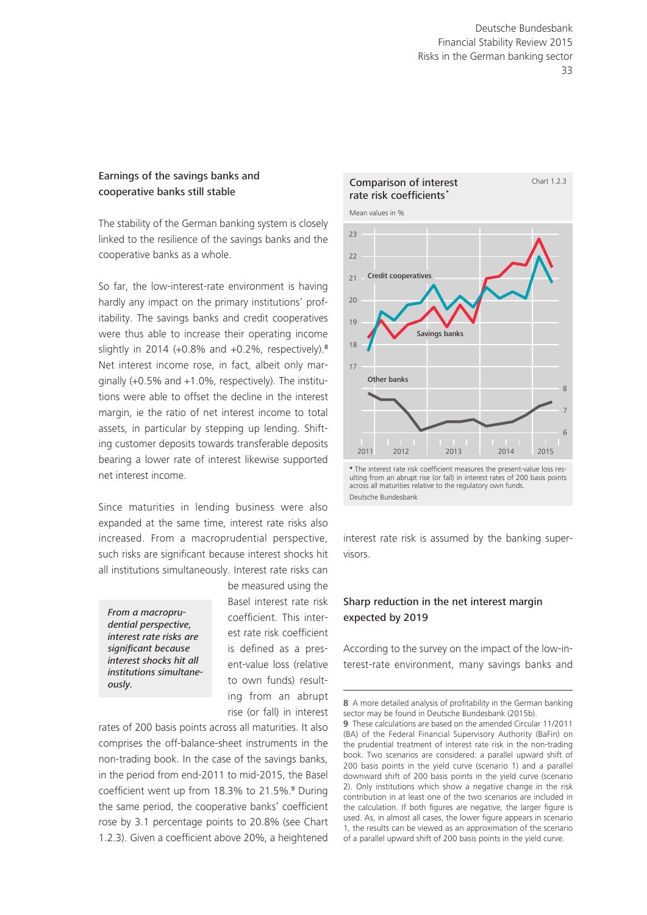## Earnings of the savings banks and cooperative banks still stable

The stability of the German banking system is closely linked to the resilience of the savings banks and the cooperative banks as a whole.

So far, the low-interest-rate environment is having hardly any impact on the primary institutions' profitability. The savings banks and credit cooperatives were thus able to increase their operating income slightly in 2014 (+0.8% and +0.2%, respectively).[8] Net interest income rose, in fact, albeit only marginally (+0.5% and +1.0%, respectively). The institutions were able to offset the decline in the interest margin, ie the ratio of net interest income to total assets, in particular by stepping up lending. Shifting customer deposits towards transferable deposits bearing a lower rate of interest likewise supported net interest income.

Since maturities in lending business were also expanded at the same time, interest rate risks also increased. From a macroprudential perspective, such risks are significant because interest shocks hit all institutions simultaneously. Interest rate risks can be measured using the Basel interest rate risk coefficient. This interest rate risk coefficient is defined as a present-value loss (relative to own funds) resulting from an abrupt rise (or fall) in interest rates of 200 basis points across all maturities. It also comprises the off-balance-sheet instruments in the non-trading book. In the case of the savings banks, in the period from end-2011 to mid-2015, the Basel coefficient went up from 18.3% to 21.5%.[9] During the same period, the cooperative banks' coefficient rose by 3.1 percentage points to 20.8% (see Chart 1.2.3). Given a coefficient above 20%, a heightened interest rate risk is assumed by the banking supervisors.

*From a macroprudential perspective, interest rate risks are significant because interest shocks hit all institutions simultaneously.*

**Comparison of interest rate risk coefficients*** — Chart 1.2.3

Mean values in %

\* The interest rate risk coefficient measures the present-value loss resulting from an abrupt rise (or fall) in interest rates of 200 basis points across all maturities relative to the regulatory own funds.

Deutsche Bundesbank

## Sharp reduction in the net interest margin expected by 2019

According to the survey on the impact of the low-interest-rate environment, many savings banks and

---

8 A more detailed analysis of profitability in the German banking sector may be found in Deutsche Bundesbank (2015b).

9 These calculations are based on the amended Circular 11/2011 (BA) of the Federal Financial Supervisory Authority (BaFin) on the prudential treatment of interest rate risk in the non-trading book. Two scenarios are considered: a parallel upward shift of 200 basis points in the yield curve (scenario 1) and a parallel downward shift of 200 basis points in the yield curve (scenario 2). Only institutions which show a negative change in the risk contribution in at least one of the two scenarios are included in the calculation. If both figures are negative, the larger figure is used. As, in almost all cases, the lower figure appears in scenario 1, the results can be viewed as an approximation of the scenario of a parallel upward shift of 200 basis points in the yield curve.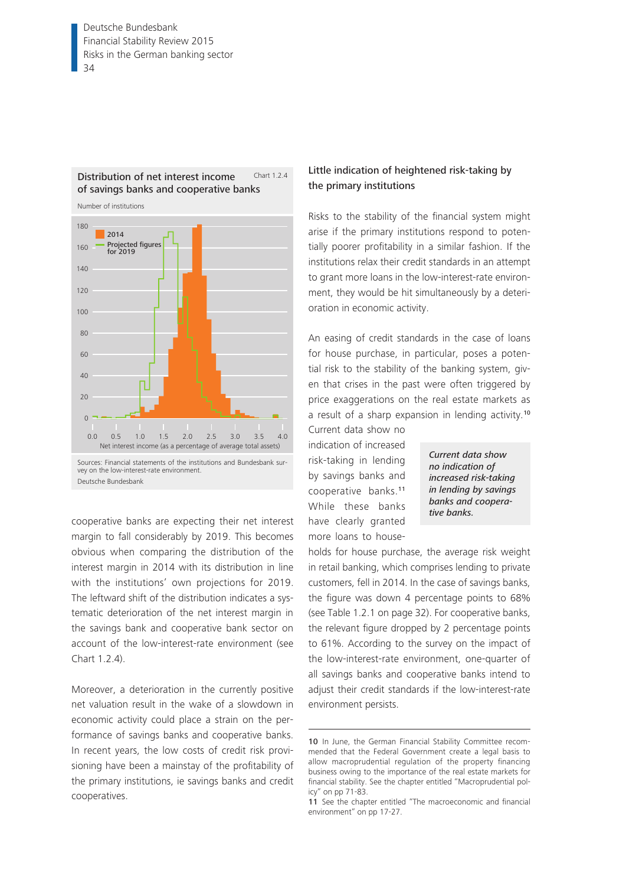**Distribution of net interest income of savings banks and cooperative banks** — Chart 1.2.4

Number of institutions

Sources: Financial statements of the institutions and Bundesbank survey on the low-interest-rate environment.
Deutsche Bundesbank

cooperative banks are expecting their net interest margin to fall considerably by 2019. This becomes obvious when comparing the distribution of the interest margin in 2014 with its distribution in line with the institutions' own projections for 2019. The leftward shift of the distribution indicates a systematic deterioration of the net interest margin in the savings bank and cooperative bank sector on account of the low-interest-rate environment (see Chart 1.2.4).

Moreover, a deterioration in the currently positive net valuation result in the wake of a slowdown in economic activity could place a strain on the performance of savings banks and cooperative banks. In recent years, the low costs of credit risk provisioning have been a mainstay of the profitability of the primary institutions, ie savings banks and credit cooperatives.

## Little indication of heightened risk-taking by the primary institutions

Risks to the stability of the financial system might arise if the primary institutions respond to potentially poorer profitability in a similar fashion. If the institutions relax their credit standards in an attempt to grant more loans in the low-interest-rate environment, they would be hit simultaneously by a deterioration in economic activity.

An easing of credit standards in the case of loans for house purchase, in particular, poses a potential risk to the stability of the banking system, given that crises in the past were often triggered by price exaggerations on the real estate markets as a result of a sharp expansion in lending activity.[10] Current data show no indication of increased risk-taking in lending by savings banks and cooperative banks.[11] While these banks have clearly granted more loans to households for house purchase, the average risk weight in retail banking, which comprises lending to private customers, fell in 2014. In the case of savings banks, the figure was down 4 percentage points to 68% (see Table 1.2.1 on page 32). For cooperative banks, the relevant figure dropped by 2 percentage points to 61%. According to the survey on the impact of the low-interest-rate environment, one-quarter of all savings banks and cooperative banks intend to adjust their credit standards if the low-interest-rate environment persists.

*Current data show no indication of increased risk-taking in lending by savings banks and cooperative banks.*

10 In June, the German Financial Stability Committee recommended that the Federal Government create a legal basis to allow macroprudential regulation of the property financing business owing to the importance of the real estate markets for financial stability. See the chapter entitled "Macroprudential policy" on pp 71-83.

11 See the chapter entitled "The macroeconomic and financial environment" on pp 17-27.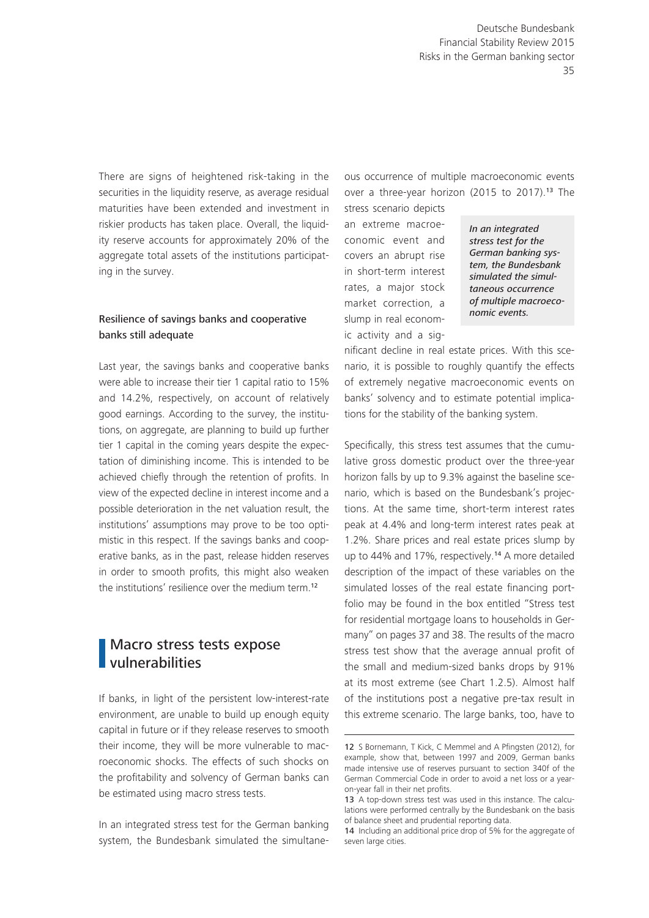There are signs of heightened risk-taking in the securities in the liquidity reserve, as average residual maturities have been extended and investment in riskier products has taken place. Overall, the liquidity reserve accounts for approximately 20% of the aggregate total assets of the institutions participating in the survey.

### Resilience of savings banks and cooperative banks still adequate

Last year, the savings banks and cooperative banks were able to increase their tier 1 capital ratio to 15% and 14.2%, respectively, on account of relatively good earnings. According to the survey, the institutions, on aggregate, are planning to build up further tier 1 capital in the coming years despite the expectation of diminishing income. This is intended to be achieved chiefly through the retention of profits. In view of the expected decline in interest income and a possible deterioration in the net valuation result, the institutions' assumptions may prove to be too optimistic in this respect. If the savings banks and cooperative banks, as in the past, release hidden reserves in order to smooth profits, this might also weaken the institutions' resilience over the medium term.[12]

## Macro stress tests expose vulnerabilities

If banks, in light of the persistent low-interest-rate environment, are unable to build up enough equity capital in future or if they release reserves to smooth their income, they will be more vulnerable to macroeconomic shocks. The effects of such shocks on the profitability and solvency of German banks can be estimated using macro stress tests.

In an integrated stress test for the German banking system, the Bundesbank simulated the simultaneous occurrence of multiple macroeconomic events over a three-year horizon (2015 to 2017).[13] The stress scenario depicts an extreme macroeconomic event and covers an abrupt rise in short-term interest rates, a major stock market correction, a slump in real economic activity and a significant decline in real estate prices. With this scenario, it is possible to roughly quantify the effects of extremely negative macroeconomic events on banks' solvency and to estimate potential implications for the stability of the banking system.

*In an integrated stress test for the German banking system, the Bundesbank simulated the simultaneous occurrence of multiple macroeconomic events.*

Specifically, this stress test assumes that the cumulative gross domestic product over the three-year horizon falls by up to 9.3% against the baseline scenario, which is based on the Bundesbank's projections. At the same time, short-term interest rates peak at 4.4% and long-term interest rates peak at 1.2%. Share prices and real estate prices slump by up to 44% and 17%, respectively.[14] A more detailed description of the impact of these variables on the simulated losses of the real estate financing portfolio may be found in the box entitled "Stress test for residential mortgage loans to households in Germany" on pages 37 and 38. The results of the macro stress test show that the average annual profit of the small and medium-sized banks drops by 91% at its most extreme (see Chart 1.2.5). Almost half of the institutions post a negative pre-tax result in this extreme scenario. The large banks, too, have to

---

12 S Bornemann, T Kick, C Memmel and A Pfingsten (2012), for example, show that, between 1997 and 2009, German banks made intensive use of reserves pursuant to section 340f of the German Commercial Code in order to avoid a net loss or a year-on-year fall in their net profits.

13 A top-down stress test was used in this instance. The calculations were performed centrally by the Bundesbank on the basis of balance sheet and prudential reporting data.

14 Including an additional price drop of 5% for the aggregate of seven large cities.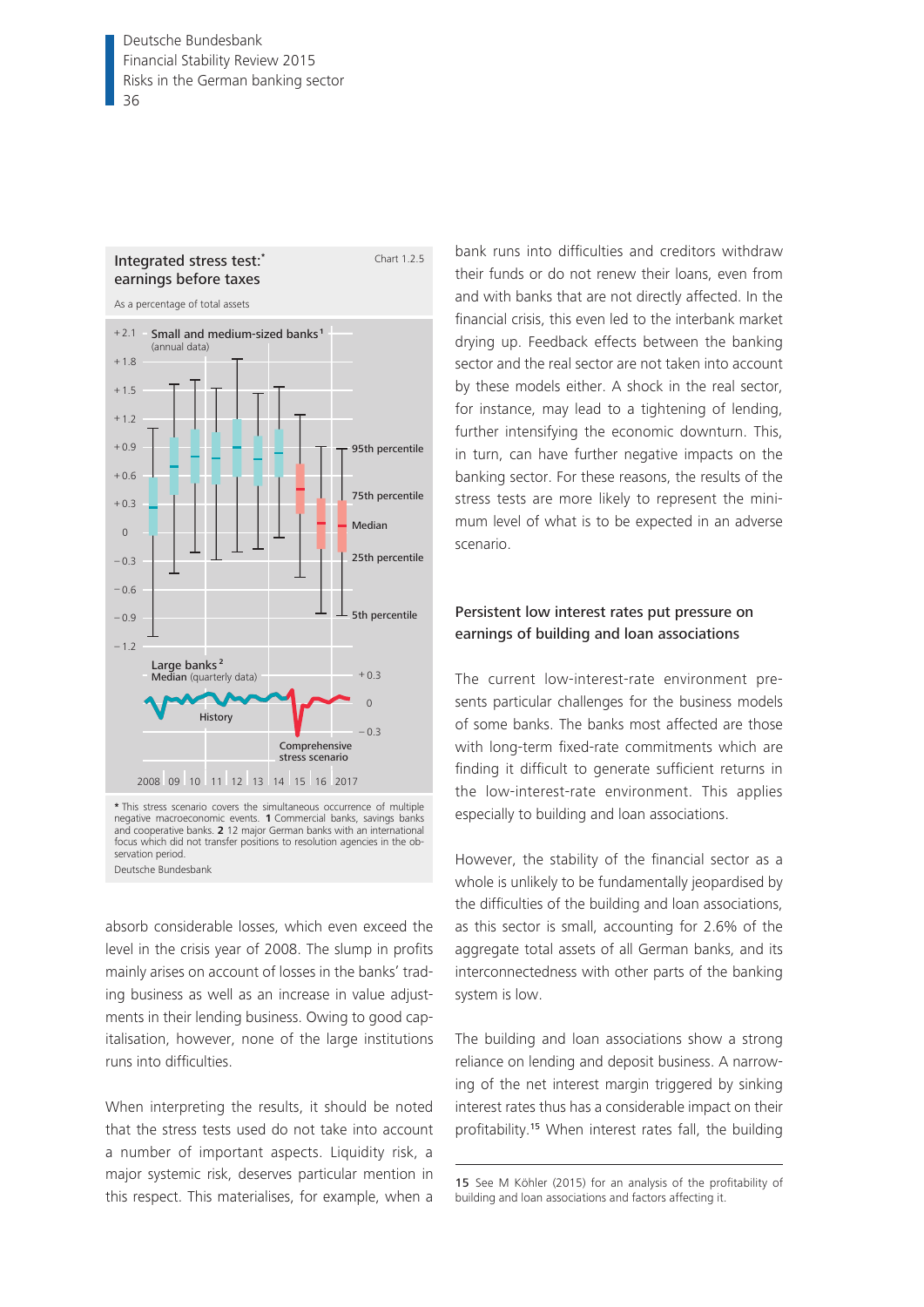**Integrated stress test:\* earnings before taxes**

Chart 1.2.5

As a percentage of total assets

Small and medium-sized banks[1] (annual data)

Large banks[2] Median (quarterly data)

\* This stress scenario covers the simultaneous occurrence of multiple negative macroeconomic events. **1** Commercial banks, savings banks and cooperative banks. **2** 12 major German banks with an international focus which did not transfer positions to resolution agencies in the observation period.

Deutsche Bundesbank

absorb considerable losses, which even exceed the level in the crisis year of 2008. The slump in profits mainly arises on account of losses in the banks' trading business as well as an increase in value adjustments in their lending business. Owing to good capitalisation, however, none of the large institutions runs into difficulties.

When interpreting the results, it should be noted that the stress tests used do not take into account a number of important aspects. Liquidity risk, a major systemic risk, deserves particular mention in this respect. This materialises, for example, when a bank runs into difficulties and creditors withdraw their funds or do not renew their loans, even from and with banks that are not directly affected. In the financial crisis, this even led to the interbank market drying up. Feedback effects between the banking sector and the real sector are not taken into account by these models either. A shock in the real sector, for instance, may lead to a tightening of lending, further intensifying the economic downturn. This, in turn, can have further negative impacts on the banking sector. For these reasons, the results of the stress tests are more likely to represent the minimum level of what is to be expected in an adverse scenario.

### Persistent low interest rates put pressure on earnings of building and loan associations

The current low-interest-rate environment presents particular challenges for the business models of some banks. The banks most affected are those with long-term fixed-rate commitments which are finding it difficult to generate sufficient returns in the low-interest-rate environment. This applies especially to building and loan associations.

However, the stability of the financial sector as a whole is unlikely to be fundamentally jeopardised by the difficulties of the building and loan associations, as this sector is small, accounting for 2.6% of the aggregate total assets of all German banks, and its interconnectedness with other parts of the banking system is low.

The building and loan associations show a strong reliance on lending and deposit business. A narrowing of the net interest margin triggered by sinking interest rates thus has a considerable impact on their profitability.[15] When interest rates fall, the building

**15** See M Köhler (2015) for an analysis of the profitability of building and loan associations and factors affecting it.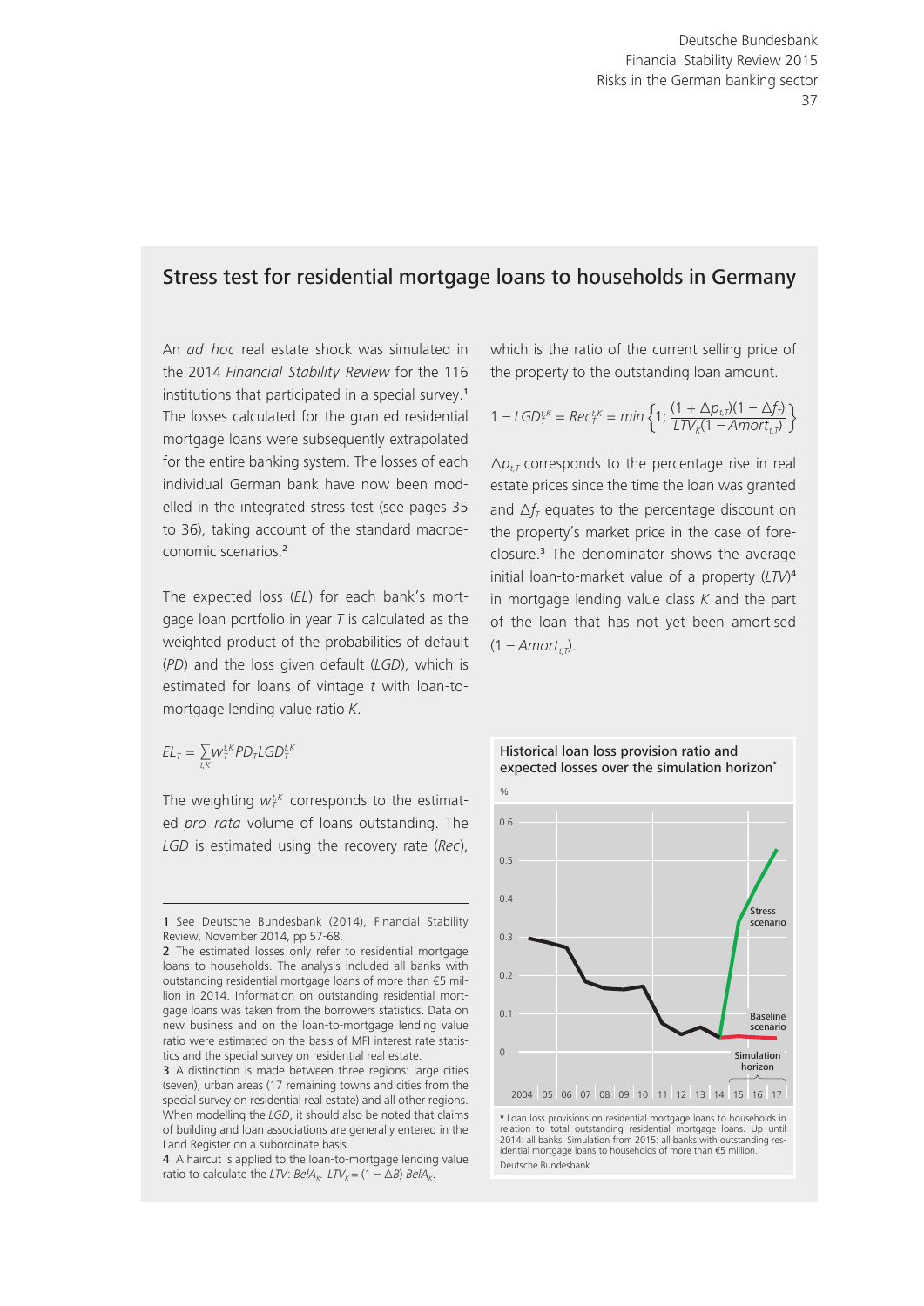## Stress test for residential mortgage loans to households in Germany

An *ad hoc* real estate shock was simulated in the 2014 *Financial Stability Review* for the 116 institutions that participated in a special survey.[1] The losses calculated for the granted residential mortgage loans were subsequently extrapolated for the entire banking system. The losses of each individual German bank have now been modelled in the integrated stress test (see pages 35 to 36), taking account of the standard macroeconomic scenarios.[2]

The expected loss (*EL*) for each bank's mortgage loan portfolio in year *T* is calculated as the weighted product of the probabilities of default (*PD*) and the loss given default (*LGD*), which is estimated for loans of vintage *t* with loan-to-mortgage lending value ratio *K*.

$$EL_T = \sum_{t,K} w_T^{t,K} PD_T LGD_T^{t,K}$$

The weighting $w_T^{t,K}$ corresponds to the estimated *pro rata* volume of loans outstanding. The *LGD* is estimated using the recovery rate (*Rec*), which is the ratio of the current selling price of the property to the outstanding loan amount.

$$1 - LGD_T^{t,K} = Rec_T^{t,K} = min\left\{1; \frac{(1 + \Delta p_{t,T})(1 - \Delta f_T)}{LTV_K(1 - Amort_{t,T})}\right\}$$

$\Delta p_{t,T}$ corresponds to the percentage rise in real estate prices since the time the loan was granted and $\Delta f_T$ equates to the percentage discount on the property's market price in the case of foreclosure.[3] The denominator shows the average initial loan-to-market value of a property (*LTV*)[4] in mortgage lending value class *K* and the part of the loan that has not yet been amortised $(1 - Amort_{t,T})$.

**Historical loan loss provision ratio and expected losses over the simulation horizon***

\* Loan loss provisions on residential mortgage loans to households in relation to total outstanding residential mortgage loans. Up until 2014: all banks. Simulation from 2015: all banks with outstanding residential mortgage loans to households of more than €5 million.

Deutsche Bundesbank

---

1 See Deutsche Bundesbank (2014), Financial Stability Review, November 2014, pp 57-68.

2 The estimated losses only refer to residential mortgage loans to households. The analysis included all banks with outstanding residential mortgage loans of more than €5 million in 2014. Information on outstanding residential mortgage loans was taken from the borrowers statistics. Data on new business and on the loan-to-mortgage lending value ratio were estimated on the basis of MFI interest rate statistics and the special survey on residential real estate.

3 A distinction is made between three regions: large cities (seven), urban areas (17 remaining towns and cities from the special survey on residential real estate) and all other regions. When modelling the *LGD*, it should also be noted that claims of building and loan associations are generally entered in the Land Register on a subordinate basis.

4 A haircut is applied to the loan-to-mortgage lending value ratio to calculate the *LTV*: $BelA_K$. $LTV_K = (1 - \Delta B)\ BelA_K$.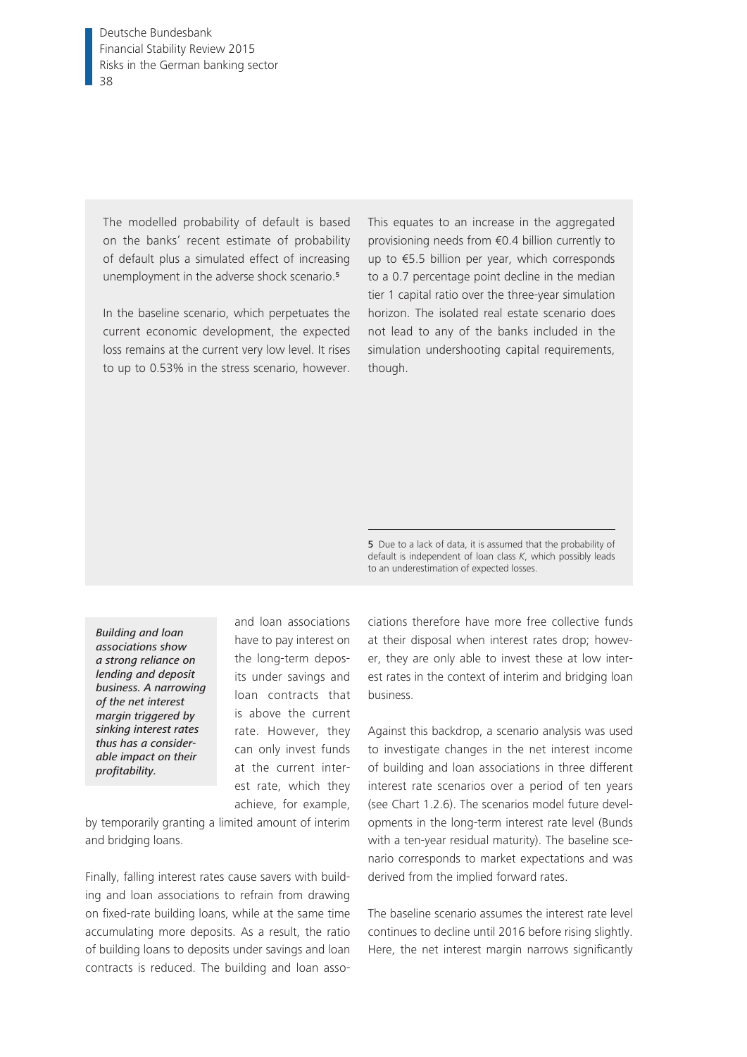The modelled probability of default is based on the banks' recent estimate of probability of default plus a simulated effect of increasing unemployment in the adverse shock scenario.[5]

In the baseline scenario, which perpetuates the current economic development, the expected loss remains at the current very low level. It rises to up to 0.53% in the stress scenario, however. This equates to an increase in the aggregated provisioning needs from €0.4 billion currently to up to €5.5 billion per year, which corresponds to a 0.7 percentage point decline in the median tier 1 capital ratio over the three-year simulation horizon. The isolated real estate scenario does not lead to any of the banks included in the simulation undershooting capital requirements, though.

5 Due to a lack of data, it is assumed that the probability of default is independent of loan class *K*, which possibly leads to an underestimation of expected losses.

*Building and loan associations show a strong reliance on lending and deposit business. A narrowing of the net interest margin triggered by sinking interest rates thus has a considerable impact on their profitability.*

and loan associations have to pay interest on the long-term deposits under savings and loan contracts that is above the current rate. However, they can only invest funds at the current interest rate, which they achieve, for example, by temporarily granting a limited amount of interim and bridging loans.

Finally, falling interest rates cause savers with building and loan associations to refrain from drawing on fixed-rate building loans, while at the same time accumulating more deposits. As a result, the ratio of building loans to deposits under savings and loan contracts is reduced. The building and loan associations therefore have more free collective funds at their disposal when interest rates drop; however, they are only able to invest these at low interest rates in the context of interim and bridging loan business.

Against this backdrop, a scenario analysis was used to investigate changes in the net interest income of building and loan associations in three different interest rate scenarios over a period of ten years (see Chart 1.2.6). The scenarios model future developments in the long-term interest rate level (Bunds with a ten-year residual maturity). The baseline scenario corresponds to market expectations and was derived from the implied forward rates.

The baseline scenario assumes the interest rate level continues to decline until 2016 before rising slightly. Here, the net interest margin narrows significantly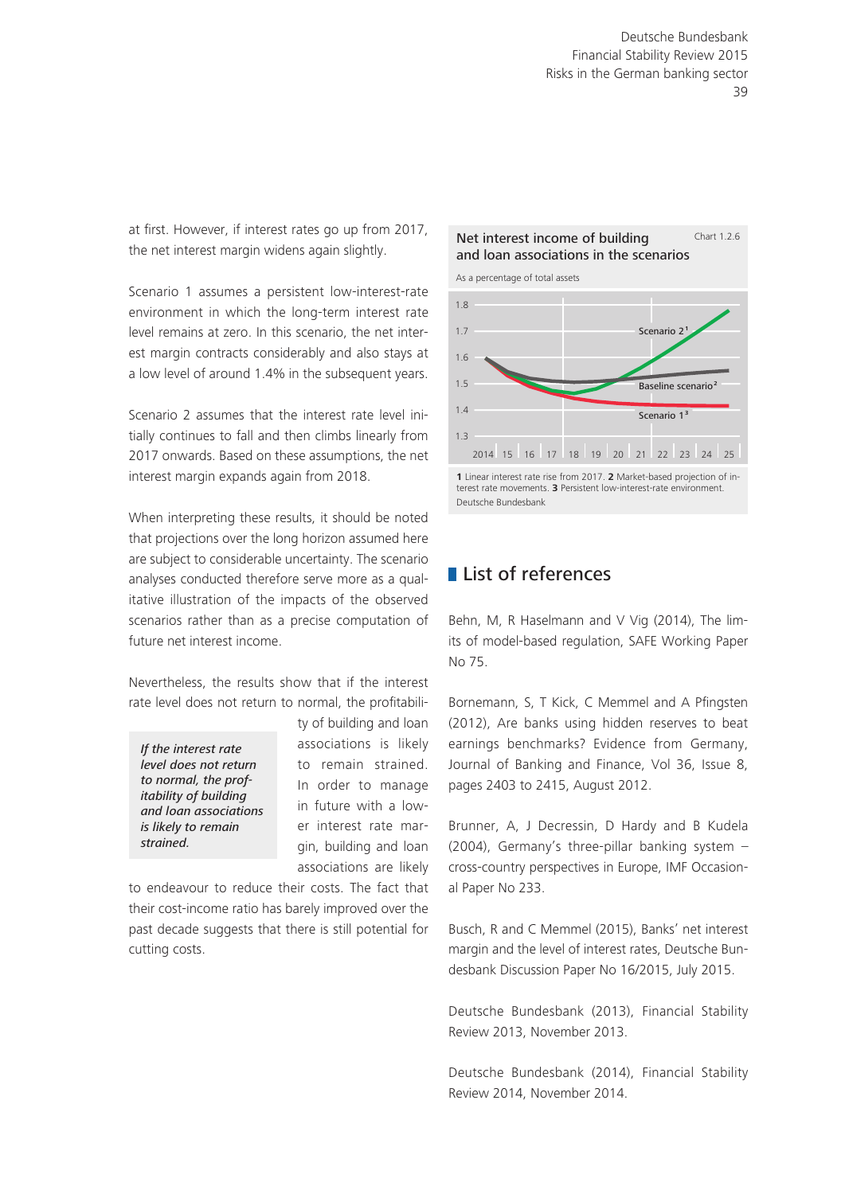at first. However, if interest rates go up from 2017, the net interest margin widens again slightly.

Scenario 1 assumes a persistent low-interest-rate environment in which the long-term interest rate level remains at zero. In this scenario, the net interest margin contracts considerably and also stays at a low level of around 1.4% in the subsequent years.

Scenario 2 assumes that the interest rate level initially continues to fall and then climbs linearly from 2017 onwards. Based on these assumptions, the net interest margin expands again from 2018.

When interpreting these results, it should be noted that projections over the long horizon assumed here are subject to considerable uncertainty. The scenario analyses conducted therefore serve more as a qualitative illustration of the impacts of the observed scenarios rather than as a precise computation of future net interest income.

Nevertheless, the results show that if the interest rate level does not return to normal, the profitability of building and loan associations is likely to remain strained. In order to manage in future with a lower interest rate margin, building and loan associations are likely to endeavour to reduce their costs. The fact that their cost-income ratio has barely improved over the past decade suggests that there is still potential for cutting costs.

*If the interest rate level does not return to normal, the profitability of building and loan associations is likely to remain strained.*

**Net interest income of building and loan associations in the scenarios** — Chart 1.2.6

As a percentage of total assets

1 Linear interest rate rise from 2017. 2 Market-based projection of interest rate movements. 3 Persistent low-interest-rate environment.
Deutsche Bundesbank

## List of references

Behn, M, R Haselmann and V Vig (2014), The limits of model-based regulation, SAFE Working Paper No 75.

Bornemann, S, T Kick, C Memmel and A Pfingsten (2012), Are banks using hidden reserves to beat earnings benchmarks? Evidence from Germany, Journal of Banking and Finance, Vol 36, Issue 8, pages 2403 to 2415, August 2012.

Brunner, A, J Decressin, D Hardy and B Kudela (2004), Germany's three-pillar banking system – cross-country perspectives in Europe, IMF Occasional Paper No 233.

Busch, R and C Memmel (2015), Banks' net interest margin and the level of interest rates, Deutsche Bundesbank Discussion Paper No 16/2015, July 2015.

Deutsche Bundesbank (2013), Financial Stability Review 2013, November 2013.

Deutsche Bundesbank (2014), Financial Stability Review 2014, November 2014.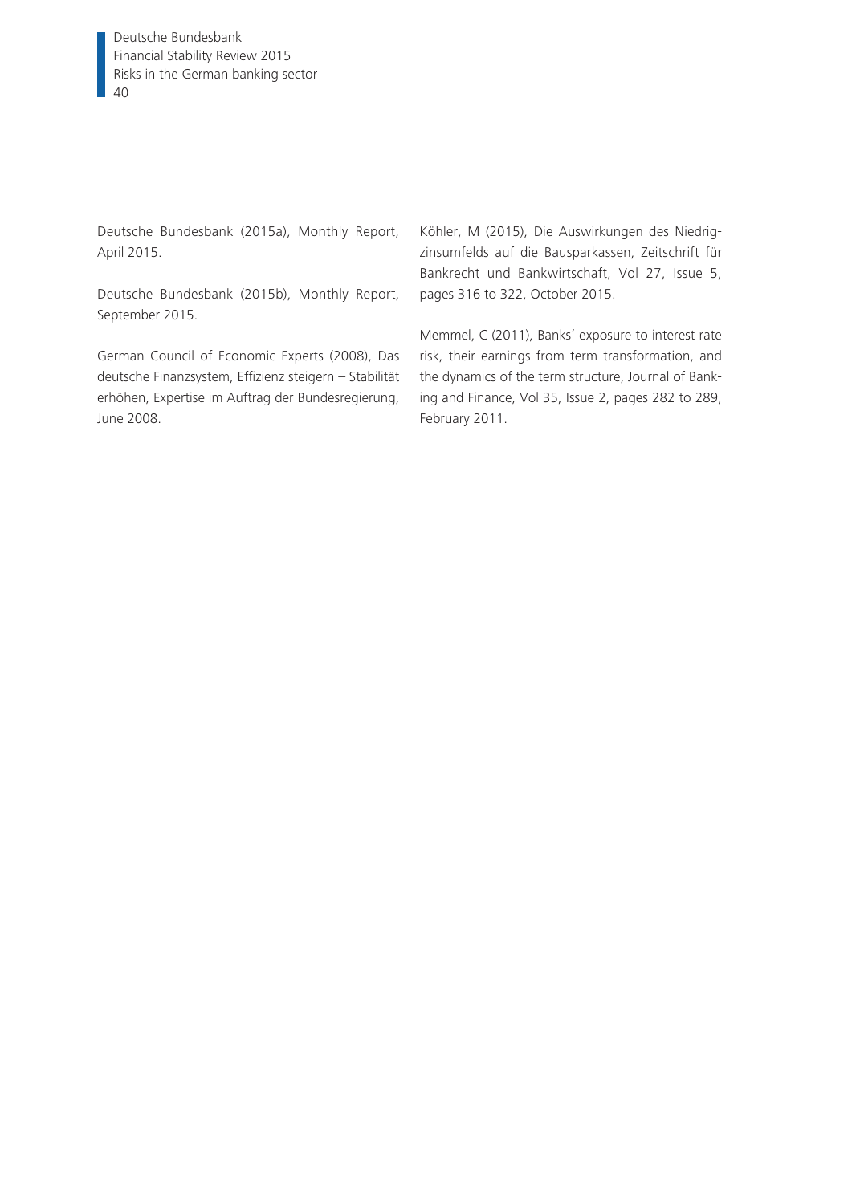Deutsche Bundesbank (2015a), Monthly Report, April 2015.

Deutsche Bundesbank (2015b), Monthly Report, September 2015.

German Council of Economic Experts (2008), Das deutsche Finanzsystem, Effizienz steigern – Stabilität erhöhen, Expertise im Auftrag der Bundesregierung, June 2008.

Köhler, M (2015), Die Auswirkungen des Niedrigzinsumfelds auf die Bausparkassen, Zeitschrift für Bankrecht und Bankwirtschaft, Vol 27, Issue 5, pages 316 to 322, October 2015.

Memmel, C (2011), Banks' exposure to interest rate risk, their earnings from term transformation, and the dynamics of the term structure, Journal of Banking and Finance, Vol 35, Issue 2, pages 282 to 289, February 2011.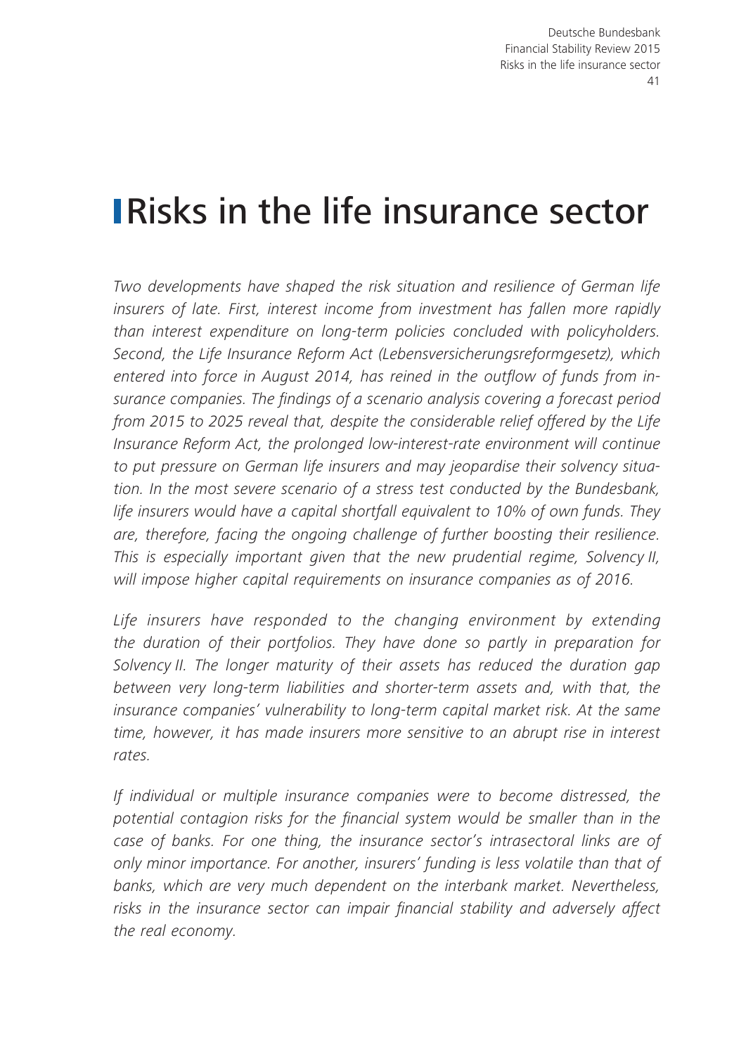# Risks in the life insurance sector

*Two developments have shaped the risk situation and resilience of German life insurers of late. First, interest income from investment has fallen more rapidly than interest expenditure on long-term policies concluded with policyholders. Second, the Life Insurance Reform Act (Lebensversicherungsreformgesetz), which entered into force in August 2014, has reined in the outflow of funds from insurance companies. The findings of a scenario analysis covering a forecast period from 2015 to 2025 reveal that, despite the considerable relief offered by the Life Insurance Reform Act, the prolonged low-interest-rate environment will continue to put pressure on German life insurers and may jeopardise their solvency situation. In the most severe scenario of a stress test conducted by the Bundesbank, life insurers would have a capital shortfall equivalent to 10% of own funds. They are, therefore, facing the ongoing challenge of further boosting their resilience. This is especially important given that the new prudential regime, Solvency II, will impose higher capital requirements on insurance companies as of 2016.*

*Life insurers have responded to the changing environment by extending the duration of their portfolios. They have done so partly in preparation for Solvency II. The longer maturity of their assets has reduced the duration gap between very long-term liabilities and shorter-term assets and, with that, the insurance companies' vulnerability to long-term capital market risk. At the same time, however, it has made insurers more sensitive to an abrupt rise in interest rates.*

*If individual or multiple insurance companies were to become distressed, the potential contagion risks for the financial system would be smaller than in the case of banks. For one thing, the insurance sector's intrasectoral links are of only minor importance. For another, insurers' funding is less volatile than that of banks, which are very much dependent on the interbank market. Nevertheless, risks in the insurance sector can impair financial stability and adversely affect the real economy.*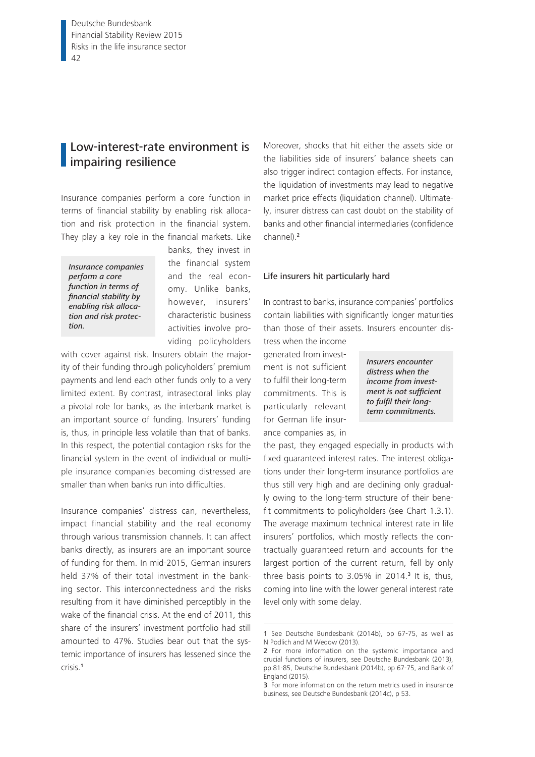## Low-interest-rate environment is impairing resilience

Insurance companies perform a core function in terms of financial stability by enabling risk allocation and risk protection in the financial system. They play a key role in the financial markets. Like banks, they invest in the financial system and the real economy. Unlike banks, however, insurers' characteristic business activities involve providing policyholders with cover against risk. Insurers obtain the majority of their funding through policyholders' premium payments and lend each other funds only to a very limited extent. By contrast, intrasectoral links play a pivotal role for banks, as the interbank market is an important source of funding. Insurers' funding is, thus, in principle less volatile than that of banks. In this respect, the potential contagion risks for the financial system in the event of individual or multiple insurance companies becoming distressed are smaller than when banks run into difficulties.

*Insurance companies perform a core function in terms of financial stability by enabling risk allocation and risk protection.*

Insurance companies' distress can, nevertheless, impact financial stability and the real economy through various transmission channels. It can affect banks directly, as insurers are an important source of funding for them. In mid-2015, German insurers held 37% of their total investment in the banking sector. This interconnectedness and the risks resulting from it have diminished perceptibly in the wake of the financial crisis. At the end of 2011, this share of the insurers' investment portfolio had still amounted to 47%. Studies bear out that the systemic importance of insurers has lessened since the crisis.[1]

Moreover, shocks that hit either the assets side or the liabilities side of insurers' balance sheets can also trigger indirect contagion effects. For instance, the liquidation of investments may lead to negative market price effects (liquidation channel). Ultimately, insurer distress can cast doubt on the stability of banks and other financial intermediaries (confidence channel).[2]

### Life insurers hit particularly hard

In contrast to banks, insurance companies' portfolios contain liabilities with significantly longer maturities than those of their assets. Insurers encounter distress when the income generated from investment is not sufficient to fulfil their long-term commitments. This is particularly relevant for German life insurance companies as, in the past, they engaged especially in products with fixed guaranteed interest rates. The interest obligations under their long-term insurance portfolios are thus still very high and are declining only gradually owing to the long-term structure of their benefit commitments to policyholders (see Chart 1.3.1). The average maximum technical interest rate in life insurers' portfolios, which mostly reflects the contractually guaranteed return and accounts for the largest portion of the current return, fell by only three basis points to 3.05% in 2014.[3] It is, thus, coming into line with the lower general interest rate level only with some delay.

*Insurers encounter distress when the income from investment is not sufficient to fulfil their long-term commitments.*

---

1 See Deutsche Bundesbank (2014b), pp 67-75, as well as N Podlich and M Wedow (2013).

2 For more information on the systemic importance and crucial functions of insurers, see Deutsche Bundesbank (2013), pp 81-85, Deutsche Bundesbank (2014b), pp 67-75, and Bank of England (2015).

3 For more information on the return metrics used in insurance business, see Deutsche Bundesbank (2014c), p 53.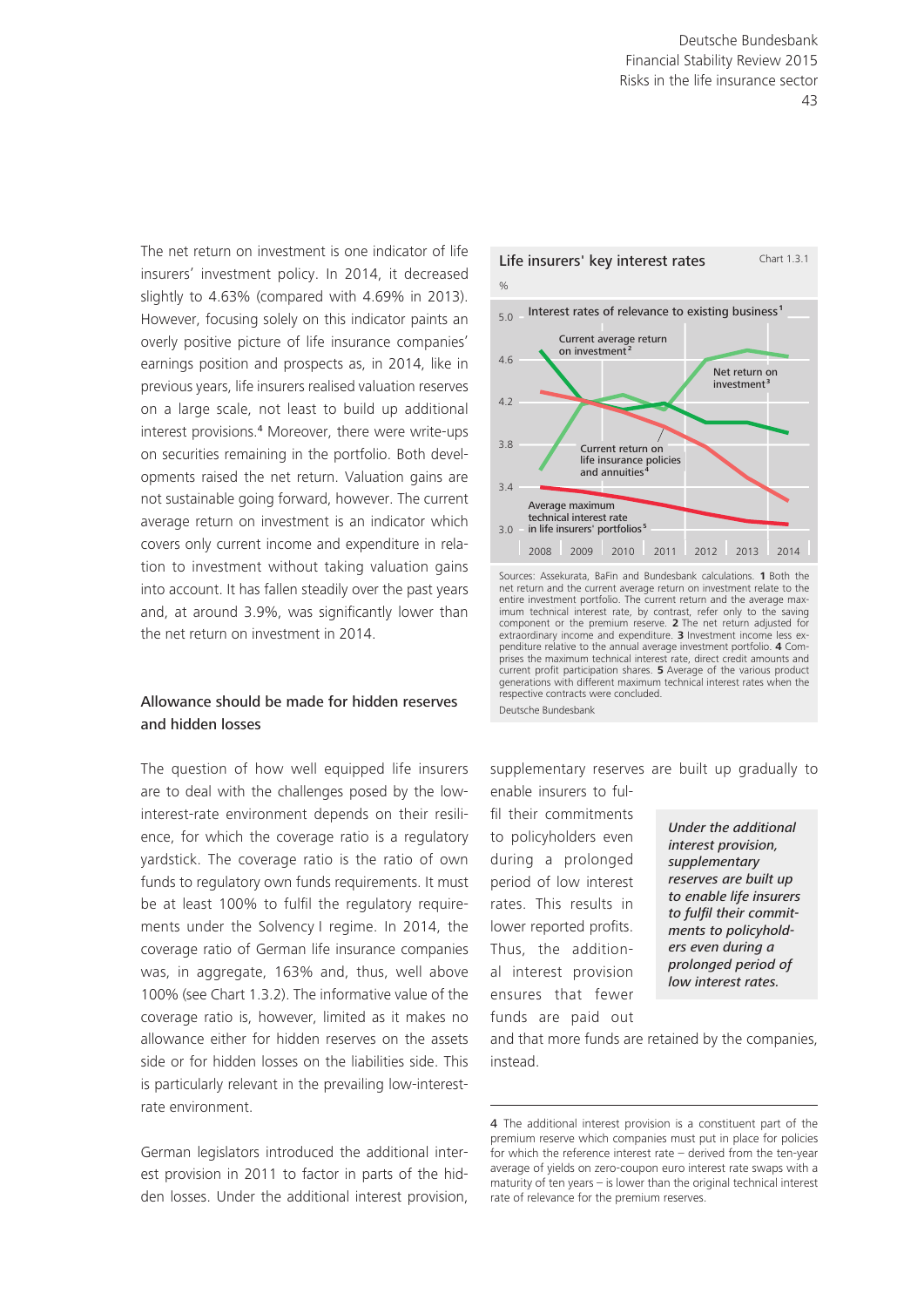The net return on investment is one indicator of life insurers' investment policy. In 2014, it decreased slightly to 4.63% (compared with 4.69% in 2013). However, focusing solely on this indicator paints an overly positive picture of life insurance companies' earnings position and prospects as, in 2014, like in previous years, life insurers realised valuation reserves on a large scale, not least to build up additional interest provisions.[4] Moreover, there were write-ups on securities remaining in the portfolio. Both developments raised the net return. Valuation gains are not sustainable going forward, however. The current average return on investment is an indicator which covers only current income and expenditure in relation to investment without taking valuation gains into account. It has fallen steadily over the past years and, at around 3.9%, was significantly lower than the net return on investment in 2014.

**Life insurers' key interest rates** — Chart 1.3.1

%

Interest rates of relevance to existing business[1]

Current average return on investment[2]

Net return on investment[3]

Current return on life insurance policies and annuities[4]

Average maximum technical interest rate in life insurers' portfolios[5]

Sources: Assekurata, BaFin and Bundesbank calculations. **1** Both the net return and the current average return on investment relate to the entire investment portfolio. The current return and the average maximum technical interest rate, by contrast, refer only to the saving component or the premium reserve. **2** The net return adjusted for extraordinary income and expenditure. **3** Investment income less expenditure relative to the annual average investment portfolio. **4** Comprises the maximum technical interest rate, direct credit amounts and current profit participation shares. **5** Average of the various product generations with different maximum technical interest rates when the respective contracts were concluded.

Deutsche Bundesbank

## Allowance should be made for hidden reserves and hidden losses

The question of how well equipped life insurers are to deal with the challenges posed by the low-interest-rate environment depends on their resilience, for which the coverage ratio is a regulatory yardstick. The coverage ratio is the ratio of own funds to regulatory own funds requirements. It must be at least 100% to fulfil the regulatory requirements under the Solvency I regime. In 2014, the coverage ratio of German life insurance companies was, in aggregate, 163% and, thus, well above 100% (see Chart 1.3.2). The informative value of the coverage ratio is, however, limited as it makes no allowance either for hidden reserves on the assets side or for hidden losses on the liabilities side. This is particularly relevant in the prevailing low-interest-rate environment.

German legislators introduced the additional interest provision in 2011 to factor in parts of the hidden losses. Under the additional interest provision, supplementary reserves are built up gradually to enable insurers to fulfil their commitments to policyholders even during a prolonged period of low interest rates. This results in lower reported profits. Thus, the additional interest provision ensures that fewer funds are paid out and that more funds are retained by the companies, instead.

*Under the additional interest provision, supplementary reserves are built up to enable life insurers to fulfil their commitments to policyholders even during a prolonged period of low interest rates.*

4 The additional interest provision is a constituent part of the premium reserve which companies must put in place for policies for which the reference interest rate – derived from the ten-year average of yields on zero-coupon euro interest rate swaps with a maturity of ten years – is lower than the original technical interest rate of relevance for the premium reserves.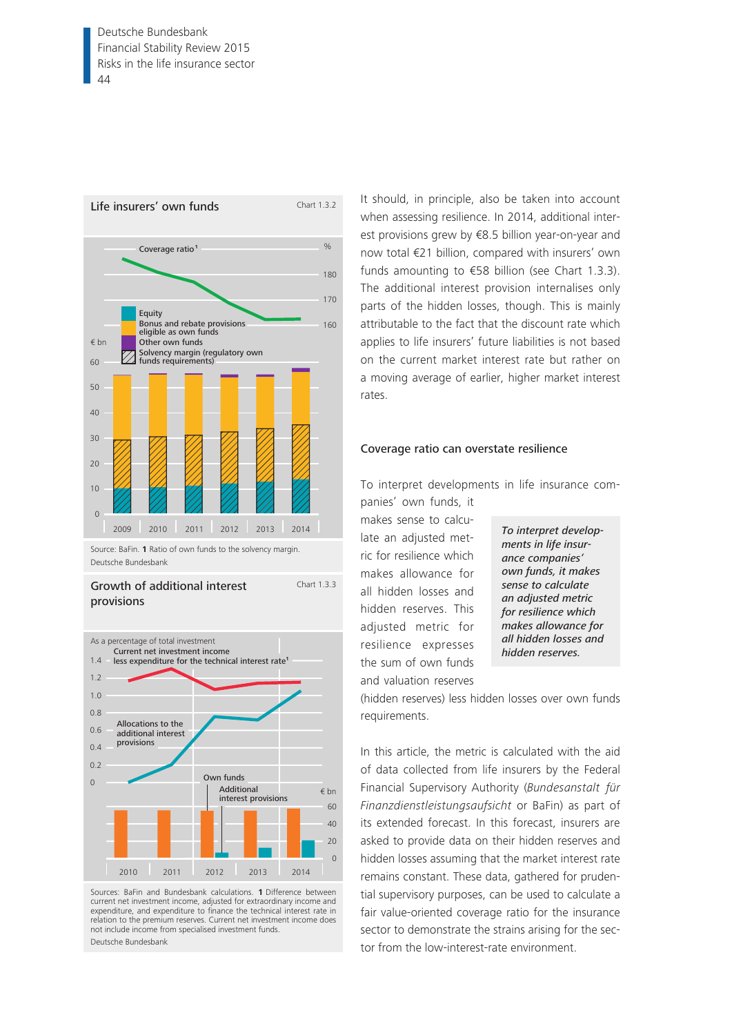**Life insurers' own funds**

Chart 1.3.2

Coverage ratio[1] (%) — Equity; Bonus and rebate provisions eligible as own funds; Other own funds; Solvency margin (regulatory own funds requirements) (€ bn); 2009–2014

Source: BaFin. 1 Ratio of own funds to the solvency margin.
Deutsche Bundesbank

**Growth of additional interest provisions**

Chart 1.3.3

As a percentage of total investment: Current net investment income less expenditure for the technical interest rate[1]; Allocations to the additional interest provisions. € bn: Own funds; Additional interest provisions; 2010–2014

Sources: BaFin and Bundesbank calculations. 1 Difference between current net investment income, adjusted for extraordinary income and expenditure, and expenditure to finance the technical interest rate in relation to the premium reserves. Current net investment income does not include income from specialised investment funds.
Deutsche Bundesbank

It should, in principle, also be taken into account when assessing resilience. In 2014, additional interest provisions grew by €8.5 billion year-on-year and now total €21 billion, compared with insurers' own funds amounting to €58 billion (see Chart 1.3.3). The additional interest provision internalises only parts of the hidden losses, though. This is mainly attributable to the fact that the discount rate which applies to life insurers' future liabilities is not based on the current market interest rate but rather on a moving average of earlier, higher market interest rates.

### Coverage ratio can overstate resilience

To interpret developments in life insurance companies' own funds, it makes sense to calculate an adjusted metric for resilience which makes allowance for all hidden losses and hidden reserves. This adjusted metric for resilience expresses the sum of own funds and valuation reserves (hidden reserves) less hidden losses over own funds requirements.

*To interpret developments in life insurance companies' own funds, it makes sense to calculate an adjusted metric for resilience which makes allowance for all hidden losses and hidden reserves.*

In this article, the metric is calculated with the aid of data collected from life insurers by the Federal Financial Supervisory Authority (*Bundesanstalt für Finanzdienstleistungsaufsicht* or BaFin) as part of its extended forecast. In this forecast, insurers are asked to provide data on their hidden reserves and hidden losses assuming that the market interest rate remains constant. These data, gathered for prudential supervisory purposes, can be used to calculate a fair value-oriented coverage ratio for the insurance sector to demonstrate the strains arising for the sector from the low-interest-rate environment.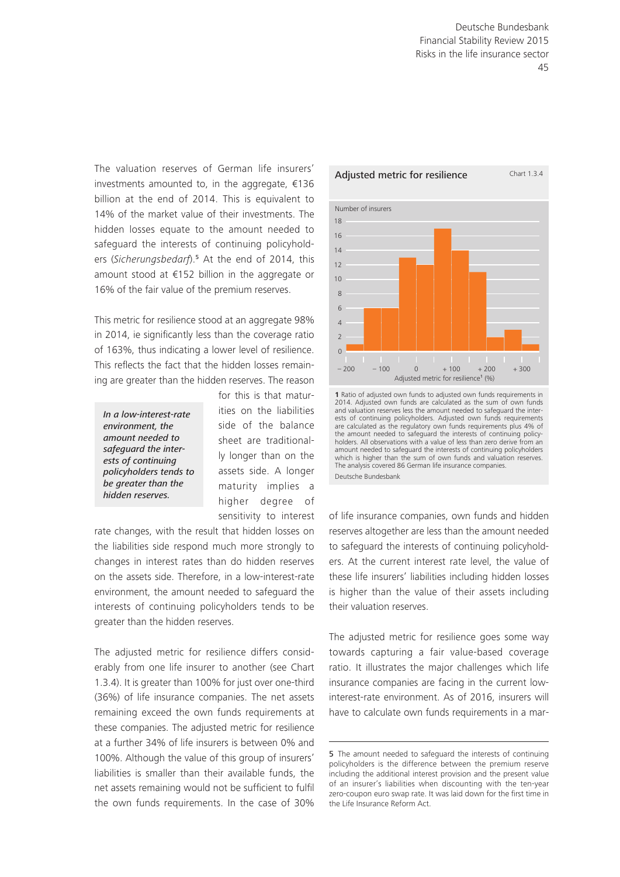The valuation reserves of German life insurers' investments amounted to, in the aggregate, €136 billion at the end of 2014. This is equivalent to 14% of the market value of their investments. The hidden losses equate to the amount needed to safeguard the interests of continuing policyholders (*Sicherungsbedarf*).[5] At the end of 2014, this amount stood at €152 billion in the aggregate or 16% of the fair value of the premium reserves.

This metric for resilience stood at an aggregate 98% in 2014, ie significantly less than the coverage ratio of 163%, thus indicating a lower level of resilience. This reflects the fact that the hidden losses remaining are greater than the hidden reserves. The reason for this is that maturities on the liabilities side of the balance sheet are traditionally longer than on the assets side. A longer maturity implies a higher degree of sensitivity to interest rate changes, with the result that hidden losses on the liabilities side respond much more strongly to changes in interest rates than do hidden reserves on the assets side. Therefore, in a low-interest-rate environment, the amount needed to safeguard the interests of continuing policyholders tends to be greater than the hidden reserves.

*In a low-interest-rate environment, the amount needed to safeguard the interests of continuing policyholders tends to be greater than the hidden reserves.*

The adjusted metric for resilience differs considerably from one life insurer to another (see Chart 1.3.4). It is greater than 100% for just over one-third (36%) of life insurance companies. The net assets remaining exceed the own funds requirements at these companies. The adjusted metric for resilience at a further 34% of life insurers is between 0% and 100%. Although the value of this group of insurers' liabilities is smaller than their available funds, the net assets remaining would not be sufficient to fulfil the own funds requirements. In the case of 30% of life insurance companies, own funds and hidden reserves altogether are less than the amount needed to safeguard the interests of continuing policyholders. At the current interest rate level, the value of these life insurers' liabilities including hidden losses is higher than the value of their assets including their valuation reserves.

**Adjusted metric for resilience** — Chart 1.3.4

Number of insurers

| Adjusted metric for resilience[1] (%) | Number of insurers |
|---|---|
| −200 to −175 | 1 |
| −175 to −125 | 6 |
| −125 to −75 | 6 |
| −75 to −25 | 13 |
| −25 to +25 | 12 |
| +25 to +75 | 17 |
| +75 to +125 | 14 |
| +125 to +175 | 11 |
| +175 to +225 | 2 |
| +225 to +275 | 3 |
| +275 to +325 | 1 |

1 Ratio of adjusted own funds to adjusted own funds requirements in 2014. Adjusted own funds are calculated as the sum of own funds and valuation reserves less the amount needed to safeguard the interests of continuing policyholders. Adjusted own funds requirements are calculated as the regulatory own funds requirements plus 4% of the amount needed to safeguard the interests of continuing policyholders. All observations with a value of less than zero derive from an amount needed to safeguard the interests of continuing policyholders which is higher than the sum of own funds and valuation reserves. The analysis covered 86 German life insurance companies.

Deutsche Bundesbank

The adjusted metric for resilience goes some way towards capturing a fair value-based coverage ratio. It illustrates the major challenges which life insurance companies are facing in the current low-interest-rate environment. As of 2016, insurers will have to calculate own funds requirements in a mar-

5 The amount needed to safeguard the interests of continuing policyholders is the difference between the premium reserve including the additional interest provision and the present value of an insurer's liabilities when discounting with the ten-year zero-coupon euro swap rate. It was laid down for the first time in the Life Insurance Reform Act.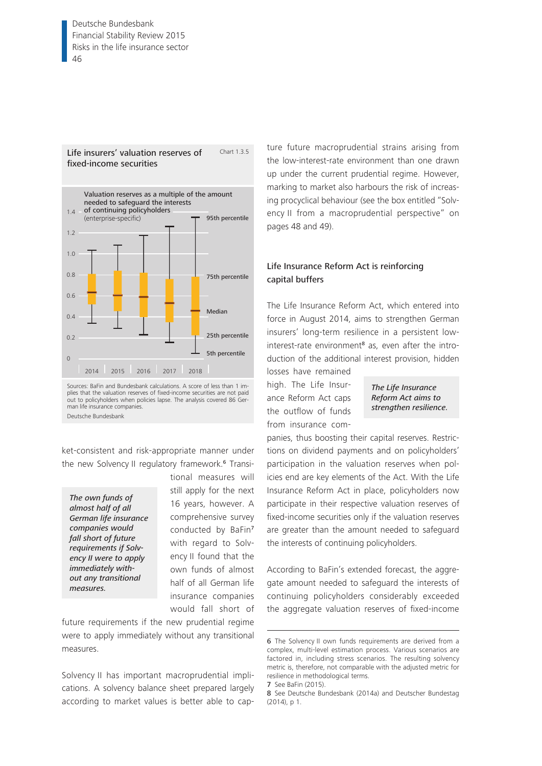**Life insurers' valuation reserves of fixed-income securities**

Chart 1.3.5

Valuation reserves as a multiple of the amount needed to safeguard the interests of continuing policyholders (enterprise-specific)

Sources: BaFin and Bundesbank calculations. A score of less than 1 implies that the valuation reserves of fixed-income securities are not paid out to policyholders when policies lapse. The analysis covered 86 German life insurance companies.

Deutsche Bundesbank

ket-consistent and risk-appropriate manner under the new Solvency II regulatory framework.[6] Transitional measures will still apply for the next 16 years, however. A comprehensive survey conducted by BaFin[7] with regard to Solvency II found that the own funds of almost half of all German life insurance companies would fall short of future requirements if the new prudential regime were to apply immediately without any transitional measures.

*The own funds of almost half of all German life insurance companies would fall short of future requirements if Solvency II were to apply immediately without any transitional measures.*

Solvency II has important macroprudential implications. A solvency balance sheet prepared largely according to market values is better able to capture future macroprudential strains arising from the low-interest-rate environment than one drawn up under the current prudential regime. However, marking to market also harbours the risk of increasing procyclical behaviour (see the box entitled "Solvency II from a macroprudential perspective" on pages 48 and 49).

## Life Insurance Reform Act is reinforcing capital buffers

The Life Insurance Reform Act, which entered into force in August 2014, aims to strengthen German insurers' long-term resilience in a persistent low-interest-rate environment[8] as, even after the introduction of the additional interest provision, hidden losses have remained high. The Life Insurance Reform Act caps the outflow of funds from insurance companies, thus boosting their capital reserves. Restrictions on dividend payments and on policyholders' participation in the valuation reserves when policies end are key elements of the Act. With the Life Insurance Reform Act in place, policyholders now participate in their respective valuation reserves of fixed-income securities only if the valuation reserves are greater than the amount needed to safeguard the interests of continuing policyholders.

*The Life Insurance Reform Act aims to strengthen resilience.*

According to BaFin's extended forecast, the aggregate amount needed to safeguard the interests of continuing policyholders considerably exceeded the aggregate valuation reserves of fixed-income

6 The Solvency II own funds requirements are derived from a complex, multi-level estimation process. Various scenarios are factored in, including stress scenarios. The resulting solvency metric is, therefore, not comparable with the adjusted metric for resilience in methodological terms.

7 See BaFin (2015).

8 See Deutsche Bundesbank (2014a) and Deutscher Bundestag (2014), p 1.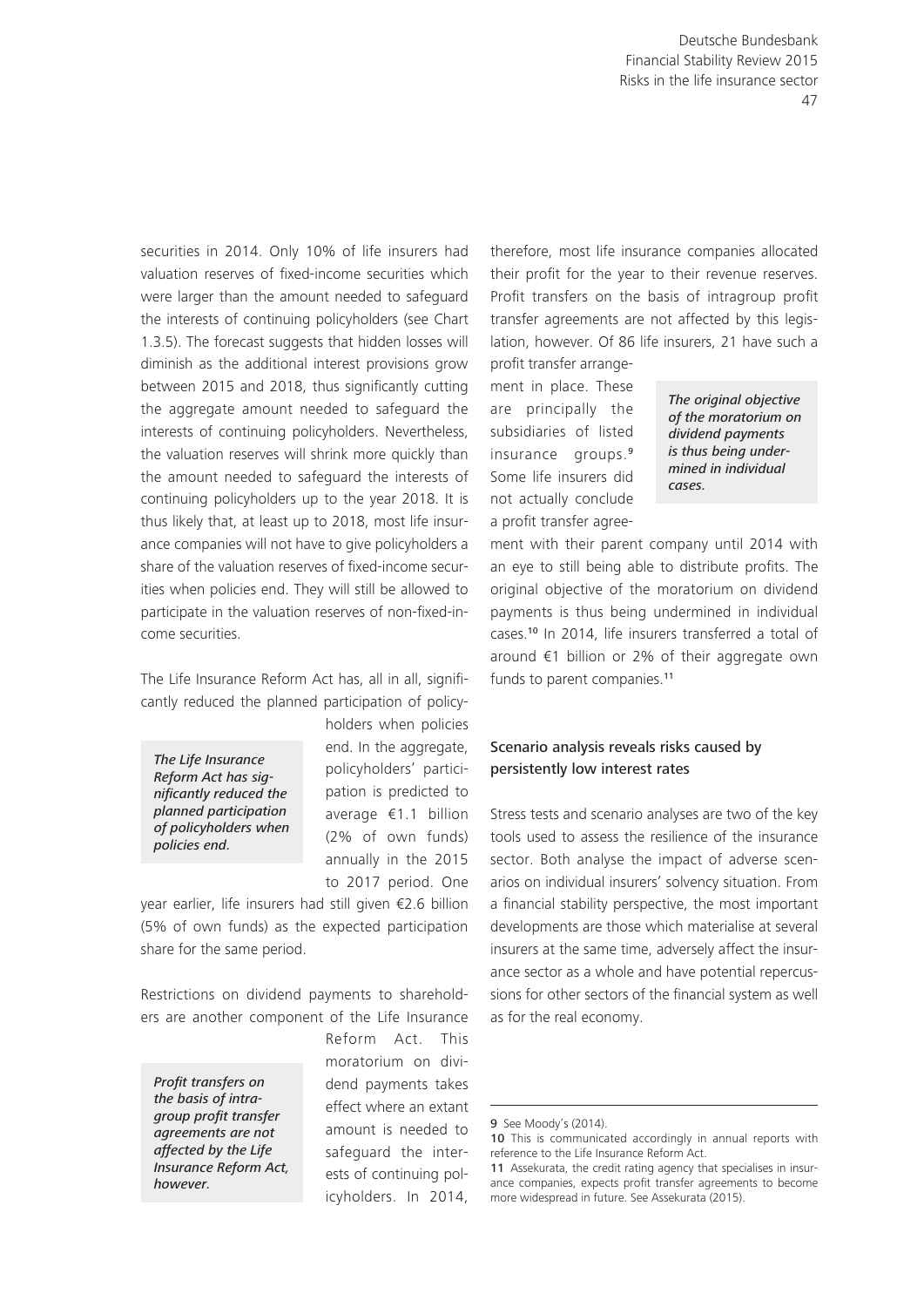securities in 2014. Only 10% of life insurers had valuation reserves of fixed-income securities which were larger than the amount needed to safeguard the interests of continuing policyholders (see Chart 1.3.5). The forecast suggests that hidden losses will diminish as the additional interest provisions grow between 2015 and 2018, thus significantly cutting the aggregate amount needed to safeguard the interests of continuing policyholders. Nevertheless, the valuation reserves will shrink more quickly than the amount needed to safeguard the interests of continuing policyholders up to the year 2018. It is thus likely that, at least up to 2018, most life insurance companies will not have to give policyholders a share of the valuation reserves of fixed-income securities when policies end. They will still be allowed to participate in the valuation reserves of non-fixed-income securities.

The Life Insurance Reform Act has, all in all, significantly reduced the planned participation of policyholders when policies end. In the aggregate, policyholders' participation is predicted to average €1.1 billion (2% of own funds) annually in the 2015 to 2017 period. One year earlier, life insurers had still given €2.6 billion (5% of own funds) as the expected participation share for the same period.

*The Life Insurance Reform Act has significantly reduced the planned participation of policyholders when policies end.*

Restrictions on dividend payments to shareholders are another component of the Life Insurance Reform Act. This moratorium on dividend payments takes effect where an extant amount is needed to safeguard the interests of continuing policyholders. In 2014, therefore, most life insurance companies allocated their profit for the year to their revenue reserves. Profit transfers on the basis of intragroup profit transfer agreements are not affected by this legislation, however. Of 86 life insurers, 21 have such a profit transfer arrangement in place. These are principally the subsidiaries of listed insurance groups.[9] Some life insurers did not actually conclude a profit transfer agreement with their parent company until 2014 with an eye to still being able to distribute profits. The original objective of the moratorium on dividend payments is thus being undermined in individual cases.[10] In 2014, life insurers transferred a total of around €1 billion or 2% of their aggregate own funds to parent companies.[11]

*Profit transfers on the basis of intragroup profit transfer agreements are not affected by the Life Insurance Reform Act, however.*

*The original objective of the moratorium on dividend payments is thus being undermined in individual cases.*

### Scenario analysis reveals risks caused by persistently low interest rates

Stress tests and scenario analyses are two of the key tools used to assess the resilience of the insurance sector. Both analyse the impact of adverse scenarios on individual insurers' solvency situation. From a financial stability perspective, the most important developments are those which materialise at several insurers at the same time, adversely affect the insurance sector as a whole and have potential repercussions for other sectors of the financial system as well as for the real economy.

9 See Moody's (2014).

10 This is communicated accordingly in annual reports with reference to the Life Insurance Reform Act.

11 Assekurata, the credit rating agency that specialises in insurance companies, expects profit transfer agreements to become more widespread in future. See Assekurata (2015).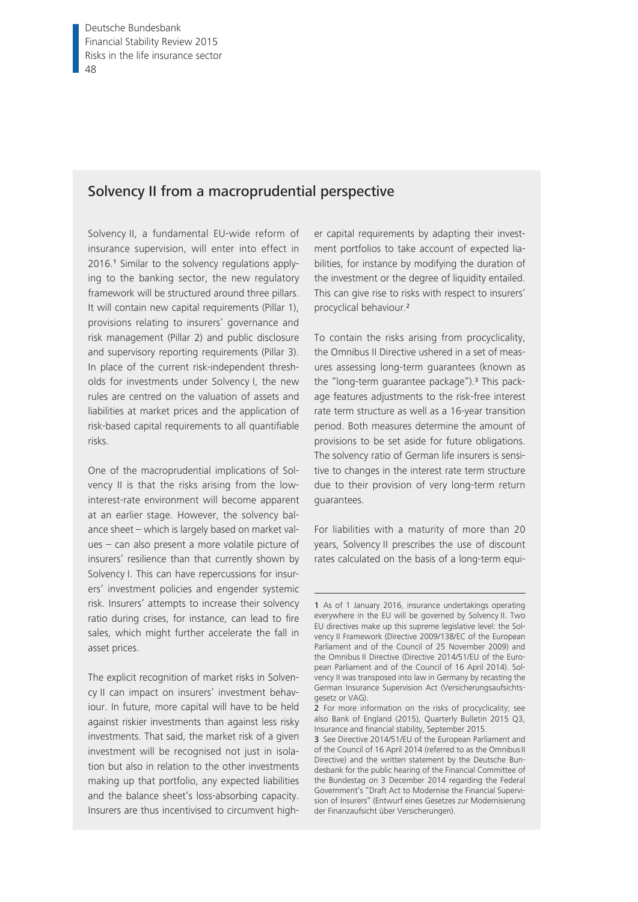## Solvency II from a macroprudential perspective

Solvency II, a fundamental EU-wide reform of insurance supervision, will enter into effect in 2016.[1] Similar to the solvency regulations applying to the banking sector, the new regulatory framework will be structured around three pillars. It will contain new capital requirements (Pillar 1), provisions relating to insurers' governance and risk management (Pillar 2) and public disclosure and supervisory reporting requirements (Pillar 3). In place of the current risk-independent thresholds for investments under Solvency I, the new rules are centred on the valuation of assets and liabilities at market prices and the application of risk-based capital requirements to all quantifiable risks.

One of the macroprudential implications of Solvency II is that the risks arising from the low-interest-rate environment will become apparent at an earlier stage. However, the solvency balance sheet – which is largely based on market values – can also present a more volatile picture of insurers' resilience than that currently shown by Solvency I. This can have repercussions for insurers' investment policies and engender systemic risk. Insurers' attempts to increase their solvency ratio during crises, for instance, can lead to fire sales, which might further accelerate the fall in asset prices.

The explicit recognition of market risks in Solvency II can impact on insurers' investment behaviour. In future, more capital will have to be held against riskier investments than against less risky investments. That said, the market risk of a given investment will be recognised not just in isolation but also in relation to the other investments making up that portfolio, any expected liabilities and the balance sheet's loss-absorbing capacity. Insurers are thus incentivised to circumvent higher capital requirements by adapting their investment portfolios to take account of expected liabilities, for instance by modifying the duration of the investment or the degree of liquidity entailed. This can give rise to risks with respect to insurers' procyclical behaviour.[2]

To contain the risks arising from procyclicality, the Omnibus II Directive ushered in a set of measures assessing long-term guarantees (known as the "long-term guarantee package").[3] This package features adjustments to the risk-free interest rate term structure as well as a 16-year transition period. Both measures determine the amount of provisions to be set aside for future obligations. The solvency ratio of German life insurers is sensitive to changes in the interest rate term structure due to their provision of very long-term return guarantees.

For liabilities with a maturity of more than 20 years, Solvency II prescribes the use of discount rates calculated on the basis of a long-term equi-

---

1 As of 1 January 2016, insurance undertakings operating everywhere in the EU will be governed by Solvency II. Two EU directives make up this supreme legislative level: the Solvency II Framework (Directive 2009/138/EC of the European Parliament and of the Council of 25 November 2009) and the Omnibus II Directive (Directive 2014/51/EU of the European Parliament and of the Council of 16 April 2014). Solvency II was transposed into law in Germany by recasting the German Insurance Supervision Act (Versicherungsaufsichtsgesetz or VAG).

2 For more information on the risks of procyclicality; see also Bank of England (2015), Quarterly Bulletin 2015 Q3, Insurance and financial stability, September 2015.

3 See Directive 2014/51/EU of the European Parliament and of the Council of 16 April 2014 (referred to as the Omnibus II Directive) and the written statement by the Deutsche Bundesbank for the public hearing of the Financial Committee of the Bundestag on 3 December 2014 regarding the Federal Government's "Draft Act to Modernise the Financial Supervision of Insurers" (Entwurf eines Gesetzes zur Modernisierung der Finanzaufsicht über Versicherungen).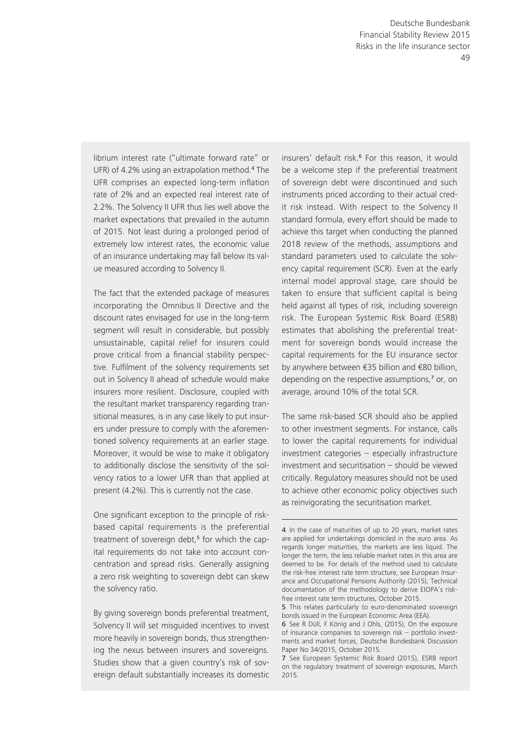librium interest rate ("ultimate forward rate" or UFR) of 4.2% using an extrapolation method.[4] The UFR comprises an expected long-term inflation rate of 2% and an expected real interest rate of 2.2%. The Solvency II UFR thus lies well above the market expectations that prevailed in the autumn of 2015. Not least during a prolonged period of extremely low interest rates, the economic value of an insurance undertaking may fall below its value measured according to Solvency II.

The fact that the extended package of measures incorporating the Omnibus II Directive and the discount rates envisaged for use in the long-term segment will result in considerable, but possibly unsustainable, capital relief for insurers could prove critical from a financial stability perspective. Fulfilment of the solvency requirements set out in Solvency II ahead of schedule would make insurers more resilient. Disclosure, coupled with the resultant market transparency regarding transitional measures, is in any case likely to put insurers under pressure to comply with the aforementioned solvency requirements at an earlier stage. Moreover, it would be wise to make it obligatory to additionally disclose the sensitivity of the solvency ratios to a lower UFR than that applied at present (4.2%). This is currently not the case.

One significant exception to the principle of risk-based capital requirements is the preferential treatment of sovereign debt,[5] for which the capital requirements do not take into account concentration and spread risks. Generally assigning a zero risk weighting to sovereign debt can skew the solvency ratio.

By giving sovereign bonds preferential treatment, Solvency II will set misguided incentives to invest more heavily in sovereign bonds, thus strengthening the nexus between insurers and sovereigns. Studies show that a given country's risk of sovereign default substantially increases its domestic insurers' default risk.[6] For this reason, it would be a welcome step if the preferential treatment of sovereign debt were discontinued and such instruments priced according to their actual credit risk instead. With respect to the Solvency II standard formula, every effort should be made to achieve this target when conducting the planned 2018 review of the methods, assumptions and standard parameters used to calculate the solvency capital requirement (SCR). Even at the early internal model approval stage, care should be taken to ensure that sufficient capital is being held against all types of risk, including sovereign risk. The European Systemic Risk Board (ESRB) estimates that abolishing the preferential treatment for sovereign bonds would increase the capital requirements for the EU insurance sector by anywhere between €35 billion and €80 billion, depending on the respective assumptions,[7] or, on average, around 10% of the total SCR.

The same risk-based SCR should also be applied to other investment segments. For instance, calls to lower the capital requirements for individual investment categories – especially infrastructure investment and securitisation – should be viewed critically. Regulatory measures should not be used to achieve other economic policy objectives such as reinvigorating the securitisation market.

---

4 In the case of maturities of up to 20 years, market rates are applied for undertakings domiciled in the euro area. As regards longer maturities, the markets are less liquid. The longer the term, the less reliable market rates in this area are deemed to be. For details of the method used to calculate the risk-free interest rate term structure, see European Insurance and Occupational Pensions Authority (2015), Technical documentation of the methodology to derive EIOPA's risk-free interest rate term structures, October 2015.

5 This relates particularly to euro-denominated sovereign bonds issued in the European Economic Area (EEA).

6 See R Düll, F König and J Ohls, (2015), On the exposure of insurance companies to sovereign risk – portfolio investments and market forces, Deutsche Bundesbank Discussion Paper No 34/2015, October 2015.

7 See European Systemic Risk Board (2015), ESRB report on the regulatory treatment of sovereign exposures, March 2015.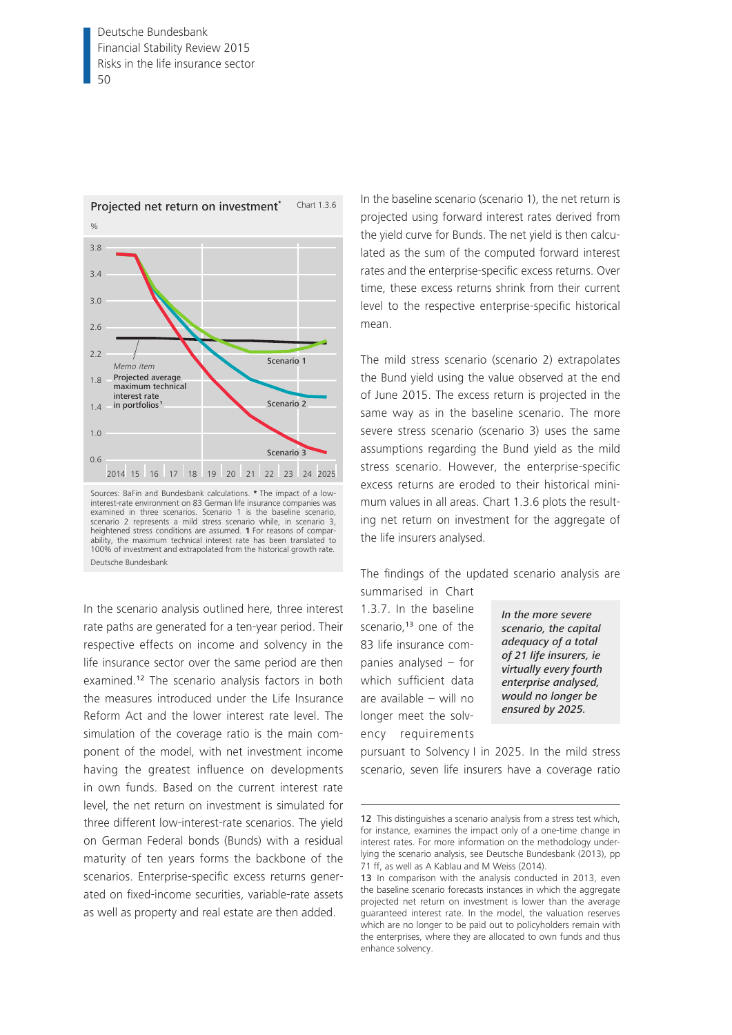**Projected net return on investment***

Chart 1.3.6

Sources: BaFin and Bundesbank calculations. * The impact of a low-interest-rate environment on 83 German life insurance companies was examined in three scenarios. Scenario 1 is the baseline scenario, scenario 2 represents a mild stress scenario while, in scenario 3, heightened stress conditions are assumed. 1 For reasons of comparability, the maximum technical interest rate has been translated to 100% of investment and extrapolated from the historical growth rate.

Deutsche Bundesbank

In the scenario analysis outlined here, three interest rate paths are generated for a ten-year period. Their respective effects on income and solvency in the life insurance sector over the same period are then examined.[12] The scenario analysis factors in both the measures introduced under the Life Insurance Reform Act and the lower interest rate level. The simulation of the coverage ratio is the main component of the model, with net investment income having the greatest influence on developments in own funds. Based on the current interest rate level, the net return on investment is simulated for three different low-interest-rate scenarios. The yield on German Federal bonds (Bunds) with a residual maturity of ten years forms the backbone of the scenarios. Enterprise-specific excess returns generated on fixed-income securities, variable-rate assets as well as property and real estate are then added.

In the baseline scenario (scenario 1), the net return is projected using forward interest rates derived from the yield curve for Bunds. The net yield is then calculated as the sum of the computed forward interest rates and the enterprise-specific excess returns. Over time, these excess returns shrink from their current level to the respective enterprise-specific historical mean.

The mild stress scenario (scenario 2) extrapolates the Bund yield using the value observed at the end of June 2015. The excess return is projected in the same way as in the baseline scenario. The more severe stress scenario (scenario 3) uses the same assumptions regarding the Bund yield as the mild stress scenario. However, the enterprise-specific excess returns are eroded to their historical minimum values in all areas. Chart 1.3.6 plots the resulting net return on investment for the aggregate of the life insurers analysed.

The findings of the updated scenario analysis are summarised in Chart 1.3.7. In the baseline scenario,[13] one of the 83 life insurance companies analysed – for which sufficient data are available – will no longer meet the solvency requirements pursuant to Solvency I in 2025. In the mild stress scenario, seven life insurers have a coverage ratio

*In the more severe scenario, the capital adequacy of a total of 21 life insurers, ie virtually every fourth enterprise analysed, would no longer be ensured by 2025.*

12 This distinguishes a scenario analysis from a stress test which, for instance, examines the impact only of a one-time change in interest rates. For more information on the methodology underlying the scenario analysis, see Deutsche Bundesbank (2013), pp 71 ff, as well as A Kablau and M Weiss (2014).

13 In comparison with the analysis conducted in 2013, even the baseline scenario forecasts instances in which the aggregate projected net return on investment is lower than the average guaranteed interest rate. In the model, the valuation reserves which are no longer to be paid out to policyholders remain with the enterprises, where they are allocated to own funds and thus enhance solvency.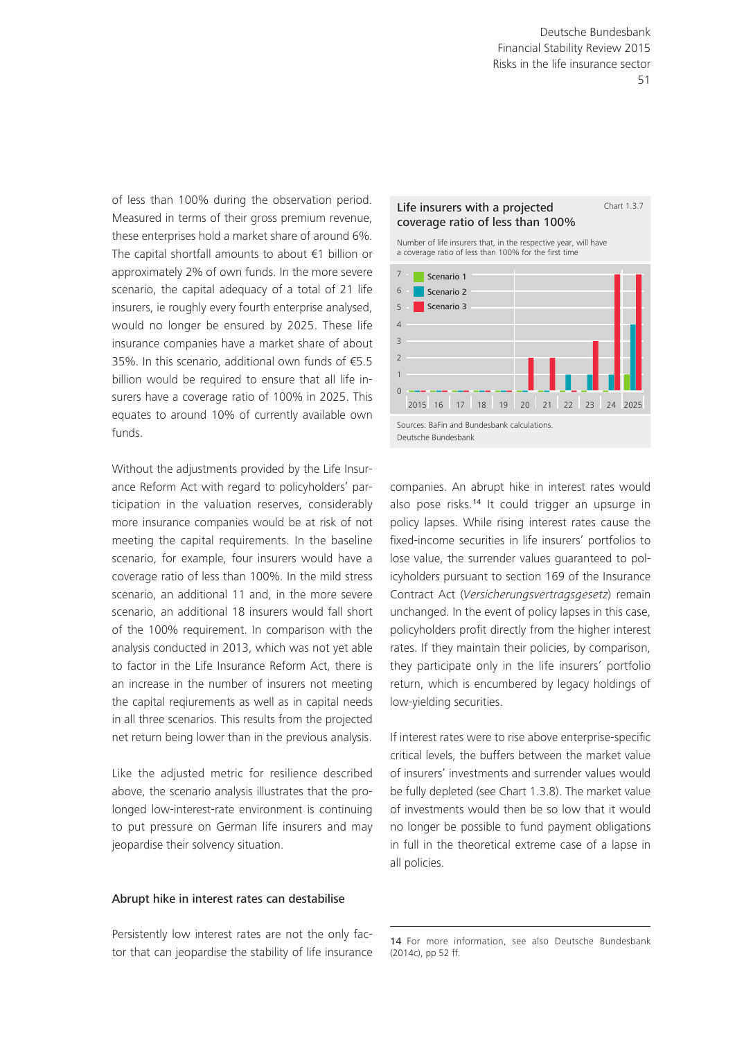of less than 100% during the observation period. Measured in terms of their gross premium revenue, these enterprises hold a market share of around 6%. The capital shortfall amounts to about €1 billion or approximately 2% of own funds. In the more severe scenario, the capital adequacy of a total of 21 life insurers, ie roughly every fourth enterprise analysed, would no longer be ensured by 2025. These life insurance companies have a market share of about 35%. In this scenario, additional own funds of €5.5 billion would be required to ensure that all life insurers have a coverage ratio of 100% in 2025. This equates to around 10% of currently available own funds.

Without the adjustments provided by the Life Insurance Reform Act with regard to policyholders' participation in the valuation reserves, considerably more insurance companies would be at risk of not meeting the capital requirements. In the baseline scenario, for example, four insurers would have a coverage ratio of less than 100%. In the mild stress scenario, an additional 11 and, in the more severe scenario, an additional 18 insurers would fall short of the 100% requirement. In comparison with the analysis conducted in 2013, which was not yet able to factor in the Life Insurance Reform Act, there is an increase in the number of insurers not meeting the capital reqiurements as well as in capital needs in all three scenarios. This results from the projected net return being lower than in the previous analysis.

Like the adjusted metric for resilience described above, the scenario analysis illustrates that the prolonged low-interest-rate environment is continuing to put pressure on German life insurers and may jeopardise their solvency situation.

**Life insurers with a projected coverage ratio of less than 100%** — Chart 1.3.7

Number of life insurers that, in the respective year, will have a coverage ratio of less than 100% for the first time

| Year | Scenario 1 | Scenario 2 | Scenario 3 |
|---|---|---|---|
| 2015 | 0 | 0 | 0 |
| 16 | 0 | 0 | 0 |
| 17 | 0 | 0 | 0 |
| 18 | 0 | 0 | 0 |
| 19 | 0 | 0 | 0 |
| 20 | 0 | 0 | 2 |
| 21 | 0 | 0 | 2 |
| 22 | 0 | 1 | 0 |
| 23 | 0 | 1 | 3 |
| 24 | 0 | 1 | 7 |
| 2025 | 1 | 4 | 7 |

Sources: BaFin and Bundesbank calculations.
Deutsche Bundesbank

## Abrupt hike in interest rates can destabilise

Persistently low interest rates are not the only factor that can jeopardise the stability of life insurance companies. An abrupt hike in interest rates would also pose risks.[14] It could trigger an upsurge in policy lapses. While rising interest rates cause the fixed-income securities in life insurers' portfolios to lose value, the surrender values guaranteed to policyholders pursuant to section 169 of the Insurance Contract Act (*Versicherungsvertragsgesetz*) remain unchanged. In the event of policy lapses in this case, policyholders profit directly from the higher interest rates. If they maintain their policies, by comparison, they participate only in the life insurers' portfolio return, which is encumbered by legacy holdings of low-yielding securities.

If interest rates were to rise above enterprise-specific critical levels, the buffers between the market value of insurers' investments and surrender values would be fully depleted (see Chart 1.3.8). The market value of investments would then be so low that it would no longer be possible to fund payment obligations in full in the theoretical extreme case of a lapse in all policies.

14 For more information, see also Deutsche Bundesbank (2014c), pp 52 ff.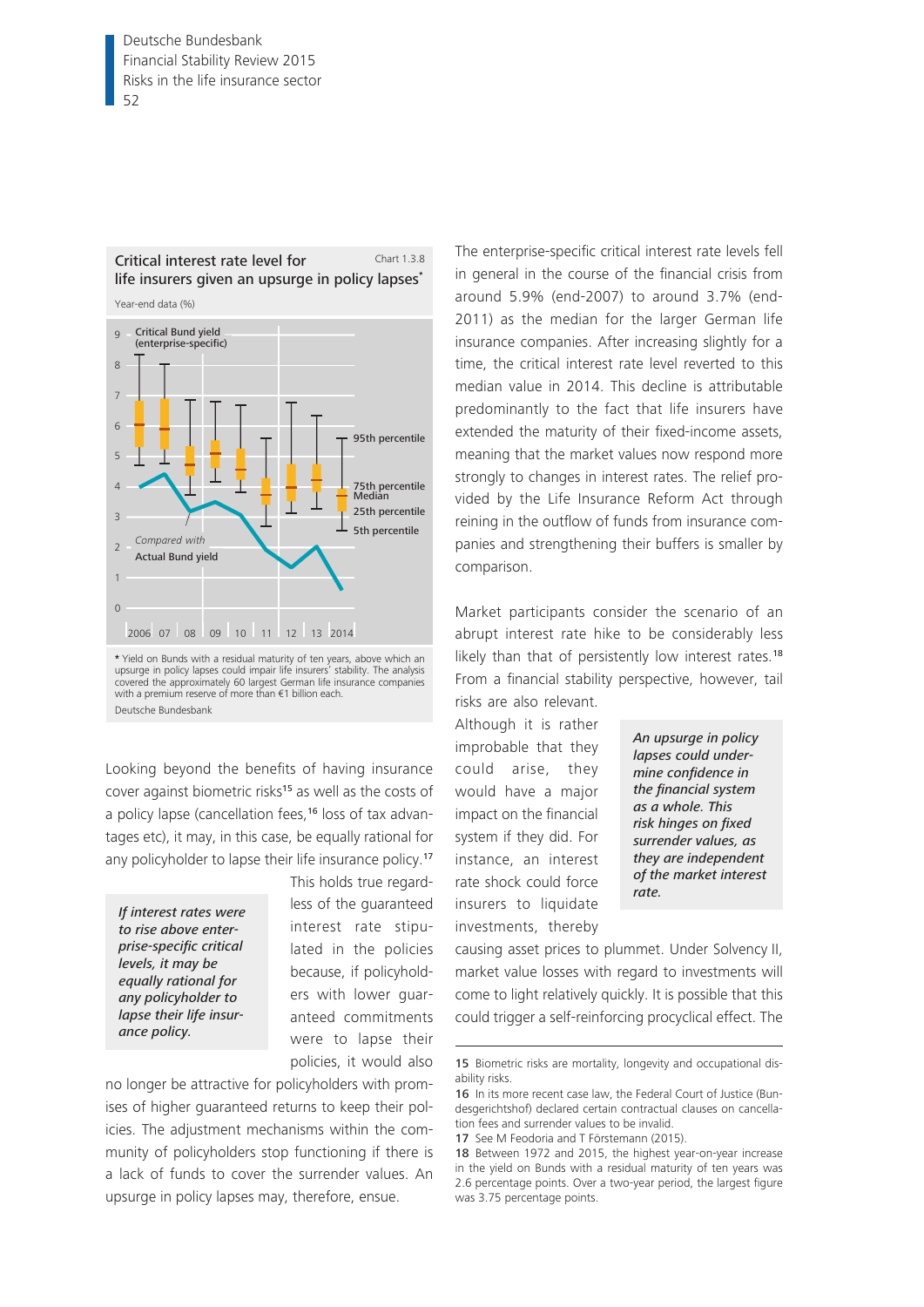**Critical interest rate level for life insurers given an upsurge in policy lapses***

Chart 1.3.8

Year-end data (%)

* Yield on Bunds with a residual maturity of ten years, above which an upsurge in policy lapses could impair life insurers' stability. The analysis covered the approximately 60 largest German life insurance companies with a premium reserve of more than €1 billion each.

Deutsche Bundesbank

Looking beyond the benefits of having insurance cover against biometric risks[15] as well as the costs of a policy lapse (cancellation fees,[16] loss of tax advantages etc), it may, in this case, be equally rational for any policyholder to lapse their life insurance policy.[17] This holds true regardless of the guaranteed interest rate stipulated in the policies because, if policyholders with lower guaranteed commitments were to lapse their policies, it would also no longer be attractive for policyholders with promises of higher guaranteed returns to keep their policies. The adjustment mechanisms within the community of policyholders stop functioning if there is a lack of funds to cover the surrender values. An upsurge in policy lapses may, therefore, ensue.

*If interest rates were to rise above enterprise-specific critical levels, it may be equally rational for any policyholder to lapse their life insurance policy.*

The enterprise-specific critical interest rate levels fell in general in the course of the financial crisis from around 5.9% (end-2007) to around 3.7% (end-2011) as the median for the larger German life insurance companies. After increasing slightly for a time, the critical interest rate level reverted to this median value in 2014. This decline is attributable predominantly to the fact that life insurers have extended the maturity of their fixed-income assets, meaning that the market values now respond more strongly to changes in interest rates. The relief provided by the Life Insurance Reform Act through reining in the outflow of funds from insurance companies and strengthening their buffers is smaller by comparison.

Market participants consider the scenario of an abrupt interest rate hike to be considerably less likely than that of persistently low interest rates.[18] From a financial stability perspective, however, tail risks are also relevant. Although it is rather improbable that they could arise, they would have a major impact on the financial system if they did. For instance, an interest rate shock could force insurers to liquidate investments, thereby causing asset prices to plummet. Under Solvency II, market value losses with regard to investments will come to light relatively quickly. It is possible that this could trigger a self-reinforcing procyclical effect. The

*An upsurge in policy lapses could undermine confidence in the financial system as a whole. This risk hinges on fixed surrender values, as they are independent of the market interest rate.*

15 Biometric risks are mortality, longevity and occupational disability risks.

16 In its more recent case law, the Federal Court of Justice (Bundesgerichtshof) declared certain contractual clauses on cancellation fees and surrender values to be invalid.

17 See M Feodoria and T Förstemann (2015).

18 Between 1972 and 2015, the highest year-on-year increase in the yield on Bunds with a residual maturity of ten years was 2.6 percentage points. Over a two-year period, the largest figure was 3.75 percentage points.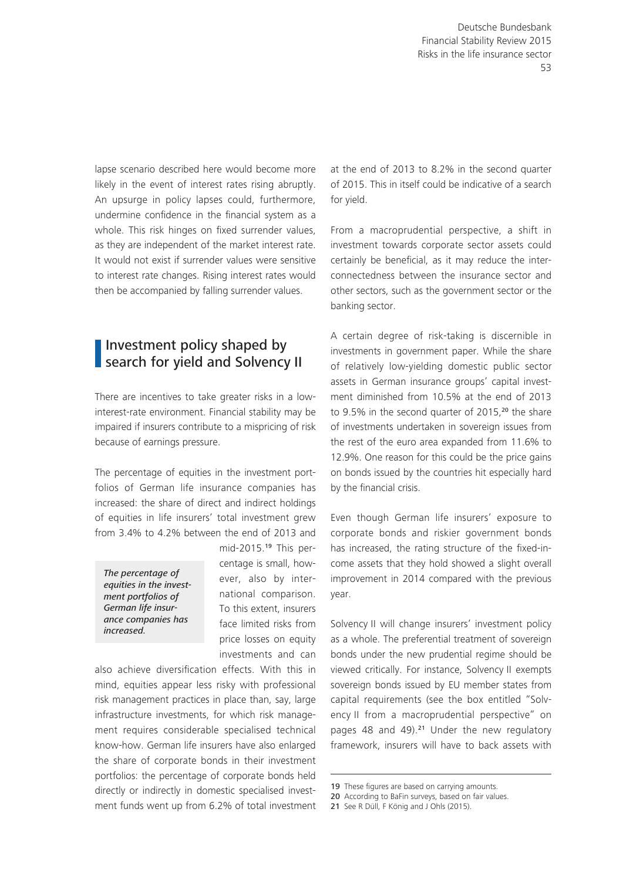lapse scenario described here would become more likely in the event of interest rates rising abruptly. An upsurge in policy lapses could, furthermore, undermine confidence in the financial system as a whole. This risk hinges on fixed surrender values, as they are independent of the market interest rate. It would not exist if surrender values were sensitive to interest rate changes. Rising interest rates would then be accompanied by falling surrender values.

## Investment policy shaped by search for yield and Solvency II

There are incentives to take greater risks in a low-interest-rate environment. Financial stability may be impaired if insurers contribute to a mispricing of risk because of earnings pressure.

The percentage of equities in the investment portfolios of German life insurance companies has increased: the share of direct and indirect holdings of equities in life insurers' total investment grew from 3.4% to 4.2% between the end of 2013 and mid-2015.[19] This percentage is small, however, also by international comparison. To this extent, insurers face limited risks from price losses on equity investments and can also achieve diversification effects. With this in mind, equities appear less risky with professional risk management practices in place than, say, large infrastructure investments, for which risk management requires considerable specialised technical know-how. German life insurers have also enlarged the share of corporate bonds in their investment portfolios: the percentage of corporate bonds held directly or indirectly in domestic specialised investment funds went up from 6.2% of total investment at the end of 2013 to 8.2% in the second quarter of 2015. This in itself could be indicative of a search for yield.

*The percentage of equities in the investment portfolios of German life insurance companies has increased.*

From a macroprudential perspective, a shift in investment towards corporate sector assets could certainly be beneficial, as it may reduce the interconnectedness between the insurance sector and other sectors, such as the government sector or the banking sector.

A certain degree of risk-taking is discernible in investments in government paper. While the share of relatively low-yielding domestic public sector assets in German insurance groups' capital investment diminished from 10.5% at the end of 2013 to 9.5% in the second quarter of 2015,[20] the share of investments undertaken in sovereign issues from the rest of the euro area expanded from 11.6% to 12.9%. One reason for this could be the price gains on bonds issued by the countries hit especially hard by the financial crisis.

Even though German life insurers' exposure to corporate bonds and riskier government bonds has increased, the rating structure of the fixed-income assets that they hold showed a slight overall improvement in 2014 compared with the previous year.

Solvency II will change insurers' investment policy as a whole. The preferential treatment of sovereign bonds under the new prudential regime should be viewed critically. For instance, Solvency II exempts sovereign bonds issued by EU member states from capital requirements (see the box entitled "Solvency II from a macroprudential perspective" on pages 48 and 49).[21] Under the new regulatory framework, insurers will have to back assets with

---

19 These figures are based on carrying amounts.

20 According to BaFin surveys, based on fair values.

21 See R Düll, F König and J Ohls (2015).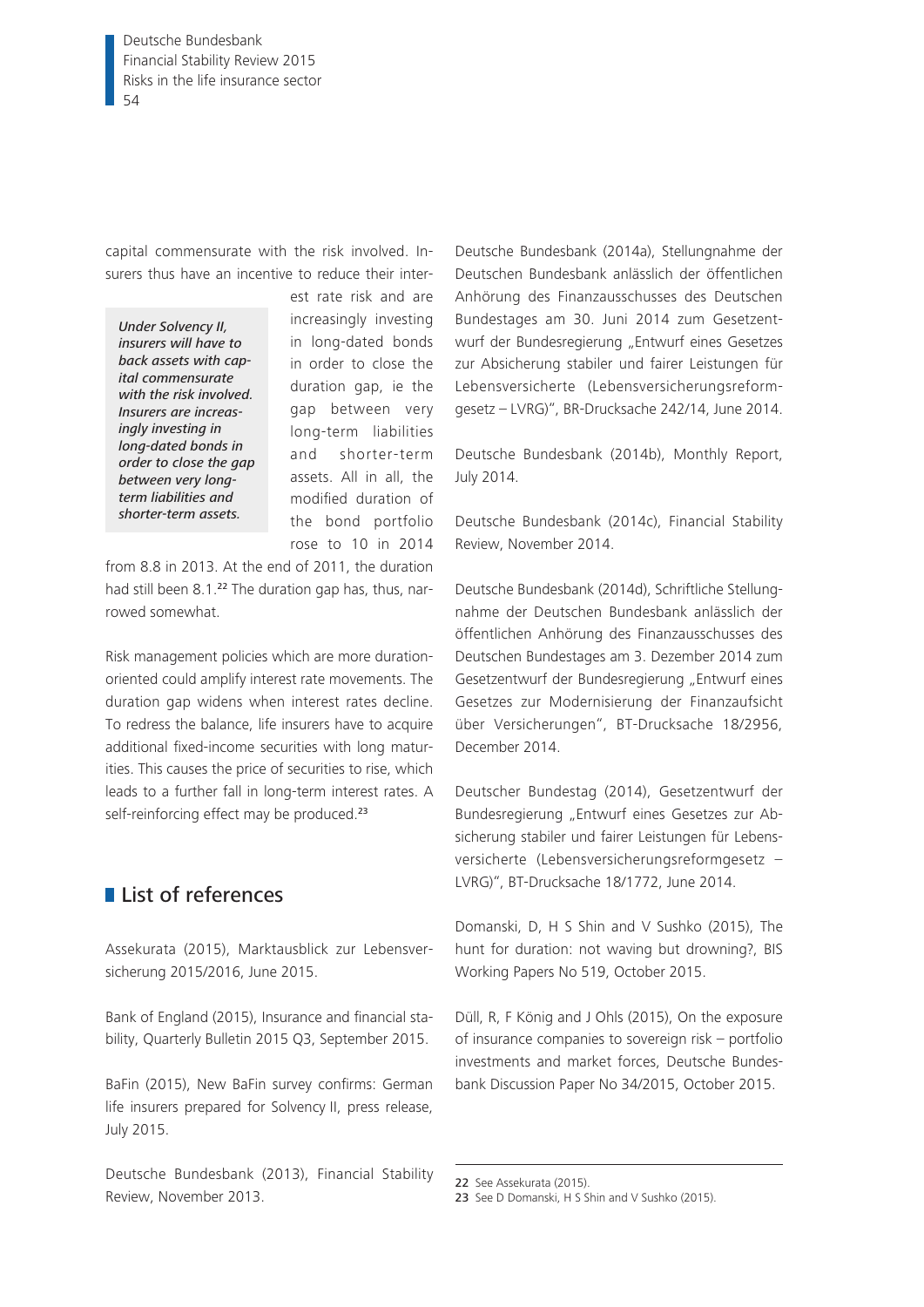capital commensurate with the risk involved. Insurers thus have an incentive to reduce their interest rate risk and are increasingly investing in long-dated bonds in order to close the duration gap, ie the gap between very long-term liabilities and shorter-term assets. All in all, the modified duration of the bond portfolio rose to 10 in 2014 from 8.8 in 2013. At the end of 2011, the duration had still been 8.1.[22] The duration gap has, thus, narrowed somewhat.

*Under Solvency II, insurers will have to back assets with capital commensurate with the risk involved. Insurers are increasingly investing in long-dated bonds in order to close the gap between very long-term liabilities and shorter-term assets.*

Risk management policies which are more duration-oriented could amplify interest rate movements. The duration gap widens when interest rates decline. To redress the balance, life insurers have to acquire additional fixed-income securities with long maturities. This causes the price of securities to rise, which leads to a further fall in long-term interest rates. A self-reinforcing effect may be produced.[23]

## List of references

Assekurata (2015), Marktausblick zur Lebensversicherung 2015/2016, June 2015.

Bank of England (2015), Insurance and financial stability, Quarterly Bulletin 2015 Q3, September 2015.

BaFin (2015), New BaFin survey confirms: German life insurers prepared for Solvency II, press release, July 2015.

Deutsche Bundesbank (2013), Financial Stability Review, November 2013.

Deutsche Bundesbank (2014a), Stellungnahme der Deutschen Bundesbank anlässlich der öffentlichen Anhörung des Finanzausschusses des Deutschen Bundestages am 30. Juni 2014 zum Gesetzentwurf der Bundesregierung „Entwurf eines Gesetzes zur Absicherung stabiler und fairer Leistungen für Lebensversicherte (Lebensversicherungsreformgesetz – LVRG)", BR-Drucksache 242/14, June 2014.

Deutsche Bundesbank (2014b), Monthly Report, July 2014.

Deutsche Bundesbank (2014c), Financial Stability Review, November 2014.

Deutsche Bundesbank (2014d), Schriftliche Stellungnahme der Deutschen Bundesbank anlässlich der öffentlichen Anhörung des Finanzausschusses des Deutschen Bundestages am 3. Dezember 2014 zum Gesetzentwurf der Bundesregierung „Entwurf eines Gesetzes zur Modernisierung der Finanzaufsicht über Versicherungen", BT-Drucksache 18/2956, December 2014.

Deutscher Bundestag (2014), Gesetzentwurf der Bundesregierung „Entwurf eines Gesetzes zur Absicherung stabiler und fairer Leistungen für Lebensversicherte (Lebensversicherungsreformgesetz – LVRG)", BT-Drucksache 18/1772, June 2014.

Domanski, D, H S Shin and V Sushko (2015), The hunt for duration: not waving but drowning?, BIS Working Papers No 519, October 2015.

Düll, R, F König and J Ohls (2015), On the exposure of insurance companies to sovereign risk – portfolio investments and market forces, Deutsche Bundesbank Discussion Paper No 34/2015, October 2015.

---

22 See Assekurata (2015).
23 See D Domanski, H S Shin and V Sushko (2015).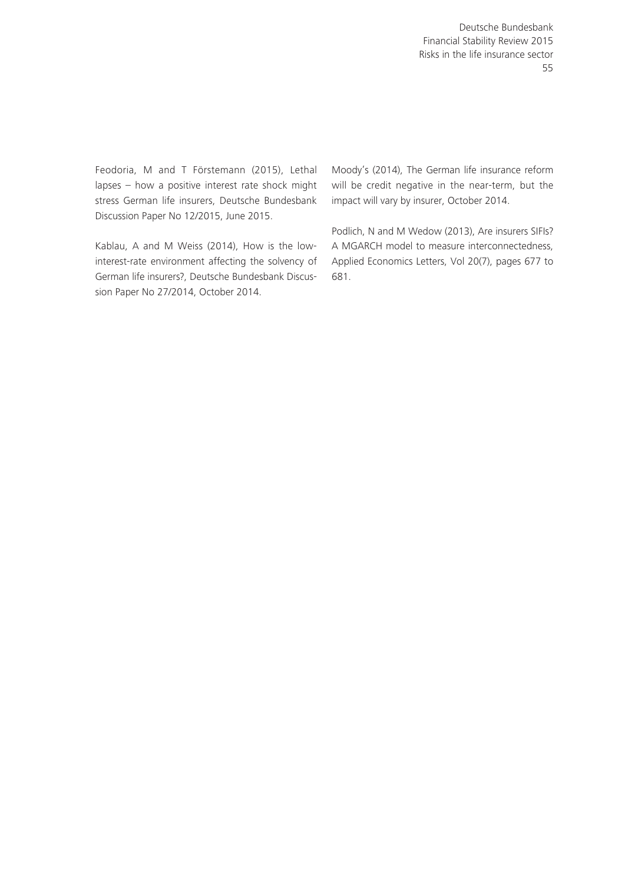Feodoria, M and T Förstemann (2015), Lethal lapses – how a positive interest rate shock might stress German life insurers, Deutsche Bundesbank Discussion Paper No 12/2015, June 2015.

Kablau, A and M Weiss (2014), How is the low-interest-rate environment affecting the solvency of German life insurers?, Deutsche Bundesbank Discussion Paper No 27/2014, October 2014.

Moody's (2014), The German life insurance reform will be credit negative in the near-term, but the impact will vary by insurer, October 2014.

Podlich, N and M Wedow (2013), Are insurers SIFIs? A MGARCH model to measure interconnectedness, Applied Economics Letters, Vol 20(7), pages 677 to 681.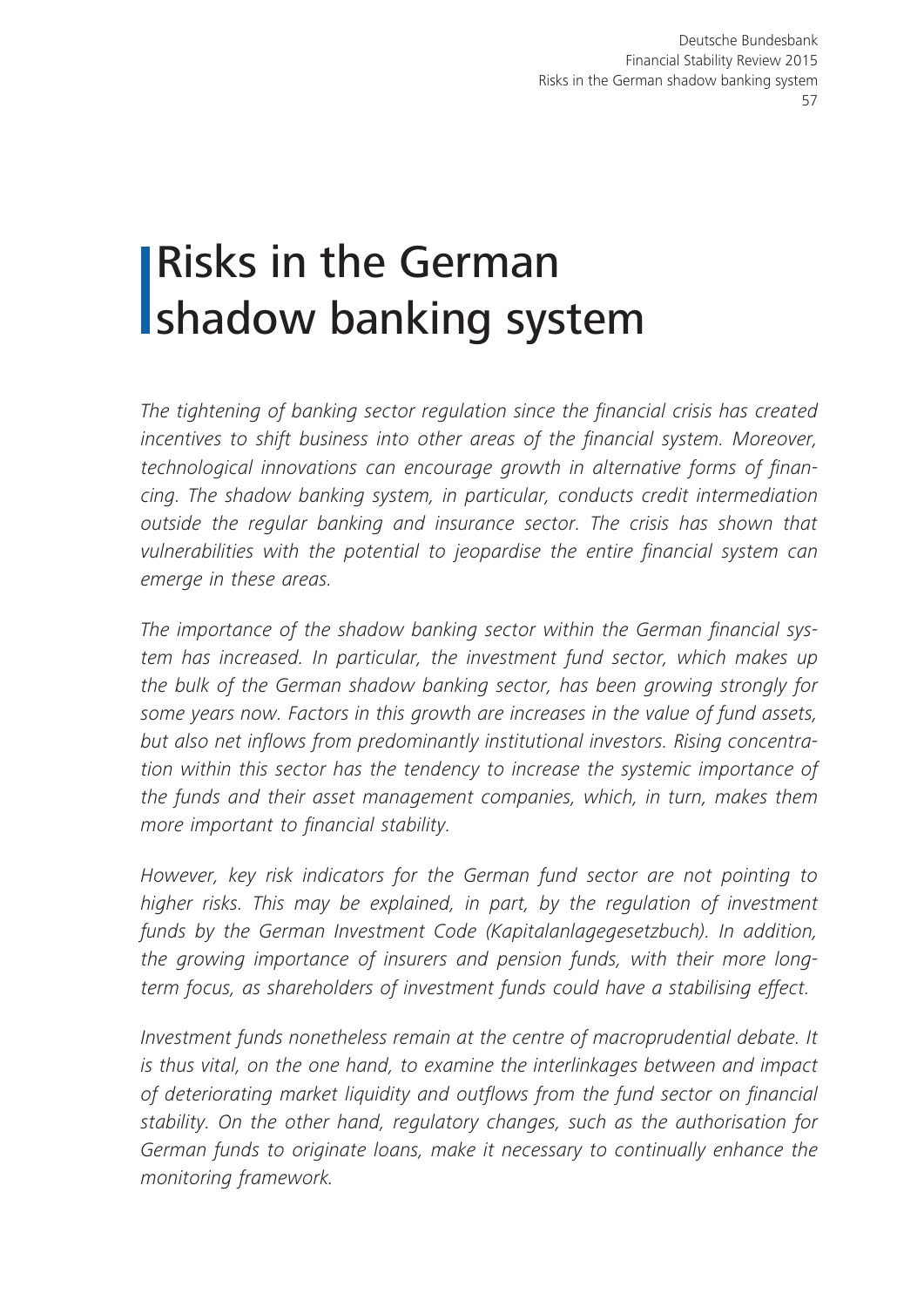# Risks in the German shadow banking system

*The tightening of banking sector regulation since the financial crisis has created incentives to shift business into other areas of the financial system. Moreover, technological innovations can encourage growth in alternative forms of financing. The shadow banking system, in particular, conducts credit intermediation outside the regular banking and insurance sector. The crisis has shown that vulnerabilities with the potential to jeopardise the entire financial system can emerge in these areas.*

*The importance of the shadow banking sector within the German financial system has increased. In particular, the investment fund sector, which makes up the bulk of the German shadow banking sector, has been growing strongly for some years now. Factors in this growth are increases in the value of fund assets, but also net inflows from predominantly institutional investors. Rising concentration within this sector has the tendency to increase the systemic importance of the funds and their asset management companies, which, in turn, makes them more important to financial stability.*

*However, key risk indicators for the German fund sector are not pointing to higher risks. This may be explained, in part, by the regulation of investment funds by the German Investment Code (Kapitalanlagegesetzbuch). In addition, the growing importance of insurers and pension funds, with their more long-term focus, as shareholders of investment funds could have a stabilising effect.*

*Investment funds nonetheless remain at the centre of macroprudential debate. It is thus vital, on the one hand, to examine the interlinkages between and impact of deteriorating market liquidity and outflows from the fund sector on financial stability. On the other hand, regulatory changes, such as the authorisation for German funds to originate loans, make it necessary to continually enhance the monitoring framework.*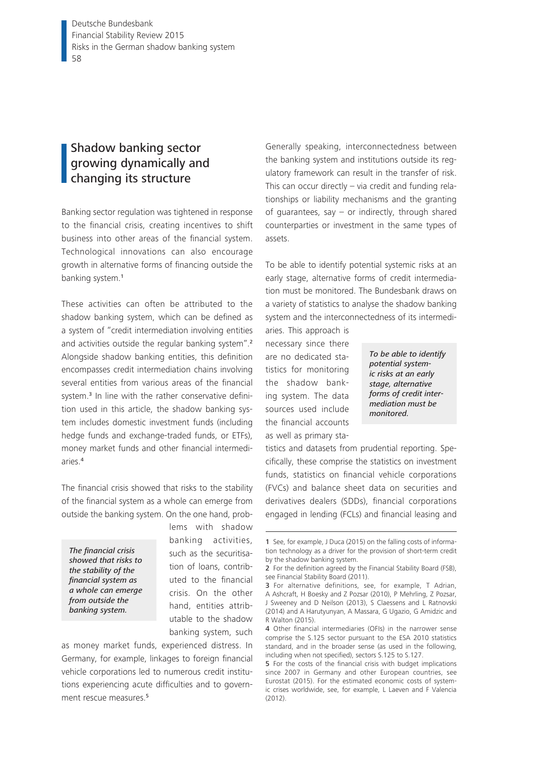## Shadow banking sector growing dynamically and changing its structure

Banking sector regulation was tightened in response to the financial crisis, creating incentives to shift business into other areas of the financial system. Technological innovations can also encourage growth in alternative forms of financing outside the banking system.[1]

These activities can often be attributed to the shadow banking system, which can be defined as a system of "credit intermediation involving entities and activities outside the regular banking system".[2] Alongside shadow banking entities, this definition encompasses credit intermediation chains involving several entities from various areas of the financial system.[3] In line with the rather conservative definition used in this article, the shadow banking system includes domestic investment funds (including hedge funds and exchange-traded funds, or ETFs), money market funds and other financial intermediaries.[4]

The financial crisis showed that risks to the stability of the financial system as a whole can emerge from outside the banking system. On the one hand, problems with shadow banking activities, such as the securitisation of loans, contributed to the financial crisis. On the other hand, entities attributable to the shadow banking system, such as money market funds, experienced distress. In Germany, for example, linkages to foreign financial vehicle corporations led to numerous credit institutions experiencing acute difficulties and to government rescue measures.[5]

*The financial crisis showed that risks to the stability of the financial system as a whole can emerge from outside the banking system.*

Generally speaking, interconnectedness between the banking system and institutions outside its regulatory framework can result in the transfer of risk. This can occur directly – via credit and funding relationships or liability mechanisms and the granting of guarantees, say – or indirectly, through shared counterparties or investment in the same types of assets.

To be able to identify potential systemic risks at an early stage, alternative forms of credit intermediation must be monitored. The Bundesbank draws on a variety of statistics to analyse the shadow banking system and the interconnectedness of its intermediaries. This approach is necessary since there are no dedicated statistics for monitoring the shadow banking system. The data sources used include the financial accounts as well as primary statistics and datasets from prudential reporting. Specifically, these comprise the statistics on investment funds, statistics on financial vehicle corporations (FVCs) and balance sheet data on securities and derivatives dealers (SDDs), financial corporations engaged in lending (FCLs) and financial leasing and

*To be able to identify potential systemic risks at an early stage, alternative forms of credit intermediation must be monitored.*

---

1 See, for example, J Duca (2015) on the falling costs of information technology as a driver for the provision of short-term credit by the shadow banking system.

2 For the definition agreed by the Financial Stability Board (FSB), see Financial Stability Board (2011).

3 For alternative definitions, see, for example, T Adrian, A Ashcraft, H Boesky and Z Pozsar (2010), P Mehrling, Z Pozsar, J Sweeney and D Neilson (2013), S Claessens and L Ratnovski (2014) and A Harutyunyan, A Massara, G Ugazio, G Amidzic and R Walton (2015).

4 Other financial intermediaries (OFIs) in the narrower sense comprise the S.125 sector pursuant to the ESA 2010 statistics standard, and in the broader sense (as used in the following, including when not specified), sectors S.125 to S.127.

5 For the costs of the financial crisis with budget implications since 2007 in Germany and other European countries, see Eurostat (2015). For the estimated economic costs of systemic crises worldwide, see, for example, L Laeven and F Valencia (2012).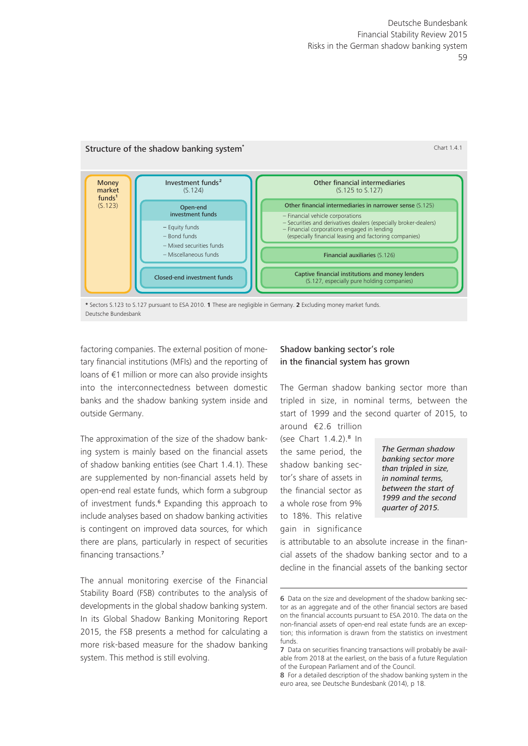**Structure of the shadow banking system***

Chart 1.4.1

| Money market funds[1] (S.123) | Investment funds[2] (S.124) | Other financial intermediaries (S.125 to S.127) |
|---|---|---|
| | **Open-end investment funds**<br>– Equity funds<br>– Bond funds<br>– Mixed securities funds<br>– Miscellaneous funds | **Other financial intermediaries in narrower sense** (S.125)<br>– Financial vehicle corporations<br>– Securities and derivatives dealers (especially broker-dealers)<br>– Financial corporations engaged in lending (especially financial leasing and factoring companies) |
| | | **Financial auxiliaries** (S.126) |
| | **Closed-end investment funds** | **Captive financial institutions and money lenders** (S.127, especially pure holding companies) |

\* Sectors S.123 to S.127 pursuant to ESA 2010. **1** These are negligible in Germany. **2** Excluding money market funds.
Deutsche Bundesbank

factoring companies. The external position of monetary financial institutions (MFIs) and the reporting of loans of €1 million or more can also provide insights into the interconnectedness between domestic banks and the shadow banking system inside and outside Germany.

The approximation of the size of the shadow banking system is mainly based on the financial assets of shadow banking entities (see Chart 1.4.1). These are supplemented by non-financial assets held by open-end real estate funds, which form a subgroup of investment funds.[6] Expanding this approach to include analyses based on shadow banking activities is contingent on improved data sources, for which there are plans, particularly in respect of securities financing transactions.[7]

The annual monitoring exercise of the Financial Stability Board (FSB) contributes to the analysis of developments in the global shadow banking system. In its Global Shadow Banking Monitoring Report 2015, the FSB presents a method for calculating a more risk-based measure for the shadow banking system. This method is still evolving.

## Shadow banking sector's role in the financial system has grown

The German shadow banking sector more than tripled in size, in nominal terms, between the start of 1999 and the second quarter of 2015, to around €2.6 trillion (see Chart 1.4.2).[8] In the same period, the shadow banking sector's share of assets in the financial sector as a whole rose from 9% to 18%. This relative gain in significance is attributable to an absolute increase in the financial assets of the shadow banking sector and to a decline in the financial assets of the banking sector

*The German shadow banking sector more than tripled in size, in nominal terms, between the start of 1999 and the second quarter of 2015.*

6 Data on the size and development of the shadow banking sector as an aggregate and of the other financial sectors are based on the financial accounts pursuant to ESA 2010. The data on the non-financial assets of open-end real estate funds are an exception; this information is drawn from the statistics on investment funds.
7 Data on securities financing transactions will probably be available from 2018 at the earliest, on the basis of a future Regulation of the European Parliament and of the Council.
8 For a detailed description of the shadow banking system in the euro area, see Deutsche Bundesbank (2014), p 18.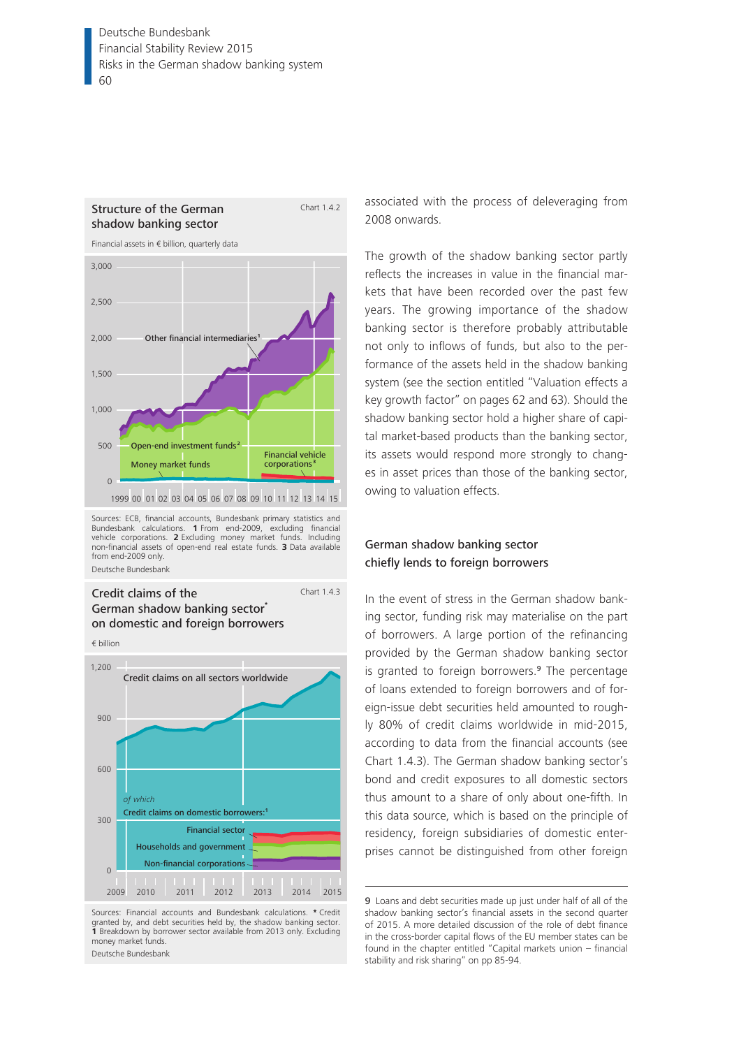**Structure of the German shadow banking sector**

Chart 1.4.2

Financial assets in € billion, quarterly data

Other financial intermediaries[1]

Open-end investment funds[2]

Money market funds

Financial vehicle corporations[3]

1999 00 01 02 03 04 05 06 07 08 09 10 11 12 13 14 15

Sources: ECB, financial accounts, Bundesbank primary statistics and Bundesbank calculations. **1** From end-2009, excluding financial vehicle corporations. **2** Excluding money market funds. Including non-financial assets of open-end real estate funds. **3** Data available from end-2009 only.

Deutsche Bundesbank

**Credit claims of the German shadow banking sector* on domestic and foreign borrowers**

Chart 1.4.3

€ billion

Credit claims on all sectors worldwide

*of which*

Credit claims on domestic borrowers:[1]

Financial sector

Households and government

Non-financial corporations

2009 2010 2011 2012 2013 2014 2015

Sources: Financial accounts and Bundesbank calculations. * Credit granted by, and debt securities held by, the shadow banking sector. **1** Breakdown by borrower sector available from 2013 only. Excluding money market funds.

Deutsche Bundesbank

associated with the process of deleveraging from 2008 onwards.

The growth of the shadow banking sector partly reflects the increases in value in the financial markets that have been recorded over the past few years. The growing importance of the shadow banking sector is therefore probably attributable not only to inflows of funds, but also to the performance of the assets held in the shadow banking system (see the section entitled "Valuation effects a key growth factor" on pages 62 and 63). Should the shadow banking sector hold a higher share of capital market-based products than the banking sector, its assets would respond more strongly to changes in asset prices than those of the banking sector, owing to valuation effects.

### German shadow banking sector chiefly lends to foreign borrowers

In the event of stress in the German shadow banking sector, funding risk may materialise on the part of borrowers. A large portion of the refinancing provided by the German shadow banking sector is granted to foreign borrowers.[9] The percentage of loans extended to foreign borrowers and of foreign-issue debt securities held amounted to roughly 80% of credit claims worldwide in mid-2015, according to data from the financial accounts (see Chart 1.4.3). The German shadow banking sector's bond and credit exposures to all domestic sectors thus amount to a share of only about one-fifth. In this data source, which is based on the principle of residency, foreign subsidiaries of domestic enterprises cannot be distinguished from other foreign

9 Loans and debt securities made up just under half of all of the shadow banking sector's financial assets in the second quarter of 2015. A more detailed discussion of the role of debt finance in the cross-border capital flows of the EU member states can be found in the chapter entitled "Capital markets union – financial stability and risk sharing" on pp 85-94.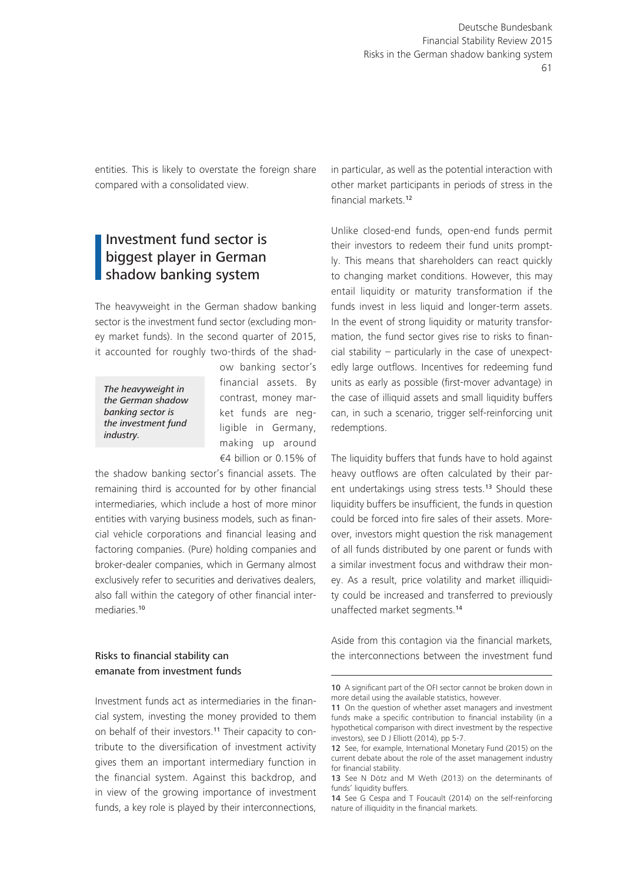entities. This is likely to overstate the foreign share compared with a consolidated view.

## Investment fund sector is biggest player in German shadow banking system

The heavyweight in the German shadow banking sector is the investment fund sector (excluding money market funds). In the second quarter of 2015, it accounted for roughly two-thirds of the shadow banking sector's financial assets. By contrast, money market funds are negligible in Germany, making up around €4 billion or 0.15% of the shadow banking sector's financial assets. The remaining third is accounted for by other financial intermediaries, which include a host of more minor entities with varying business models, such as financial vehicle corporations and financial leasing and factoring companies. (Pure) holding companies and broker-dealer companies, which in Germany almost exclusively refer to securities and derivatives dealers, also fall within the category of other financial intermediaries.[10]

*The heavyweight in the German shadow banking sector is the investment fund industry.*

### Risks to financial stability can emanate from investment funds

Investment funds act as intermediaries in the financial system, investing the money provided to them on behalf of their investors.[11] Their capacity to contribute to the diversification of investment activity gives them an important intermediary function in the financial system. Against this backdrop, and in view of the growing importance of investment funds, a key role is played by their interconnections, in particular, as well as the potential interaction with other market participants in periods of stress in the financial markets.[12]

Unlike closed-end funds, open-end funds permit their investors to redeem their fund units promptly. This means that shareholders can react quickly to changing market conditions. However, this may entail liquidity or maturity transformation if the funds invest in less liquid and longer-term assets. In the event of strong liquidity or maturity transformation, the fund sector gives rise to risks to financial stability – particularly in the case of unexpectedly large outflows. Incentives for redeeming fund units as early as possible (first-mover advantage) in the case of illiquid assets and small liquidity buffers can, in such a scenario, trigger self-reinforcing unit redemptions.

The liquidity buffers that funds have to hold against heavy outflows are often calculated by their parent undertakings using stress tests.[13] Should these liquidity buffers be insufficient, the funds in question could be forced into fire sales of their assets. Moreover, investors might question the risk management of all funds distributed by one parent or funds with a similar investment focus and withdraw their money. As a result, price volatility and market illiquidity could be increased and transferred to previously unaffected market segments.[14]

Aside from this contagion via the financial markets, the interconnections between the investment fund

---

10 A significant part of the OFI sector cannot be broken down in more detail using the available statistics, however.

11 On the question of whether asset managers and investment funds make a specific contribution to financial instability (in a hypothetical comparison with direct investment by the respective investors), see D J Elliott (2014), pp 5-7.

12 See, for example, International Monetary Fund (2015) on the current debate about the role of the asset management industry for financial stability.

13 See N Dötz and M Weth (2013) on the determinants of funds' liquidity buffers.

14 See G Cespa and T Foucault (2014) on the self-reinforcing nature of illiquidity in the financial markets.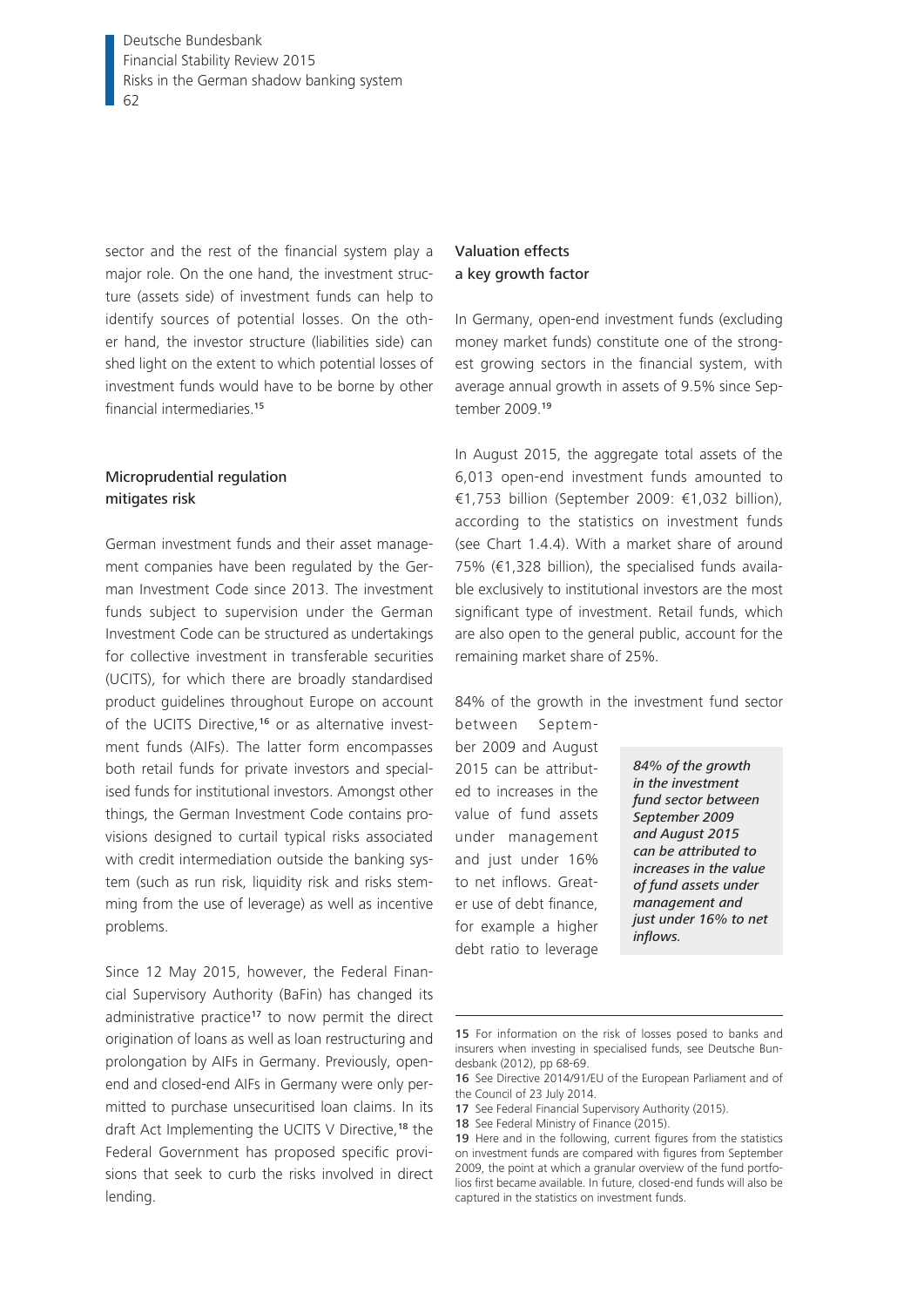sector and the rest of the financial system play a major role. On the one hand, the investment structure (assets side) of investment funds can help to identify sources of potential losses. On the other hand, the investor structure (liabilities side) can shed light on the extent to which potential losses of investment funds would have to be borne by other financial intermediaries.[15]

## Microprudential regulation mitigates risk

German investment funds and their asset management companies have been regulated by the German Investment Code since 2013. The investment funds subject to supervision under the German Investment Code can be structured as undertakings for collective investment in transferable securities (UCITS), for which there are broadly standardised product guidelines throughout Europe on account of the UCITS Directive,[16] or as alternative investment funds (AIFs). The latter form encompasses both retail funds for private investors and specialised funds for institutional investors. Amongst other things, the German Investment Code contains provisions designed to curtail typical risks associated with credit intermediation outside the banking system (such as run risk, liquidity risk and risks stemming from the use of leverage) as well as incentive problems.

Since 12 May 2015, however, the Federal Financial Supervisory Authority (BaFin) has changed its administrative practice[17] to now permit the direct origination of loans as well as loan restructuring and prolongation by AIFs in Germany. Previously, open-end and closed-end AIFs in Germany were only permitted to purchase unsecuritised loan claims. In its draft Act Implementing the UCITS V Directive,[18] the Federal Government has proposed specific provisions that seek to curb the risks involved in direct lending.

## Valuation effects a key growth factor

In Germany, open-end investment funds (excluding money market funds) constitute one of the strongest growing sectors in the financial system, with average annual growth in assets of 9.5% since September 2009.[19]

In August 2015, the aggregate total assets of the 6,013 open-end investment funds amounted to €1,753 billion (September 2009: €1,032 billion), according to the statistics on investment funds (see Chart 1.4.4). With a market share of around 75% (€1,328 billion), the specialised funds available exclusively to institutional investors are the most significant type of investment. Retail funds, which are also open to the general public, account for the remaining market share of 25%.

*84% of the growth in the investment fund sector between September 2009 and August 2015 can be attributed to increases in the value of fund assets under management and just under 16% to net inflows.*

84% of the growth in the investment fund sector between September 2009 and August 2015 can be attributed to increases in the value of fund assets under management and just under 16% to net inflows. Greater use of debt finance, for example a higher debt ratio to leverage

---

15 For information on the risk of losses posed to banks and insurers when investing in specialised funds, see Deutsche Bundesbank (2012), pp 68-69.

16 See Directive 2014/91/EU of the European Parliament and of the Council of 23 July 2014.

17 See Federal Financial Supervisory Authority (2015).

18 See Federal Ministry of Finance (2015).

19 Here and in the following, current figures from the statistics on investment funds are compared with figures from September 2009, the point at which a granular overview of the fund portfolios first became available. In future, closed-end funds will also be captured in the statistics on investment funds.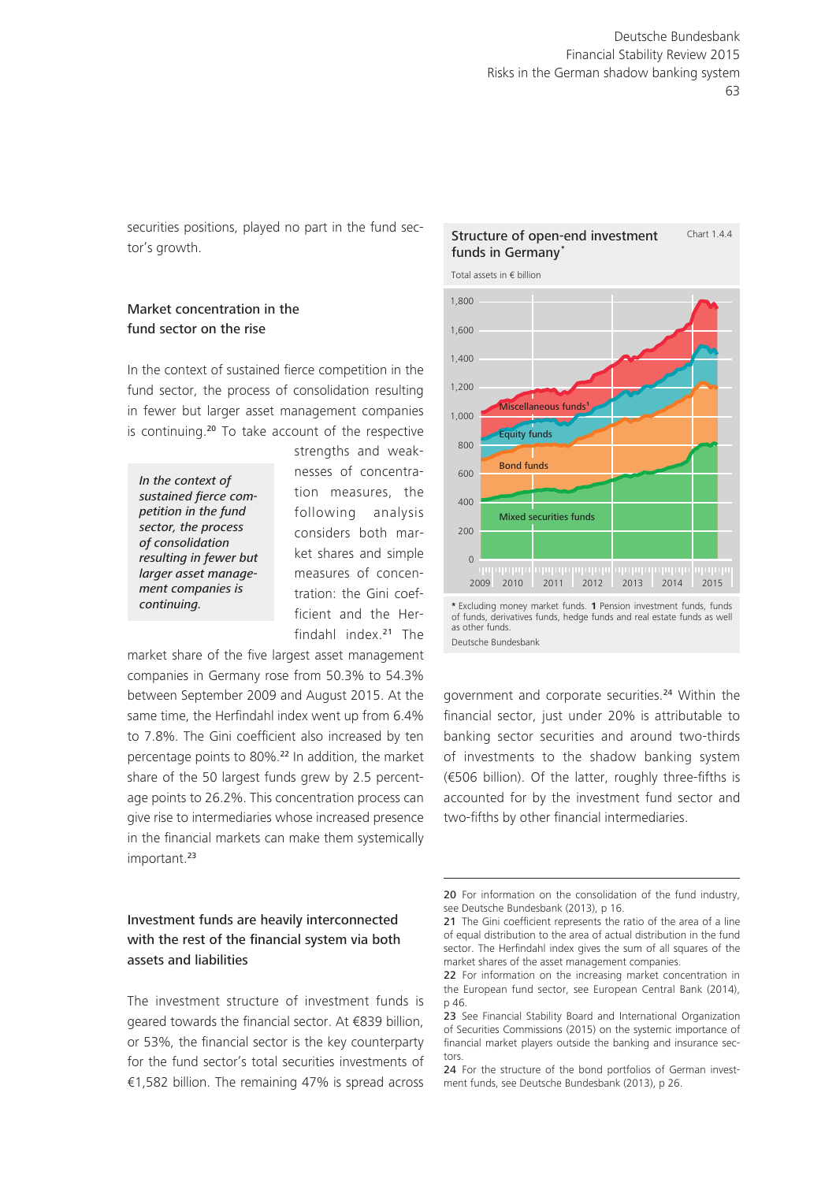securities positions, played no part in the fund sector's growth.

### Market concentration in the fund sector on the rise

In the context of sustained fierce competition in the fund sector, the process of consolidation resulting in fewer but larger asset management companies is continuing.[20] To take account of the respective strengths and weaknesses of concentration measures, the following analysis considers both market shares and simple measures of concentration: the Gini coefficient and the Herfindahl index.[21] The market share of the five largest asset management companies in Germany rose from 50.3% to 54.3% between September 2009 and August 2015. At the same time, the Herfindahl index went up from 6.4% to 7.8%. The Gini coefficient also increased by ten percentage points to 80%.[22] In addition, the market share of the 50 largest funds grew by 2.5 percentage points to 26.2%. This concentration process can give rise to intermediaries whose increased presence in the financial markets can make them systemically important.[23]

*In the context of sustained fierce competition in the fund sector, the process of consolidation resulting in fewer but larger asset management companies is continuing.*

### Investment funds are heavily interconnected with the rest of the financial system via both assets and liabilities

The investment structure of investment funds is geared towards the financial sector. At €839 billion, or 53%, the financial sector is the key counterparty for the fund sector's total securities investments of €1,582 billion. The remaining 47% is spread across government and corporate securities.[24] Within the financial sector, just under 20% is attributable to banking sector securities and around two-thirds of investments to the shadow banking system (€506 billion). Of the latter, roughly three-fifths is accounted for by the investment fund sector and two-fifths by other financial intermediaries.

**Structure of open-end investment funds in Germany*** — Chart 1.4.4

Total assets in € billion

[Stacked area chart, 2009–2015, with series: Miscellaneous funds¹, Equity funds, Bond funds, Mixed securities funds]

\* Excluding money market funds. **1** Pension investment funds, funds of funds, derivatives funds, hedge funds and real estate funds as well as other funds.

Deutsche Bundesbank

---

20 For information on the consolidation of the fund industry, see Deutsche Bundesbank (2013), p 16.

21 The Gini coefficient represents the ratio of the area of a line of equal distribution to the area of actual distribution in the fund sector. The Herfindahl index gives the sum of all squares of the market shares of the asset management companies.

22 For information on the increasing market concentration in the European fund sector, see European Central Bank (2014), p 46.

23 See Financial Stability Board and International Organization of Securities Commissions (2015) on the systemic importance of financial market players outside the banking and insurance sectors.

24 For the structure of the bond portfolios of German investment funds, see Deutsche Bundesbank (2013), p 26.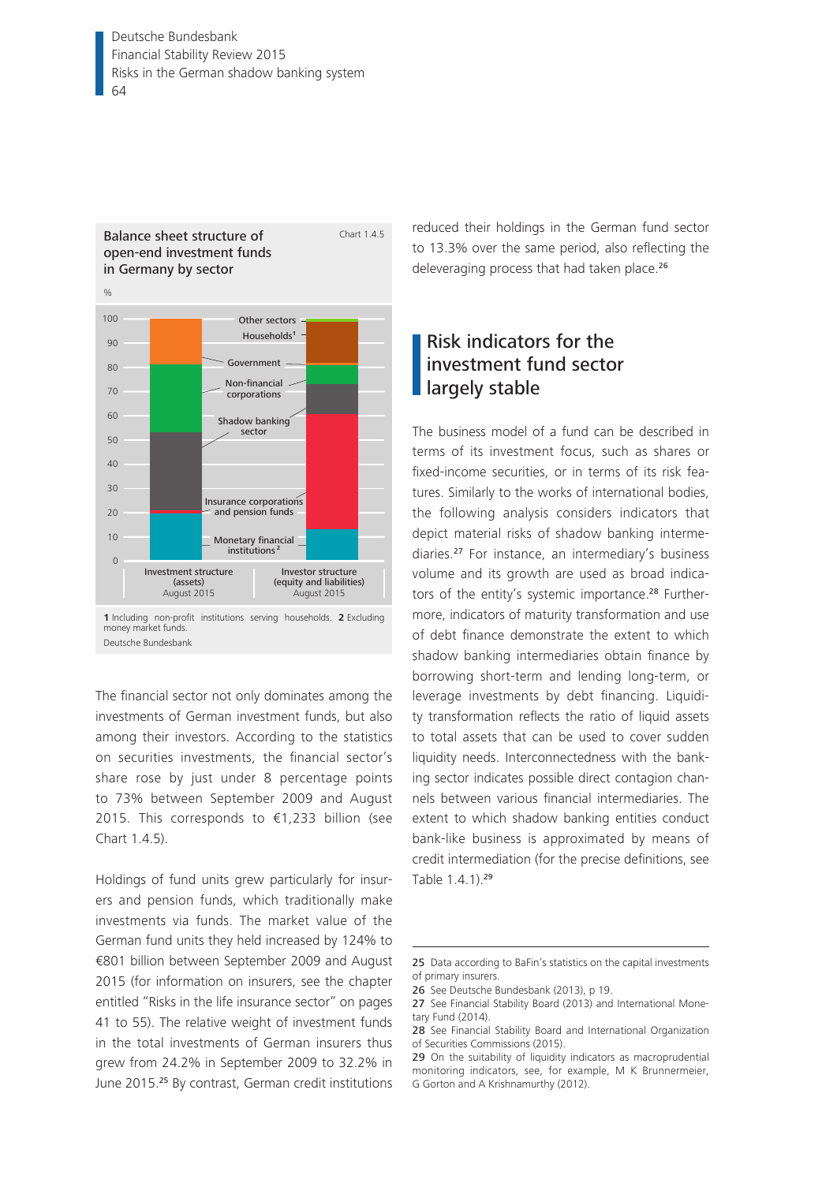**Balance sheet structure of open-end investment funds in Germany by sector**

Chart 1.4.5

%

1 Including non-profit institutions serving households. 2 Excluding money market funds.
Deutsche Bundesbank

The financial sector not only dominates among the investments of German investment funds, but also among their investors. According to the statistics on securities investments, the financial sector's share rose by just under 8 percentage points to 73% between September 2009 and August 2015. This corresponds to €1,233 billion (see Chart 1.4.5).

Holdings of fund units grew particularly for insurers and pension funds, which traditionally make investments via funds. The market value of the German fund units they held increased by 124% to €801 billion between September 2009 and August 2015 (for information on insurers, see the chapter entitled "Risks in the life insurance sector" on pages 41 to 55). The relative weight of investment funds in the total investments of German insurers thus grew from 24.2% in September 2009 to 32.2% in June 2015.[25] By contrast, German credit institutions reduced their holdings in the German fund sector to 13.3% over the same period, also reflecting the deleveraging process that had taken place.[26]

## Risk indicators for the investment fund sector largely stable

The business model of a fund can be described in terms of its investment focus, such as shares or fixed-income securities, or in terms of its risk features. Similarly to the works of international bodies, the following analysis considers indicators that depict material risks of shadow banking intermediaries.[27] For instance, an intermediary's business volume and its growth are used as broad indicators of the entity's systemic importance.[28] Furthermore, indicators of maturity transformation and use of debt finance demonstrate the extent to which shadow banking intermediaries obtain finance by borrowing short-term and lending long-term, or leverage investments by debt financing. Liquidity transformation reflects the ratio of liquid assets to total assets that can be used to cover sudden liquidity needs. Interconnectedness with the banking sector indicates possible direct contagion channels between various financial intermediaries. The extent to which shadow banking entities conduct bank-like business is approximated by means of credit intermediation (for the precise definitions, see Table 1.4.1).[29]

---

25 Data according to BaFin's statistics on the capital investments of primary insurers.
26 See Deutsche Bundesbank (2013), p 19.
27 See Financial Stability Board (2013) and International Monetary Fund (2014).
28 See Financial Stability Board and International Organization of Securities Commissions (2015).
29 On the suitability of liquidity indicators as macroprudential monitoring indicators, see, for example, M K Brunnermeier, G Gorton and A Krishnamurthy (2012).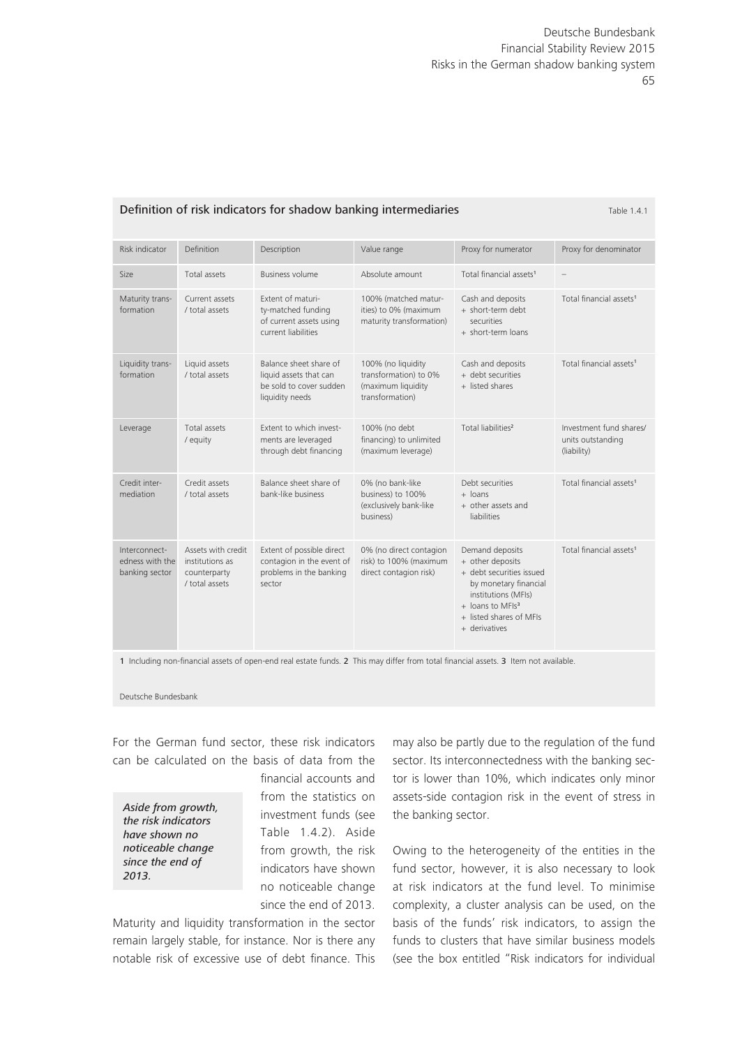**Definition of risk indicators for shadow banking intermediaries**

Table 1.4.1

| Risk indicator | Definition | Description | Value range | Proxy for numerator | Proxy for denominator |
|---|---|---|---|---|---|
| Size | Total assets | Business volume | Absolute amount | Total financial assets[1] | – |
| Maturity transformation | Current assets / total assets | Extent of maturity-matched funding of current assets using current liabilities | 100% (matched maturities) to 0% (maximum maturity transformation) | Cash and deposits + short-term debt securities + short-term loans | Total financial assets[1] |
| Liquidity transformation | Liquid assets / total assets | Balance sheet share of liquid assets that can be sold to cover sudden liquidity needs | 100% (no liquidity transformation) to 0% (maximum liquidity transformation) | Cash and deposits + debt securities + listed shares | Total financial assets[1] |
| Leverage | Total assets / equity | Extent to which investments are leveraged through debt financing | 100% (no debt financing) to unlimited (maximum leverage) | Total liabilities[2] | Investment fund shares/ units outstanding (liability) |
| Credit intermediation | Credit assets / total assets | Balance sheet share of bank-like business | 0% (no bank-like business) to 100% (exclusively bank-like business) | Debt securities + loans + other assets and liabilities | Total financial assets[1] |
| Interconnectedness with the banking sector | Assets with credit institutions as counterparty / total assets | Extent of possible direct contagion in the event of problems in the banking sector | 0% (no direct contagion risk) to 100% (maximum direct contagion risk) | Demand deposits + other deposits + debt securities issued by monetary financial institutions (MFIs) + loans to MFIs[3] + listed shares of MFIs + derivatives | Total financial assets[1] |

**1** Including non-financial assets of open-end real estate funds. **2** This may differ from total financial assets. **3** Item not available.

Deutsche Bundesbank

For the German fund sector, these risk indicators can be calculated on the basis of data from the financial accounts and from the statistics on investment funds (see Table 1.4.2). Aside from growth, the risk indicators have shown no noticeable change since the end of 2013.

*Aside from growth, the risk indicators have shown no noticeable change since the end of 2013.*

Maturity and liquidity transformation in the sector remain largely stable, for instance. Nor is there any notable risk of excessive use of debt finance. This may also be partly due to the regulation of the fund sector. Its interconnectedness with the banking sector is lower than 10%, which indicates only minor assets-side contagion risk in the event of stress in the banking sector.

Owing to the heterogeneity of the entities in the fund sector, however, it is also necessary to look at risk indicators at the fund level. To minimise complexity, a cluster analysis can be used, on the basis of the funds' risk indicators, to assign the funds to clusters that have similar business models (see the box entitled "Risk indicators for individual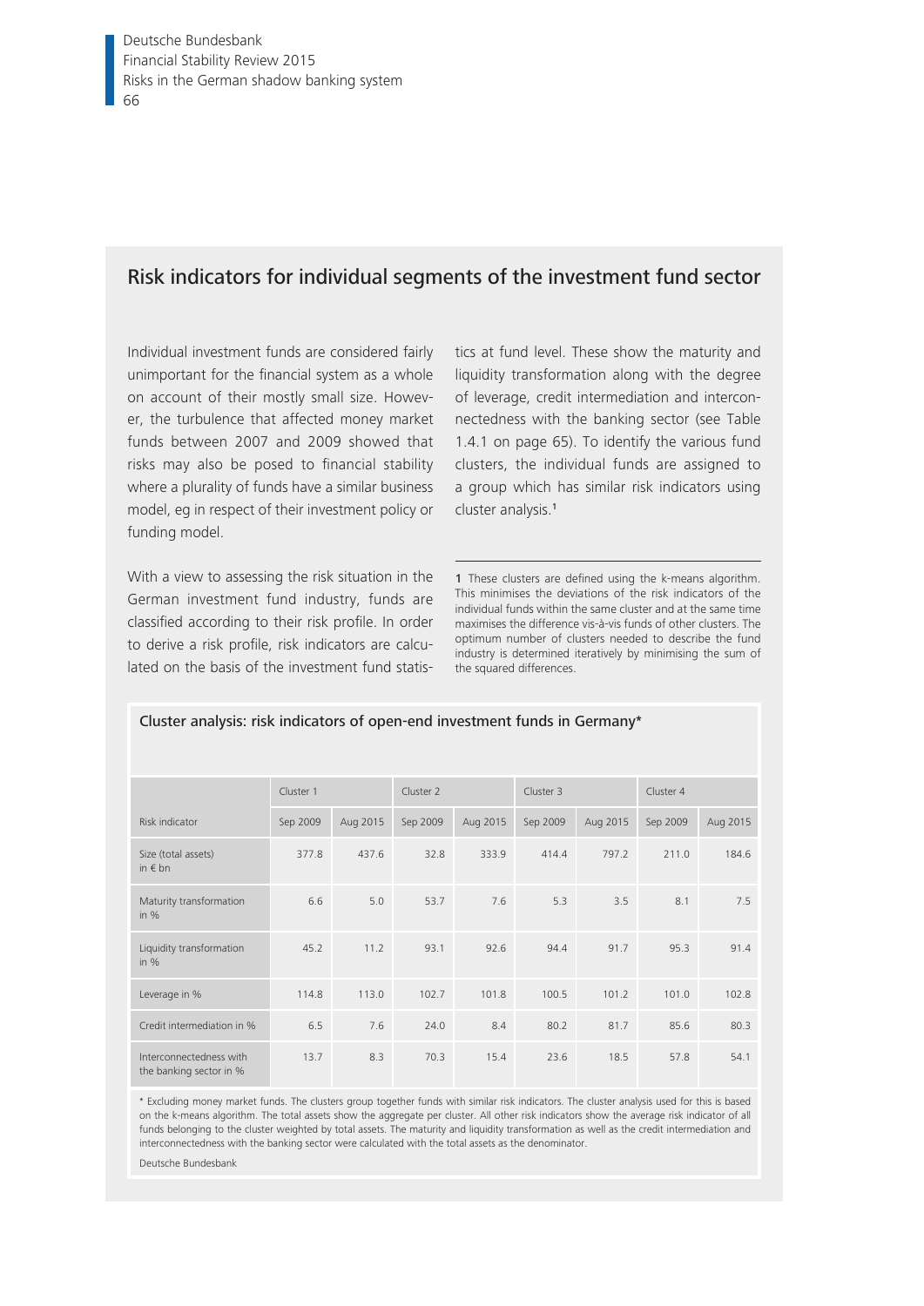## Risk indicators for individual segments of the investment fund sector

Individual investment funds are considered fairly unimportant for the financial system as a whole on account of their mostly small size. However, the turbulence that affected money market funds between 2007 and 2009 showed that risks may also be posed to financial stability where a plurality of funds have a similar business model, eg in respect of their investment policy or funding model.

With a view to assessing the risk situation in the German investment fund industry, funds are classified according to their risk profile. In order to derive a risk profile, risk indicators are calculated on the basis of the investment fund statistics at fund level. These show the maturity and liquidity transformation along with the degree of leverage, credit intermediation and interconnectedness with the banking sector (see Table 1.4.1 on page 65). To identify the various fund clusters, the individual funds are assigned to a group which has similar risk indicators using cluster analysis.[1]

[1] These clusters are defined using the k-means algorithm. This minimises the deviations of the risk indicators of the individual funds within the same cluster and at the same time maximises the difference vis-à-vis funds of other clusters. The optimum number of clusters needed to describe the fund industry is determined iteratively by minimising the sum of the squared differences.

**Cluster analysis: risk indicators of open-end investment funds in Germany***

| | Cluster 1 | | Cluster 2 | | Cluster 3 | | Cluster 4 | |
|---|---|---|---|---|---|---|---|---|
| Risk indicator | Sep 2009 | Aug 2015 | Sep 2009 | Aug 2015 | Sep 2009 | Aug 2015 | Sep 2009 | Aug 2015 |
| Size (total assets) in € bn | 377.8 | 437.6 | 32.8 | 333.9 | 414.4 | 797.2 | 211.0 | 184.6 |
| Maturity transformation in % | 6.6 | 5.0 | 53.7 | 7.6 | 5.3 | 3.5 | 8.1 | 7.5 |
| Liquidity transformation in % | 45.2 | 11.2 | 93.1 | 92.6 | 94.4 | 91.7 | 95.3 | 91.4 |
| Leverage in % | 114.8 | 113.0 | 102.7 | 101.8 | 100.5 | 101.2 | 101.0 | 102.8 |
| Credit intermediation in % | 6.5 | 7.6 | 24.0 | 8.4 | 80.2 | 81.7 | 85.6 | 80.3 |
| Interconnectedness with the banking sector in % | 13.7 | 8.3 | 70.3 | 15.4 | 23.6 | 18.5 | 57.8 | 54.1 |

\* Excluding money market funds. The clusters group together funds with similar risk indicators. The cluster analysis used for this is based on the k-means algorithm. The total assets show the aggregate per cluster. All other risk indicators show the average risk indicator of all funds belonging to the cluster weighted by total assets. The maturity and liquidity transformation as well as the credit intermediation and interconnectedness with the banking sector were calculated with the total assets as the denominator.

Deutsche Bundesbank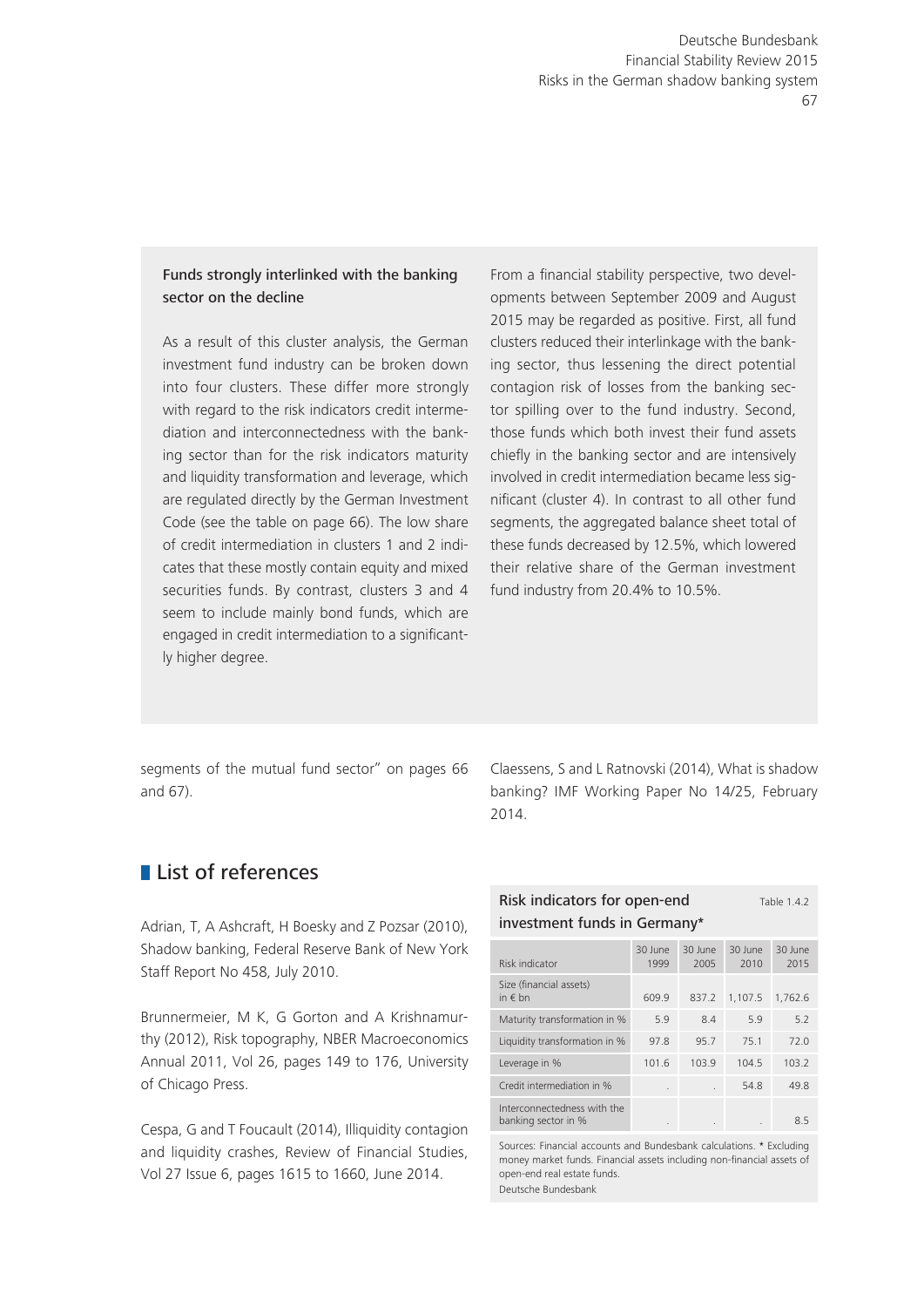### Funds strongly interlinked with the banking sector on the decline

As a result of this cluster analysis, the German investment fund industry can be broken down into four clusters. These differ more strongly with regard to the risk indicators credit intermediation and interconnectedness with the banking sector than for the risk indicators maturity and liquidity transformation and leverage, which are regulated directly by the German Investment Code (see the table on page 66). The low share of credit intermediation in clusters 1 and 2 indicates that these mostly contain equity and mixed securities funds. By contrast, clusters 3 and 4 seem to include mainly bond funds, which are engaged in credit intermediation to a significantly higher degree.

From a financial stability perspective, two developments between September 2009 and August 2015 may be regarded as positive. First, all fund clusters reduced their interlinkage with the banking sector, thus lessening the direct potential contagion risk of losses from the banking sector spilling over to the fund industry. Second, those funds which both invest their fund assets chiefly in the banking sector and are intensively involved in credit intermediation became less significant (cluster 4). In contrast to all other fund segments, the aggregated balance sheet total of these funds decreased by 12.5%, which lowered their relative share of the German investment fund industry from 20.4% to 10.5%.

segments of the mutual fund sector" on pages 66 and 67).

## List of references

Adrian, T, A Ashcraft, H Boesky and Z Pozsar (2010), Shadow banking, Federal Reserve Bank of New York Staff Report No 458, July 2010.

Brunnermeier, M K, G Gorton and A Krishnamurthy (2012), Risk topography, NBER Macroeconomics Annual 2011, Vol 26, pages 149 to 176, University of Chicago Press.

Cespa, G and T Foucault (2014), Illiquidity contagion and liquidity crashes, Review of Financial Studies, Vol 27 Issue 6, pages 1615 to 1660, June 2014.

Claessens, S and L Ratnovski (2014), What is shadow banking? IMF Working Paper No 14/25, February 2014.

**Risk indicators for open-end investment funds in Germany*** — Table 1.4.2

| Risk indicator | 30 June 1999 | 30 June 2005 | 30 June 2010 | 30 June 2015 |
|---|---|---|---|---|
| Size (financial assets) in € bn | 609.9 | 837.2 | 1,107.5 | 1,762.6 |
| Maturity transformation in % | 5.9 | 8.4 | 5.9 | 5.2 |
| Liquidity transformation in % | 97.8 | 95.7 | 75.1 | 72.0 |
| Leverage in % | 101.6 | 103.9 | 104.5 | 103.2 |
| Credit intermediation in % | . | . | 54.8 | 49.8 |
| Interconnectedness with the banking sector in % | . | . | . | 8.5 |

Sources: Financial accounts and Bundesbank calculations. * Excluding money market funds. Financial assets including non-financial assets of open-end real estate funds.
Deutsche Bundesbank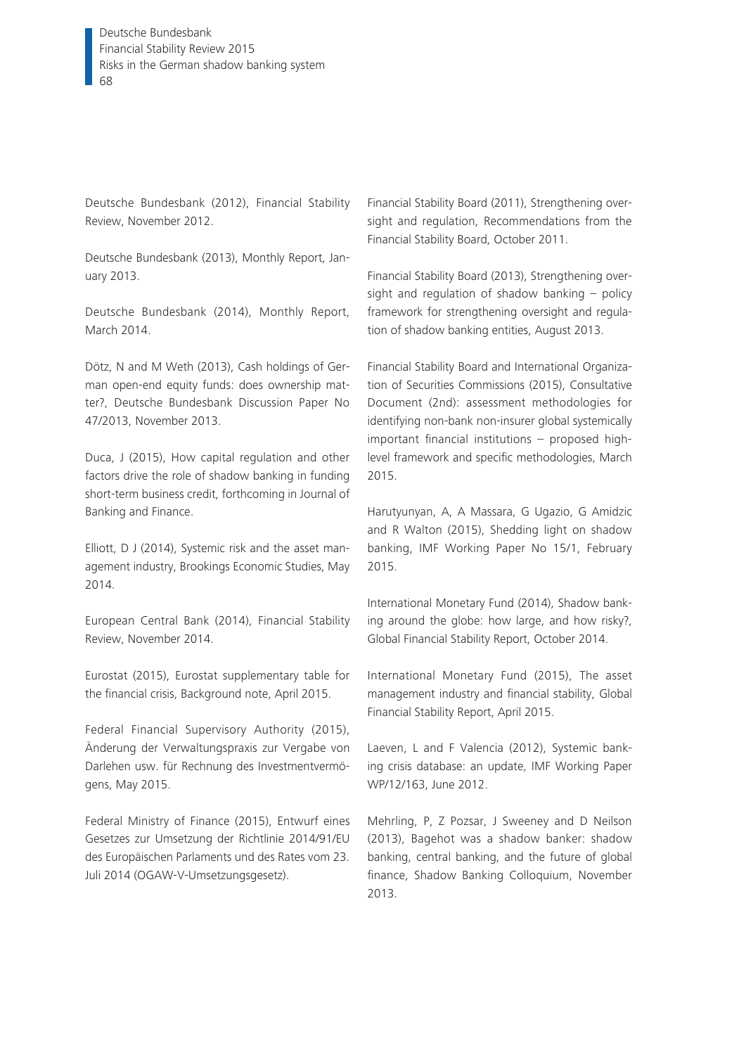Deutsche Bundesbank (2012), Financial Stability Review, November 2012.

Deutsche Bundesbank (2013), Monthly Report, January 2013.

Deutsche Bundesbank (2014), Monthly Report, March 2014.

Dötz, N and M Weth (2013), Cash holdings of German open-end equity funds: does ownership matter?, Deutsche Bundesbank Discussion Paper No 47/2013, November 2013.

Duca, J (2015), How capital regulation and other factors drive the role of shadow banking in funding short-term business credit, forthcoming in Journal of Banking and Finance.

Elliott, D J (2014), Systemic risk and the asset management industry, Brookings Economic Studies, May 2014.

European Central Bank (2014), Financial Stability Review, November 2014.

Eurostat (2015), Eurostat supplementary table for the financial crisis, Background note, April 2015.

Federal Financial Supervisory Authority (2015), Änderung der Verwaltungspraxis zur Vergabe von Darlehen usw. für Rechnung des Investmentvermögens, May 2015.

Federal Ministry of Finance (2015), Entwurf eines Gesetzes zur Umsetzung der Richtlinie 2014/91/EU des Europäischen Parlaments und des Rates vom 23. Juli 2014 (OGAW-V-Umsetzungsgesetz).

Financial Stability Board (2011), Strengthening oversight and regulation, Recommendations from the Financial Stability Board, October 2011.

Financial Stability Board (2013), Strengthening oversight and regulation of shadow banking – policy framework for strengthening oversight and regulation of shadow banking entities, August 2013.

Financial Stability Board and International Organization of Securities Commissions (2015), Consultative Document (2nd): assessment methodologies for identifying non-bank non-insurer global systemically important financial institutions – proposed high-level framework and specific methodologies, March 2015.

Harutyunyan, A, A Massara, G Ugazio, G Amidzic and R Walton (2015), Shedding light on shadow banking, IMF Working Paper No 15/1, February 2015.

International Monetary Fund (2014), Shadow banking around the globe: how large, and how risky?, Global Financial Stability Report, October 2014.

International Monetary Fund (2015), The asset management industry and financial stability, Global Financial Stability Report, April 2015.

Laeven, L and F Valencia (2012), Systemic banking crisis database: an update, IMF Working Paper WP/12/163, June 2012.

Mehrling, P, Z Pozsar, J Sweeney and D Neilson (2013), Bagehot was a shadow banker: shadow banking, central banking, and the future of global finance, Shadow Banking Colloquium, November 2013.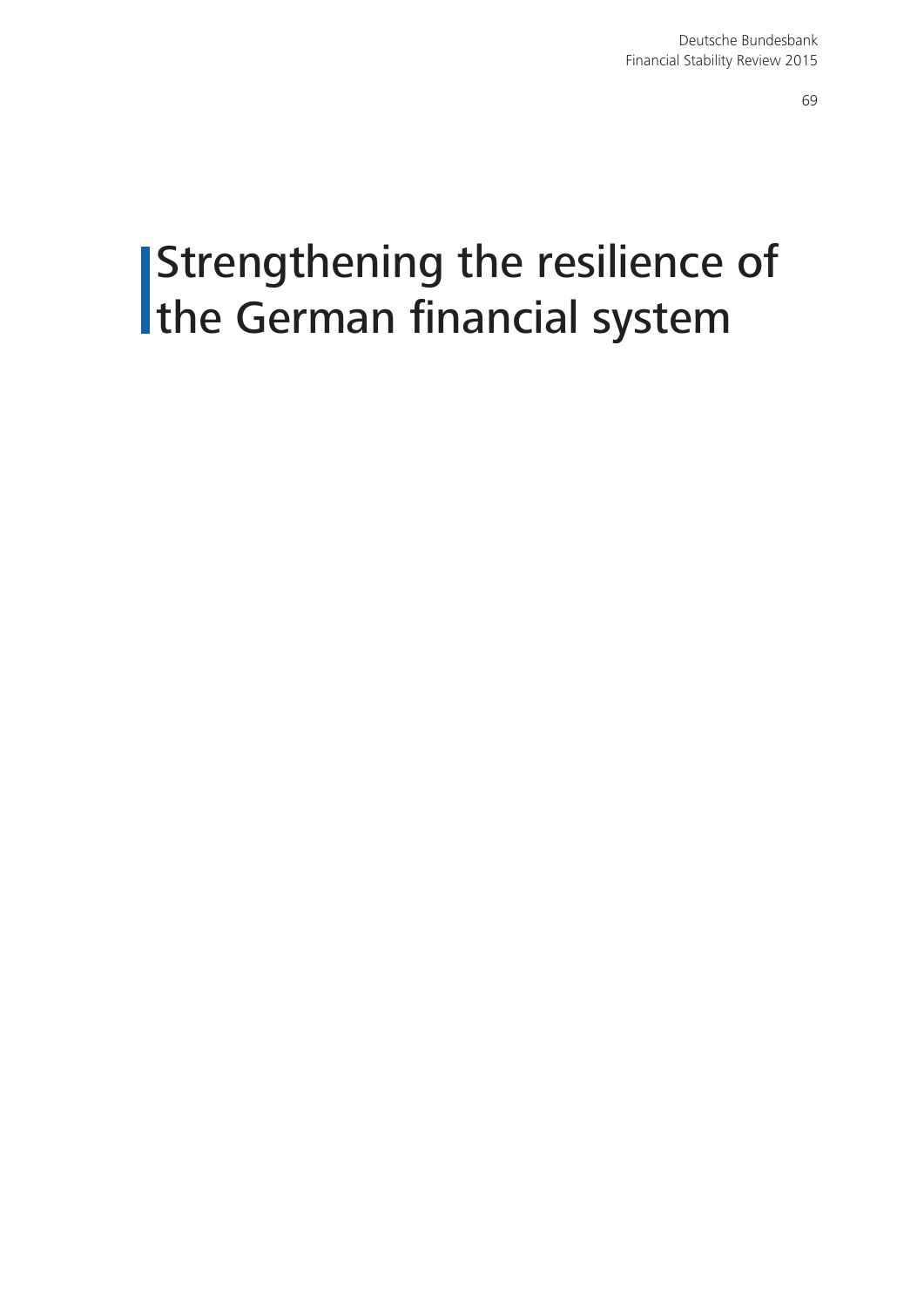# Strengthening the resilience of the German financial system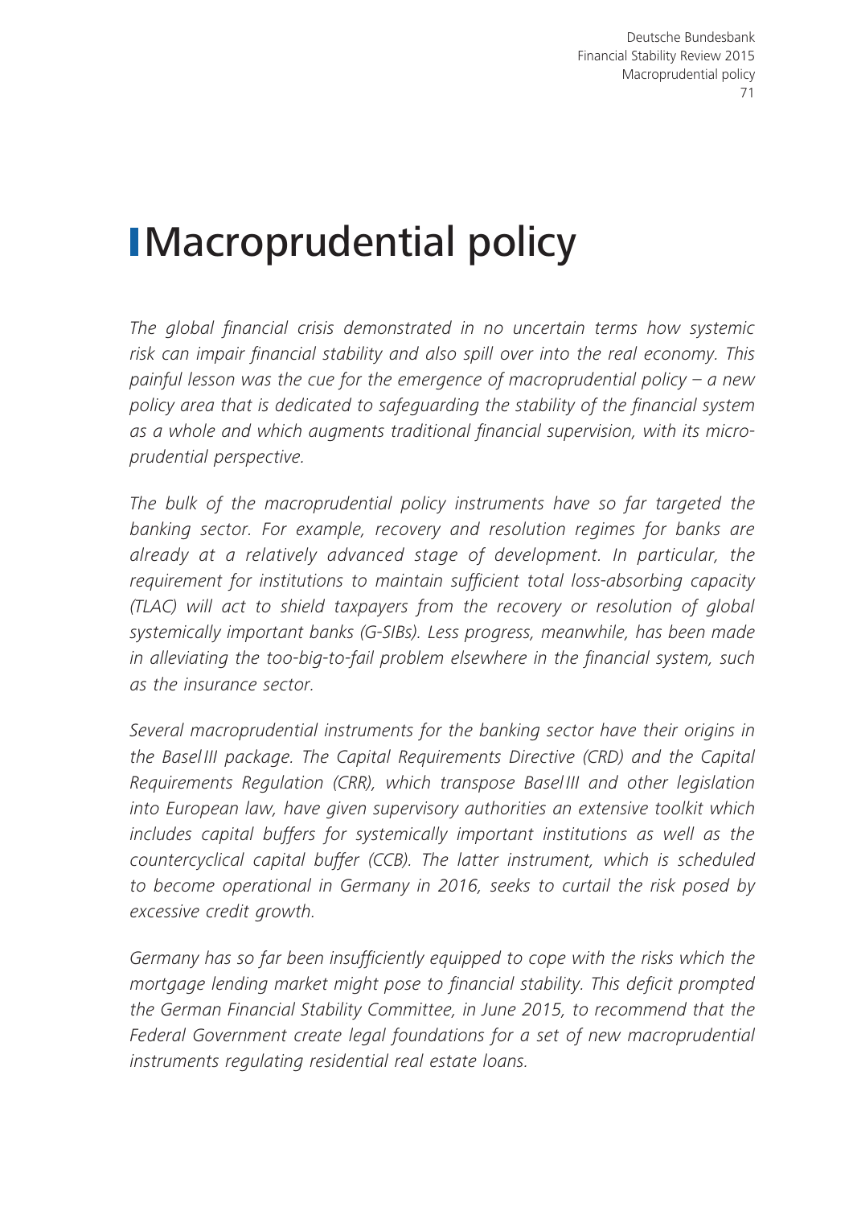# Macroprudential policy

*The global financial crisis demonstrated in no uncertain terms how systemic risk can impair financial stability and also spill over into the real economy. This painful lesson was the cue for the emergence of macroprudential policy – a new policy area that is dedicated to safeguarding the stability of the financial system as a whole and which augments traditional financial supervision, with its microprudential perspective.*

*The bulk of the macroprudential policy instruments have so far targeted the banking sector. For example, recovery and resolution regimes for banks are already at a relatively advanced stage of development. In particular, the requirement for institutions to maintain sufficient total loss-absorbing capacity (TLAC) will act to shield taxpayers from the recovery or resolution of global systemically important banks (G-SIBs). Less progress, meanwhile, has been made in alleviating the too-big-to-fail problem elsewhere in the financial system, such as the insurance sector.*

*Several macroprudential instruments for the banking sector have their origins in the Basel III package. The Capital Requirements Directive (CRD) and the Capital Requirements Regulation (CRR), which transpose Basel III and other legislation into European law, have given supervisory authorities an extensive toolkit which includes capital buffers for systemically important institutions as well as the countercyclical capital buffer (CCB). The latter instrument, which is scheduled to become operational in Germany in 2016, seeks to curtail the risk posed by excessive credit growth.*

*Germany has so far been insufficiently equipped to cope with the risks which the mortgage lending market might pose to financial stability. This deficit prompted the German Financial Stability Committee, in June 2015, to recommend that the Federal Government create legal foundations for a set of new macroprudential instruments regulating residential real estate loans.*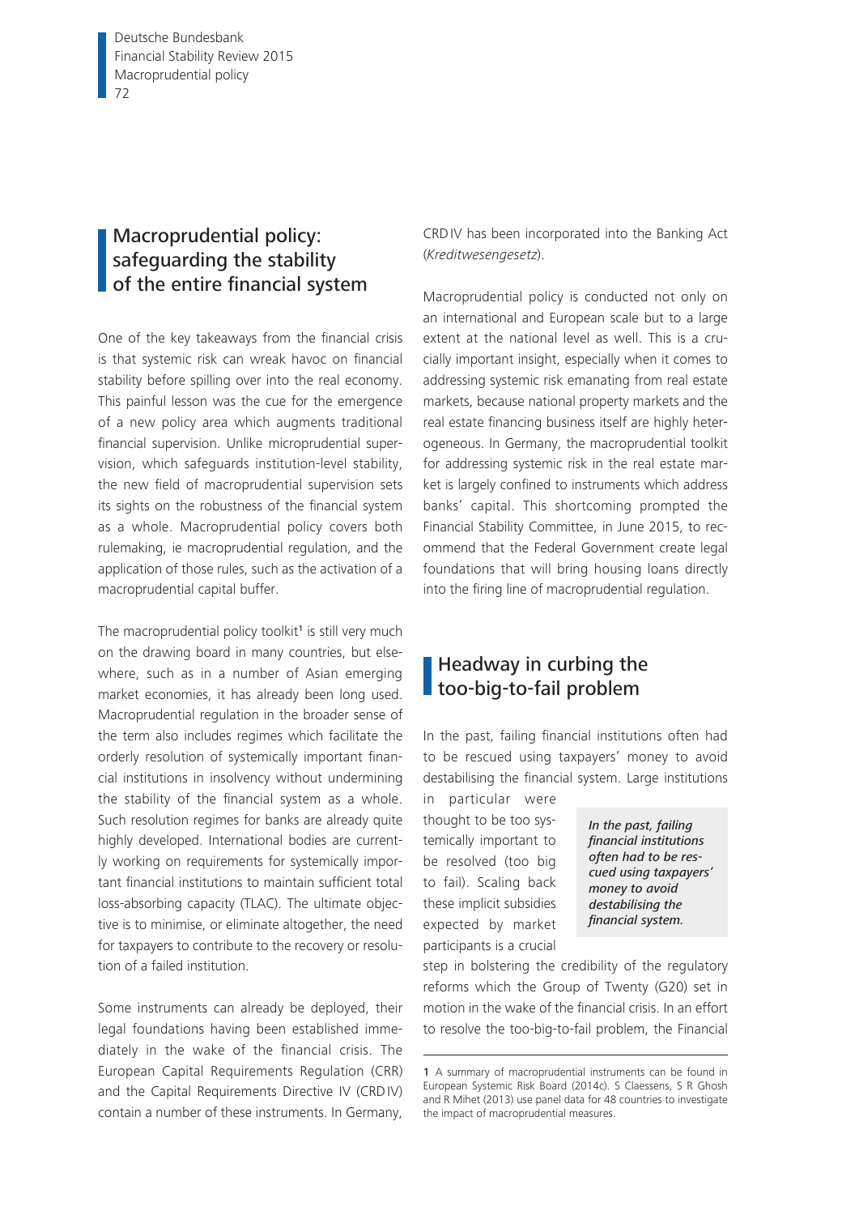# Macroprudential policy: safeguarding the stability of the entire financial system

One of the key takeaways from the financial crisis is that systemic risk can wreak havoc on financial stability before spilling over into the real economy. This painful lesson was the cue for the emergence of a new policy area which augments traditional financial supervision. Unlike microprudential supervision, which safeguards institution-level stability, the new field of macroprudential supervision sets its sights on the robustness of the financial system as a whole. Macroprudential policy covers both rulemaking, ie macroprudential regulation, and the application of those rules, such as the activation of a macroprudential capital buffer.

The macroprudential policy toolkit[1] is still very much on the drawing board in many countries, but elsewhere, such as in a number of Asian emerging market economies, it has already been long used. Macroprudential regulation in the broader sense of the term also includes regimes which facilitate the orderly resolution of systemically important financial institutions in insolvency without undermining the stability of the financial system as a whole. Such resolution regimes for banks are already quite highly developed. International bodies are currently working on requirements for systemically important financial institutions to maintain sufficient total loss-absorbing capacity (TLAC). The ultimate objective is to minimise, or eliminate altogether, the need for taxpayers to contribute to the recovery or resolution of a failed institution.

Some instruments can already be deployed, their legal foundations having been established immediately in the wake of the financial crisis. The European Capital Requirements Regulation (CRR) and the Capital Requirements Directive IV (CRD IV) contain a number of these instruments. In Germany, CRD IV has been incorporated into the Banking Act (*Kreditwesengesetz*).

Macroprudential policy is conducted not only on an international and European scale but to a large extent at the national level as well. This is a crucially important insight, especially when it comes to addressing systemic risk emanating from real estate markets, because national property markets and the real estate financing business itself are highly heterogeneous. In Germany, the macroprudential toolkit for addressing systemic risk in the real estate market is largely confined to instruments which address banks' capital. This shortcoming prompted the Financial Stability Committee, in June 2015, to recommend that the Federal Government create legal foundations that will bring housing loans directly into the firing line of macroprudential regulation.

## Headway in curbing the too-big-to-fail problem

In the past, failing financial institutions often had to be rescued using taxpayers' money to avoid destabilising the financial system. Large institutions in particular were thought to be too systemically important to be resolved (too big to fail). Scaling back these implicit subsidies expected by market participants is a crucial step in bolstering the credibility of the regulatory reforms which the Group of Twenty (G20) set in motion in the wake of the financial crisis. In an effort to resolve the too-big-to-fail problem, the Financial

*In the past, failing financial institutions often had to be rescued using taxpayers' money to avoid destabilising the financial system.*

1 A summary of macroprudential instruments can be found in European Systemic Risk Board (2014c). S Claessens, S R Ghosh and R Mihet (2013) use panel data for 48 countries to investigate the impact of macroprudential measures.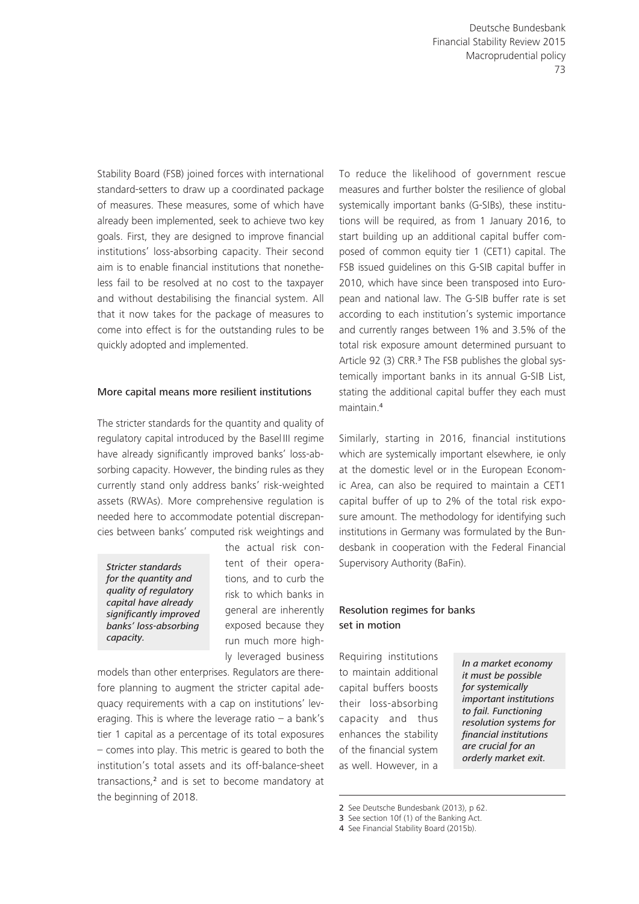Stability Board (FSB) joined forces with international standard-setters to draw up a coordinated package of measures. These measures, some of which have already been implemented, seek to achieve two key goals. First, they are designed to improve financial institutions' loss-absorbing capacity. Their second aim is to enable financial institutions that nonetheless fail to be resolved at no cost to the taxpayer and without destabilising the financial system. All that it now takes for the package of measures to come into effect is for the outstanding rules to be quickly adopted and implemented.

### More capital means more resilient institutions

The stricter standards for the quantity and quality of regulatory capital introduced by the Basel III regime have already significantly improved banks' loss-absorbing capacity. However, the binding rules as they currently stand only address banks' risk-weighted assets (RWAs). More comprehensive regulation is needed here to accommodate potential discrepancies between banks' computed risk weightings and the actual risk content of their operations, and to curb the risk to which banks in general are inherently exposed because they run much more highly leveraged business models than other enterprises. Regulators are therefore planning to augment the stricter capital adequacy requirements with a cap on institutions' leveraging. This is where the leverage ratio – a bank's tier 1 capital as a percentage of its total exposures – comes into play. This metric is geared to both the institution's total assets and its off-balance-sheet transactions,[2] and is set to become mandatory at the beginning of 2018.

*Stricter standards for the quantity and quality of regulatory capital have already significantly improved banks' loss-absorbing capacity.*

To reduce the likelihood of government rescue measures and further bolster the resilience of global systemically important banks (G-SIBs), these institutions will be required, as from 1 January 2016, to start building up an additional capital buffer composed of common equity tier 1 (CET1) capital. The FSB issued guidelines on this G-SIB capital buffer in 2010, which have since been transposed into European and national law. The G-SIB buffer rate is set according to each institution's systemic importance and currently ranges between 1% and 3.5% of the total risk exposure amount determined pursuant to Article 92 (3) CRR.[3] The FSB publishes the global systemically important banks in its annual G-SIB List, stating the additional capital buffer they each must maintain.[4]

Similarly, starting in 2016, financial institutions which are systemically important elsewhere, ie only at the domestic level or in the European Economic Area, can also be required to maintain a CET1 capital buffer of up to 2% of the total risk exposure amount. The methodology for identifying such institutions in Germany was formulated by the Bundesbank in cooperation with the Federal Financial Supervisory Authority (BaFin).

### Resolution regimes for banks set in motion

Requiring institutions to maintain additional capital buffers boosts their loss-absorbing capacity and thus enhances the stability of the financial system as well. However, in a

*In a market economy it must be possible for systemically important institutions to fail. Functioning resolution systems for financial institutions are crucial for an orderly market exit.*

2 See Deutsche Bundesbank (2013), p 62.
3 See section 10f (1) of the Banking Act.
4 See Financial Stability Board (2015b).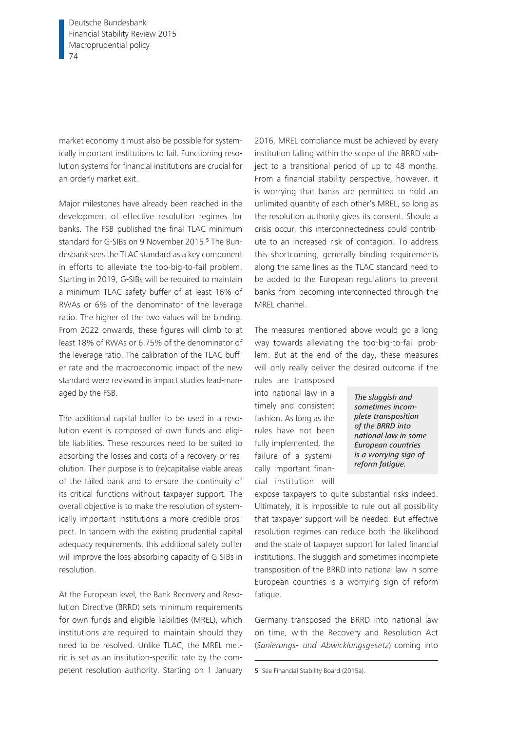market economy it must also be possible for systemically important institutions to fail. Functioning resolution systems for financial institutions are crucial for an orderly market exit.

Major milestones have already been reached in the development of effective resolution regimes for banks. The FSB published the final TLAC minimum standard for G-SIBs on 9 November 2015.[5] The Bundesbank sees the TLAC standard as a key component in efforts to alleviate the too-big-to-fail problem. Starting in 2019, G-SIBs will be required to maintain a minimum TLAC safety buffer of at least 16% of RWAs or 6% of the denominator of the leverage ratio. The higher of the two values will be binding. From 2022 onwards, these figures will climb to at least 18% of RWAs or 6.75% of the denominator of the leverage ratio. The calibration of the TLAC buffer rate and the macroeconomic impact of the new standard were reviewed in impact studies lead-managed by the FSB.

The additional capital buffer to be used in a resolution event is composed of own funds and eligible liabilities. These resources need to be suited to absorbing the losses and costs of a recovery or resolution. Their purpose is to (re)capitalise viable areas of the failed bank and to ensure the continuity of its critical functions without taxpayer support. The overall objective is to make the resolution of systemically important institutions a more credible prospect. In tandem with the existing prudential capital adequacy requirements, this additional safety buffer will improve the loss-absorbing capacity of G-SIBs in resolution.

At the European level, the Bank Recovery and Resolution Directive (BRRD) sets minimum requirements for own funds and eligible liabilities (MREL), which institutions are required to maintain should they need to be resolved. Unlike TLAC, the MREL metric is set as an institution-specific rate by the competent resolution authority. Starting on 1 January 2016, MREL compliance must be achieved by every institution falling within the scope of the BRRD subject to a transitional period of up to 48 months. From a financial stability perspective, however, it is worrying that banks are permitted to hold an unlimited quantity of each other's MREL, so long as the resolution authority gives its consent. Should a crisis occur, this interconnectedness could contribute to an increased risk of contagion. To address this shortcoming, generally binding requirements along the same lines as the TLAC standard need to be added to the European regulations to prevent banks from becoming interconnected through the MREL channel.

The measures mentioned above would go a long way towards alleviating the too-big-to-fail problem. But at the end of the day, these measures will only really deliver the desired outcome if the rules are transposed into national law in a timely and consistent fashion. As long as the rules have not been fully implemented, the failure of a systemically important financial institution will expose taxpayers to quite substantial risks indeed. Ultimately, it is impossible to rule out all possibility that taxpayer support will be needed. But effective resolution regimes can reduce both the likelihood and the scale of taxpayer support for failed financial institutions. The sluggish and sometimes incomplete transposition of the BRRD into national law in some European countries is a worrying sign of reform fatigue.

*The sluggish and sometimes incomplete transposition of the BRRD into national law in some European countries is a worrying sign of reform fatigue.*

Germany transposed the BRRD into national law on time, with the Recovery and Resolution Act (*Sanierungs- und Abwicklungsgesetz*) coming into

5 See Financial Stability Board (2015a).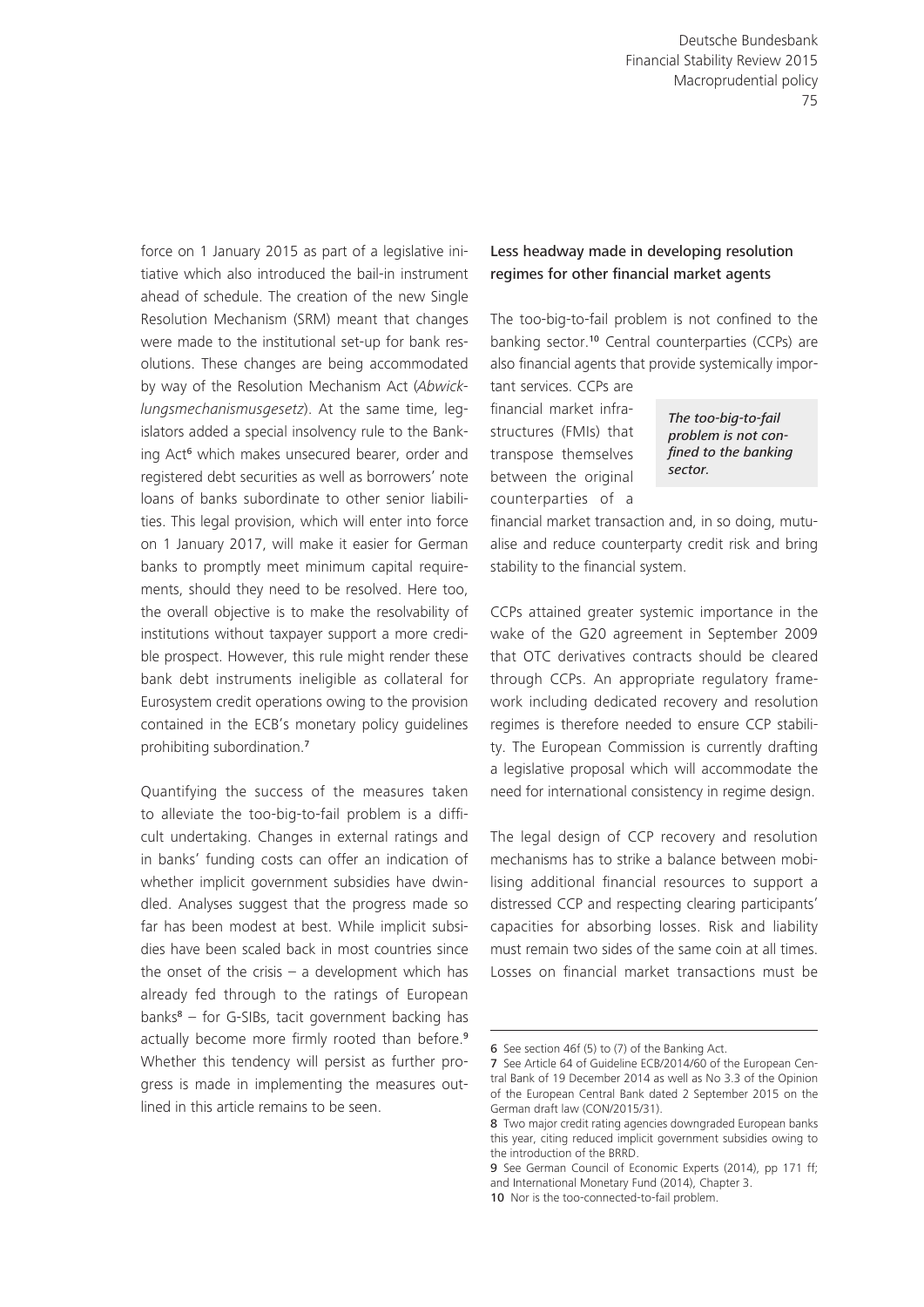force on 1 January 2015 as part of a legislative initiative which also introduced the bail-in instrument ahead of schedule. The creation of the new Single Resolution Mechanism (SRM) meant that changes were made to the institutional set-up for bank resolutions. These changes are being accommodated by way of the Resolution Mechanism Act (*Abwicklungsmechanismusgesetz*). At the same time, legislators added a special insolvency rule to the Banking Act[6] which makes unsecured bearer, order and registered debt securities as well as borrowers' note loans of banks subordinate to other senior liabilities. This legal provision, which will enter into force on 1 January 2017, will make it easier for German banks to promptly meet minimum capital requirements, should they need to be resolved. Here too, the overall objective is to make the resolvability of institutions without taxpayer support a more credible prospect. However, this rule might render these bank debt instruments ineligible as collateral for Eurosystem credit operations owing to the provision contained in the ECB's monetary policy guidelines prohibiting subordination.[7]

Quantifying the success of the measures taken to alleviate the too-big-to-fail problem is a difficult undertaking. Changes in external ratings and in banks' funding costs can offer an indication of whether implicit government subsidies have dwindled. Analyses suggest that the progress made so far has been modest at best. While implicit subsidies have been scaled back in most countries since the onset of the crisis – a development which has already fed through to the ratings of European banks[8] – for G-SIBs, tacit government backing has actually become more firmly rooted than before.[9] Whether this tendency will persist as further progress is made in implementing the measures outlined in this article remains to be seen.

### Less headway made in developing resolution regimes for other financial market agents

The too-big-to-fail problem is not confined to the banking sector.[10] Central counterparties (CCPs) are also financial agents that provide systemically important services. CCPs are financial market infrastructures (FMIs) that transpose themselves between the original counterparties of a financial market transaction and, in so doing, mutualise and reduce counterparty credit risk and bring stability to the financial system.

*The too-big-to-fail problem is not confined to the banking sector.*

CCPs attained greater systemic importance in the wake of the G20 agreement in September 2009 that OTC derivatives contracts should be cleared through CCPs. An appropriate regulatory framework including dedicated recovery and resolution regimes is therefore needed to ensure CCP stability. The European Commission is currently drafting a legislative proposal which will accommodate the need for international consistency in regime design.

The legal design of CCP recovery and resolution mechanisms has to strike a balance between mobilising additional financial resources to support a distressed CCP and respecting clearing participants' capacities for absorbing losses. Risk and liability must remain two sides of the same coin at all times. Losses on financial market transactions must be

---

6 See section 46f (5) to (7) of the Banking Act.

7 See Article 64 of Guideline ECB/2014/60 of the European Central Bank of 19 December 2014 as well as No 3.3 of the Opinion of the European Central Bank dated 2 September 2015 on the German draft law (CON/2015/31).

8 Two major credit rating agencies downgraded European banks this year, citing reduced implicit government subsidies owing to the introduction of the BRRD.

9 See German Council of Economic Experts (2014), pp 171 ff; and International Monetary Fund (2014), Chapter 3.

10 Nor is the too-connected-to-fail problem.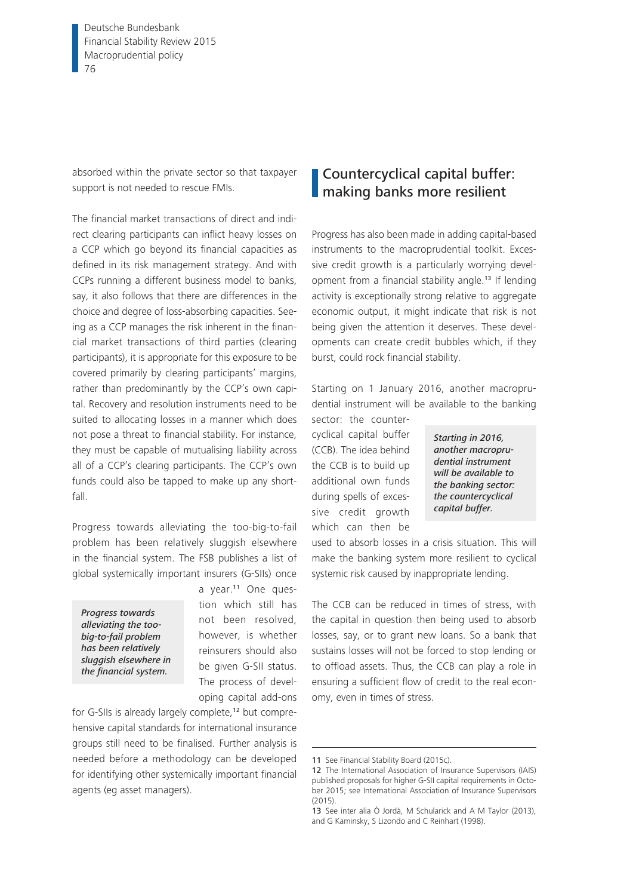absorbed within the private sector so that taxpayer support is not needed to rescue FMIs.

The financial market transactions of direct and indirect clearing participants can inflict heavy losses on a CCP which go beyond its financial capacities as defined in its risk management strategy. And with CCPs running a different business model to banks, say, it also follows that there are differences in the choice and degree of loss-absorbing capacities. Seeing as a CCP manages the risk inherent in the financial market transactions of third parties (clearing participants), it is appropriate for this exposure to be covered primarily by clearing participants' margins, rather than predominantly by the CCP's own capital. Recovery and resolution instruments need to be suited to allocating losses in a manner which does not pose a threat to financial stability. For instance, they must be capable of mutualising liability across all of a CCP's clearing participants. The CCP's own funds could also be tapped to make up any shortfall.

Progress towards alleviating the too-big-to-fail problem has been relatively sluggish elsewhere in the financial system. The FSB publishes a list of global systemically important insurers (G-SIIs) once a year.[11] One question which still has not been resolved, however, is whether reinsurers should also be given G-SII status. The process of developing capital add-ons for G-SIIs is already largely complete,[12] but comprehensive capital standards for international insurance groups still need to be finalised. Further analysis is needed before a methodology can be developed for identifying other systemically important financial agents (eg asset managers).

*Progress towards alleviating the too-big-to-fail problem has been relatively sluggish elsewhere in the financial system.*

## Countercyclical capital buffer: making banks more resilient

Progress has also been made in adding capital-based instruments to the macroprudential toolkit. Excessive credit growth is a particularly worrying development from a financial stability angle.[13] If lending activity is exceptionally strong relative to aggregate economic output, it might indicate that risk is not being given the attention it deserves. These developments can create credit bubbles which, if they burst, could rock financial stability.

Starting on 1 January 2016, another macroprudential instrument will be available to the banking sector: the countercyclical capital buffer (CCB). The idea behind the CCB is to build up additional own funds during spells of excessive credit growth which can then be used to absorb losses in a crisis situation. This will make the banking system more resilient to cyclical systemic risk caused by inappropriate lending.

*Starting in 2016, another macroprudential instrument will be available to the banking sector: the countercyclical capital buffer.*

The CCB can be reduced in times of stress, with the capital in question then being used to absorb losses, say, or to grant new loans. So a bank that sustains losses will not be forced to stop lending or to offload assets. Thus, the CCB can play a role in ensuring a sufficient flow of credit to the real economy, even in times of stress.

---

11 See Financial Stability Board (2015c).

12 The International Association of Insurance Supervisors (IAIS) published proposals for higher G-SII capital requirements in October 2015; see International Association of Insurance Supervisors (2015).

13 See inter alia Ò Jordà, M Schularick and A M Taylor (2013), and G Kaminsky, S Lizondo and C Reinhart (1998).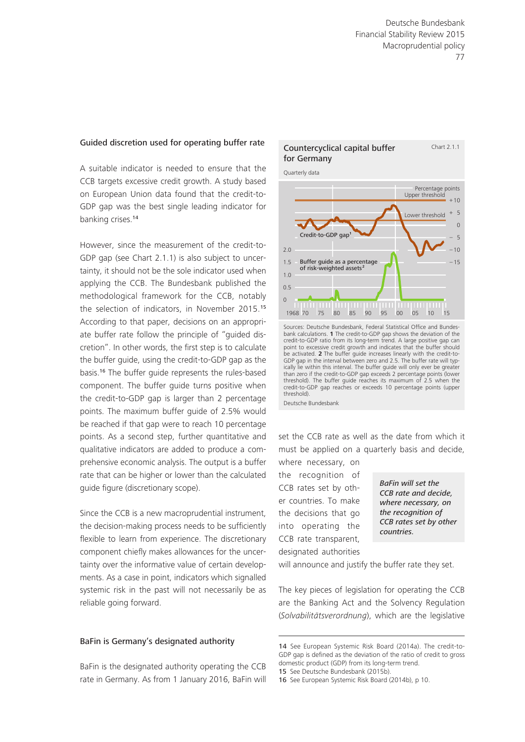## Guided discretion used for operating buffer rate

A suitable indicator is needed to ensure that the CCB targets excessive credit growth. A study based on European Union data found that the credit-to-GDP gap was the best single leading indicator for banking crises.[14]

However, since the measurement of the credit-to-GDP gap (see Chart 2.1.1) is also subject to uncertainty, it should not be the sole indicator used when applying the CCB. The Bundesbank published the methodological framework for the CCB, notably the selection of indicators, in November 2015.[15] According to that paper, decisions on an appropriate buffer rate follow the principle of "guided discretion". In other words, the first step is to calculate the buffer guide, using the credit-to-GDP gap as the basis.[16] The buffer guide represents the rules-based component. The buffer guide turns positive when the credit-to-GDP gap is larger than 2 percentage points. The maximum buffer guide of 2.5% would be reached if that gap were to reach 10 percentage points. As a second step, further quantitative and qualitative indicators are added to produce a comprehensive economic analysis. The output is a buffer rate that can be higher or lower than the calculated guide figure (discretionary scope).

Since the CCB is a new macroprudential instrument, the decision-making process needs to be sufficiently flexible to learn from experience. The discretionary component chiefly makes allowances for the uncertainty over the informative value of certain developments. As a case in point, indicators which signalled systemic risk in the past will not necessarily be as reliable going forward.

## BaFin is Germany's designated authority

BaFin is the designated authority operating the CCB rate in Germany. As from 1 January 2016, BaFin will set the CCB rate as well as the date from which it must be applied on a quarterly basis and decide, where necessary, on the recognition of CCB rates set by other countries. To make the decisions that go into operating the CCB rate transparent, designated authorities will announce and justify the buffer rate they set.

*BaFin will set the CCB rate and decide, where necessary, on the recognition of CCB rates set by other countries.*

The key pieces of legislation for operating the CCB are the Banking Act and the Solvency Regulation (*Solvabilitätsverordnung*), which are the legislative

**Countercyclical capital buffer for Germany** — Chart 2.1.1

Quarterly data

Sources: Deutsche Bundesbank, Federal Statistical Office and Bundesbank calculations. **1** The credit-to-GDP gap shows the deviation of the credit-to-GDP ratio from its long-term trend. A large positive gap can point to excessive credit growth and indicates that the buffer should be activated. **2** The buffer guide increases linearly with the credit-to-GDP gap in the interval between zero and 2.5. The buffer rate will typically lie within this interval. The buffer guide will only ever be greater than zero if the credit-to-GDP gap exceeds 2 percentage points (lower threshold). The buffer guide reaches its maximum of 2.5 when the credit-to-GDP gap reaches or exceeds 10 percentage points (upper threshold).

Deutsche Bundesbank

---

[14] See European Systemic Risk Board (2014a). The credit-to-GDP gap is defined as the deviation of the ratio of credit to gross domestic product (GDP) from its long-term trend.

[15] See Deutsche Bundesbank (2015b).

[16] See European Systemic Risk Board (2014b), p 10.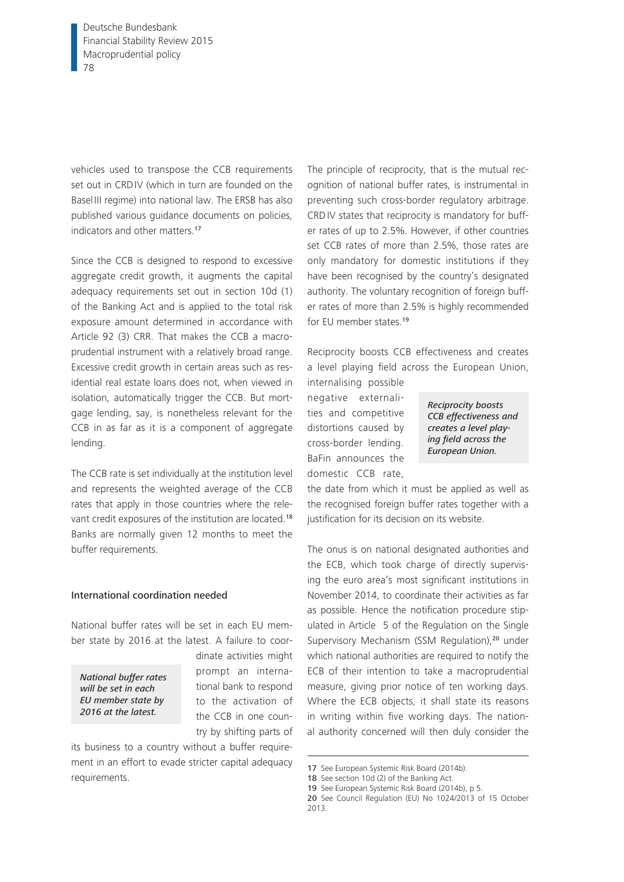vehicles used to transpose the CCB requirements set out in CRD IV (which in turn are founded on the Basel III regime) into national law. The ERSB has also published various guidance documents on policies, indicators and other matters.[17]

Since the CCB is designed to respond to excessive aggregate credit growth, it augments the capital adequacy requirements set out in section 10d (1) of the Banking Act and is applied to the total risk exposure amount determined in accordance with Article 92 (3) CRR. That makes the CCB a macroprudential instrument with a relatively broad range. Excessive credit growth in certain areas such as residential real estate loans does not, when viewed in isolation, automatically trigger the CCB. But mortgage lending, say, is nonetheless relevant for the CCB in as far as it is a component of aggregate lending.

The CCB rate is set individually at the institution level and represents the weighted average of the CCB rates that apply in those countries where the relevant credit exposures of the institution are located.[18] Banks are normally given 12 months to meet the buffer requirements.

### International coordination needed

National buffer rates will be set in each EU member state by 2016 at the latest. A failure to coordinate activities might prompt an international bank to respond to the activation of the CCB in one country by shifting parts of its business to a country without a buffer requirement in an effort to evade stricter capital adequacy requirements.

*National buffer rates will be set in each EU member state by 2016 at the latest.*

The principle of reciprocity, that is the mutual recognition of national buffer rates, is instrumental in preventing such cross-border regulatory arbitrage. CRD IV states that reciprocity is mandatory for buffer rates of up to 2.5%. However, if other countries set CCB rates of more than 2.5%, those rates are only mandatory for domestic institutions if they have been recognised by the country's designated authority. The voluntary recognition of foreign buffer rates of more than 2.5% is highly recommended for EU member states.[19]

Reciprocity boosts CCB effectiveness and creates a level playing field across the European Union, internalising possible negative externalities and competitive distortions caused by cross-border lending. BaFin announces the domestic CCB rate, the date from which it must be applied as well as the recognised foreign buffer rates together with a justification for its decision on its website.

*Reciprocity boosts CCB effectiveness and creates a level playing field across the European Union.*

The onus is on national designated authorities and the ECB, which took charge of directly supervising the euro area's most significant institutions in November 2014, to coordinate their activities as far as possible. Hence the notification procedure stipulated in Article 5 of the Regulation on the Single Supervisory Mechanism (SSM Regulation),[20] under which national authorities are required to notify the ECB of their intention to take a macroprudential measure, giving prior notice of ten working days. Where the ECB objects, it shall state its reasons in writing within five working days. The national authority concerned will then duly consider the

---

17 See European Systemic Risk Board (2014b).
18 See section 10d (2) of the Banking Act.
19 See European Systemic Risk Board (2014b), p 5.
20 See Council Regulation (EU) No 1024/2013 of 15 October 2013.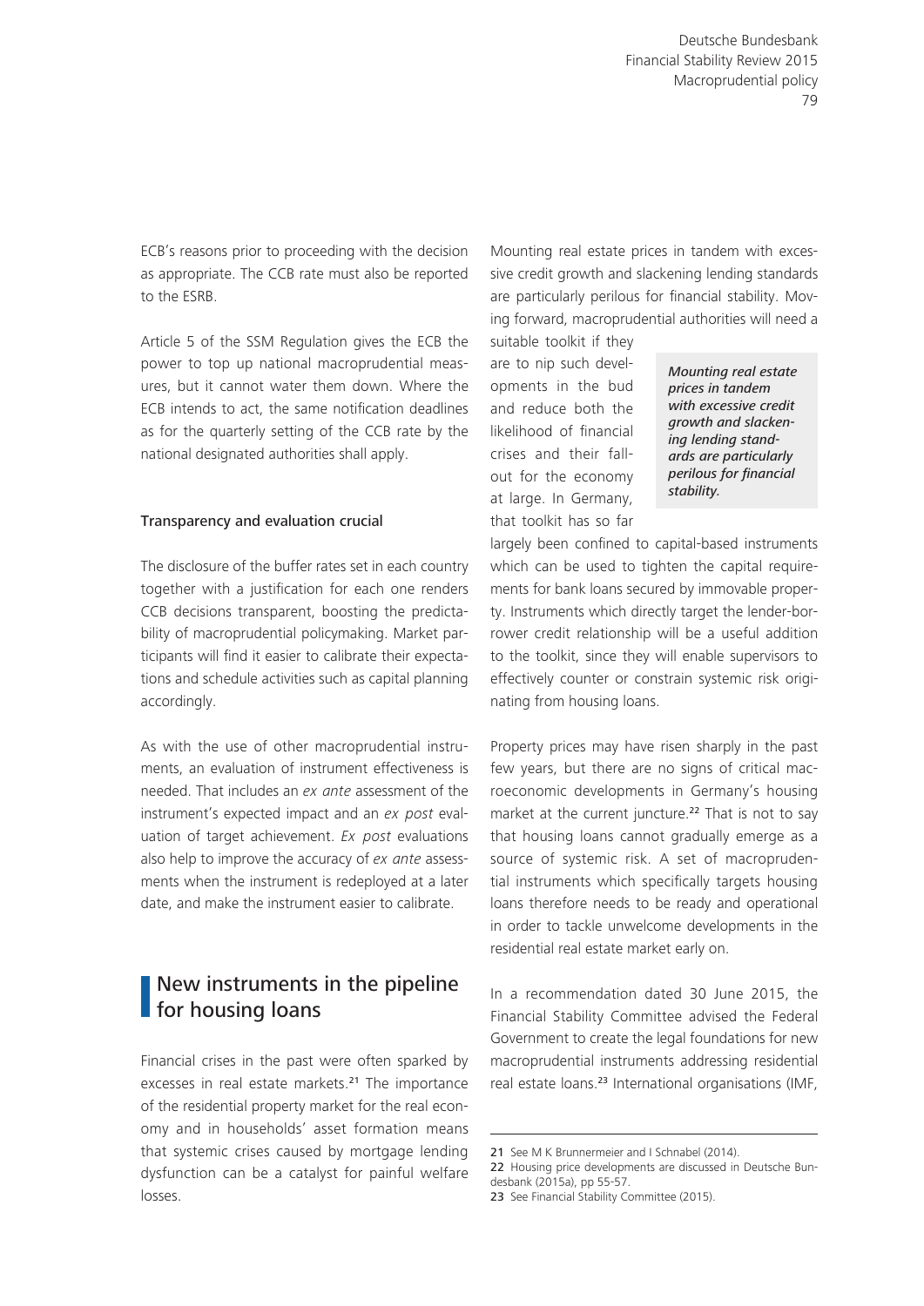ECB's reasons prior to proceeding with the decision as appropriate. The CCB rate must also be reported to the ESRB.

Article 5 of the SSM Regulation gives the ECB the power to top up national macroprudential measures, but it cannot water them down. Where the ECB intends to act, the same notification deadlines as for the quarterly setting of the CCB rate by the national designated authorities shall apply.

### Transparency and evaluation crucial

The disclosure of the buffer rates set in each country together with a justification for each one renders CCB decisions transparent, boosting the predictability of macroprudential policymaking. Market participants will find it easier to calibrate their expectations and schedule activities such as capital planning accordingly.

As with the use of other macroprudential instruments, an evaluation of instrument effectiveness is needed. That includes an *ex ante* assessment of the instrument's expected impact and an *ex post* evaluation of target achievement. *Ex post* evaluations also help to improve the accuracy of *ex ante* assessments when the instrument is redeployed at a later date, and make the instrument easier to calibrate.

## New instruments in the pipeline for housing loans

Financial crises in the past were often sparked by excesses in real estate markets.[21] The importance of the residential property market for the real economy and in households' asset formation means that systemic crises caused by mortgage lending dysfunction can be a catalyst for painful welfare losses.

Mounting real estate prices in tandem with excessive credit growth and slackening lending standards are particularly perilous for financial stability. Moving forward, macroprudential authorities will need a suitable toolkit if they are to nip such developments in the bud and reduce both the likelihood of financial crises and their fallout for the economy at large. In Germany, that toolkit has so far largely been confined to capital-based instruments which can be used to tighten the capital requirements for bank loans secured by immovable property. Instruments which directly target the lender-borrower credit relationship will be a useful addition to the toolkit, since they will enable supervisors to effectively counter or constrain systemic risk originating from housing loans.

*Mounting real estate prices in tandem with excessive credit growth and slackening lending standards are particularly perilous for financial stability.*

Property prices may have risen sharply in the past few years, but there are no signs of critical macroeconomic developments in Germany's housing market at the current juncture.[22] That is not to say that housing loans cannot gradually emerge as a source of systemic risk. A set of macroprudential instruments which specifically targets housing loans therefore needs to be ready and operational in order to tackle unwelcome developments in the residential real estate market early on.

In a recommendation dated 30 June 2015, the Financial Stability Committee advised the Federal Government to create the legal foundations for new macroprudential instruments addressing residential real estate loans.[23] International organisations (IMF,

21 See M K Brunnermeier and I Schnabel (2014).

22 Housing price developments are discussed in Deutsche Bundesbank (2015a), pp 55-57.

23 See Financial Stability Committee (2015).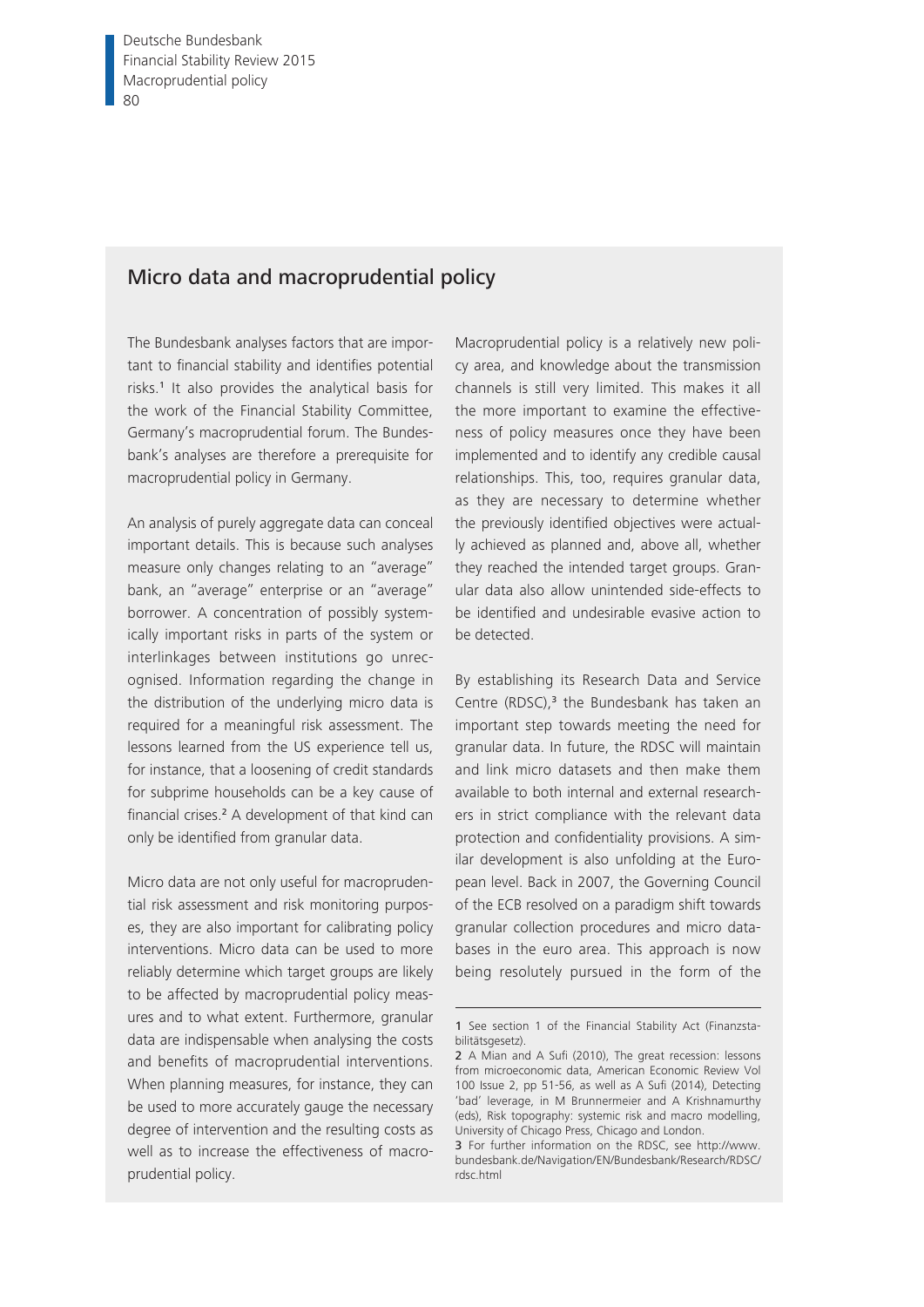## Micro data and macroprudential policy

The Bundesbank analyses factors that are important to financial stability and identifies potential risks.[1] It also provides the analytical basis for the work of the Financial Stability Committee, Germany's macroprudential forum. The Bundesbank's analyses are therefore a prerequisite for macroprudential policy in Germany.

An analysis of purely aggregate data can conceal important details. This is because such analyses measure only changes relating to an "average" bank, an "average" enterprise or an "average" borrower. A concentration of possibly systemically important risks in parts of the system or interlinkages between institutions go unrecognised. Information regarding the change in the distribution of the underlying micro data is required for a meaningful risk assessment. The lessons learned from the US experience tell us, for instance, that a loosening of credit standards for subprime households can be a key cause of financial crises.[2] A development of that kind can only be identified from granular data.

Micro data are not only useful for macroprudential risk assessment and risk monitoring purposes, they are also important for calibrating policy interventions. Micro data can be used to more reliably determine which target groups are likely to be affected by macroprudential policy measures and to what extent. Furthermore, granular data are indispensable when analysing the costs and benefits of macroprudential interventions. When planning measures, for instance, they can be used to more accurately gauge the necessary degree of intervention and the resulting costs as well as to increase the effectiveness of macroprudential policy.

Macroprudential policy is a relatively new policy area, and knowledge about the transmission channels is still very limited. This makes it all the more important to examine the effectiveness of policy measures once they have been implemented and to identify any credible causal relationships. This, too, requires granular data, as they are necessary to determine whether the previously identified objectives were actually achieved as planned and, above all, whether they reached the intended target groups. Granular data also allow unintended side-effects to be identified and undesirable evasive action to be detected.

By establishing its Research Data and Service Centre (RDSC),[3] the Bundesbank has taken an important step towards meeting the need for granular data. In future, the RDSC will maintain and link micro datasets and then make them available to both internal and external researchers in strict compliance with the relevant data protection and confidentiality provisions. A similar development is also unfolding at the European level. Back in 2007, the Governing Council of the ECB resolved on a paradigm shift towards granular collection procedures and micro databases in the euro area. This approach is now being resolutely pursued in the form of the

---

1 See section 1 of the Financial Stability Act (Finanzstabilitätsgesetz).

2 A Mian and A Sufi (2010), The great recession: lessons from microeconomic data, American Economic Review Vol 100 Issue 2, pp 51-56, as well as A Sufi (2014), Detecting 'bad' leverage, in M Brunnermeier and A Krishnamurthy (eds), Risk topography: systemic risk and macro modelling, University of Chicago Press, Chicago and London.

3 For further information on the RDSC, see http://www.bundesbank.de/Navigation/EN/Bundesbank/Research/RDSC/rdsc.html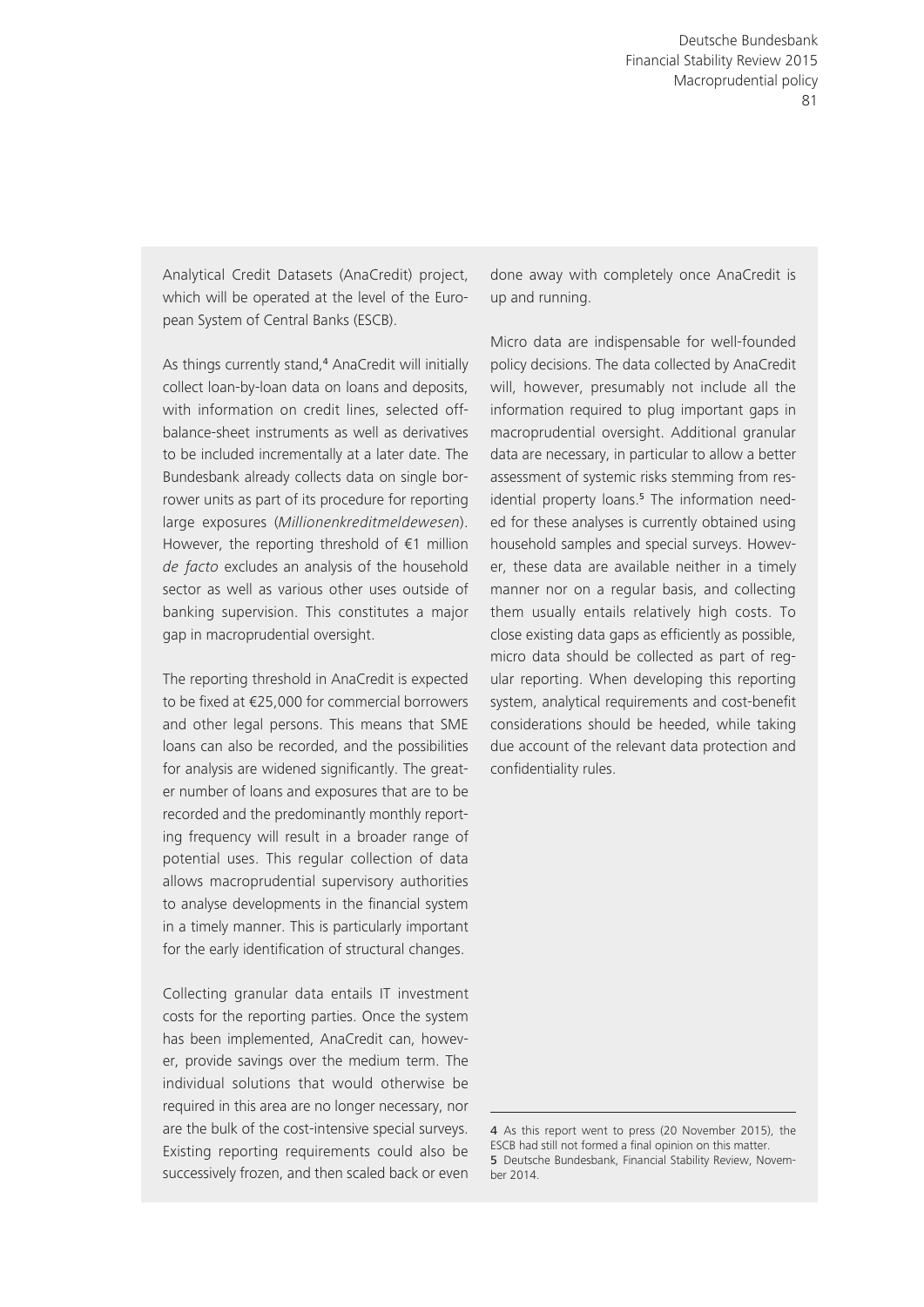Analytical Credit Datasets (AnaCredit) project, which will be operated at the level of the European System of Central Banks (ESCB).

As things currently stand,[4] AnaCredit will initially collect loan-by-loan data on loans and deposits, with information on credit lines, selected off-balance-sheet instruments as well as derivatives to be included incrementally at a later date. The Bundesbank already collects data on single borrower units as part of its procedure for reporting large exposures (*Millionenkreditmeldewesen*). However, the reporting threshold of €1 million *de facto* excludes an analysis of the household sector as well as various other uses outside of banking supervision. This constitutes a major gap in macroprudential oversight.

The reporting threshold in AnaCredit is expected to be fixed at €25,000 for commercial borrowers and other legal persons. This means that SME loans can also be recorded, and the possibilities for analysis are widened significantly. The greater number of loans and exposures that are to be recorded and the predominantly monthly reporting frequency will result in a broader range of potential uses. This regular collection of data allows macroprudential supervisory authorities to analyse developments in the financial system in a timely manner. This is particularly important for the early identification of structural changes.

Collecting granular data entails IT investment costs for the reporting parties. Once the system has been implemented, AnaCredit can, however, provide savings over the medium term. The individual solutions that would otherwise be required in this area are no longer necessary, nor are the bulk of the cost-intensive special surveys. Existing reporting requirements could also be successively frozen, and then scaled back or even done away with completely once AnaCredit is up and running.

Micro data are indispensable for well-founded policy decisions. The data collected by AnaCredit will, however, presumably not include all the information required to plug important gaps in macroprudential oversight. Additional granular data are necessary, in particular to allow a better assessment of systemic risks stemming from residential property loans.[5] The information needed for these analyses is currently obtained using household samples and special surveys. However, these data are available neither in a timely manner nor on a regular basis, and collecting them usually entails relatively high costs. To close existing data gaps as efficiently as possible, micro data should be collected as part of regular reporting. When developing this reporting system, analytical requirements and cost-benefit considerations should be heeded, while taking due account of the relevant data protection and confidentiality rules.

---

4 As this report went to press (20 November 2015), the ESCB had still not formed a final opinion on this matter.
5 Deutsche Bundesbank, Financial Stability Review, November 2014.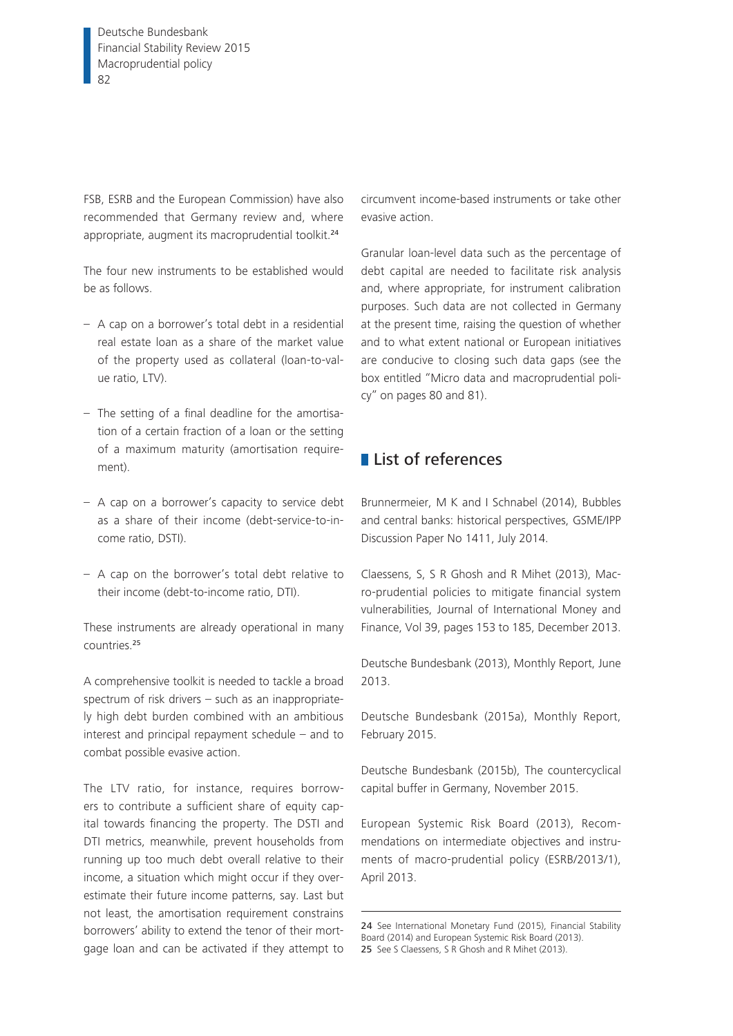FSB, ESRB and the European Commission) have also recommended that Germany review and, where appropriate, augment its macroprudential toolkit.[24]

The four new instruments to be established would be as follows.

- A cap on a borrower's total debt in a residential real estate loan as a share of the market value of the property used as collateral (loan-to-value ratio, LTV).
- The setting of a final deadline for the amortisation of a certain fraction of a loan or the setting of a maximum maturity (amortisation requirement).
- A cap on a borrower's capacity to service debt as a share of their income (debt-service-to-income ratio, DSTI).
- A cap on the borrower's total debt relative to their income (debt-to-income ratio, DTI).

These instruments are already operational in many countries.[25]

A comprehensive toolkit is needed to tackle a broad spectrum of risk drivers – such as an inappropriately high debt burden combined with an ambitious interest and principal repayment schedule – and to combat possible evasive action.

The LTV ratio, for instance, requires borrowers to contribute a sufficient share of equity capital towards financing the property. The DSTI and DTI metrics, meanwhile, prevent households from running up too much debt overall relative to their income, a situation which might occur if they overestimate their future income patterns, say. Last but not least, the amortisation requirement constrains borrowers' ability to extend the tenor of their mortgage loan and can be activated if they attempt to circumvent income-based instruments or take other evasive action.

Granular loan-level data such as the percentage of debt capital are needed to facilitate risk analysis and, where appropriate, for instrument calibration purposes. Such data are not collected in Germany at the present time, raising the question of whether and to what extent national or European initiatives are conducive to closing such data gaps (see the box entitled "Micro data and macroprudential policy" on pages 80 and 81).

## List of references

Brunnermeier, M K and I Schnabel (2014), Bubbles and central banks: historical perspectives, GSME/IPP Discussion Paper No 1411, July 2014.

Claessens, S, S R Ghosh and R Mihet (2013), Macro-prudential policies to mitigate financial system vulnerabilities, Journal of International Money and Finance, Vol 39, pages 153 to 185, December 2013.

Deutsche Bundesbank (2013), Monthly Report, June 2013.

Deutsche Bundesbank (2015a), Monthly Report, February 2015.

Deutsche Bundesbank (2015b), The countercyclical capital buffer in Germany, November 2015.

European Systemic Risk Board (2013), Recommendations on intermediate objectives and instruments of macro-prudential policy (ESRB/2013/1), April 2013.

---

24 See International Monetary Fund (2015), Financial Stability Board (2014) and European Systemic Risk Board (2013).

25 See S Claessens, S R Ghosh and R Mihet (2013).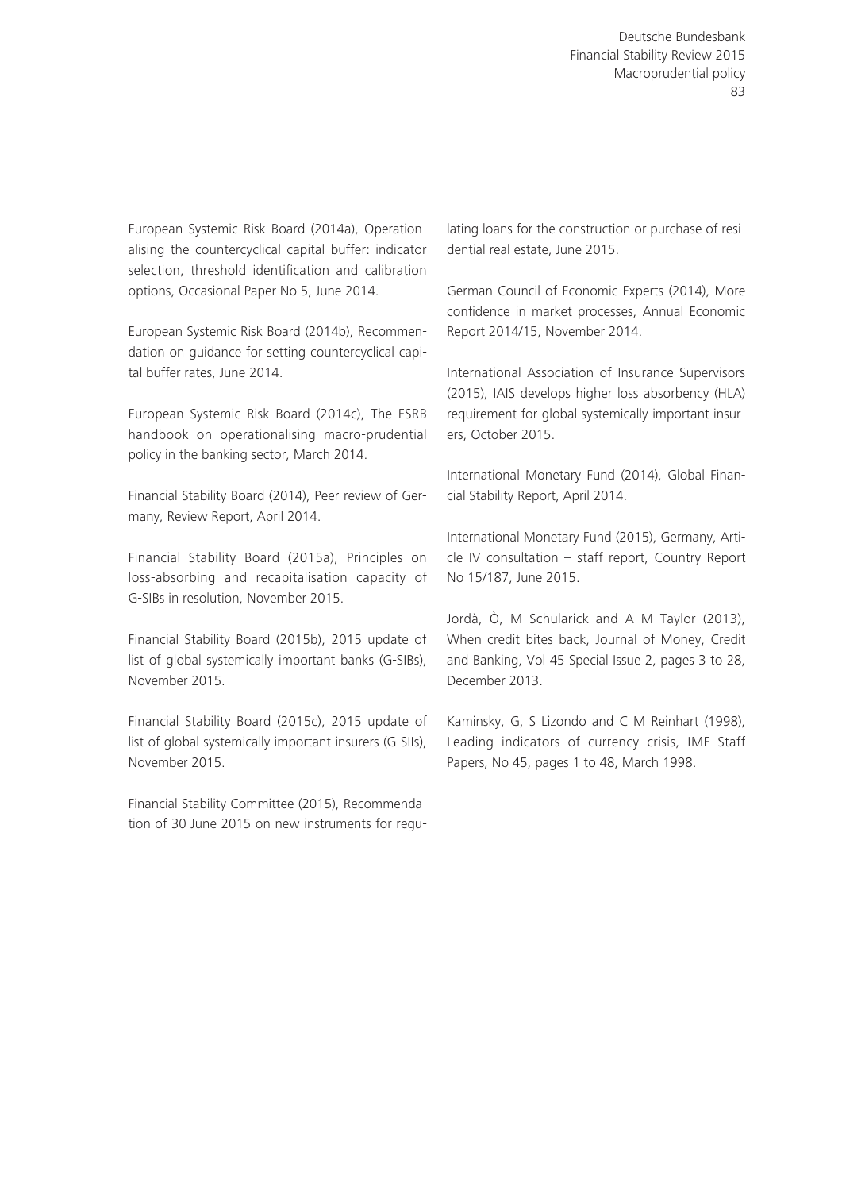European Systemic Risk Board (2014a), Operationalising the countercyclical capital buffer: indicator selection, threshold identification and calibration options, Occasional Paper No 5, June 2014.

European Systemic Risk Board (2014b), Recommendation on guidance for setting countercyclical capital buffer rates, June 2014.

European Systemic Risk Board (2014c), The ESRB handbook on operationalising macro-prudential policy in the banking sector, March 2014.

Financial Stability Board (2014), Peer review of Germany, Review Report, April 2014.

Financial Stability Board (2015a), Principles on loss-absorbing and recapitalisation capacity of G-SIBs in resolution, November 2015.

Financial Stability Board (2015b), 2015 update of list of global systemically important banks (G-SIBs), November 2015.

Financial Stability Board (2015c), 2015 update of list of global systemically important insurers (G-SIIs), November 2015.

Financial Stability Committee (2015), Recommendation of 30 June 2015 on new instruments for regulating loans for the construction or purchase of residential real estate, June 2015.

German Council of Economic Experts (2014), More confidence in market processes, Annual Economic Report 2014/15, November 2014.

International Association of Insurance Supervisors (2015), IAIS develops higher loss absorbency (HLA) requirement for global systemically important insurers, October 2015.

International Monetary Fund (2014), Global Financial Stability Report, April 2014.

International Monetary Fund (2015), Germany, Article IV consultation – staff report, Country Report No 15/187, June 2015.

Jordà, Ò, M Schularick and A M Taylor (2013), When credit bites back, Journal of Money, Credit and Banking, Vol 45 Special Issue 2, pages 3 to 28, December 2013.

Kaminsky, G, S Lizondo and C M Reinhart (1998), Leading indicators of currency crisis, IMF Staff Papers, No 45, pages 1 to 48, March 1998.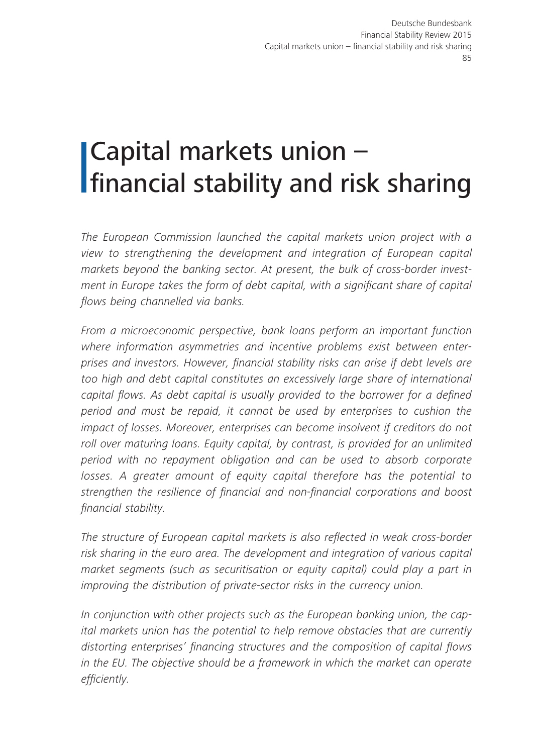# Capital markets union – financial stability and risk sharing

*The European Commission launched the capital markets union project with a view to strengthening the development and integration of European capital markets beyond the banking sector. At present, the bulk of cross-border investment in Europe takes the form of debt capital, with a significant share of capital flows being channelled via banks.*

*From a microeconomic perspective, bank loans perform an important function where information asymmetries and incentive problems exist between enterprises and investors. However, financial stability risks can arise if debt levels are too high and debt capital constitutes an excessively large share of international capital flows. As debt capital is usually provided to the borrower for a defined period and must be repaid, it cannot be used by enterprises to cushion the impact of losses. Moreover, enterprises can become insolvent if creditors do not roll over maturing loans. Equity capital, by contrast, is provided for an unlimited period with no repayment obligation and can be used to absorb corporate losses. A greater amount of equity capital therefore has the potential to strengthen the resilience of financial and non-financial corporations and boost financial stability.*

*The structure of European capital markets is also reflected in weak cross-border risk sharing in the euro area. The development and integration of various capital market segments (such as securitisation or equity capital) could play a part in improving the distribution of private-sector risks in the currency union.*

*In conjunction with other projects such as the European banking union, the capital markets union has the potential to help remove obstacles that are currently distorting enterprises' financing structures and the composition of capital flows in the EU. The objective should be a framework in which the market can operate efficiently.*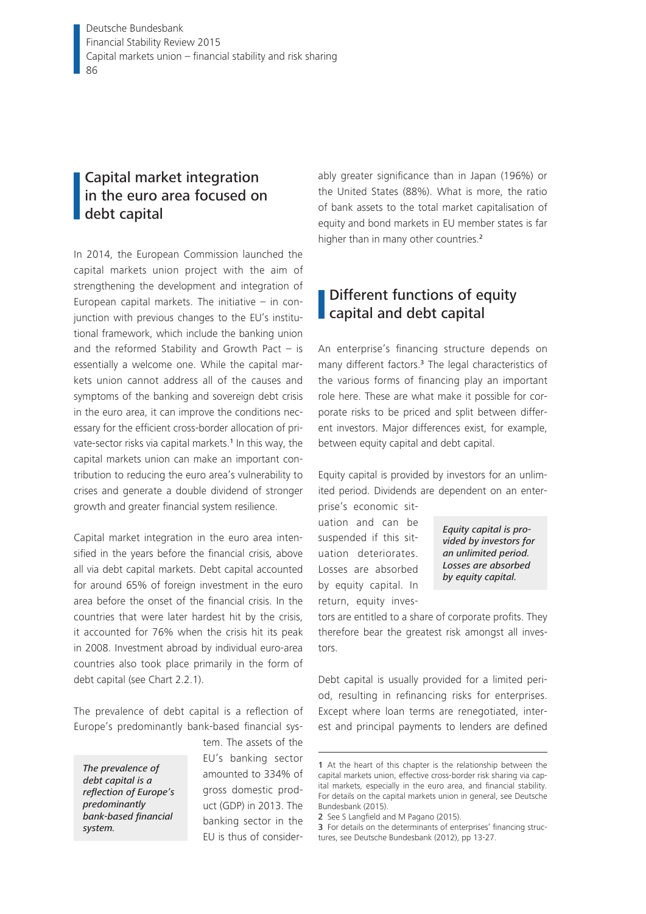## Capital market integration in the euro area focused on debt capital

In 2014, the European Commission launched the capital markets union project with the aim of strengthening the development and integration of European capital markets. The initiative – in conjunction with previous changes to the EU's institutional framework, which include the banking union and the reformed Stability and Growth Pact – is essentially a welcome one. While the capital markets union cannot address all of the causes and symptoms of the banking and sovereign debt crisis in the euro area, it can improve the conditions necessary for the efficient cross-border allocation of private-sector risks via capital markets.[1] In this way, the capital markets union can make an important contribution to reducing the euro area's vulnerability to crises and generate a double dividend of stronger growth and greater financial system resilience.

Capital market integration in the euro area intensified in the years before the financial crisis, above all via debt capital markets. Debt capital accounted for around 65% of foreign investment in the euro area before the onset of the financial crisis. In the countries that were later hardest hit by the crisis, it accounted for 76% when the crisis hit its peak in 2008. Investment abroad by individual euro-area countries also took place primarily in the form of debt capital (see Chart 2.2.1).

*The prevalence of debt capital is a reflection of Europe's predominantly bank-based financial system.*

The prevalence of debt capital is a reflection of Europe's predominantly bank-based financial system. The assets of the EU's banking sector amounted to 334% of gross domestic product (GDP) in 2013. The banking sector in the EU is thus of considerably greater significance than in Japan (196%) or the United States (88%). What is more, the ratio of bank assets to the total market capitalisation of equity and bond markets in EU member states is far higher than in many other countries.[2]

## Different functions of equity capital and debt capital

An enterprise's financing structure depends on many different factors.[3] The legal characteristics of the various forms of financing play an important role here. These are what make it possible for corporate risks to be priced and split between different investors. Major differences exist, for example, between equity capital and debt capital.

*Equity capital is provided by investors for an unlimited period. Losses are absorbed by equity capital.*

Equity capital is provided by investors for an unlimited period. Dividends are dependent on an enterprise's economic situation and can be suspended if this situation deteriorates. Losses are absorbed by equity capital. In return, equity investors are entitled to a share of corporate profits. They therefore bear the greatest risk amongst all investors.

Debt capital is usually provided for a limited period, resulting in refinancing risks for enterprises. Except where loan terms are renegotiated, interest and principal payments to lenders are defined

---

1 At the heart of this chapter is the relationship between the capital markets union, effective cross-border risk sharing via capital markets, especially in the euro area, and financial stability. For details on the capital markets union in general, see Deutsche Bundesbank (2015).

2 See S Langfield and M Pagano (2015).

3 For details on the determinants of enterprises' financing structures, see Deutsche Bundesbank (2012), pp 13-27.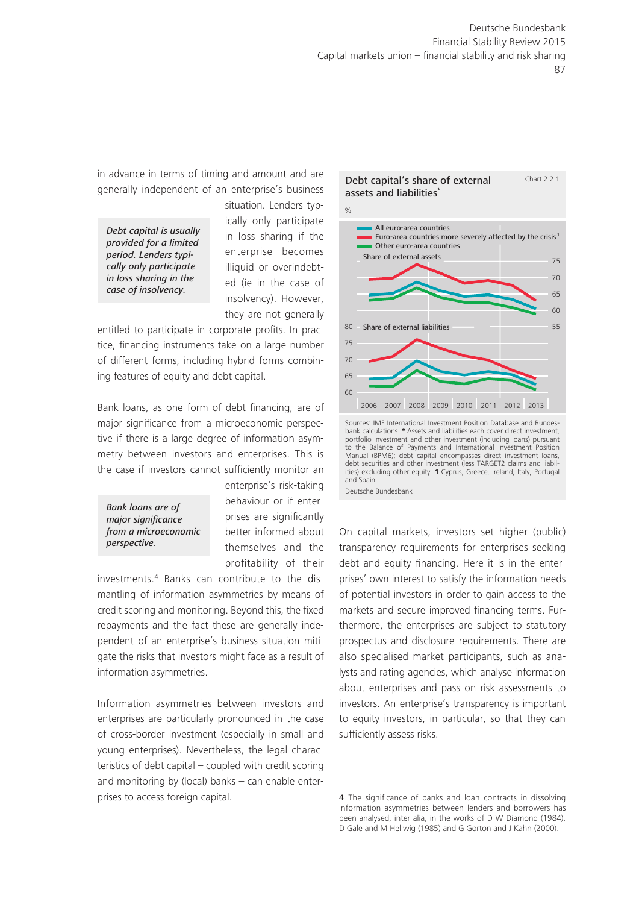in advance in terms of timing and amount and are generally independent of an enterprise's business situation. Lenders typically only participate in loss sharing if the enterprise becomes illiquid or overindebted (ie in the case of insolvency). However, they are not generally entitled to participate in corporate profits. In practice, financing instruments take on a large number of different forms, including hybrid forms combining features of equity and debt capital.

*Debt capital is usually provided for a limited period. Lenders typically only participate in loss sharing in the case of insolvency.*

Bank loans, as one form of debt financing, are of major significance from a microeconomic perspective if there is a large degree of information asymmetry between investors and enterprises. This is the case if investors cannot sufficiently monitor an enterprise's risk-taking behaviour or if enterprises are significantly better informed about themselves and the profitability of their investments.[4] Banks can contribute to the dismantling of information asymmetries by means of credit scoring and monitoring. Beyond this, the fixed repayments and the fact these are generally independent of an enterprise's business situation mitigate the risks that investors might face as a result of information asymmetries.

*Bank loans are of major significance from a microeconomic perspective.*

Information asymmetries between investors and enterprises are particularly pronounced in the case of cross-border investment (especially in small and young enterprises). Nevertheless, the legal characteristics of debt capital – coupled with credit scoring and monitoring by (local) banks – can enable enterprises to access foreign capital.

**Debt capital's share of external assets and liabilities*** — Chart 2.2.1

Sources: IMF International Investment Position Database and Bundesbank calculations. * Assets and liabilities each cover direct investment, portfolio investment and other investment (including loans) pursuant to the Balance of Payments and International Investment Position Manual (BPM6); debt capital encompasses direct investment loans, debt securities and other investment (less TARGET2 claims and liabilities) excluding other equity. 1 Cyprus, Greece, Ireland, Italy, Portugal and Spain.

Deutsche Bundesbank

On capital markets, investors set higher (public) transparency requirements for enterprises seeking debt and equity financing. Here it is in the enterprises' own interest to satisfy the information needs of potential investors in order to gain access to the markets and secure improved financing terms. Furthermore, the enterprises are subject to statutory prospectus and disclosure requirements. There are also specialised market participants, such as analysts and rating agencies, which analyse information about enterprises and pass on risk assessments to investors. An enterprise's transparency is important to equity investors, in particular, so that they can sufficiently assess risks.

4 The significance of banks and loan contracts in dissolving information asymmetries between lenders and borrowers has been analysed, inter alia, in the works of D W Diamond (1984), D Gale and M Hellwig (1985) and G Gorton and J Kahn (2000).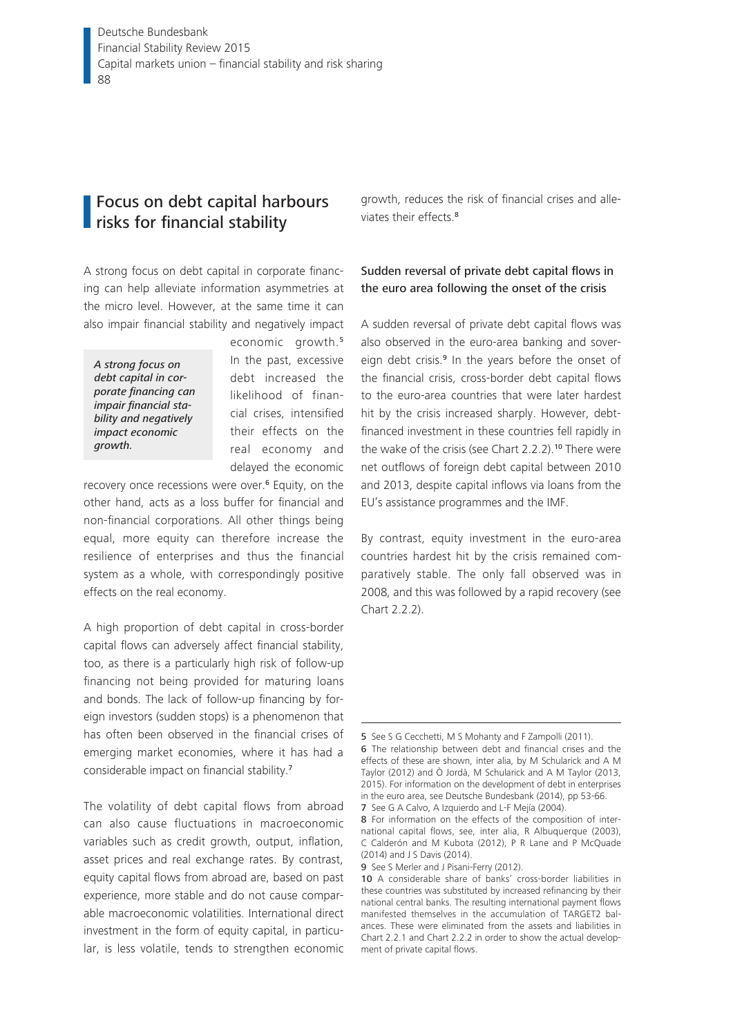## Focus on debt capital harbours risks for financial stability

A strong focus on debt capital in corporate financing can help alleviate information asymmetries at the micro level. However, at the same time it can also impair financial stability and negatively impact economic growth.[5] In the past, excessive debt increased the likelihood of financial crises, intensified their effects on the real economy and delayed the economic recovery once recessions were over.[6] Equity, on the other hand, acts as a loss buffer for financial and non-financial corporations. All other things being equal, more equity can therefore increase the resilience of enterprises and thus the financial system as a whole, with correspondingly positive effects on the real economy.

*A strong focus on debt capital in corporate financing can impair financial stability and negatively impact economic growth.*

A high proportion of debt capital in cross-border capital flows can adversely affect financial stability, too, as there is a particularly high risk of follow-up financing not being provided for maturing loans and bonds. The lack of follow-up financing by foreign investors (sudden stops) is a phenomenon that has often been observed in the financial crises of emerging market economies, where it has had a considerable impact on financial stability.[7]

The volatility of debt capital flows from abroad can also cause fluctuations in macroeconomic variables such as credit growth, output, inflation, asset prices and real exchange rates. By contrast, equity capital flows from abroad are, based on past experience, more stable and do not cause comparable macroeconomic volatilities. International direct investment in the form of equity capital, in particular, is less volatile, tends to strengthen economic growth, reduces the risk of financial crises and alleviates their effects.[8]

### Sudden reversal of private debt capital flows in the euro area following the onset of the crisis

A sudden reversal of private debt capital flows was also observed in the euro-area banking and sovereign debt crisis.[9] In the years before the onset of the financial crisis, cross-border debt capital flows to the euro-area countries that were later hardest hit by the crisis increased sharply. However, debt-financed investment in these countries fell rapidly in the wake of the crisis (see Chart 2.2.2).[10] There were net outflows of foreign debt capital between 2010 and 2013, despite capital inflows via loans from the EU's assistance programmes and the IMF.

By contrast, equity investment in the euro-area countries hardest hit by the crisis remained comparatively stable. The only fall observed was in 2008, and this was followed by a rapid recovery (see Chart 2.2.2).

---

5 See S G Cecchetti, M S Mohanty and F Zampolli (2011).

6 The relationship between debt and financial crises and the effects of these are shown, inter alia, by M Schularick and A M Taylor (2012) and Ò Jordà, M Schularick and A M Taylor (2013, 2015). For information on the development of debt in enterprises in the euro area, see Deutsche Bundesbank (2014), pp 53-66.

7 See G A Calvo, A Izquierdo and L-F Mejía (2004).

8 For information on the effects of the composition of international capital flows, see, inter alia, R Albuquerque (2003), C Calderón and M Kubota (2012), P R Lane and P McQuade (2014) and J S Davis (2014).

9 See S Merler and J Pisani-Ferry (2012).

10 A considerable share of banks' cross-border liabilities in these countries was substituted by increased refinancing by their national central banks. The resulting international payment flows manifested themselves in the accumulation of TARGET2 balances. These were eliminated from the assets and liabilities in Chart 2.2.1 and Chart 2.2.2 in order to show the actual development of private capital flows.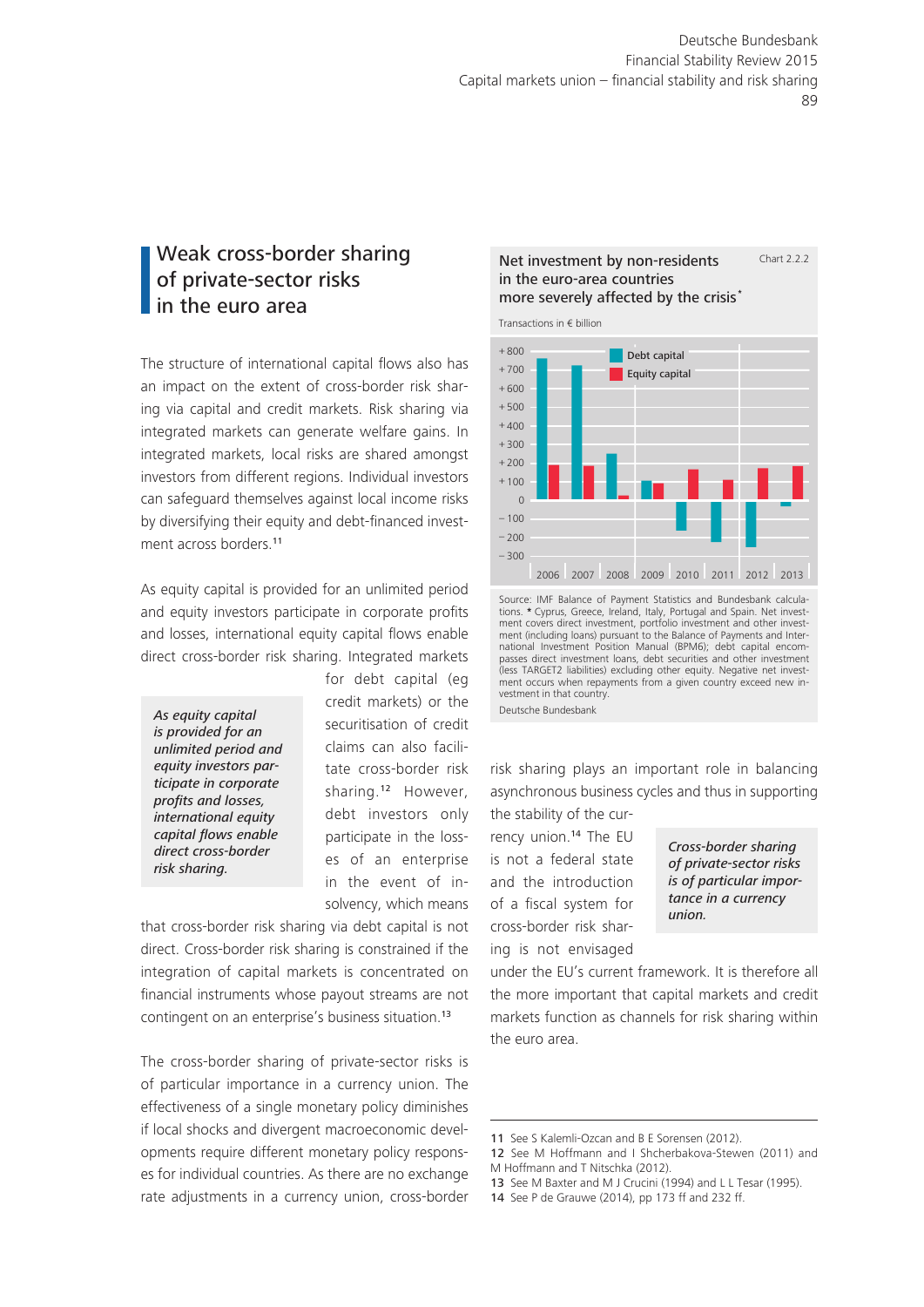## Weak cross-border sharing of private-sector risks in the euro area

The structure of international capital flows also has an impact on the extent of cross-border risk sharing via capital and credit markets. Risk sharing via integrated markets can generate welfare gains. In integrated markets, local risks are shared amongst investors from different regions. Individual investors can safeguard themselves against local income risks by diversifying their equity and debt-financed investment across borders.[11]

As equity capital is provided for an unlimited period and equity investors participate in corporate profits and losses, international equity capital flows enable direct cross-border risk sharing. Integrated markets for debt capital (eg credit markets) or the securitisation of credit claims can also facilitate cross-border risk sharing.[12] However, debt investors only participate in the losses of an enterprise in the event of insolvency, which means that cross-border risk sharing via debt capital is not direct. Cross-border risk sharing is constrained if the integration of capital markets is concentrated on financial instruments whose payout streams are not contingent on an enterprise's business situation.[13]

*As equity capital is provided for an unlimited period and equity investors participate in corporate profits and losses, international equity capital flows enable direct cross-border risk sharing.*

The cross-border sharing of private-sector risks is of particular importance in a currency union. The effectiveness of a single monetary policy diminishes if local shocks and divergent macroeconomic developments require different monetary policy responses for individual countries. As there are no exchange rate adjustments in a currency union, cross-border risk sharing plays an important role in balancing asynchronous business cycles and thus in supporting the stability of the currency union.[14] The EU is not a federal state and the introduction of a fiscal system for cross-border risk sharing is not envisaged under the EU's current framework. It is therefore all the more important that capital markets and credit markets function as channels for risk sharing within the euro area.

*Cross-border sharing of private-sector risks is of particular importance in a currency union.*

**Net investment by non-residents in the euro-area countries more severely affected by the crisis*** — Chart 2.2.2

Transactions in € billion

| Year | Debt capital | Equity capital |
|---|---|---|
| 2006 | ~ +760 | ~ +185 |
| 2007 | ~ +720 | ~ +180 |
| 2008 | ~ +245 | ~ +20 |
| 2009 | ~ +100 | ~ +85 |
| 2010 | ~ −160 | ~ +160 |
| 2011 | ~ −220 | ~ +105 |
| 2012 | ~ −250 | ~ +170 |
| 2013 | ~ −30 | ~ +180 |

Source: IMF Balance of Payment Statistics and Bundesbank calculations. * Cyprus, Greece, Ireland, Italy, Portugal and Spain. Net investment covers direct investment, portfolio investment and other investment (including loans) pursuant to the Balance of Payments and International Investment Position Manual (BPM6); debt capital encompasses direct investment loans, debt securities and other investment (less TARGET2 liabilities) excluding other equity. Negative net investment occurs when repayments from a given country exceed new investment in that country.

Deutsche Bundesbank

---

11 See S Kalemli-Ozcan and B E Sorensen (2012).
12 See M Hoffmann and I Shcherbakova-Stewen (2011) and M Hoffmann and T Nitschka (2012).
13 See M Baxter and M J Crucini (1994) and L L Tesar (1995).
14 See P de Grauwe (2014), pp 173 ff and 232 ff.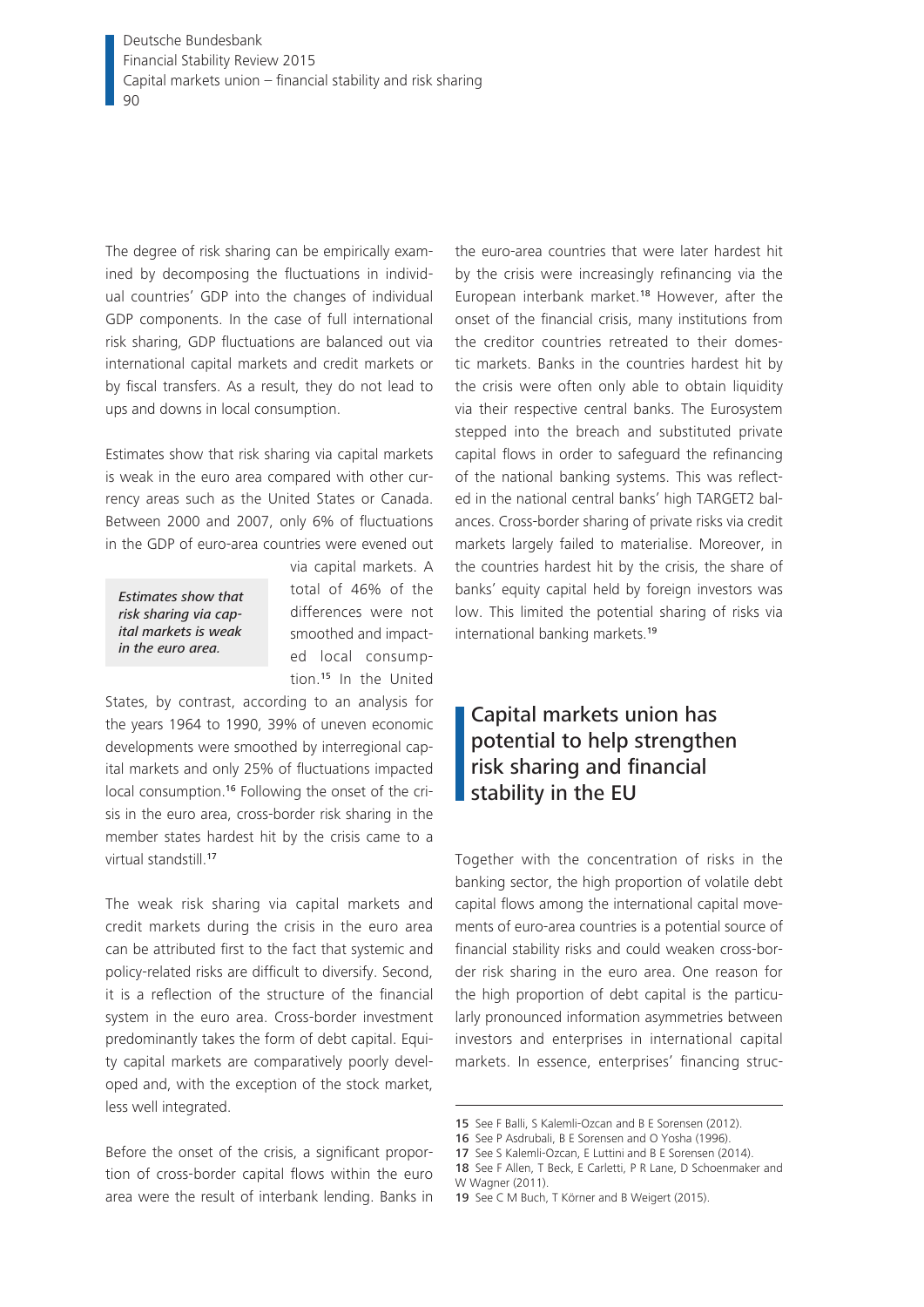The degree of risk sharing can be empirically examined by decomposing the fluctuations in individual countries' GDP into the changes of individual GDP components. In the case of full international risk sharing, GDP fluctuations are balanced out via international capital markets and credit markets or by fiscal transfers. As a result, they do not lead to ups and downs in local consumption.

Estimates show that risk sharing via capital markets is weak in the euro area compared with other currency areas such as the United States or Canada. Between 2000 and 2007, only 6% of fluctuations in the GDP of euro-area countries were evened out via capital markets. A total of 46% of the differences were not smoothed and impacted local consumption.[15] In the United States, by contrast, according to an analysis for the years 1964 to 1990, 39% of uneven economic developments were smoothed by interregional capital markets and only 25% of fluctuations impacted local consumption.[16] Following the onset of the crisis in the euro area, cross-border risk sharing in the member states hardest hit by the crisis came to a virtual standstill.[17]

*Estimates show that risk sharing via capital markets is weak in the euro area.*

The weak risk sharing via capital markets and credit markets during the crisis in the euro area can be attributed first to the fact that systemic and policy-related risks are difficult to diversify. Second, it is a reflection of the structure of the financial system in the euro area. Cross-border investment predominantly takes the form of debt capital. Equity capital markets are comparatively poorly developed and, with the exception of the stock market, less well integrated.

Before the onset of the crisis, a significant proportion of cross-border capital flows within the euro area were the result of interbank lending. Banks in the euro-area countries that were later hardest hit by the crisis were increasingly refinancing via the European interbank market.[18] However, after the onset of the financial crisis, many institutions from the creditor countries retreated to their domestic markets. Banks in the countries hardest hit by the crisis were often only able to obtain liquidity via their respective central banks. The Eurosystem stepped into the breach and substituted private capital flows in order to safeguard the refinancing of the national banking systems. This was reflected in the national central banks' high TARGET2 balances. Cross-border sharing of private risks via credit markets largely failed to materialise. Moreover, in the countries hardest hit by the crisis, the share of banks' equity capital held by foreign investors was low. This limited the potential sharing of risks via international banking markets.[19]

## Capital markets union has potential to help strengthen risk sharing and financial stability in the EU

Together with the concentration of risks in the banking sector, the high proportion of volatile debt capital flows among the international capital movements of euro-area countries is a potential source of financial stability risks and could weaken cross-border risk sharing in the euro area. One reason for the high proportion of debt capital is the particularly pronounced information asymmetries between investors and enterprises in international capital markets. In essence, enterprises' financing struc-

15 See F Balli, S Kalemli-Ozcan and B E Sorensen (2012).
16 See P Asdrubali, B E Sorensen and O Yosha (1996).
17 See S Kalemli-Ozcan, E Luttini and B E Sorensen (2014).
18 See F Allen, T Beck, E Carletti, P R Lane, D Schoenmaker and W Wagner (2011).
19 See C M Buch, T Körner and B Weigert (2015).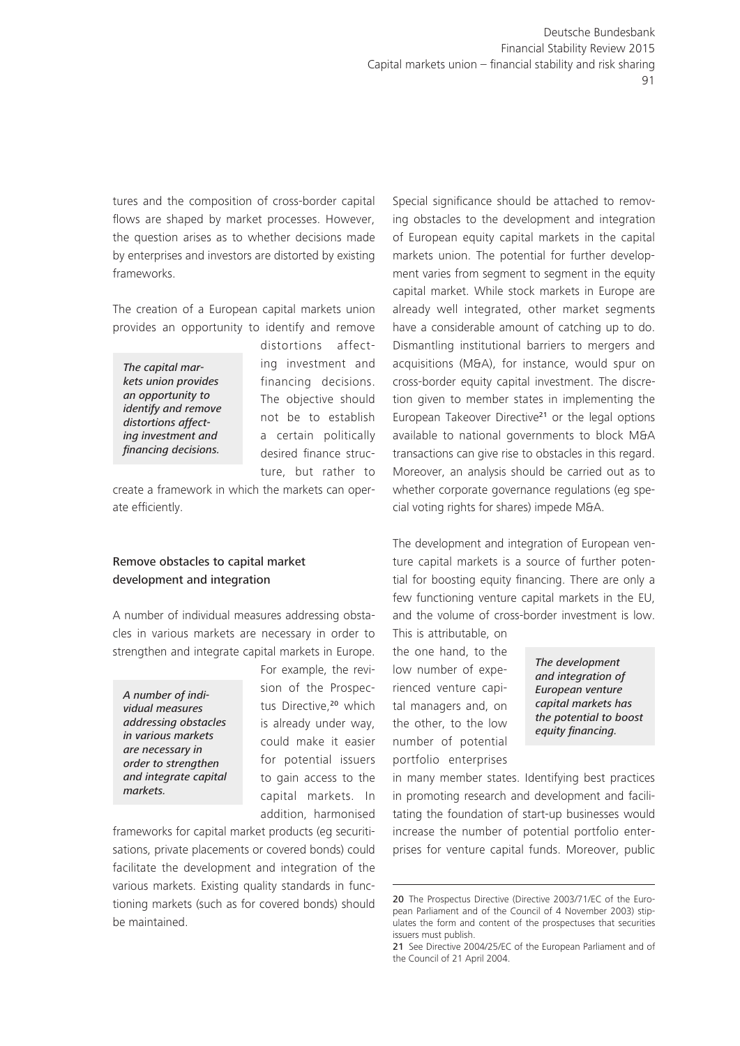tures and the composition of cross-border capital flows are shaped by market processes. However, the question arises as to whether decisions made by enterprises and investors are distorted by existing frameworks.

The creation of a European capital markets union provides an opportunity to identify and remove distortions affecting investment and financing decisions. The objective should not be to establish a certain politically desired finance structure, but rather to create a framework in which the markets can operate efficiently.

*The capital markets union provides an opportunity to identify and remove distortions affecting investment and financing decisions.*

### Remove obstacles to capital market development and integration

A number of individual measures addressing obstacles in various markets are necessary in order to strengthen and integrate capital markets in Europe. For example, the revision of the Prospectus Directive,[20] which is already under way, could make it easier for potential issuers to gain access to the capital markets. In addition, harmonised frameworks for capital market products (eg securitisations, private placements or covered bonds) could facilitate the development and integration of the various markets. Existing quality standards in functioning markets (such as for covered bonds) should be maintained.

*A number of individual measures addressing obstacles in various markets are necessary in order to strengthen and integrate capital markets.*

Special significance should be attached to removing obstacles to the development and integration of European equity capital markets in the capital markets union. The potential for further development varies from segment to segment in the equity capital market. While stock markets in Europe are already well integrated, other market segments have a considerable amount of catching up to do. Dismantling institutional barriers to mergers and acquisitions (M&A), for instance, would spur on cross-border equity capital investment. The discretion given to member states in implementing the European Takeover Directive[21] or the legal options available to national governments to block M&A transactions can give rise to obstacles in this regard. Moreover, an analysis should be carried out as to whether corporate governance regulations (eg special voting rights for shares) impede M&A.

The development and integration of European venture capital markets is a source of further potential for boosting equity financing. There are only a few functioning venture capital markets in the EU, and the volume of cross-border investment is low. This is attributable, on the one hand, to the low number of experienced venture capital managers and, on the other, to the low number of potential portfolio enterprises in many member states. Identifying best practices in promoting research and development and facilitating the foundation of start-up businesses would increase the number of potential portfolio enterprises for venture capital funds. Moreover, public

*The development and integration of European venture capital markets has the potential to boost equity financing.*

---

20 The Prospectus Directive (Directive 2003/71/EC of the European Parliament and of the Council of 4 November 2003) stipulates the form and content of the prospectuses that securities issuers must publish.

21 See Directive 2004/25/EC of the European Parliament and of the Council of 21 April 2004.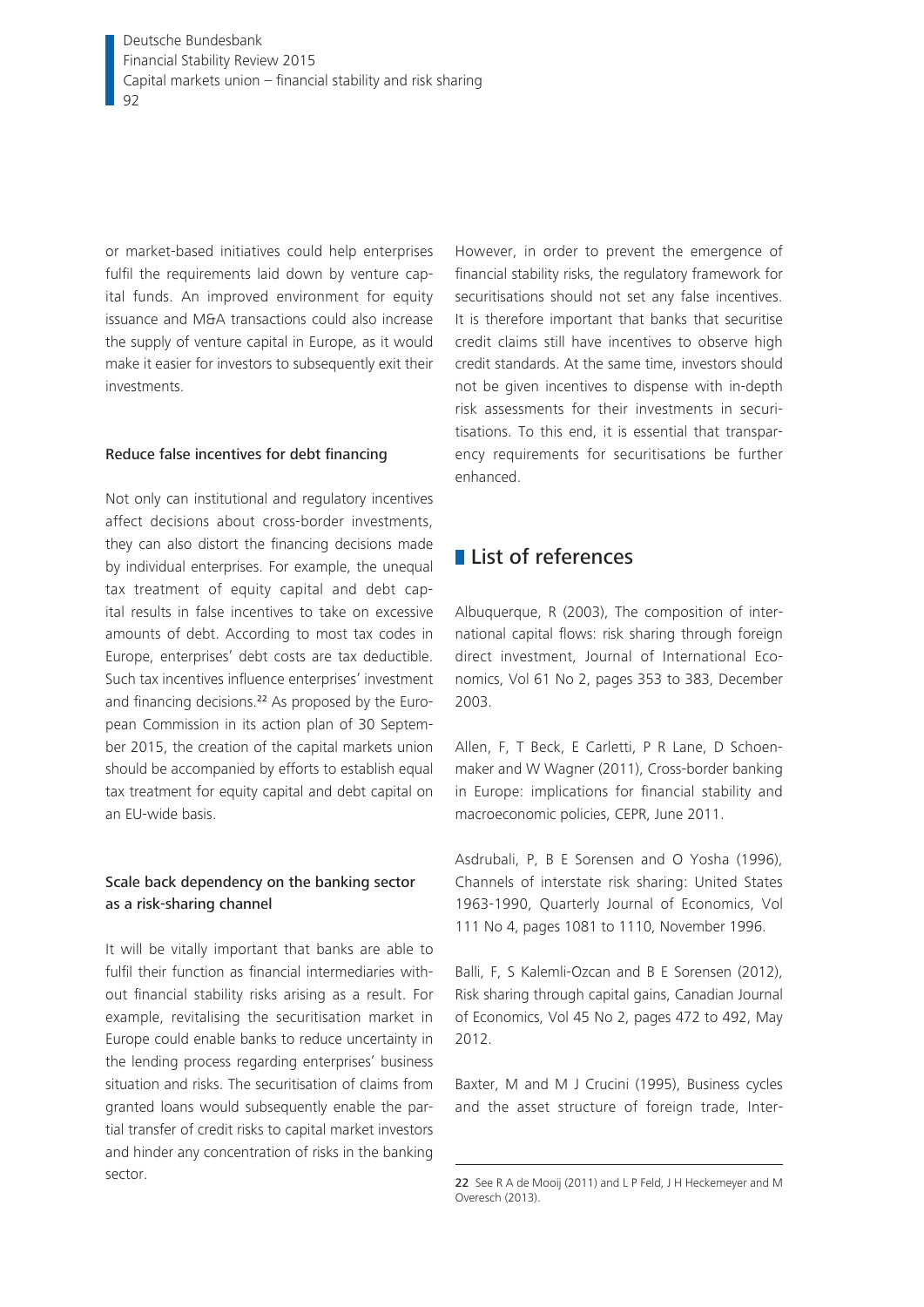or market-based initiatives could help enterprises fulfil the requirements laid down by venture capital funds. An improved environment for equity issuance and M&A transactions could also increase the supply of venture capital in Europe, as it would make it easier for investors to subsequently exit their investments.

### Reduce false incentives for debt financing

Not only can institutional and regulatory incentives affect decisions about cross-border investments, they can also distort the financing decisions made by individual enterprises. For example, the unequal tax treatment of equity capital and debt capital results in false incentives to take on excessive amounts of debt. According to most tax codes in Europe, enterprises' debt costs are tax deductible. Such tax incentives influence enterprises' investment and financing decisions.[22] As proposed by the European Commission in its action plan of 30 September 2015, the creation of the capital markets union should be accompanied by efforts to establish equal tax treatment for equity capital and debt capital on an EU-wide basis.

### Scale back dependency on the banking sector as a risk-sharing channel

It will be vitally important that banks are able to fulfil their function as financial intermediaries without financial stability risks arising as a result. For example, revitalising the securitisation market in Europe could enable banks to reduce uncertainty in the lending process regarding enterprises' business situation and risks. The securitisation of claims from granted loans would subsequently enable the partial transfer of credit risks to capital market investors and hinder any concentration of risks in the banking sector.

However, in order to prevent the emergence of financial stability risks, the regulatory framework for securitisations should not set any false incentives. It is therefore important that banks that securitise credit claims still have incentives to observe high credit standards. At the same time, investors should not be given incentives to dispense with in-depth risk assessments for their investments in securitisations. To this end, it is essential that transparency requirements for securitisations be further enhanced.

## List of references

Albuquerque, R (2003), The composition of international capital flows: risk sharing through foreign direct investment, Journal of International Economics, Vol 61 No 2, pages 353 to 383, December 2003.

Allen, F, T Beck, E Carletti, P R Lane, D Schoenmaker and W Wagner (2011), Cross-border banking in Europe: implications for financial stability and macroeconomic policies, CEPR, June 2011.

Asdrubali, P, B E Sorensen and O Yosha (1996), Channels of interstate risk sharing: United States 1963-1990, Quarterly Journal of Economics, Vol 111 No 4, pages 1081 to 1110, November 1996.

Balli, F, S Kalemli-Ozcan and B E Sorensen (2012), Risk sharing through capital gains, Canadian Journal of Economics, Vol 45 No 2, pages 472 to 492, May 2012.

Baxter, M and M J Crucini (1995), Business cycles and the asset structure of foreign trade, Inter-

22 See R A de Mooij (2011) and L P Feld, J H Heckemeyer and M Overesch (2013).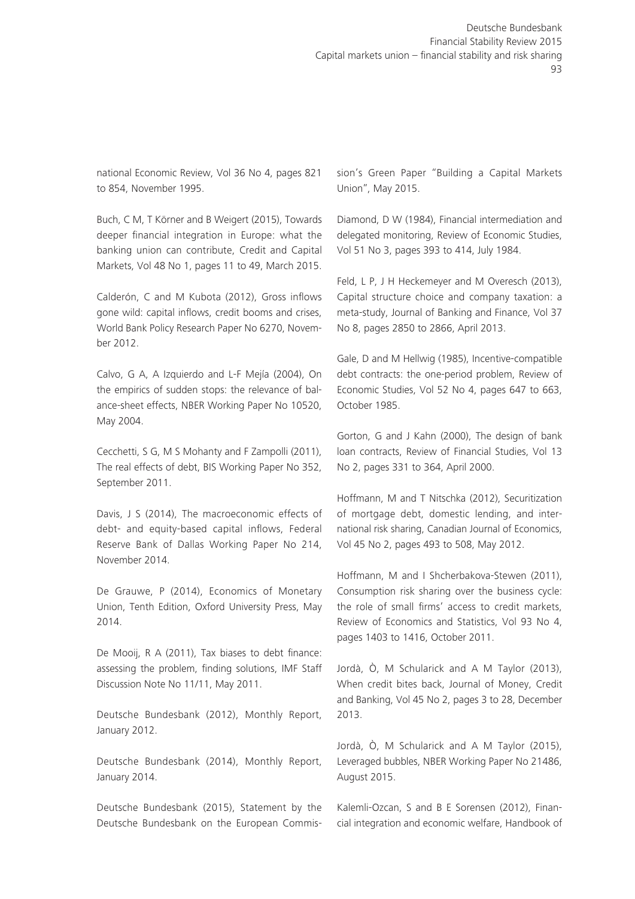national Economic Review, Vol 36 No 4, pages 821 to 854, November 1995.

Buch, C M, T Körner and B Weigert (2015), Towards deeper financial integration in Europe: what the banking union can contribute, Credit and Capital Markets, Vol 48 No 1, pages 11 to 49, March 2015.

Calderón, C and M Kubota (2012), Gross inflows gone wild: capital inflows, credit booms and crises, World Bank Policy Research Paper No 6270, November 2012.

Calvo, G A, A Izquierdo and L-F Mejía (2004), On the empirics of sudden stops: the relevance of balance-sheet effects, NBER Working Paper No 10520, May 2004.

Cecchetti, S G, M S Mohanty and F Zampolli (2011), The real effects of debt, BIS Working Paper No 352, September 2011.

Davis, J S (2014), The macroeconomic effects of debt- and equity-based capital inflows, Federal Reserve Bank of Dallas Working Paper No 214, November 2014.

De Grauwe, P (2014), Economics of Monetary Union, Tenth Edition, Oxford University Press, May 2014.

De Mooij, R A (2011), Tax biases to debt finance: assessing the problem, finding solutions, IMF Staff Discussion Note No 11/11, May 2011.

Deutsche Bundesbank (2012), Monthly Report, January 2012.

Deutsche Bundesbank (2014), Monthly Report, January 2014.

Deutsche Bundesbank (2015), Statement by the Deutsche Bundesbank on the European Commission's Green Paper "Building a Capital Markets Union", May 2015.

Diamond, D W (1984), Financial intermediation and delegated monitoring, Review of Economic Studies, Vol 51 No 3, pages 393 to 414, July 1984.

Feld, L P, J H Heckemeyer and M Overesch (2013), Capital structure choice and company taxation: a meta-study, Journal of Banking and Finance, Vol 37 No 8, pages 2850 to 2866, April 2013.

Gale, D and M Hellwig (1985), Incentive-compatible debt contracts: the one-period problem, Review of Economic Studies, Vol 52 No 4, pages 647 to 663, October 1985.

Gorton, G and J Kahn (2000), The design of bank loan contracts, Review of Financial Studies, Vol 13 No 2, pages 331 to 364, April 2000.

Hoffmann, M and T Nitschka (2012), Securitization of mortgage debt, domestic lending, and international risk sharing, Canadian Journal of Economics, Vol 45 No 2, pages 493 to 508, May 2012.

Hoffmann, M and I Shcherbakova-Stewen (2011), Consumption risk sharing over the business cycle: the role of small firms' access to credit markets, Review of Economics and Statistics, Vol 93 No 4, pages 1403 to 1416, October 2011.

Jordà, Ò, M Schularick and A M Taylor (2013), When credit bites back, Journal of Money, Credit and Banking, Vol 45 No 2, pages 3 to 28, December 2013.

Jordà, Ò, M Schularick and A M Taylor (2015), Leveraged bubbles, NBER Working Paper No 21486, August 2015.

Kalemli-Ozcan, S and B E Sorensen (2012), Financial integration and economic welfare, Handbook of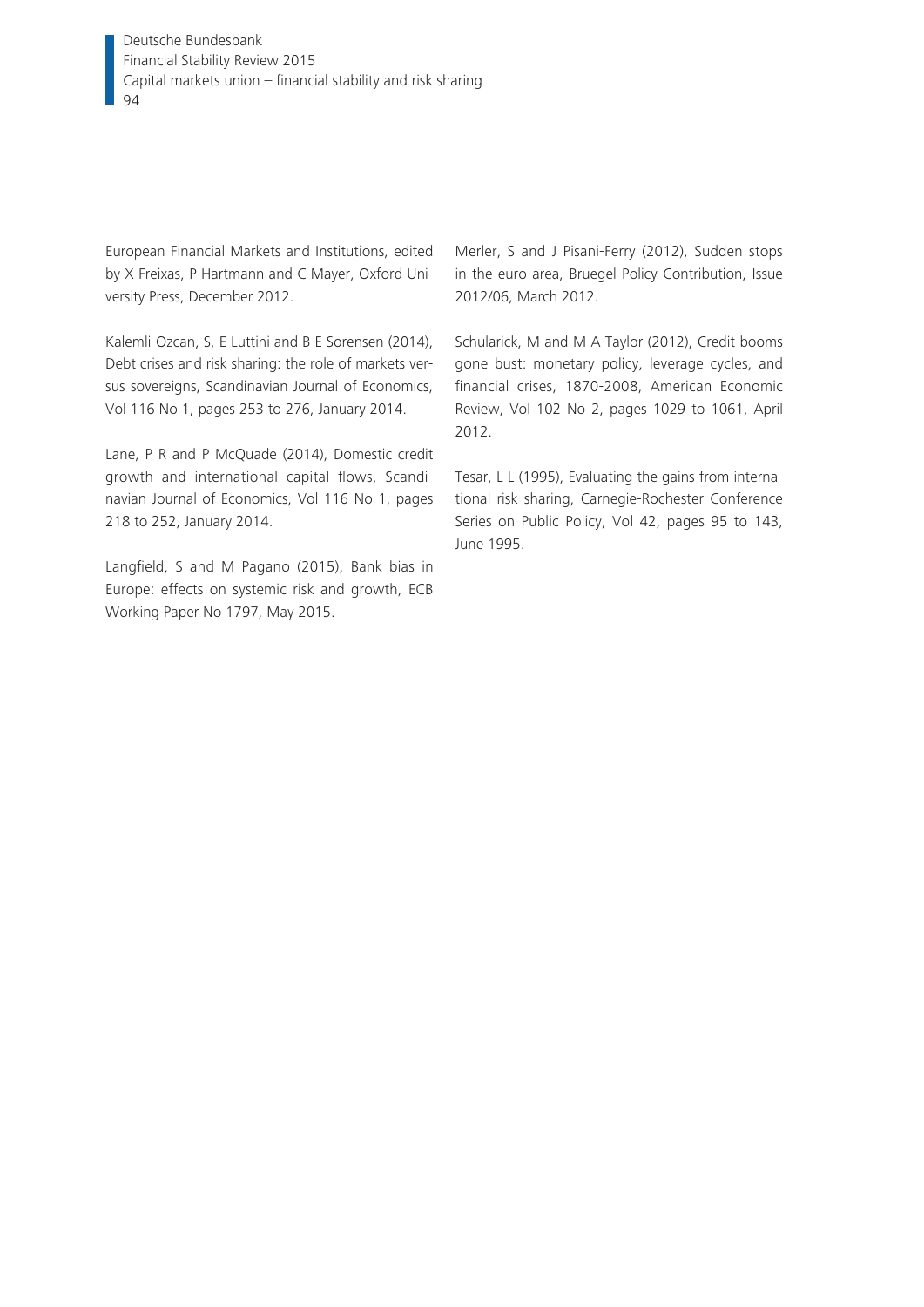European Financial Markets and Institutions, edited by X Freixas, P Hartmann and C Mayer, Oxford University Press, December 2012.

Kalemli-Ozcan, S, E Luttini and B E Sorensen (2014), Debt crises and risk sharing: the role of markets versus sovereigns, Scandinavian Journal of Economics, Vol 116 No 1, pages 253 to 276, January 2014.

Lane, P R and P McQuade (2014), Domestic credit growth and international capital flows, Scandinavian Journal of Economics, Vol 116 No 1, pages 218 to 252, January 2014.

Langfield, S and M Pagano (2015), Bank bias in Europe: effects on systemic risk and growth, ECB Working Paper No 1797, May 2015.

Merler, S and J Pisani-Ferry (2012), Sudden stops in the euro area, Bruegel Policy Contribution, Issue 2012/06, March 2012.

Schularick, M and M A Taylor (2012), Credit booms gone bust: monetary policy, leverage cycles, and financial crises, 1870-2008, American Economic Review, Vol 102 No 2, pages 1029 to 1061, April 2012.

Tesar, L L (1995), Evaluating the gains from international risk sharing, Carnegie-Rochester Conference Series on Public Policy, Vol 42, pages 95 to 143, June 1995.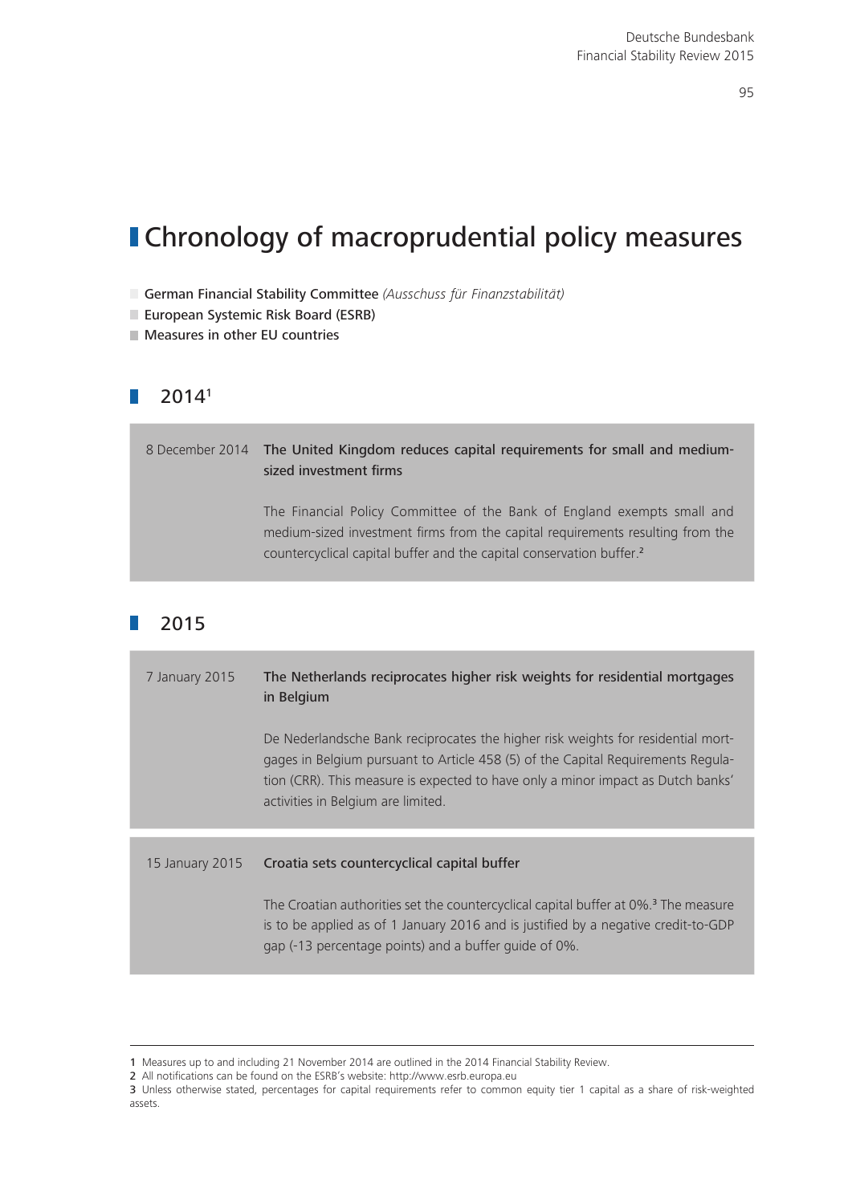# Chronology of macroprudential policy measures

- German Financial Stability Committee *(Ausschuss für Finanzstabilität)*
- European Systemic Risk Board (ESRB)
- Measures in other EU countries

## 2014[1]

8 December 2014 **The United Kingdom reduces capital requirements for small and medium-sized investment firms**

The Financial Policy Committee of the Bank of England exempts small and medium-sized investment firms from the capital requirements resulting from the countercyclical capital buffer and the capital conservation buffer.[2]

## 2015

7 January 2015 **The Netherlands reciprocates higher risk weights for residential mortgages in Belgium**

De Nederlandsche Bank reciprocates the higher risk weights for residential mortgages in Belgium pursuant to Article 458 (5) of the Capital Requirements Regulation (CRR). This measure is expected to have only a minor impact as Dutch banks' activities in Belgium are limited.

15 January 2015 **Croatia sets countercyclical capital buffer**

The Croatian authorities set the countercyclical capital buffer at 0%.[3] The measure is to be applied as of 1 January 2016 and is justified by a negative credit-to-GDP gap (-13 percentage points) and a buffer guide of 0%.

---

1 Measures up to and including 21 November 2014 are outlined in the 2014 Financial Stability Review.
2 All notifications can be found on the ESRB's website: http://www.esrb.europa.eu
3 Unless otherwise stated, percentages for capital requirements refer to common equity tier 1 capital as a share of risk-weighted assets.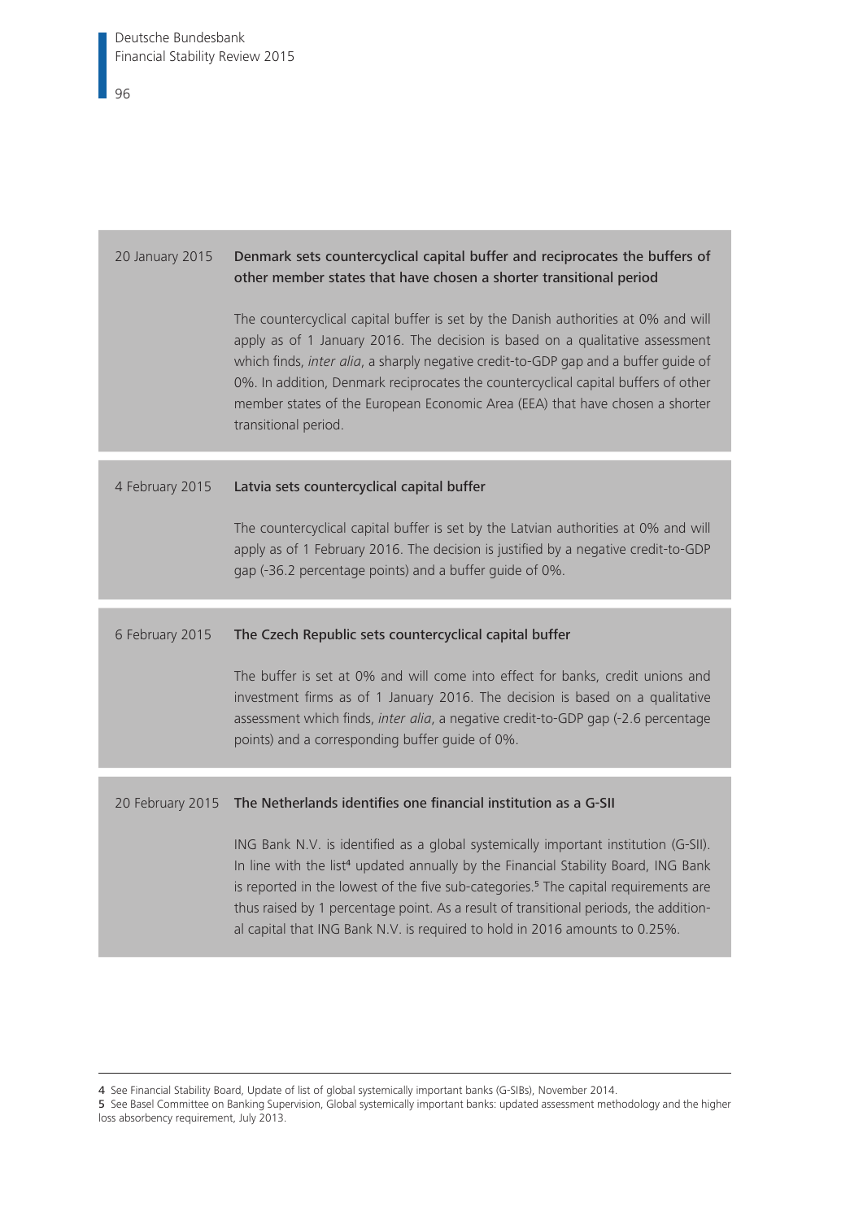20 January 2015 **Denmark sets countercyclical capital buffer and reciprocates the buffers of other member states that have chosen a shorter transitional period**

The countercyclical capital buffer is set by the Danish authorities at 0% and will apply as of 1 January 2016. The decision is based on a qualitative assessment which finds, *inter alia*, a sharply negative credit-to-GDP gap and a buffer guide of 0%. In addition, Denmark reciprocates the countercyclical capital buffers of other member states of the European Economic Area (EEA) that have chosen a shorter transitional period.

4 February 2015 **Latvia sets countercyclical capital buffer**

The countercyclical capital buffer is set by the Latvian authorities at 0% and will apply as of 1 February 2016. The decision is justified by a negative credit-to-GDP gap (-36.2 percentage points) and a buffer guide of 0%.

6 February 2015 **The Czech Republic sets countercyclical capital buffer**

The buffer is set at 0% and will come into effect for banks, credit unions and investment firms as of 1 January 2016. The decision is based on a qualitative assessment which finds, *inter alia*, a negative credit-to-GDP gap (-2.6 percentage points) and a corresponding buffer guide of 0%.

20 February 2015 **The Netherlands identifies one financial institution as a G-SII**

ING Bank N.V. is identified as a global systemically important institution (G-SII). In line with the list[4] updated annually by the Financial Stability Board, ING Bank is reported in the lowest of the five sub-categories.[5] The capital requirements are thus raised by 1 percentage point. As a result of transitional periods, the additional capital that ING Bank N.V. is required to hold in 2016 amounts to 0.25%.

---

4 See Financial Stability Board, Update of list of global systemically important banks (G-SIBs), November 2014.
5 See Basel Committee on Banking Supervision, Global systemically important banks: updated assessment methodology and the higher loss absorbency requirement, July 2013.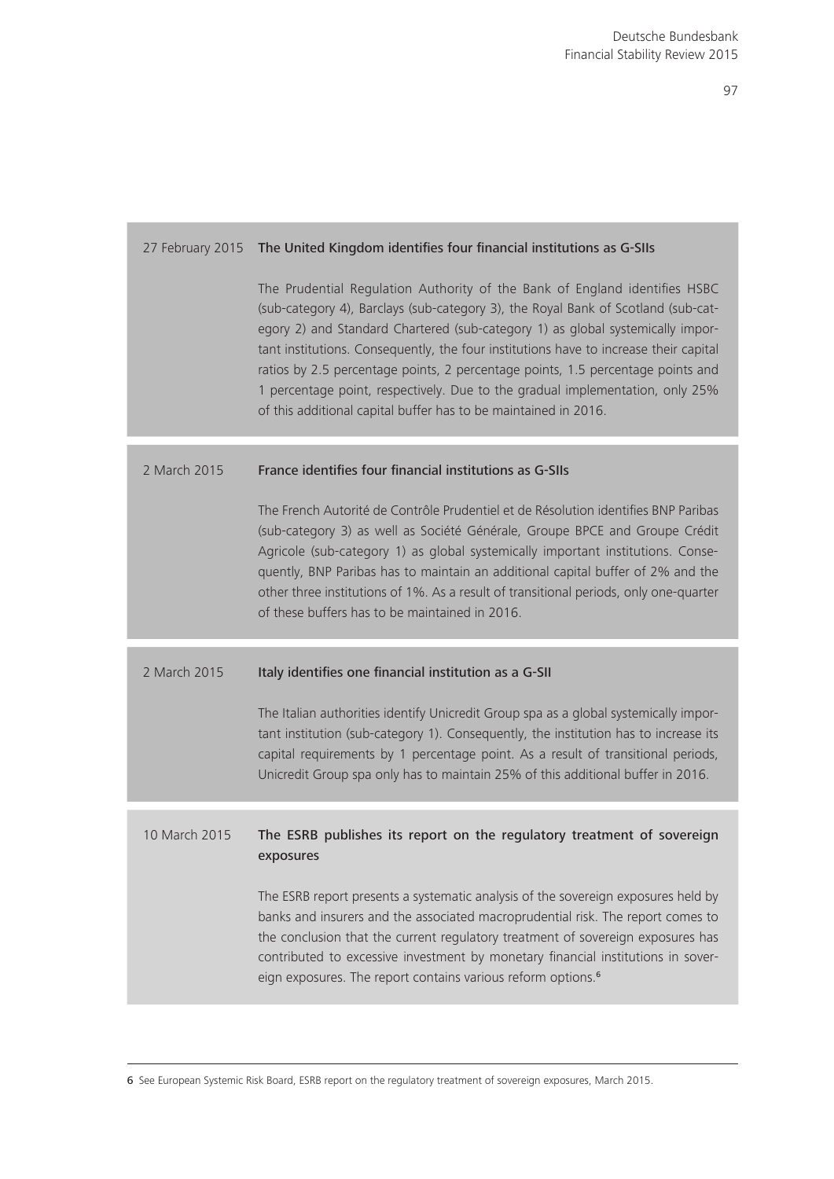27 February 2015 **The United Kingdom identifies four financial institutions as G-SIIs**

The Prudential Regulation Authority of the Bank of England identifies HSBC (sub-category 4), Barclays (sub-category 3), the Royal Bank of Scotland (sub-category 2) and Standard Chartered (sub-category 1) as global systemically important institutions. Consequently, the four institutions have to increase their capital ratios by 2.5 percentage points, 2 percentage points, 1.5 percentage points and 1 percentage point, respectively. Due to the gradual implementation, only 25% of this additional capital buffer has to be maintained in 2016.

2 March 2015 **France identifies four financial institutions as G-SIIs**

The French Autorité de Contrôle Prudentiel et de Résolution identifies BNP Paribas (sub-category 3) as well as Société Générale, Groupe BPCE and Groupe Crédit Agricole (sub-category 1) as global systemically important institutions. Consequently, BNP Paribas has to maintain an additional capital buffer of 2% and the other three institutions of 1%. As a result of transitional periods, only one-quarter of these buffers has to be maintained in 2016.

2 March 2015 **Italy identifies one financial institution as a G-SII**

The Italian authorities identify Unicredit Group spa as a global systemically important institution (sub-category 1). Consequently, the institution has to increase its capital requirements by 1 percentage point. As a result of transitional periods, Unicredit Group spa only has to maintain 25% of this additional buffer in 2016.

10 March 2015 **The ESRB publishes its report on the regulatory treatment of sovereign exposures**

The ESRB report presents a systematic analysis of the sovereign exposures held by banks and insurers and the associated macroprudential risk. The report comes to the conclusion that the current regulatory treatment of sovereign exposures has contributed to excessive investment by monetary financial institutions in sovereign exposures. The report contains various reform options.[6]

---

6 See European Systemic Risk Board, ESRB report on the regulatory treatment of sovereign exposures, March 2015.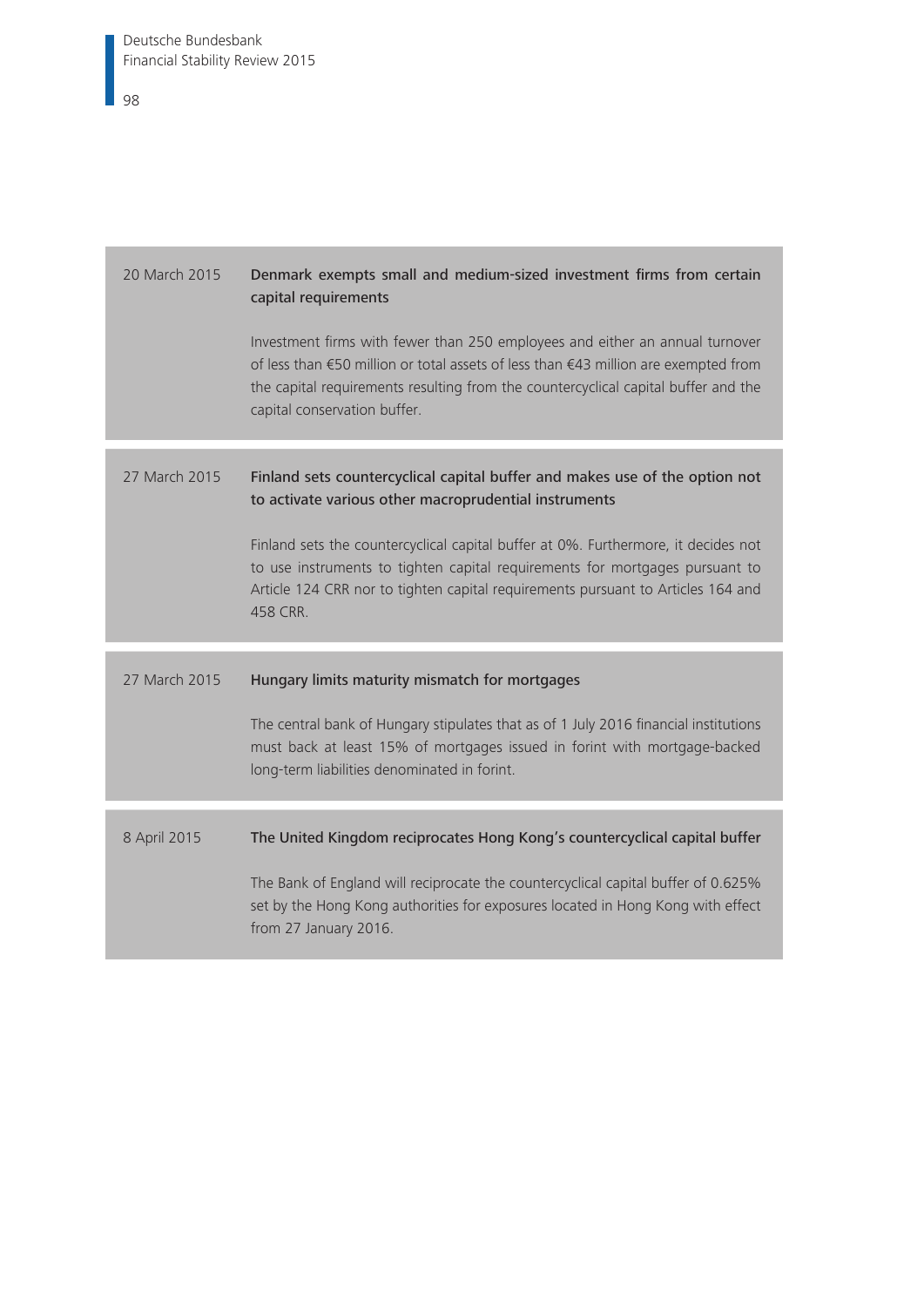| | |
|---|---|
| 20 March 2015 | **Denmark exempts small and medium-sized investment firms from certain capital requirements**<br><br>Investment firms with fewer than 250 employees and either an annual turnover of less than €50 million or total assets of less than €43 million are exempted from the capital requirements resulting from the countercyclical capital buffer and the capital conservation buffer. |
| 27 March 2015 | **Finland sets countercyclical capital buffer and makes use of the option not to activate various other macroprudential instruments**<br><br>Finland sets the countercyclical capital buffer at 0%. Furthermore, it decides not to use instruments to tighten capital requirements for mortgages pursuant to Article 124 CRR nor to tighten capital requirements pursuant to Articles 164 and 458 CRR. |
| 27 March 2015 | **Hungary limits maturity mismatch for mortgages**<br><br>The central bank of Hungary stipulates that as of 1 July 2016 financial institutions must back at least 15% of mortgages issued in forint with mortgage-backed long-term liabilities denominated in forint. |
| 8 April 2015 | **The United Kingdom reciprocates Hong Kong's countercyclical capital buffer**<br><br>The Bank of England will reciprocate the countercyclical capital buffer of 0.625% set by the Hong Kong authorities for exposures located in Hong Kong with effect from 27 January 2016. |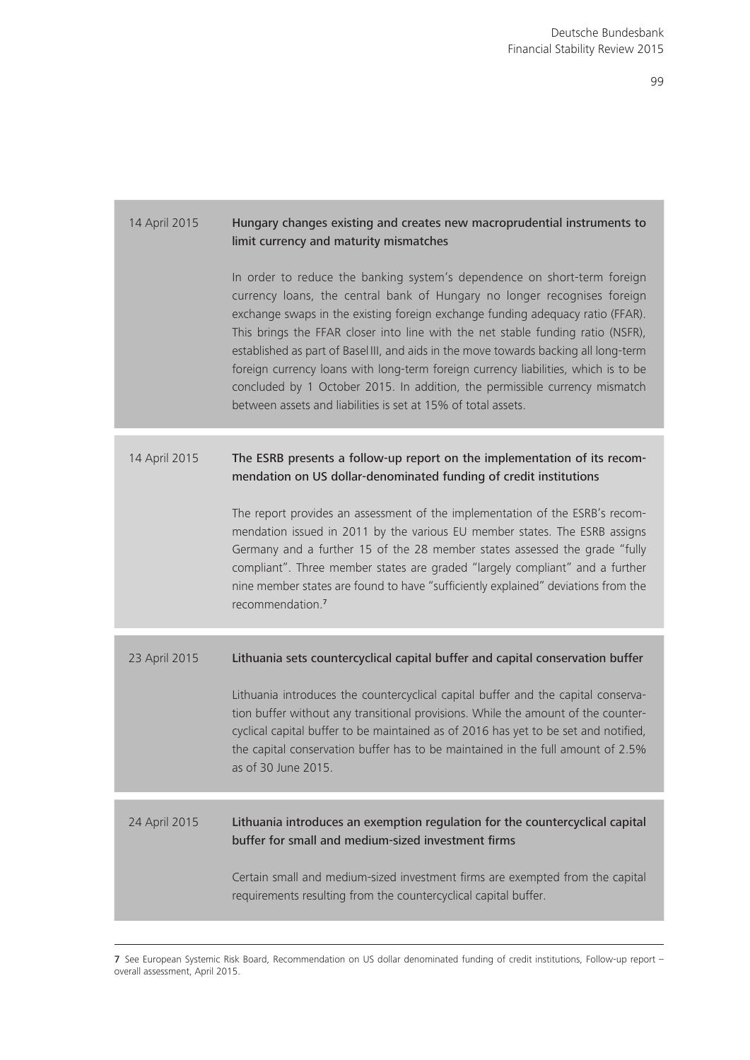**14 April 2015** — **Hungary changes existing and creates new macroprudential instruments to limit currency and maturity mismatches**

In order to reduce the banking system's dependence on short-term foreign currency loans, the central bank of Hungary no longer recognises foreign exchange swaps in the existing foreign exchange funding adequacy ratio (FFAR). This brings the FFAR closer into line with the net stable funding ratio (NSFR), established as part of Basel III, and aids in the move towards backing all long-term foreign currency loans with long-term foreign currency liabilities, which is to be concluded by 1 October 2015. In addition, the permissible currency mismatch between assets and liabilities is set at 15% of total assets.

**14 April 2015** — **The ESRB presents a follow-up report on the implementation of its recommendation on US dollar-denominated funding of credit institutions**

The report provides an assessment of the implementation of the ESRB's recommendation issued in 2011 by the various EU member states. The ESRB assigns Germany and a further 15 of the 28 member states assessed the grade "fully compliant". Three member states are graded "largely compliant" and a further nine member states are found to have "sufficiently explained" deviations from the recommendation.[7]

**23 April 2015** — **Lithuania sets countercyclical capital buffer and capital conservation buffer**

Lithuania introduces the countercyclical capital buffer and the capital conservation buffer without any transitional provisions. While the amount of the countercyclical capital buffer to be maintained as of 2016 has yet to be set and notified, the capital conservation buffer has to be maintained in the full amount of 2.5% as of 30 June 2015.

**24 April 2015** — **Lithuania introduces an exemption regulation for the countercyclical capital buffer for small and medium-sized investment firms**

Certain small and medium-sized investment firms are exempted from the capital requirements resulting from the countercyclical capital buffer.

---

7 See European Systemic Risk Board, Recommendation on US dollar denominated funding of credit institutions, Follow-up report – overall assessment, April 2015.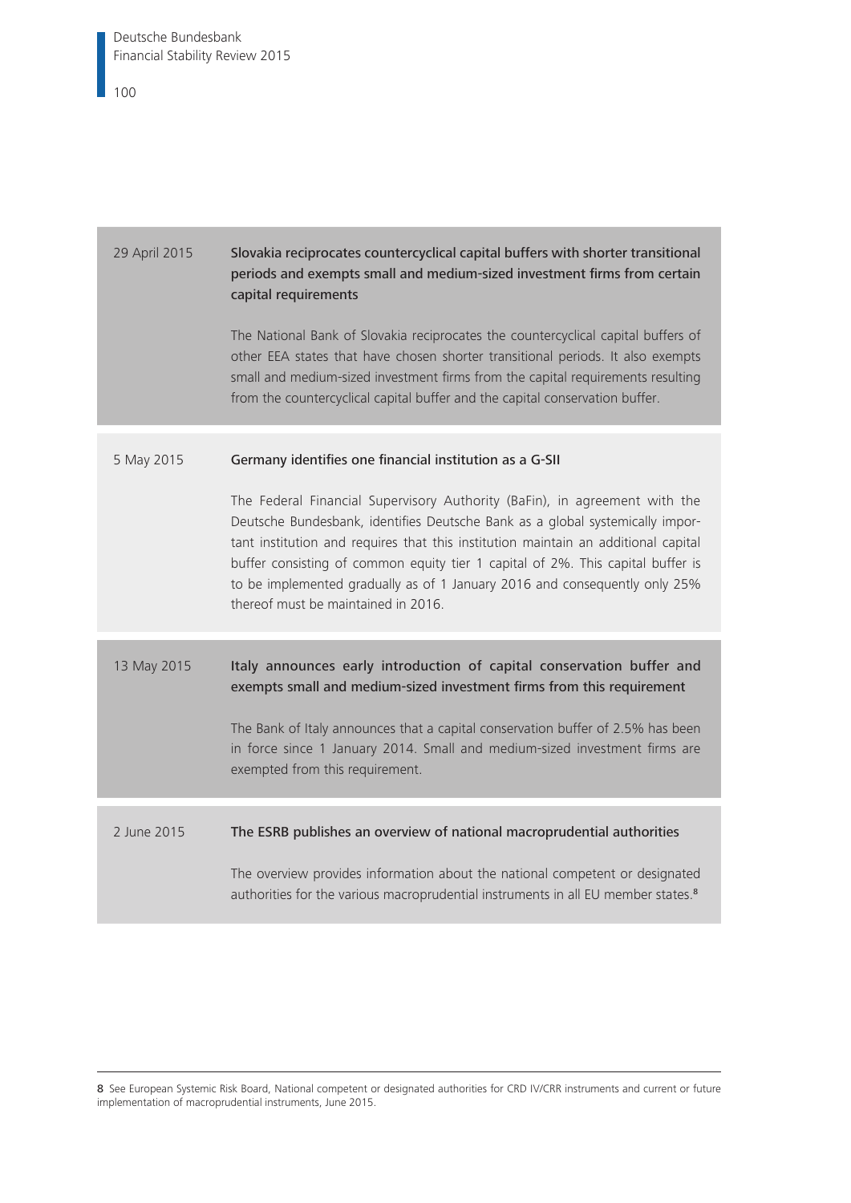| | |
|---|---|
| 29 April 2015 | **Slovakia reciprocates countercyclical capital buffers with shorter transitional periods and exempts small and medium-sized investment firms from certain capital requirements**<br><br>The National Bank of Slovakia reciprocates the countercyclical capital buffers of other EEA states that have chosen shorter transitional periods. It also exempts small and medium-sized investment firms from the capital requirements resulting from the countercyclical capital buffer and the capital conservation buffer. |
| 5 May 2015 | **Germany identifies one financial institution as a G-SII**<br><br>The Federal Financial Supervisory Authority (BaFin), in agreement with the Deutsche Bundesbank, identifies Deutsche Bank as a global systemically important institution and requires that this institution maintain an additional buffer consisting of common equity tier 1 capital of 2%. This capital buffer is to be implemented gradually as of 1 January 2016 and consequently only 25% thereof must be maintained in 2016. |
| 13 May 2015 | **Italy announces early introduction of capital conservation buffer and exempts small and medium-sized investment firms from this requirement**<br><br>The Bank of Italy announces that a capital conservation buffer of 2.5% has been in force since 1 January 2014. Small and medium-sized investment firms are exempted from this requirement. |
| 2 June 2015 | **The ESRB publishes an overview of national macroprudential authorities**<br><br>The overview provides information about the national competent or designated authorities for the various macroprudential instruments in all EU member states.[8] |

8 See European Systemic Risk Board, National competent or designated authorities for CRD IV/CRR instruments and current or future implementation of macroprudential instruments, June 2015.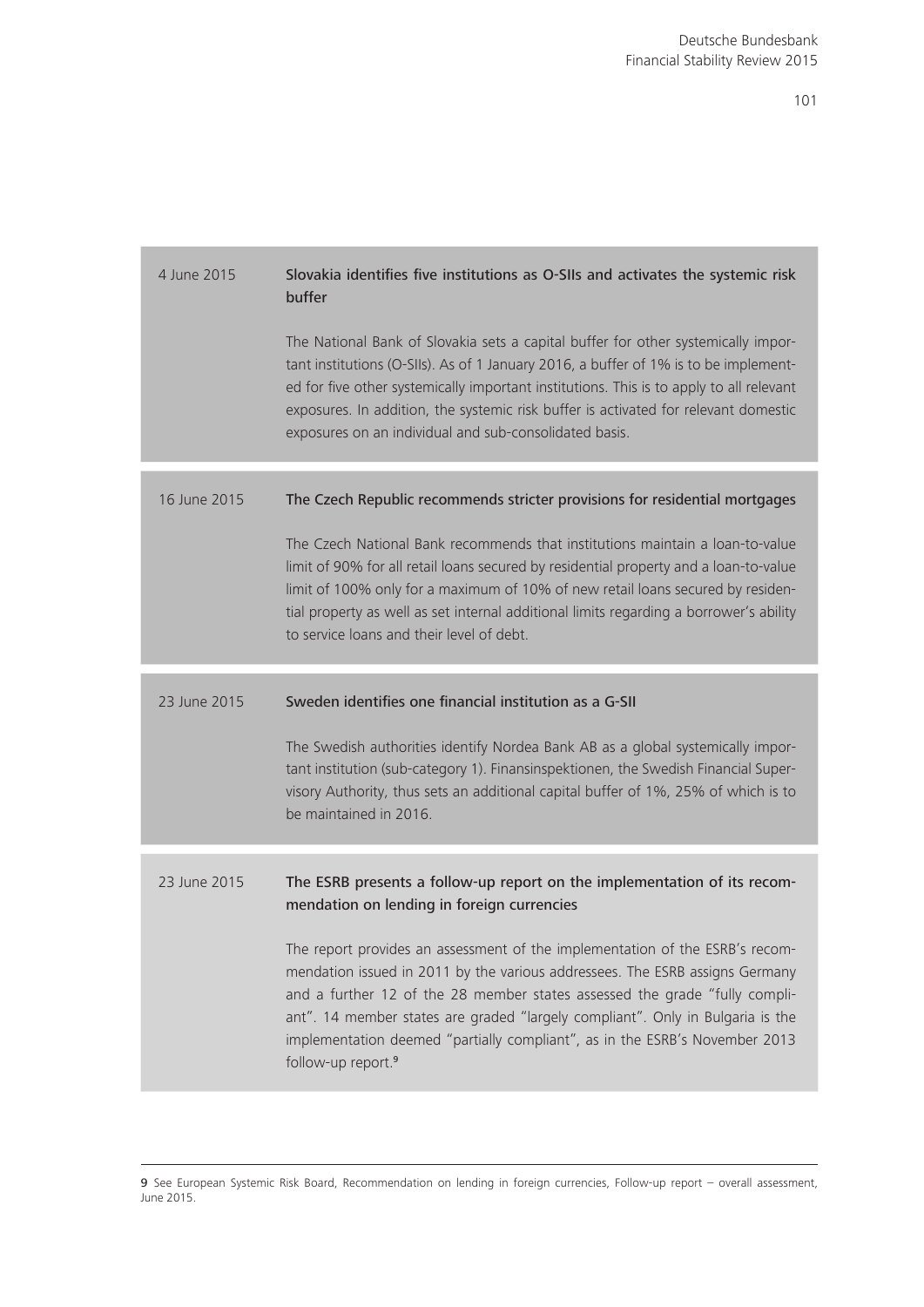4 June 2015

**Slovakia identifies five institutions as O-SIIs and activates the systemic risk buffer**

The National Bank of Slovakia sets a capital buffer for other systemically important institutions (O-SIIs). As of 1 January 2016, a buffer of 1% is to be implemented for five other systemically important institutions. This is to apply to all relevant exposures. In addition, the systemic risk buffer is activated for relevant domestic exposures on an individual and sub-consolidated basis.

16 June 2015

**The Czech Republic recommends stricter provisions for residential mortgages**

The Czech National Bank recommends that institutions maintain a loan-to-value limit of 90% for all retail loans secured by residential property and a loan-to-value limit of 100% only for a maximum of 10% of new retail loans secured by residential property as well as set internal additional limits regarding a borrower's ability to service loans and their level of debt.

23 June 2015

**Sweden identifies one financial institution as a G-SII**

The Swedish authorities identify Nordea Bank AB as a global systemically important institution (sub-category 1). Finansinspektionen, the Swedish Financial Supervisory Authority, thus sets an additional capital buffer of 1%, 25% of which is to be maintained in 2016.

23 June 2015

**The ESRB presents a follow-up report on the implementation of its recommendation on lending in foreign currencies**

The report provides an assessment of the implementation of the ESRB's recommendation issued in 2011 by the various addressees. The ESRB assigns Germany and a further 12 of the 28 member states assessed the grade "fully compliant". 14 member states are graded "largely compliant". Only in Bulgaria is the implementation deemed "partially compliant", as in the ESRB's November 2013 follow-up report.[9]

9 See European Systemic Risk Board, Recommendation on lending in foreign currencies, Follow-up report – overall assessment, June 2015.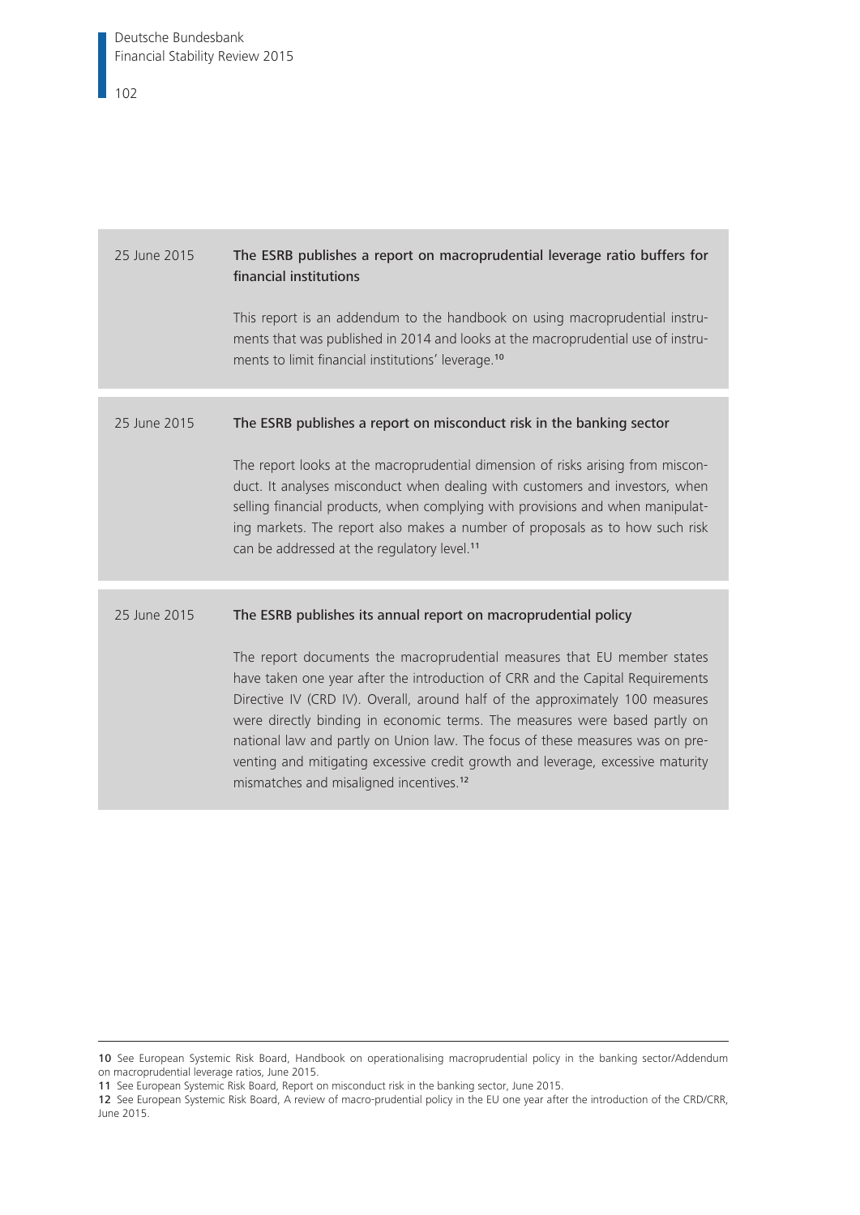| | |
|---|---|
| 25 June 2015 | **The ESRB publishes a report on macroprudential leverage ratio buffers for financial institutions**<br><br>This report is an addendum to the handbook on using macroprudential instruments that was published in 2014 and looks at the macroprudential use of instruments to limit financial institutions' leverage.[10] |
| 25 June 2015 | **The ESRB publishes a report on misconduct risk in the banking sector**<br><br>The report looks at the macroprudential dimension of risks arising from misconduct. It analyses misconduct when dealing with customers and investors, when selling financial products, when complying with provisions and when manipulating markets. The report also makes a number of proposals as to how such risk can be addressed at the regulatory level.[11] |
| 25 June 2015 | **The ESRB publishes its annual report on macroprudential policy**<br><br>The report documents the macroprudential measures that EU member states have taken one year after the introduction of CRR and the Capital Requirements Directive IV (CRD IV). Overall, around half of the approximately 100 measures were directly binding in economic terms. The measures were based partly on national law and partly on Union law. The focus of these measures was on preventing and mitigating excessive credit growth and leverage, excessive maturity mismatches and misaligned incentives.[12] |

10 See European Systemic Risk Board, Handbook on operationalising macroprudential policy in the banking sector/Addendum on macroprudential leverage ratios, June 2015.
11 See European Systemic Risk Board, Report on misconduct risk in the banking sector, June 2015.
12 See European Systemic Risk Board, A review of macro-prudential policy in the EU one year after the introduction of the CRD/CRR, June 2015.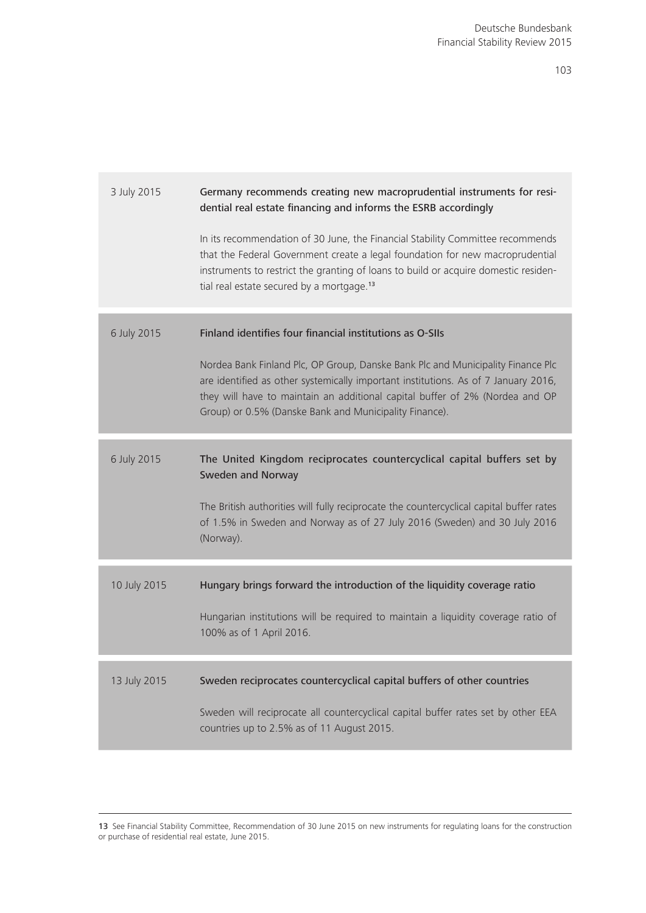| | |
|---|---|
| 3 July 2015 | **Germany recommends creating new macroprudential instruments for residential real estate financing and informs the ESRB accordingly**<br><br>In its recommendation of 30 June, the Financial Stability Committee recommends that the Federal Government create a legal foundation for new macroprudential instruments to restrict the granting of loans to build or acquire domestic residential real estate secured by a mortgage.[13] |
| 6 July 2015 | **Finland identifies four financial institutions as O-SIIs**<br><br>Nordea Bank Finland Plc, OP Group, Danske Bank Plc and Municipality Finance Plc are identified as other systemically important institutions. As of 7 January 2016, they will have to maintain an additional capital buffer of 2% (Nordea and OP Group) or 0.5% (Danske Bank and Municipality Finance). |
| 6 July 2015 | **The United Kingdom reciprocates countercyclical capital buffers set by Sweden and Norway**<br><br>The British authorities will fully reciprocate the countercyclical capital buffer rates of 1.5% in Sweden and Norway as of 27 July 2016 (Sweden) and 30 July 2016 (Norway). |
| 10 July 2015 | **Hungary brings forward the introduction of the liquidity coverage ratio**<br><br>Hungarian institutions will be required to maintain a liquidity coverage ratio of 100% as of 1 April 2016. |
| 13 July 2015 | **Sweden reciprocates countercyclical capital buffers of other countries**<br><br>Sweden will reciprocate all countercyclical capital buffer rates set by other EEA countries up to 2.5% as of 11 August 2015. |

13 See Financial Stability Committee, Recommendation of 30 June 2015 on new instruments for regulating loans for the construction or purchase of residential real estate, June 2015.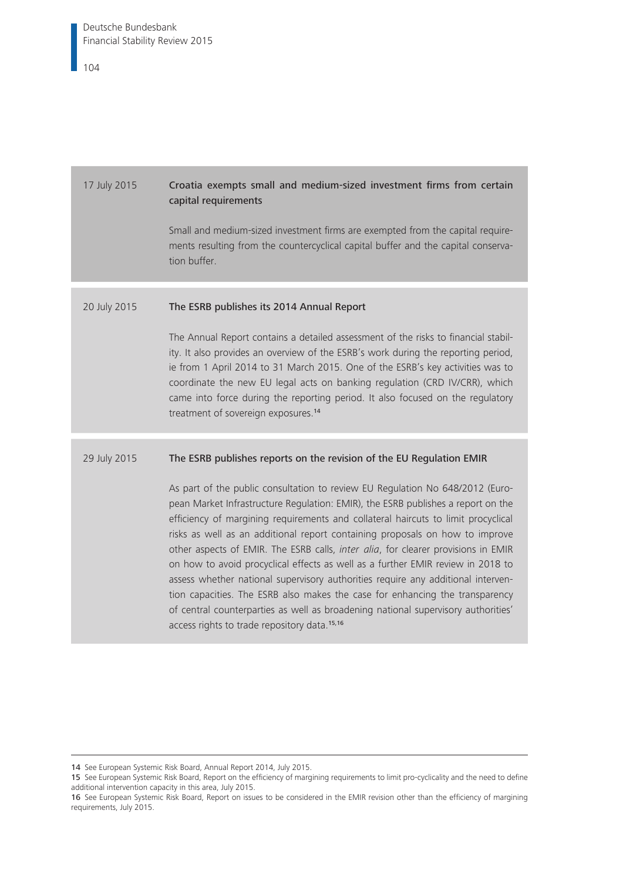17 July 2015

**Croatia exempts small and medium-sized investment firms from certain capital requirements**

Small and medium-sized investment firms are exempted from the capital requirements resulting from the countercyclical capital buffer and the capital conservation buffer.

20 July 2015

**The ESRB publishes its 2014 Annual Report**

The Annual Report contains a detailed assessment of the risks to financial stability. It also provides an overview of the ESRB's work during the reporting period, ie from 1 April 2014 to 31 March 2015. One of the ESRB's key activities was to coordinate the new EU legal acts on banking regulation (CRD IV/CRR), which came into force during the reporting period. It also focused on the regulatory treatment of sovereign exposures.[14]

29 July 2015

**The ESRB publishes reports on the revision of the EU Regulation EMIR**

As part of the public consultation to review EU Regulation No 648/2012 (European Market Infrastructure Regulation: EMIR), the ESRB publishes a report on the efficiency of margining requirements and collateral haircuts to limit procyclical risks as well as an additional report containing proposals on how to improve other aspects of EMIR. The ESRB calls, *inter alia*, for clearer provisions in EMIR on how to avoid procyclical effects as well as a further EMIR review in 2018 to assess whether national supervisory authorities require any additional intervention capacities. The ESRB also makes the case for enhancing the transparency of central counterparties as well as broadening national supervisory authorities' access rights to trade repository data.[15,16]

---

**14** See European Systemic Risk Board, Annual Report 2014, July 2015.
**15** See European Systemic Risk Board, Report on the efficiency of margining requirements to limit pro-cyclicality and the need to define additional intervention capacity in this area, July 2015.
**16** See European Systemic Risk Board, Report on issues to be considered in the EMIR revision other than the efficiency of margining requirements, July 2015.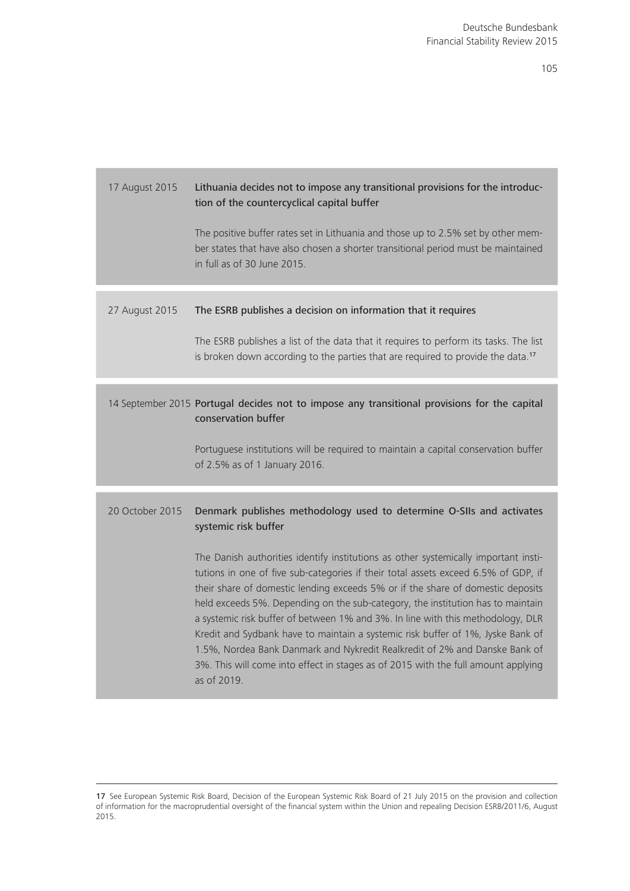| | |
|---|---|
| 17 August 2015 | **Lithuania decides not to impose any transitional provisions for the introduction of the countercyclical capital buffer**<br><br>The positive buffer rates set in Lithuania and those up to 2.5% set by other member states that have also chosen a shorter transitional period must be maintained in full as of 30 June 2015. |
| 27 August 2015 | **The ESRB publishes a decision on information that it requires**<br><br>The ESRB publishes a list of the data that it requires to perform its tasks. The list is broken down according to the parties that are required to provide the data.[17] |
| 14 September 2015 | **Portugal decides not to impose any transitional provisions for the capital conservation buffer**<br><br>Portuguese institutions will be required to maintain a capital conservation buffer of 2.5% as of 1 January 2016. |
| 20 October 2015 | **Denmark publishes methodology used to determine O-SIIs and activates systemic risk buffer**<br><br>The Danish authorities identify institutions as other systemically important institutions in one of five sub-categories if their total assets exceed 6.5% of GDP, if their share of domestic lending exceeds 5% or if the share of domestic deposits held exceeds 5%. Depending on the sub-category, the institution has to maintain a systemic risk buffer of between 1% and 3%. In line with this methodology, DLR Kredit and Sydbank have to maintain a systemic risk buffer of 1%, Jyske Bank of 1.5%, Nordea Bank Danmark and Nykredit Realkredit of 2% and Danske Bank of 3%. This will come into effect in stages as of 2015 with the full amount applying as of 2019. |

17 See European Systemic Risk Board, Decision of the European Systemic Risk Board of 21 July 2015 on the provision and collection of information for the macroprudential oversight of the financial system within the Union and repealing Decision ESRB/2011/6, August 2015.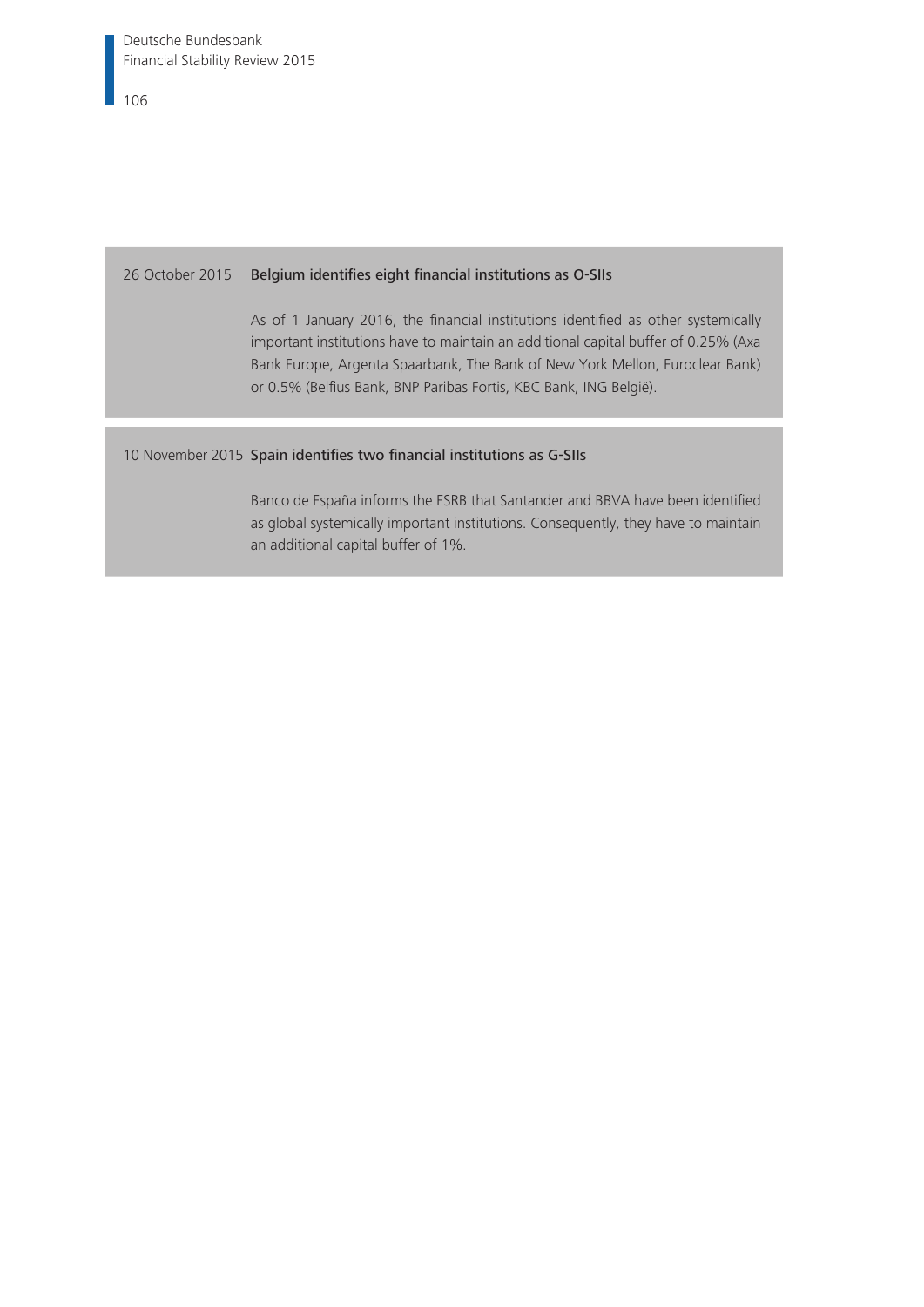26 October 2015 **Belgium identifies eight financial institutions as O-SIIs**

As of 1 January 2016, the financial institutions identified as other systemically important institutions have to maintain an additional capital buffer of 0.25% (Axa Bank Europe, Argenta Spaarbank, The Bank of New York Mellon, Euroclear Bank) or 0.5% (Belfius Bank, BNP Paribas Fortis, KBC Bank, ING België).

10 November 2015 **Spain identifies two financial institutions as G-SIIs**

Banco de España informs the ESRB that Santander and BBVA have been identified as global systemically important institutions. Consequently, they have to maintain an additional capital buffer of 1%.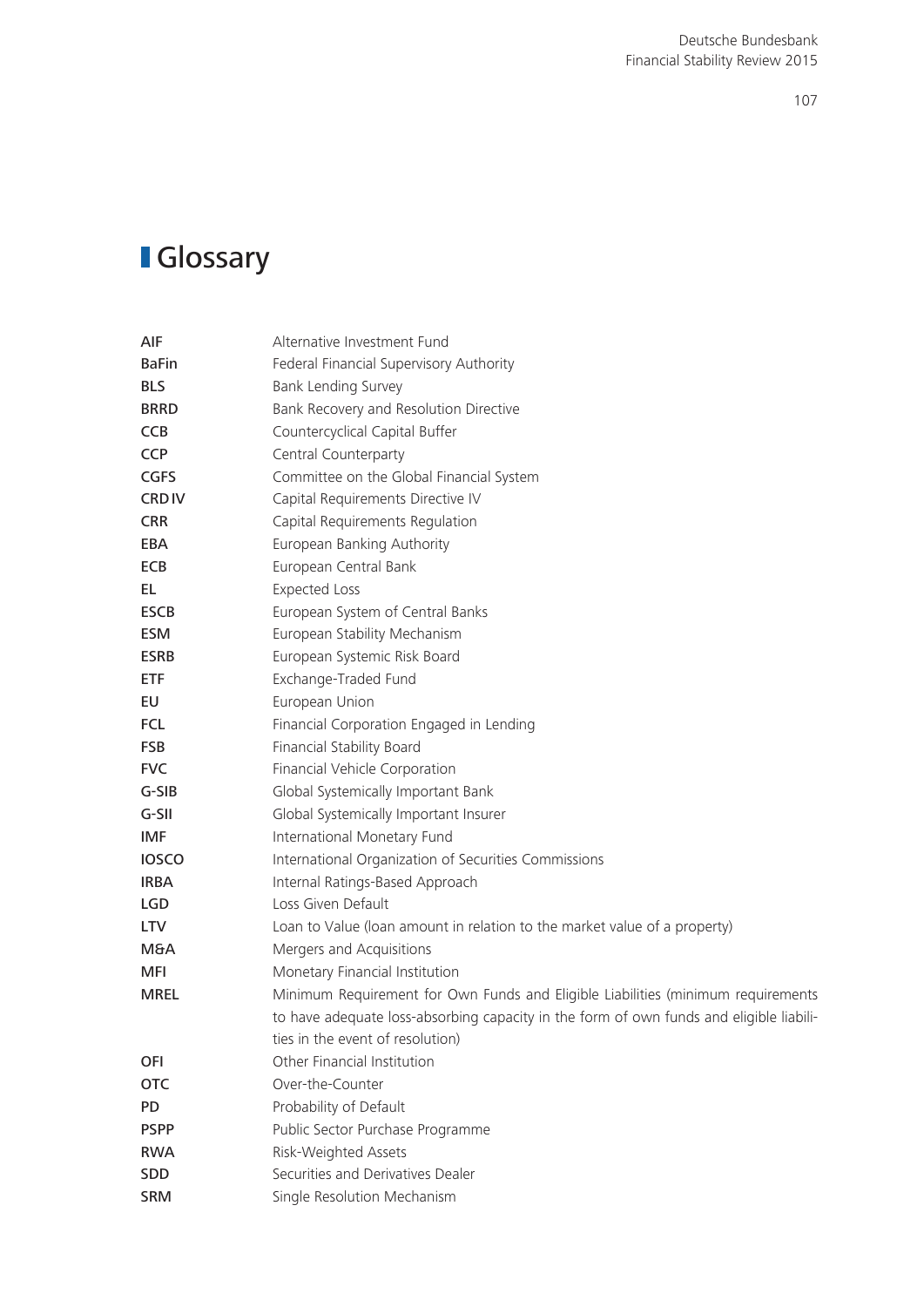# Glossary

| | |
|---|---|
| **AIF** | Alternative Investment Fund |
| **BaFin** | Federal Financial Supervisory Authority |
| **BLS** | Bank Lending Survey |
| **BRRD** | Bank Recovery and Resolution Directive |
| **CCB** | Countercyclical Capital Buffer |
| **CCP** | Central Counterparty |
| **CGFS** | Committee on the Global Financial System |
| **CRD IV** | Capital Requirements Directive IV |
| **CRR** | Capital Requirements Regulation |
| **EBA** | European Banking Authority |
| **ECB** | European Central Bank |
| **EL** | Expected Loss |
| **ESCB** | European System of Central Banks |
| **ESM** | European Stability Mechanism |
| **ESRB** | European Systemic Risk Board |
| **ETF** | Exchange-Traded Fund |
| **EU** | European Union |
| **FCL** | Financial Corporation Engaged in Lending |
| **FSB** | Financial Stability Board |
| **FVC** | Financial Vehicle Corporation |
| **G-SIB** | Global Systemically Important Bank |
| **G-SII** | Global Systemically Important Insurer |
| **IMF** | International Monetary Fund |
| **IOSCO** | International Organization of Securities Commissions |
| **IRBA** | Internal Ratings-Based Approach |
| **LGD** | Loss Given Default |
| **LTV** | Loan to Value (loan amount in relation to the market value of a property) |
| **M&A** | Mergers and Acquisitions |
| **MFI** | Monetary Financial Institution |
| **MREL** | Minimum Requirement for Own Funds and Eligible Liabilities (minimum requirements to have adequate loss-absorbing capacity in the form of own funds and eligible liabilities in the event of resolution) |
| **OFI** | Other Financial Institution |
| **OTC** | Over-the-Counter |
| **PD** | Probability of Default |
| **PSPP** | Public Sector Purchase Programme |
| **RWA** | Risk-Weighted Assets |
| **SDD** | Securities and Derivatives Dealer |
| **SRM** | Single Resolution Mechanism |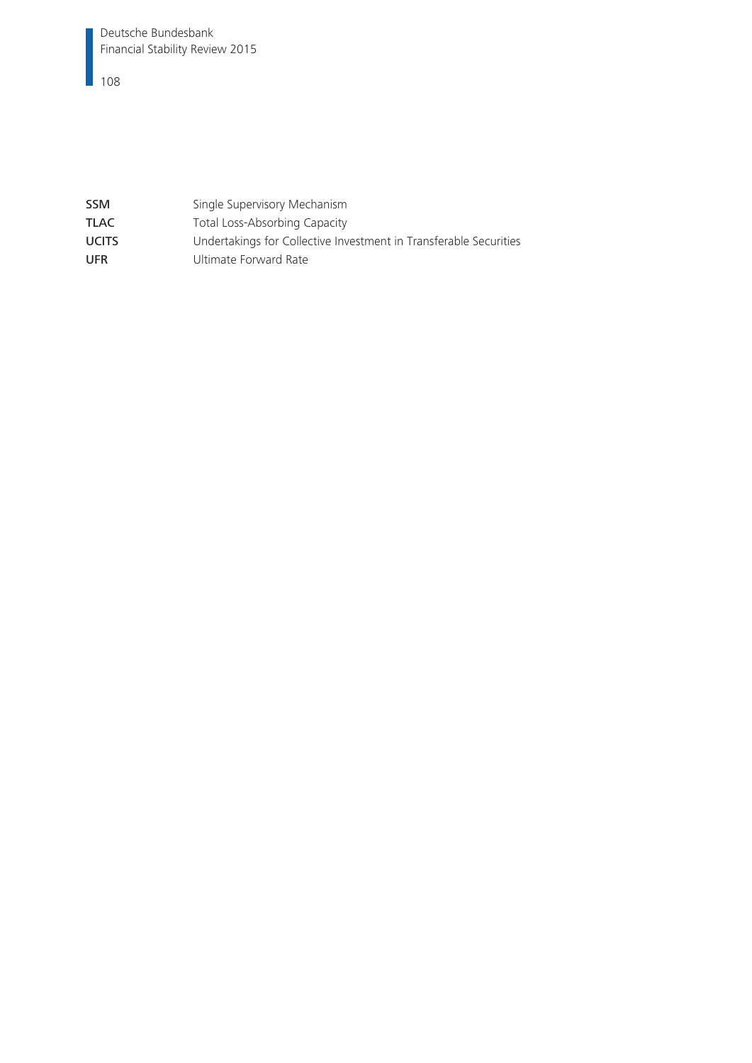| | |
|---|---|
| **SSM** | Single Supervisory Mechanism |
| **TLAC** | Total Loss-Absorbing Capacity |
| **UCITS** | Undertakings for Collective Investment in Transferable Securities |
| **UFR** | Ultimate Forward Rate |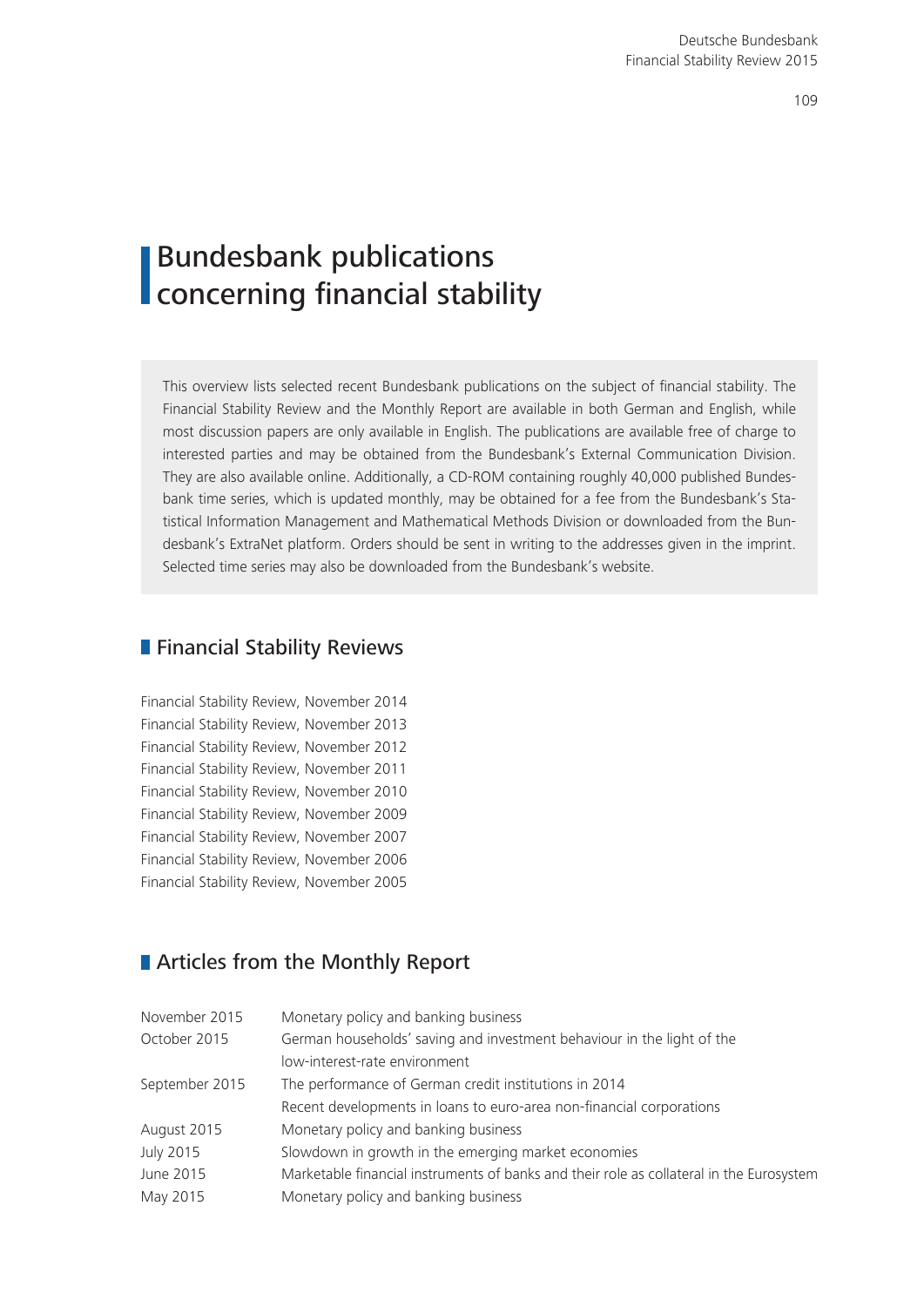# Bundesbank publications concerning financial stability

This overview lists selected recent Bundesbank publications on the subject of financial stability. The Financial Stability Review and the Monthly Report are available in both German and English, while most discussion papers are only available in English. The publications are available free of charge to interested parties and may be obtained from the Bundesbank's External Communication Division. They are also available online. Additionally, a CD-ROM containing roughly 40,000 published Bundesbank time series, which is updated monthly, may be obtained for a fee from the Bundesbank's Statistical Information Management and Mathematical Methods Division or downloaded from the Bundesbank's ExtraNet platform. Orders should be sent in writing to the addresses given in the imprint. Selected time series may also be downloaded from the Bundesbank's website.

## Financial Stability Reviews

Financial Stability Review, November 2014
Financial Stability Review, November 2013
Financial Stability Review, November 2012
Financial Stability Review, November 2011
Financial Stability Review, November 2010
Financial Stability Review, November 2009
Financial Stability Review, November 2007
Financial Stability Review, November 2006
Financial Stability Review, November 2005

## Articles from the Monthly Report

| | |
|---|---|
| November 2015 | Monetary policy and banking business |
| October 2015 | German households' saving and investment behaviour in the light of the low-interest-rate environment |
| September 2015 | The performance of German credit institutions in 2014 |
| | Recent developments in loans to euro-area non-financial corporations |
| August 2015 | Monetary policy and banking business |
| July 2015 | Slowdown in growth in the emerging market economies |
| June 2015 | Marketable financial instruments of banks and their role as collateral in the Eurosystem |
| May 2015 | Monetary policy and banking business |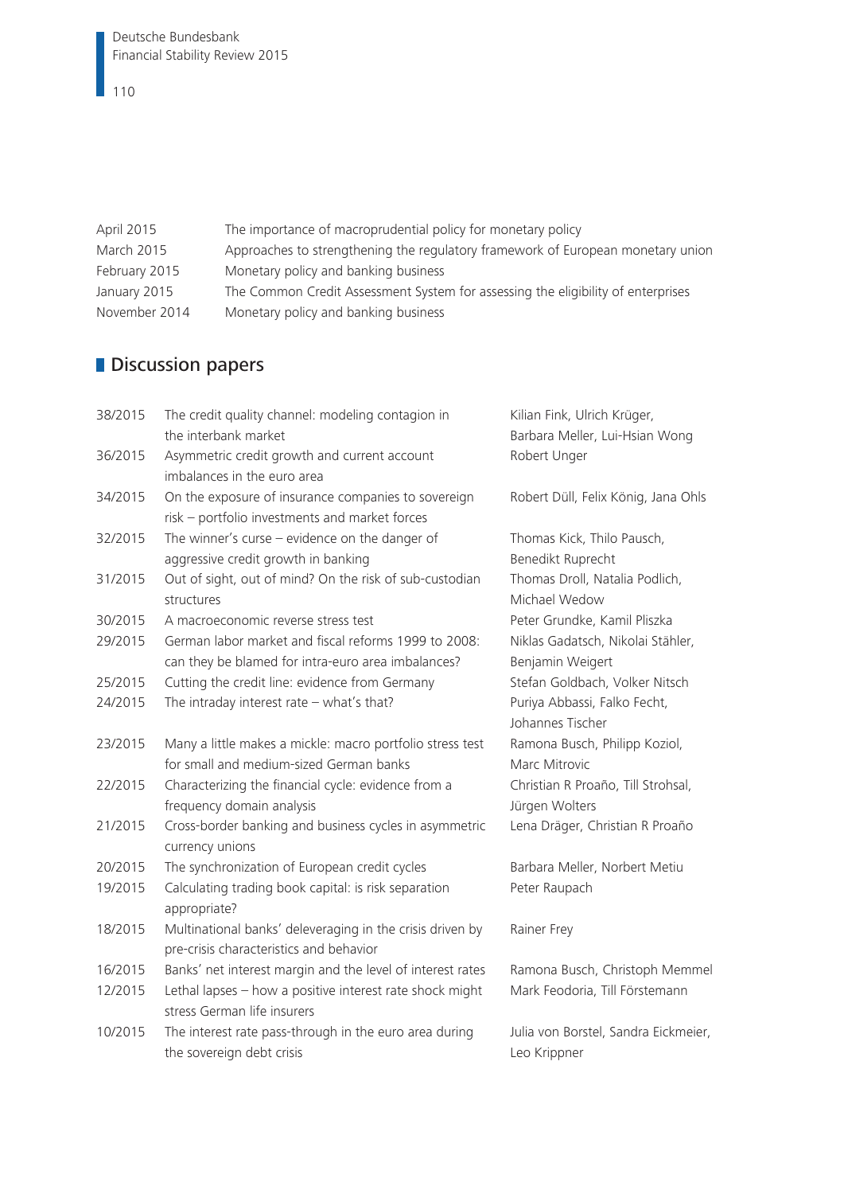| | |
|---|---|
| April 2015 | The importance of macroprudential policy for monetary policy |
| March 2015 | Approaches to strengthening the regulatory framework of European monetary union |
| February 2015 | Monetary policy and banking business |
| January 2015 | The Common Credit Assessment System for assessing the eligibility of enterprises |
| November 2014 | Monetary policy and banking business |

## Discussion papers

| | | |
|---|---|---|
| 38/2015 | The credit quality channel: modeling contagion in the interbank market | Kilian Fink, Ulrich Krüger, Barbara Meller, Lui-Hsian Wong |
| 36/2015 | Asymmetric credit growth and current account imbalances in the euro area | Robert Unger |
| 34/2015 | On the exposure of insurance companies to sovereign risk – portfolio investments and market forces | Robert Düll, Felix König, Jana Ohls |
| 32/2015 | The winner's curse – evidence on the danger of aggressive credit growth in banking | Thomas Kick, Thilo Pausch, Benedikt Ruprecht |
| 31/2015 | Out of sight, out of mind? On the risk of sub-custodian structures | Thomas Droll, Natalia Podlich, Michael Wedow |
| 30/2015 | A macroeconomic reverse stress test | Peter Grundke, Kamil Pliszka |
| 29/2015 | German labor market and fiscal reforms 1999 to 2008: can they be blamed for intra-euro area imbalances? | Niklas Gadatsch, Nikolai Stähler, Benjamin Weigert |
| 25/2015 | Cutting the credit line: evidence from Germany | Stefan Goldbach, Volker Nitsch |
| 24/2015 | The intraday interest rate – what's that? | Puriya Abbassi, Falko Fecht, Johannes Tischer |
| 23/2015 | Many a little makes a mickle: macro portfolio stress test for small and medium-sized German banks | Ramona Busch, Philipp Koziol, Marc Mitrovic |
| 22/2015 | Characterizing the financial cycle: evidence from a frequency domain analysis | Christian R Proaño, Till Strohsal, Jürgen Wolters |
| 21/2015 | Cross-border banking and business cycles in asymmetric currency unions | Lena Dräger, Christian R Proaño |
| 20/2015 | The synchronization of European credit cycles | Barbara Meller, Norbert Metiu |
| 19/2015 | Calculating trading book capital: is risk separation appropriate? | Peter Raupach |
| 18/2015 | Multinational banks' deleveraging in the crisis driven by pre-crisis characteristics and behavior | Rainer Frey |
| 16/2015 | Banks' net interest margin and the level of interest rates | Ramona Busch, Christoph Memmel |
| 12/2015 | Lethal lapses – how a positive interest rate shock might stress German life insurers | Mark Feodoria, Till Förstemann |
| 10/2015 | The interest rate pass-through in the euro area during the sovereign debt crisis | Julia von Borstel, Sandra Eickmeier, Leo Krippner |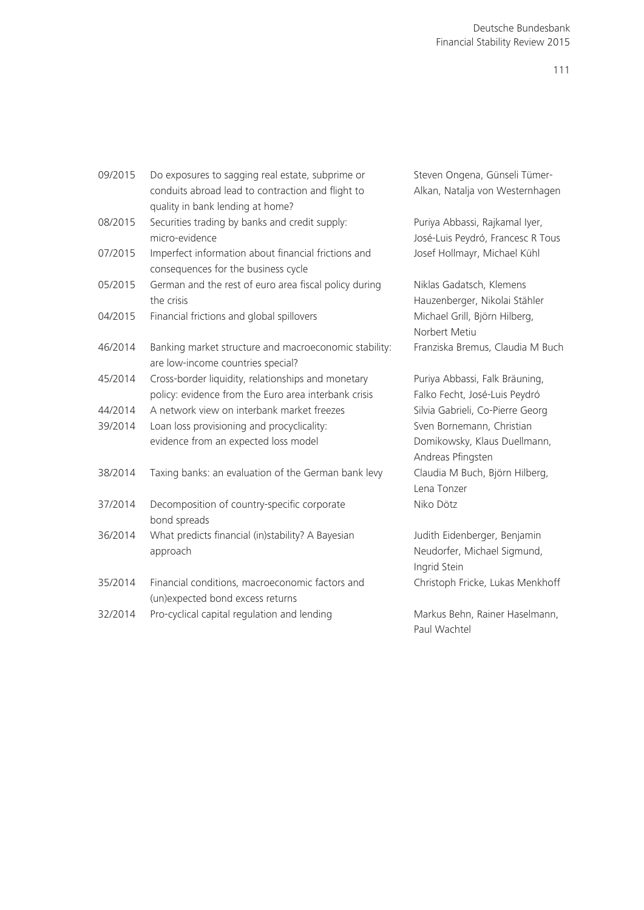| | | |
|---|---|---|
| 09/2015 | Do exposures to sagging real estate, subprime or conduits abroad lead to contraction and flight to quality in bank lending at home? | Steven Ongena, Günseli Tümer-Alkan, Natalja von Westernhagen |
| 08/2015 | Securities trading by banks and credit supply: micro-evidence | Puriya Abbassi, Rajkamal Iyer, José-Luis Peydró, Francesc R Tous |
| 07/2015 | Imperfect information about financial frictions and consequences for the business cycle | Josef Hollmayr, Michael Kühl |
| 05/2015 | German and the rest of euro area fiscal policy during the crisis | Niklas Gadatsch, Klemens Hauzenberger, Nikolai Stähler |
| 04/2015 | Financial frictions and global spillovers | Michael Grill, Björn Hilberg, Norbert Metiu |
| 46/2014 | Banking market structure and macroeconomic stability: are low-income countries special? | Franziska Bremus, Claudia M Buch |
| 45/2014 | Cross-border liquidity, relationships and monetary policy: evidence from the Euro area interbank crisis | Puriya Abbassi, Falk Bräuning, Falko Fecht, José-Luis Peydró |
| 44/2014 | A network view on interbank market freezes | Silvia Gabrieli, Co-Pierre Georg |
| 39/2014 | Loan loss provisioning and procyclicality: evidence from an expected loss model | Sven Bornemann, Christian Domikowsky, Klaus Duellmann, Andreas Pfingsten |
| 38/2014 | Taxing banks: an evaluation of the German bank levy | Claudia M Buch, Björn Hilberg, Lena Tonzer |
| 37/2014 | Decomposition of country-specific corporate bond spreads | Niko Dötz |
| 36/2014 | What predicts financial (in)stability? A Bayesian approach | Judith Eidenberger, Benjamin Neudorfer, Michael Sigmund, Ingrid Stein |
| 35/2014 | Financial conditions, macroeconomic factors and (un)expected bond excess returns | Christoph Fricke, Lukas Menkhoff |
| 32/2014 | Pro-cyclical capital regulation and lending | Markus Behn, Rainer Haselmann, Paul Wachtel |